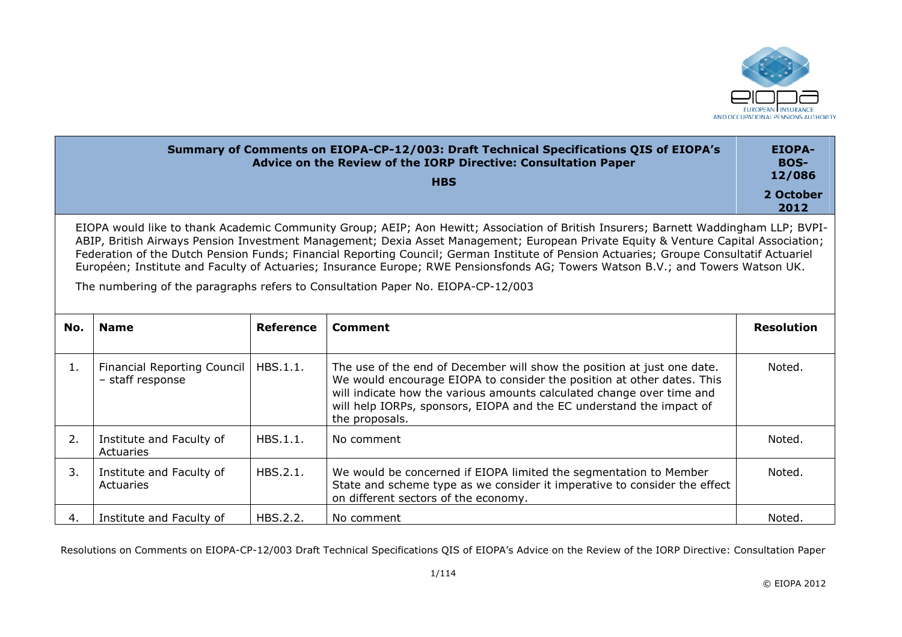| Summary of Comments on EIOPA-CP-12/003: Draft Technical Specifications QIS of EIOPA's Advice on the Review of the IORP Directive: Consultation Paper<br>**HBS** | EIOPA-BOS-12/086<br>2 October 2012 |
|---|---|

EIOPA would like to thank Academic Community Group; AEIP; Aon Hewitt; Association of British Insurers; Barnett Waddingham LLP; BVPI-ABIP, British Airways Pension Investment Management; Dexia Asset Management; European Private Equity & Venture Capital Association; Federation of the Dutch Pension Funds; Financial Reporting Council; German Institute of Pension Actuaries; Groupe Consultatif Actuariel Européen; Institute and Faculty of Actuaries; Insurance Europe; RWE Pensionsfonds AG; Towers Watson B.V.; and Towers Watson UK.

The numbering of the paragraphs refers to Consultation Paper No. EIOPA-CP-12/003

| No. | Name | Reference | Comment | Resolution |
|---|---|---|---|---|
| 1. | Financial Reporting Council – staff response | HBS.1.1. | The use of the end of December will show the position at just one date. We would encourage EIOPA to consider the position at other dates. This will indicate how the various amounts calculated change over time and will help IORPs, sponsors, EIOPA and the EC understand the impact of the proposals. | Noted. |
| 2. | Institute and Faculty of Actuaries | HBS.1.1. | No comment | Noted. |
| 3. | Institute and Faculty of Actuaries | HBS.2.1. | We would be concerned if EIOPA limited the segmentation to Member State and scheme type as we consider it imperative to consider the effect on different sectors of the economy. | Noted. |
| 4. | Institute and Faculty of | HBS.2.2. | No comment | Noted. |

Resolutions on Comments on EIOPA-CP-12/003 Draft Technical Specifications QIS of EIOPA's Advice on the Review of the IORP Directive: Consultation Paper

© EIOPA 2012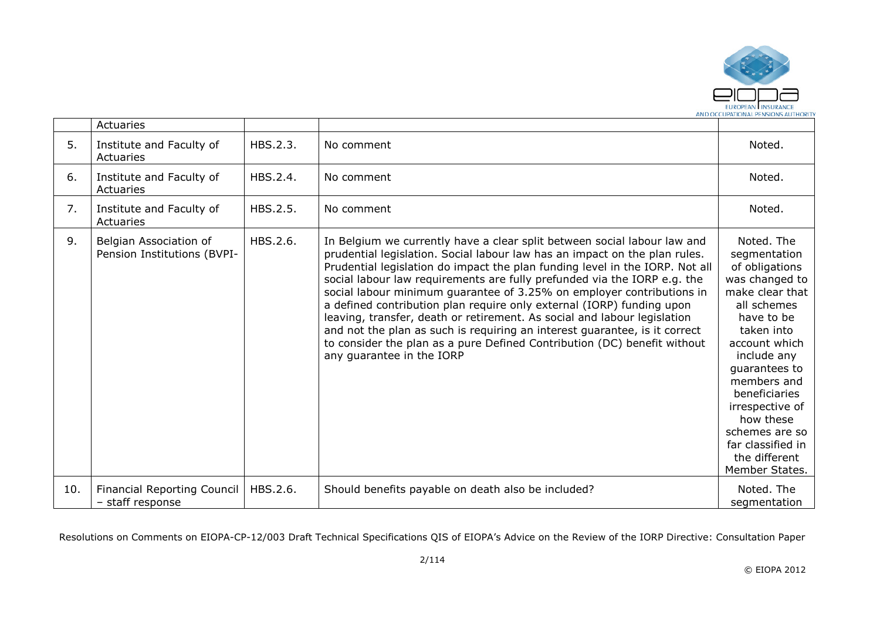|  | Actuaries |  |  |  |
|---|---|---|---|---|
| 5. | Institute and Faculty of Actuaries | HBS.2.3. | No comment | Noted. |
| 6. | Institute and Faculty of Actuaries | HBS.2.4. | No comment | Noted. |
| 7. | Institute and Faculty of Actuaries | HBS.2.5. | No comment | Noted. |
| 9. | Belgian Association of Pension Institutions (BVPI- | HBS.2.6. | In Belgium we currently have a clear split between social labour law and prudential legislation. Social labour law has an impact on the plan rules. Prudential legislation do impact the plan funding level in the IORP. Not all social labour law requirements are fully prefunded via the IORP e.g. the social labour minimum guarantee of 3.25% on employer contributions in a defined contribution plan require only external (IORP) funding upon leaving, transfer, death or retirement. As social and labour legislation and not the plan as such is requiring an interest guarantee, is it correct to consider the plan as a pure Defined Contribution (DC) benefit without any guarantee in the IORP | Noted. The segmentation of obligations was changed to make clear that all schemes have to be taken into account which include any guarantees to members and beneficiaries irrespective of how these schemes are so far classified in the different Member States. |
| 10. | Financial Reporting Council – staff response | HBS.2.6. | Should benefits payable on death also be included? | Noted. The segmentation |

Resolutions on Comments on EIOPA-CP-12/003 Draft Technical Specifications QIS of EIOPA's Advice on the Review of the IORP Directive: Consultation Paper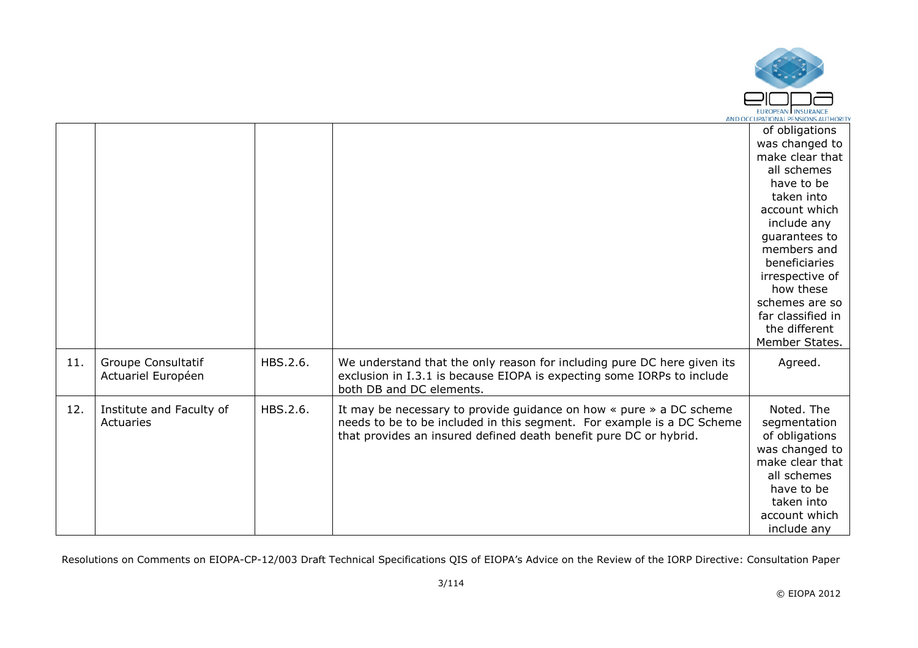|  |  |  |  | of obligations was changed to make clear that all schemes have to be taken into account which include any guarantees to members and beneficiaries irrespective of how these schemes are so far classified in the different Member States. |
|---|---|---|---|---|
| 11. | Groupe Consultatif Actuariel Européen | HBS.2.6. | We understand that the only reason for including pure DC here given its exclusion in I.3.1 is because EIOPA is expecting some IORPs to include both DB and DC elements. | Agreed. |
| 12. | Institute and Faculty of Actuaries | HBS.2.6. | It may be necessary to provide guidance on how « pure » a DC scheme needs to be to be included in this segment. For example is a DC Scheme that provides an insured defined death benefit pure DC or hybrid. | Noted. The segmentation of obligations was changed to make clear that all schemes have to be taken into account which include any |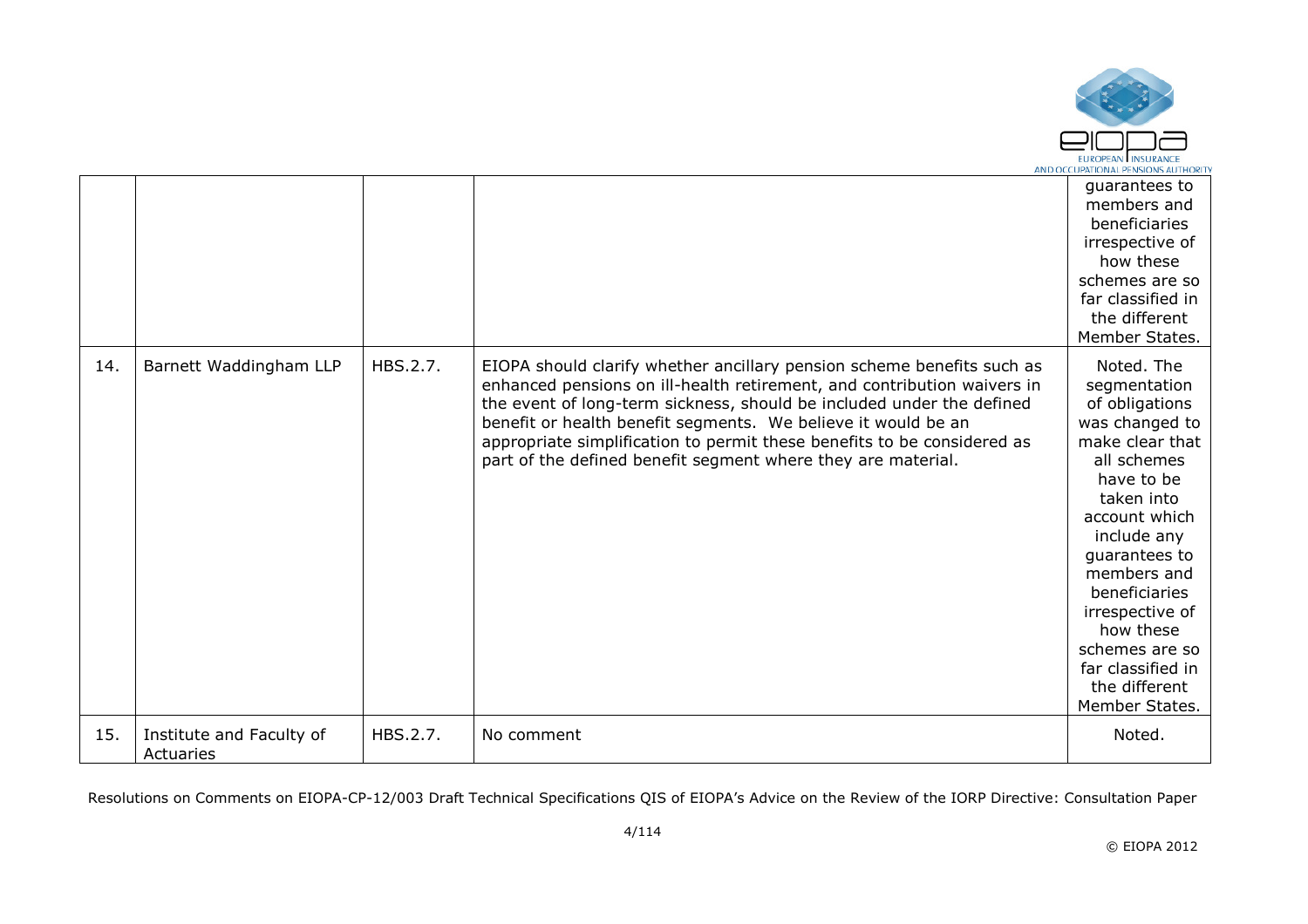| | | | | guarantees to members and beneficiaries irrespective of how these schemes are so far classified in the different Member States. |
|---|---|---|---|---|
| 14. | Barnett Waddingham LLP | HBS.2.7. | EIOPA should clarify whether ancillary pension scheme benefits such as enhanced pensions on ill-health retirement, and contribution waivers in the event of long-term sickness, should be included under the defined benefit or health benefit segments. We believe it would be an appropriate simplification to permit these benefits to be considered as part of the defined benefit segment where they are material. | Noted. The segmentation of obligations was changed to make clear that all schemes have to be taken into account which include any guarantees to members and beneficiaries irrespective of how these schemes are so far classified in the different Member States. |
| 15. | Institute and Faculty of Actuaries | HBS.2.7. | No comment | Noted. |

Resolutions on Comments on EIOPA-CP-12/003 Draft Technical Specifications QIS of EIOPA's Advice on the Review of the IORP Directive: Consultation Paper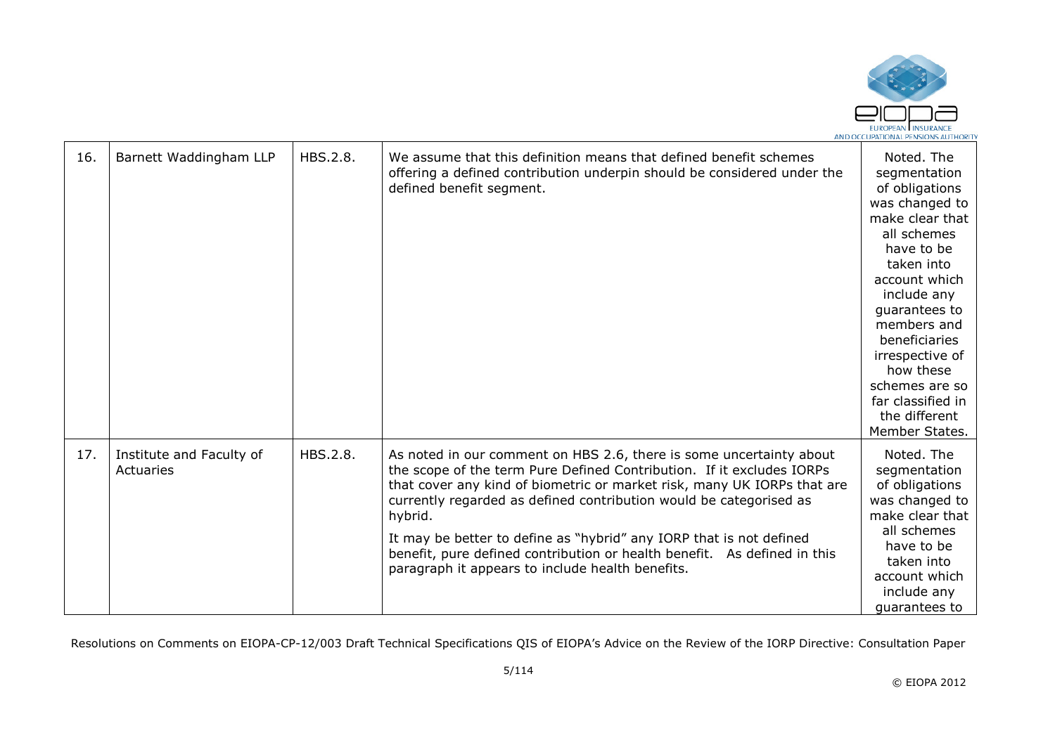| 16. | Barnett Waddingham LLP | HBS.2.8. | We assume that this definition means that defined benefit schemes offering a defined contribution underpin should be considered under the defined benefit segment. | Noted. The segmentation of obligations was changed to make clear that all schemes have to be taken into account which include any guarantees to members and beneficiaries irrespective of how these schemes are so far classified in the different Member States. |
|---|---|---|---|---|
| 17. | Institute and Faculty of Actuaries | HBS.2.8. | As noted in our comment on HBS 2.6, there is some uncertainty about the scope of the term Pure Defined Contribution. If it excludes IORPs that cover any kind of biometric or market risk, many UK IORPs that are currently regarded as defined contribution would be categorised as hybrid.<br><br>It may be better to define as "hybrid" any IORP that is not defined benefit, pure defined contribution or health benefit. As defined in this paragraph it appears to include health benefits. | Noted. The segmentation of obligations was changed to make clear that all schemes have to be taken into account which include any guarantees to |

Resolutions on Comments on EIOPA-CP-12/003 Draft Technical Specifications QIS of EIOPA's Advice on the Review of the IORP Directive: Consultation Paper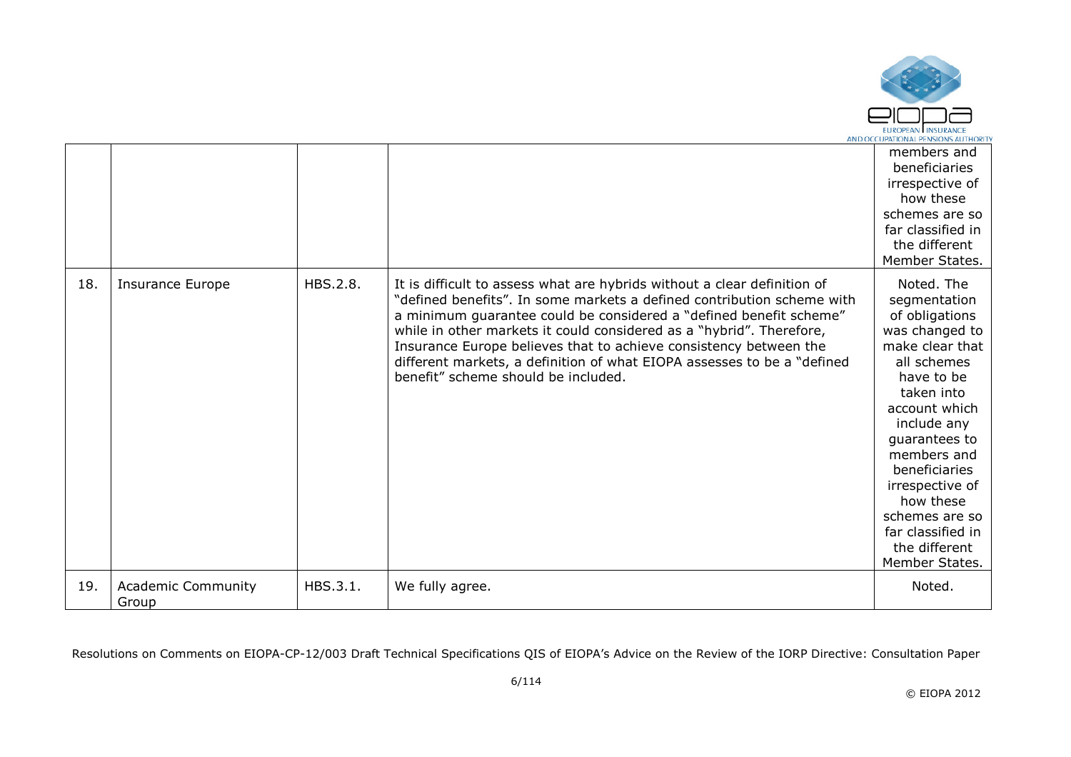|  |  |  |  | members and beneficiaries irrespective of how these schemes are so far classified in the different Member States. |
|---|---|---|---|---|
| 18. | Insurance Europe | HBS.2.8. | It is difficult to assess what are hybrids without a clear definition of "defined benefits". In some markets a defined contribution scheme with a minimum guarantee could be considered a "defined benefit scheme" while in other markets it could considered as a "hybrid". Therefore, Insurance Europe believes that to achieve consistency between the different markets, a definition of what EIOPA assesses to be a "defined benefit" scheme should be included. | Noted. The segmentation of obligations was changed to make clear that all schemes have to be taken into account which include any guarantees to members and beneficiaries irrespective of how these schemes are so far classified in the different Member States. |
| 19. | Academic Community Group | HBS.3.1. | We fully agree. | Noted. |

Resolutions on Comments on EIOPA-CP-12/003 Draft Technical Specifications QIS of EIOPA's Advice on the Review of the IORP Directive: Consultation Paper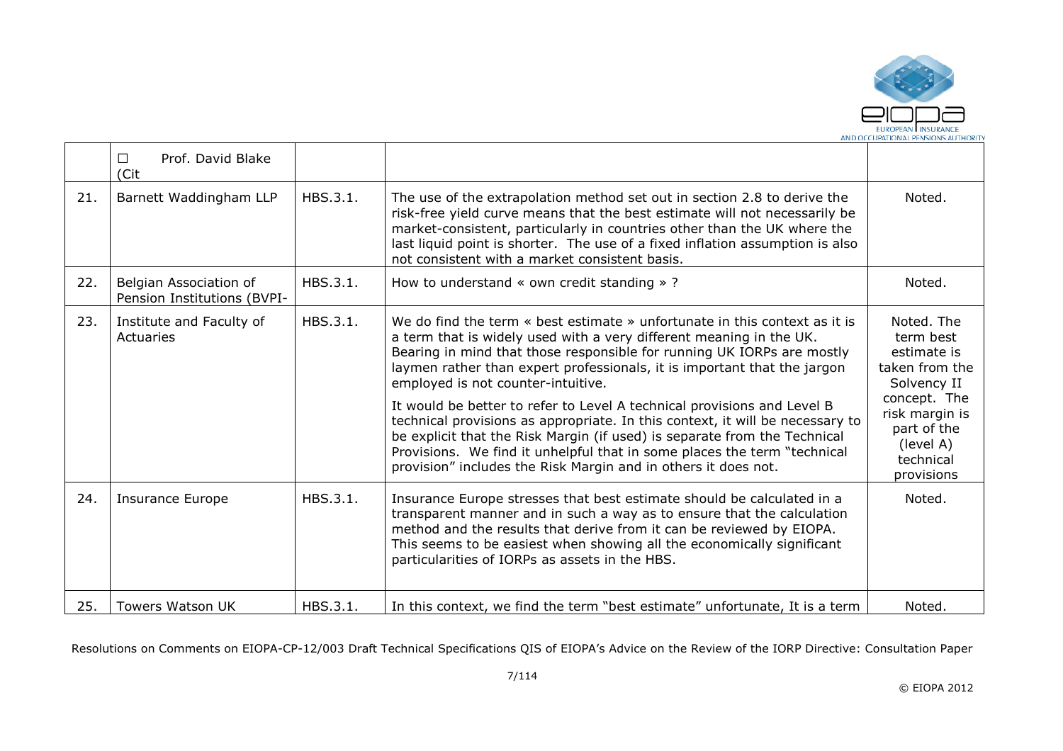|  | ☐ Prof. David Blake (Cit |  |  |  |
|---|---|---|---|---|
| 21. | Barnett Waddingham LLP | HBS.3.1. | The use of the extrapolation method set out in section 2.8 to derive the risk-free yield curve means that the best estimate will not necessarily be market-consistent, particularly in countries other than the UK where the last liquid point is shorter. The use of a fixed inflation assumption is also not consistent with a market consistent basis. | Noted. |
| 22. | Belgian Association of Pension Institutions (BVPI- | HBS.3.1. | How to understand « own credit standing » ? | Noted. |
| 23. | Institute and Faculty of Actuaries | HBS.3.1. | We do find the term « best estimate » unfortunate in this context as it is a term that is widely used with a very different meaning in the UK. Bearing in mind that those responsible for running UK IORPs are mostly laymen rather than expert professionals, it is important that the jargon employed is not counter-intuitive.<br><br>It would be better to refer to Level A technical provisions and Level B technical provisions as appropriate. In this context, it will be necessary to be explicit that the Risk Margin (if used) is separate from the Technical Provisions. We find it unhelpful that in some places the term "technical provision" includes the Risk Margin and in others it does not. | Noted. The term best estimate is taken from the Solvency II concept. The risk margin is part of the (level A) technical provisions |
| 24. | Insurance Europe | HBS.3.1. | Insurance Europe stresses that best estimate should be calculated in a transparent manner and in such a way as to ensure that the calculation method and the results that derive from it can be reviewed by EIOPA. This seems to be easiest when showing all the economically significant particularities of IORPs as assets in the HBS. | Noted. |
| 25. | Towers Watson UK | HBS.3.1. | In this context, we find the term "best estimate" unfortunate, It is a term | Noted. |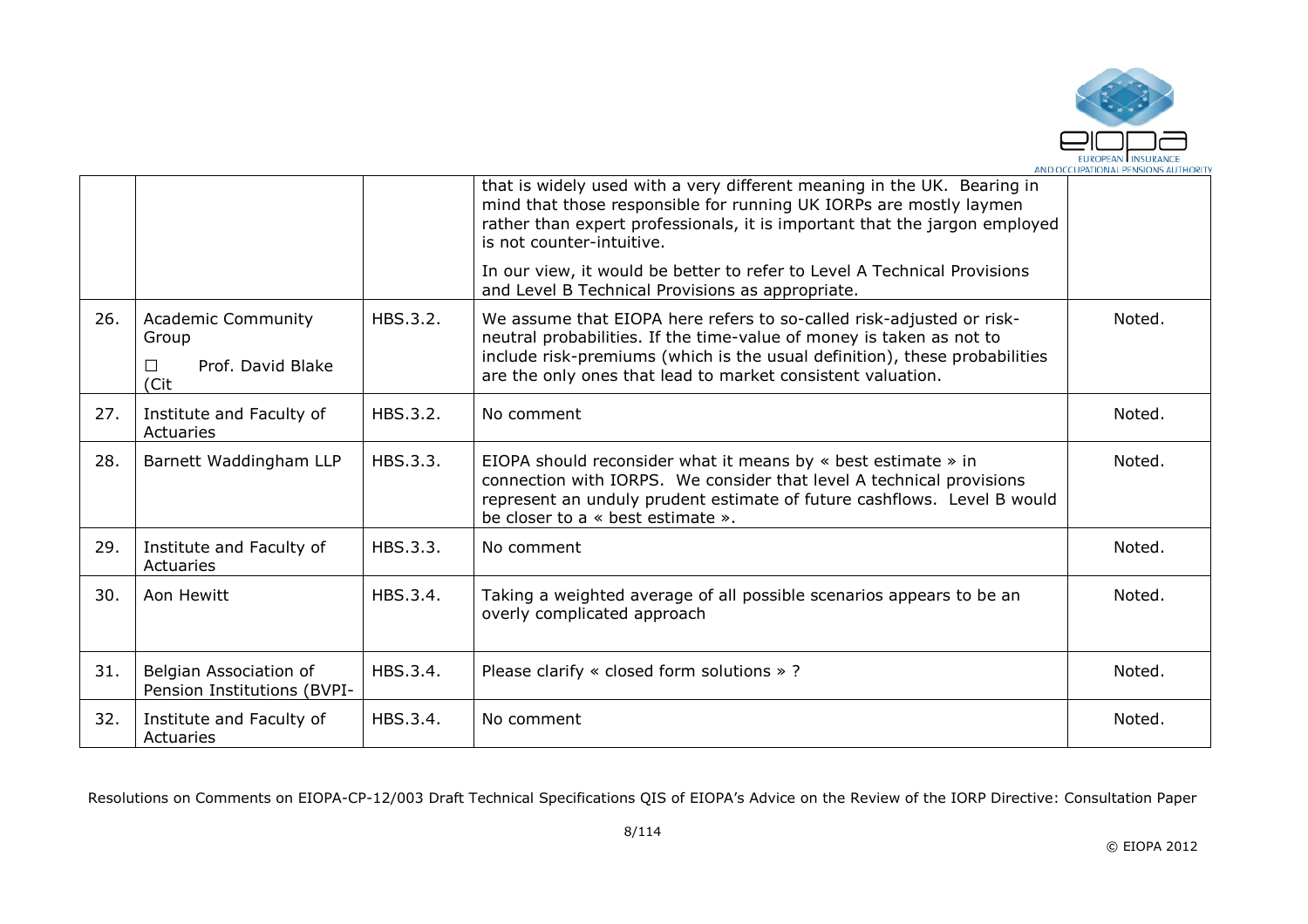|  |  |  |  |  |
|---|---|---|---|---|
|  |  |  | that is widely used with a very different meaning in the UK. Bearing in mind that those responsible for running UK IORPs are mostly laymen rather than expert professionals, it is important that the jargon employed is not counter-intuitive.<br><br>In our view, it would be better to refer to Level A Technical Provisions and Level B Technical Provisions as appropriate. |  |
| 26. | Academic Community Group<br>☐ Prof. David Blake (Cit | HBS.3.2. | We assume that EIOPA here refers to so-called risk-adjusted or risk-neutral probabilities. If the time-value of money is taken as not to include risk-premiums (which is the usual definition), these probabilities are the only ones that lead to market consistent valuation. | Noted. |
| 27. | Institute and Faculty of Actuaries | HBS.3.2. | No comment | Noted. |
| 28. | Barnett Waddingham LLP | HBS.3.3. | EIOPA should reconsider what it means by « best estimate » in connection with IORPS. We consider that level A technical provisions represent an unduly prudent estimate of future cashflows. Level B would be closer to a « best estimate ». | Noted. |
| 29. | Institute and Faculty of Actuaries | HBS.3.3. | No comment | Noted. |
| 30. | Aon Hewitt | HBS.3.4. | Taking a weighted average of all possible scenarios appears to be an overly complicated approach | Noted. |
| 31. | Belgian Association of Pension Institutions (BVPI- | HBS.3.4. | Please clarify « closed form solutions » ? | Noted. |
| 32. | Institute and Faculty of Actuaries | HBS.3.4. | No comment | Noted. |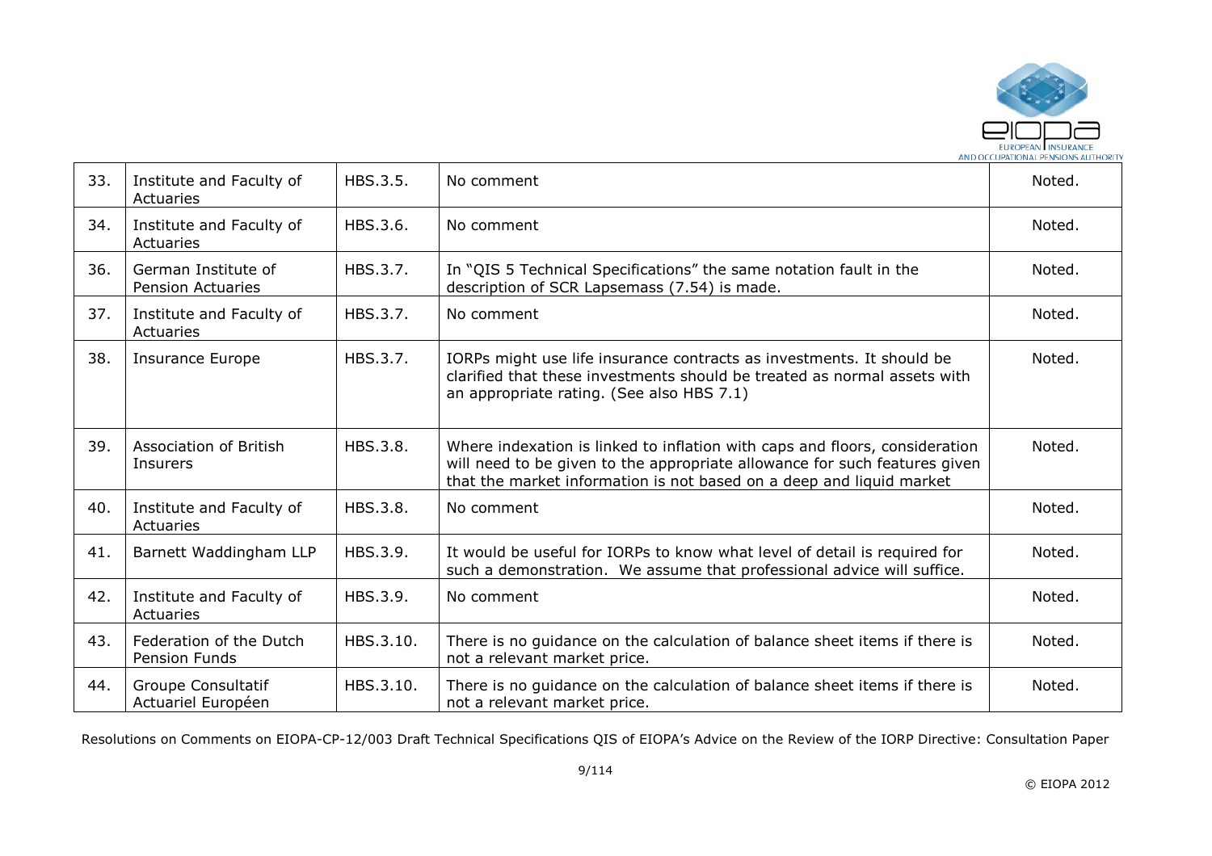| | | | | |
|---|---|---|---|---|
| 33. | Institute and Faculty of Actuaries | HBS.3.5. | No comment | Noted. |
| 34. | Institute and Faculty of Actuaries | HBS.3.6. | No comment | Noted. |
| 36. | German Institute of Pension Actuaries | HBS.3.7. | In "QIS 5 Technical Specifications" the same notation fault in the description of SCR Lapsemass (7.54) is made. | Noted. |
| 37. | Institute and Faculty of Actuaries | HBS.3.7. | No comment | Noted. |
| 38. | Insurance Europe | HBS.3.7. | IORPs might use life insurance contracts as investments. It should be clarified that these investments should be treated as normal assets with an appropriate rating. (See also HBS 7.1) | Noted. |
| 39. | Association of British Insurers | HBS.3.8. | Where indexation is linked to inflation with caps and floors, consideration will need to be given to the appropriate allowance for such features given that the market information is not based on a deep and liquid market | Noted. |
| 40. | Institute and Faculty of Actuaries | HBS.3.8. | No comment | Noted. |
| 41. | Barnett Waddingham LLP | HBS.3.9. | It would be useful for IORPs to know what level of detail is required for such a demonstration. We assume that professional advice will suffice. | Noted. |
| 42. | Institute and Faculty of Actuaries | HBS.3.9. | No comment | Noted. |
| 43. | Federation of the Dutch Pension Funds | HBS.3.10. | There is no guidance on the calculation of balance sheet items if there is not a relevant market price. | Noted. |
| 44. | Groupe Consultatif Actuariel Européen | HBS.3.10. | There is no guidance on the calculation of balance sheet items if there is not a relevant market price. | Noted. |

Resolutions on Comments on EIOPA-CP-12/003 Draft Technical Specifications QIS of EIOPA's Advice on the Review of the IORP Directive: Consultation Paper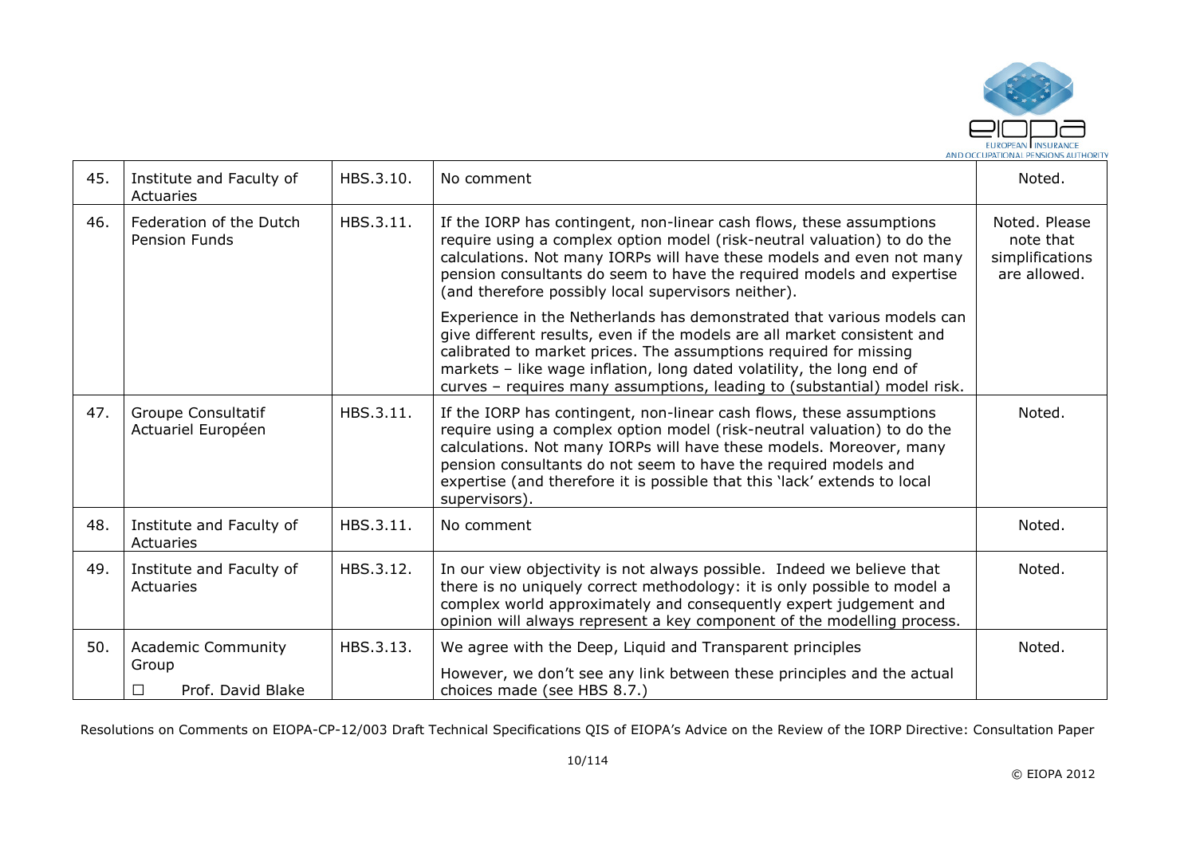| 45. | Institute and Faculty of Actuaries | HBS.3.10. | No comment | Noted. |
|---|---|---|---|---|
| 46. | Federation of the Dutch Pension Funds | HBS.3.11. | If the IORP has contingent, non-linear cash flows, these assumptions require using a complex option model (risk-neutral valuation) to do the calculations. Not many IORPs will have these models and even not many pension consultants do seem to have the required models and expertise (and therefore possibly local supervisors neither).<br><br>Experience in the Netherlands has demonstrated that various models can give different results, even if the models are all market consistent and calibrated to market prices. The assumptions required for missing markets – like wage inflation, long dated volatility, the long end of curves – requires many assumptions, leading to (substantial) model risk. | Noted. Please note that simplifications are allowed. |
| 47. | Groupe Consultatif Actuariel Européen | HBS.3.11. | If the IORP has contingent, non-linear cash flows, these assumptions require using a complex option model (risk-neutral valuation) to do the calculations. Not many IORPs will have these models. Moreover, many pension consultants do not seem to have the required models and expertise (and therefore it is possible that this 'lack' extends to local supervisors). | Noted. |
| 48. | Institute and Faculty of Actuaries | HBS.3.11. | No comment | Noted. |
| 49. | Institute and Faculty of Actuaries | HBS.3.12. | In our view objectivity is not always possible. Indeed we believe that there is no uniquely correct methodology: it is only possible to model a complex world approximately and consequently expert judgement and opinion will always represent a key component of the modelling process. | Noted. |
| 50. | Academic Community Group<br>☐ Prof. David Blake | HBS.3.13. | We agree with the Deep, Liquid and Transparent principles<br><br>However, we don't see any link between these principles and the actual choices made (see HBS 8.7.) | Noted. |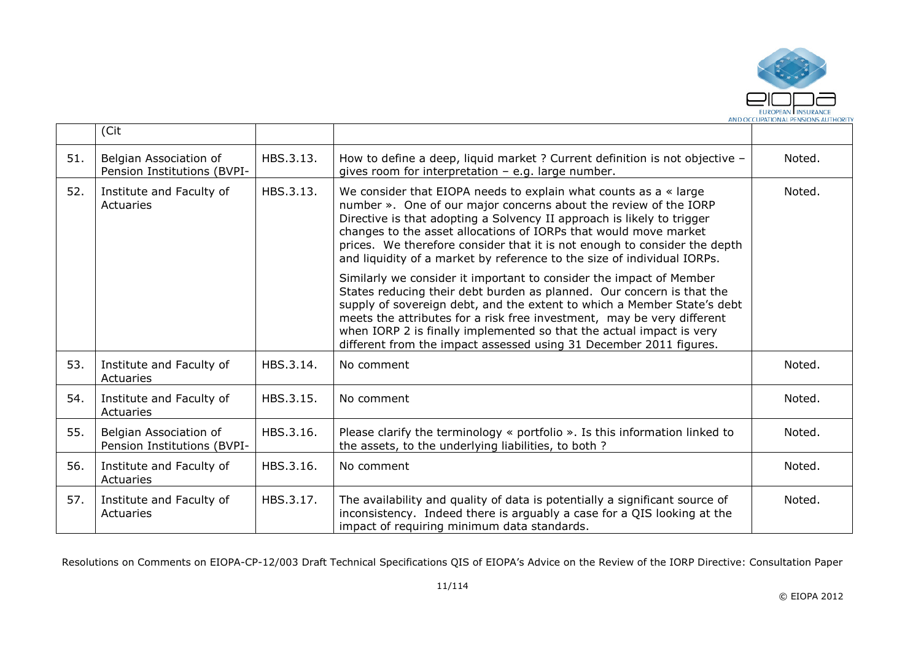|  | (Cit |  |  |  |
|---|---|---|---|---|
| 51. | Belgian Association of Pension Institutions (BVPI- | HBS.3.13. | How to define a deep, liquid market ? Current definition is not objective – gives room for interpretation – e.g. large number. | Noted. |
| 52. | Institute and Faculty of Actuaries | HBS.3.13. | We consider that EIOPA needs to explain what counts as a « large number ». One of our major concerns about the review of the IORP Directive is that adopting a Solvency II approach is likely to trigger changes to the asset allocations of IORPs that would move market prices. We therefore consider that it is not enough to consider the depth and liquidity of a market by reference to the size of individual IORPs.<br><br>Similarly we consider it important to consider the impact of Member States reducing their debt burden as planned. Our concern is that the supply of sovereign debt, and the extent to which a Member State's debt meets the attributes for a risk free investment, may be very different when IORP 2 is finally implemented so that the actual impact is very different from the impact assessed using 31 December 2011 figures. | Noted. |
| 53. | Institute and Faculty of Actuaries | HBS.3.14. | No comment | Noted. |
| 54. | Institute and Faculty of Actuaries | HBS.3.15. | No comment | Noted. |
| 55. | Belgian Association of Pension Institutions (BVPI- | HBS.3.16. | Please clarify the terminology « portfolio ». Is this information linked to the assets, to the underlying liabilities, to both ? | Noted. |
| 56. | Institute and Faculty of Actuaries | HBS.3.16. | No comment | Noted. |
| 57. | Institute and Faculty of Actuaries | HBS.3.17. | The availability and quality of data is potentially a significant source of inconsistency. Indeed there is arguably a case for a QIS looking at the impact of requiring minimum data standards. | Noted. |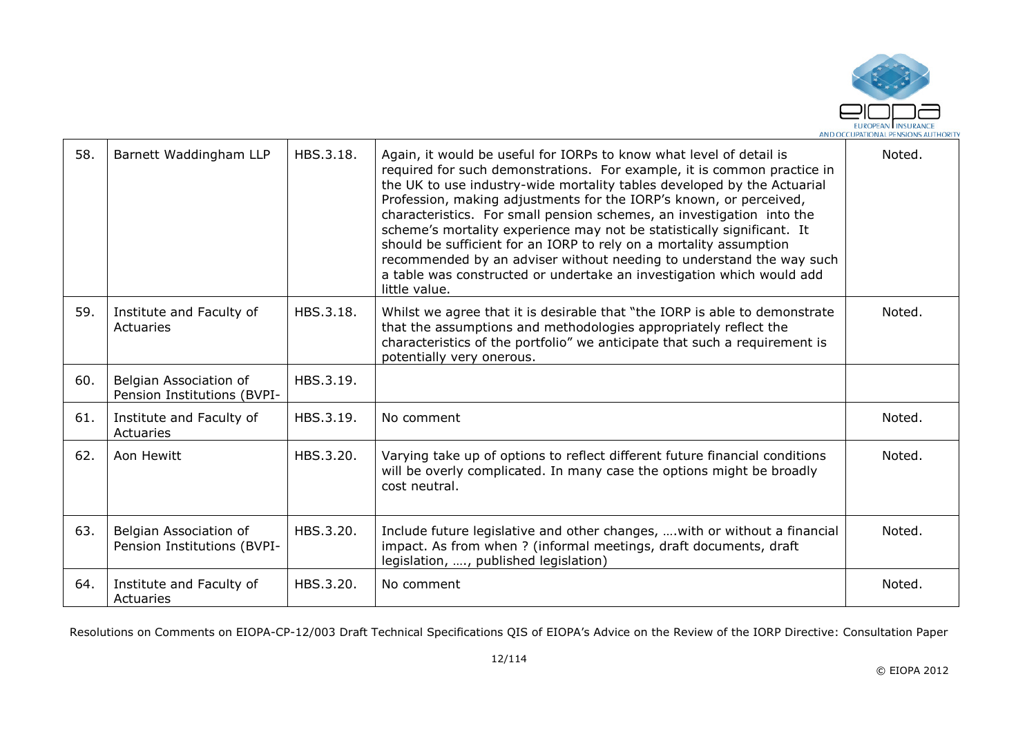| 58. | Barnett Waddingham LLP | HBS.3.18. | Again, it would be useful for IORPs to know what level of detail is required for such demonstrations. For example, it is common practice in the UK to use industry-wide mortality tables developed by the Actuarial Profession, making adjustments for the IORP's known, or perceived, characteristics. For small pension schemes, an investigation into the scheme's mortality experience may not be statistically significant. It should be sufficient for an IORP to rely on a mortality assumption recommended by an adviser without needing to understand the way such a table was constructed or undertake an investigation which would add little value. | Noted. |
|---|---|---|---|---|
| 59. | Institute and Faculty of Actuaries | HBS.3.18. | Whilst we agree that it is desirable that "the IORP is able to demonstrate that the assumptions and methodologies appropriately reflect the characteristics of the portfolio" we anticipate that such a requirement is potentially very onerous. | Noted. |
| 60. | Belgian Association of Pension Institutions (BVPI- | HBS.3.19. | | |
| 61. | Institute and Faculty of Actuaries | HBS.3.19. | No comment | Noted. |
| 62. | Aon Hewitt | HBS.3.20. | Varying take up of options to reflect different future financial conditions will be overly complicated. In many case the options might be broadly cost neutral. | Noted. |
| 63. | Belgian Association of Pension Institutions (BVPI- | HBS.3.20. | Include future legislative and other changes, ….with or without a financial impact. As from when ? (informal meetings, draft documents, draft legislation, …., published legislation) | Noted. |
| 64. | Institute and Faculty of Actuaries | HBS.3.20. | No comment | Noted. |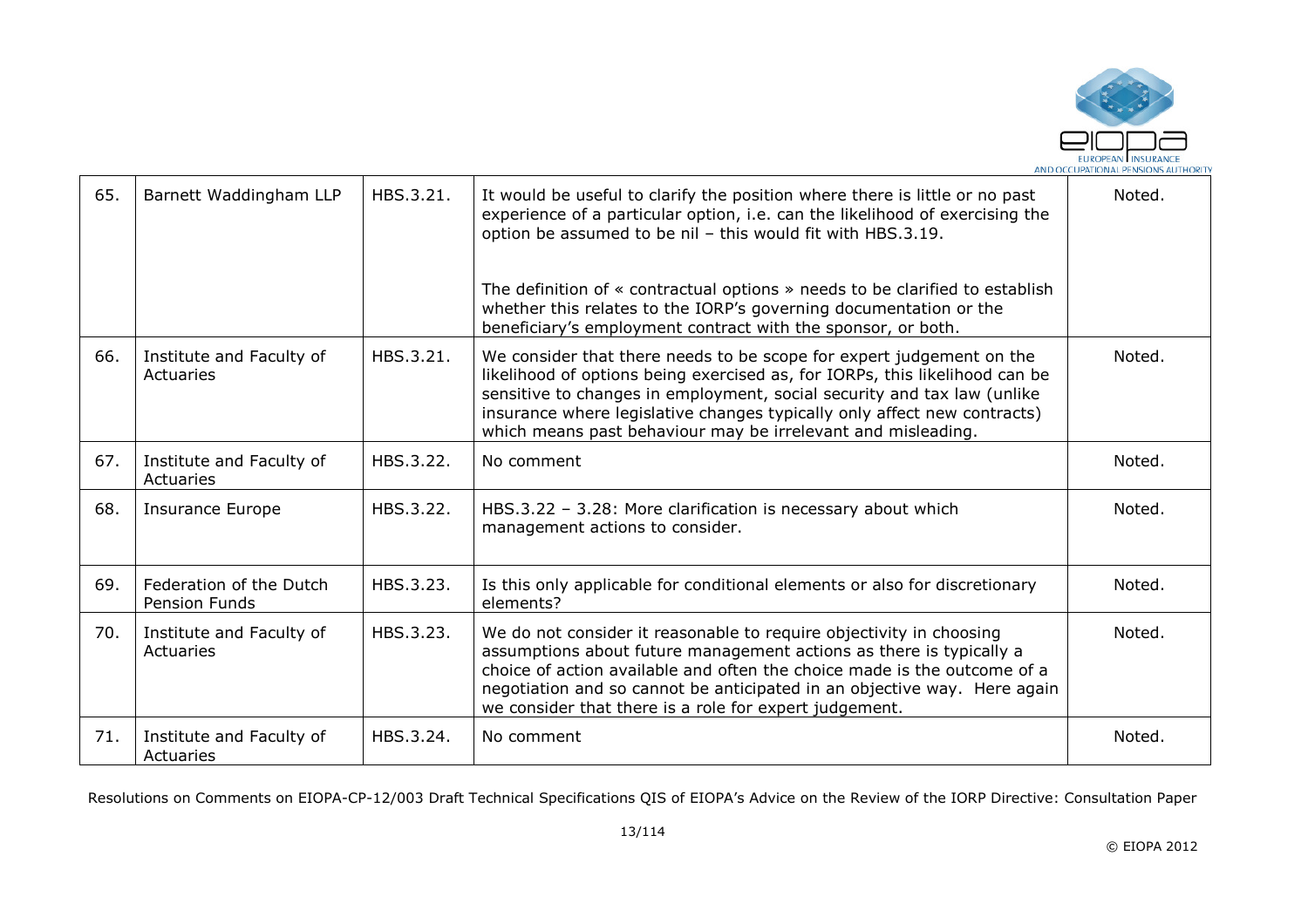| 65. | Barnett Waddingham LLP | HBS.3.21. | It would be useful to clarify the position where there is little or no past experience of a particular option, i.e. can the likelihood of exercising the option be assumed to be nil – this would fit with HBS.3.19.<br><br>The definition of « contractual options » needs to be clarified to establish whether this relates to the IORP's governing documentation or the beneficiary's employment contract with the sponsor, or both. | Noted. |
|---|---|---|---|---|
| 66. | Institute and Faculty of Actuaries | HBS.3.21. | We consider that there needs to be scope for expert judgement on the likelihood of options being exercised as, for IORPs, this likelihood can be sensitive to changes in employment, social security and tax law (unlike insurance where legislative changes typically only affect new contracts) which means past behaviour may be irrelevant and misleading. | Noted. |
| 67. | Institute and Faculty of Actuaries | HBS.3.22. | No comment | Noted. |
| 68. | Insurance Europe | HBS.3.22. | HBS.3.22 – 3.28: More clarification is necessary about which management actions to consider. | Noted. |
| 69. | Federation of the Dutch Pension Funds | HBS.3.23. | Is this only applicable for conditional elements or also for discretionary elements? | Noted. |
| 70. | Institute and Faculty of Actuaries | HBS.3.23. | We do not consider it reasonable to require objectivity in choosing assumptions about future management actions as there is typically a choice of action available and often the choice made is the outcome of a negotiation and so cannot be anticipated in an objective way. Here again we consider that there is a role for expert judgement. | Noted. |
| 71. | Institute and Faculty of Actuaries | HBS.3.24. | No comment | Noted. |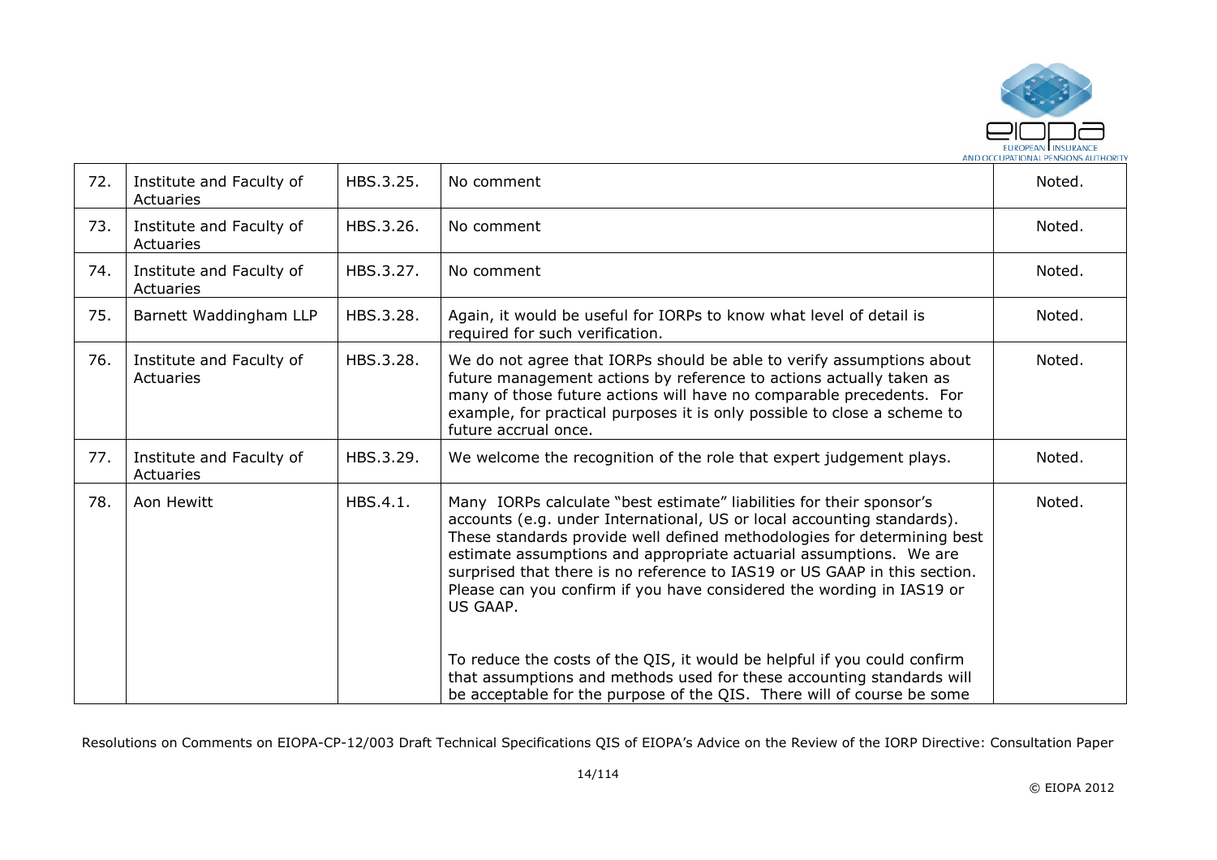| 72. | Institute and Faculty of Actuaries | HBS.3.25. | No comment | Noted. |
|---|---|---|---|---|
| 73. | Institute and Faculty of Actuaries | HBS.3.26. | No comment | Noted. |
| 74. | Institute and Faculty of Actuaries | HBS.3.27. | No comment | Noted. |
| 75. | Barnett Waddingham LLP | HBS.3.28. | Again, it would be useful for IORPs to know what level of detail is required for such verification. | Noted. |
| 76. | Institute and Faculty of Actuaries | HBS.3.28. | We do not agree that IORPs should be able to verify assumptions about future management actions by reference to actions actually taken as many of those future actions will have no comparable precedents. For example, for practical purposes it is only possible to close a scheme to future accrual once. | Noted. |
| 77. | Institute and Faculty of Actuaries | HBS.3.29. | We welcome the recognition of the role that expert judgement plays. | Noted. |
| 78. | Aon Hewitt | HBS.4.1. | Many IORPs calculate "best estimate" liabilities for their sponsor's accounts (e.g. under International, US or local accounting standards). These standards provide well defined methodologies for determining best estimate assumptions and appropriate actuarial assumptions. We are surprised that there is no reference to IAS19 or US GAAP in this section. Please can you confirm if you have considered the wording in IAS19 or US GAAP.<br><br>To reduce the costs of the QIS, it would be helpful if you could confirm that assumptions and methods used for these accounting standards will be acceptable for the purpose of the QIS. There will of course be some | Noted. |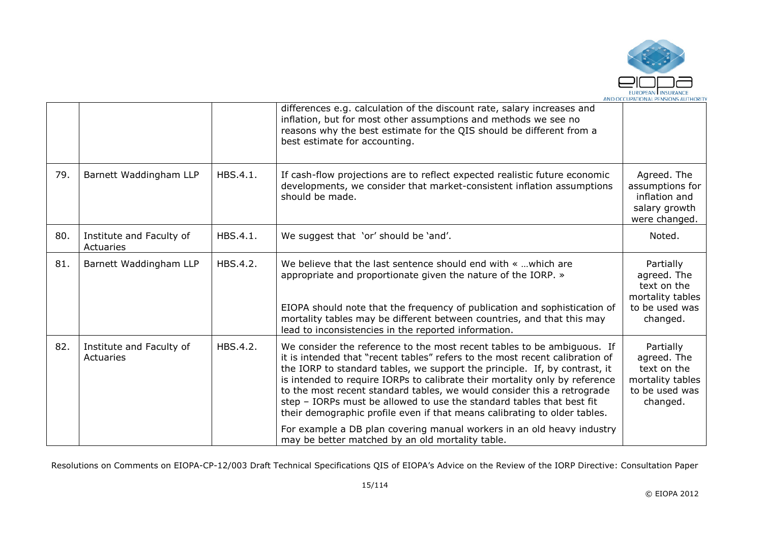| | | | | |
|---|---|---|---|---|
| | | | differences e.g. calculation of the discount rate, salary increases and inflation, but for most other assumptions and methods we see no reasons why the best estimate for the QIS should be different from a best estimate for accounting. | |
| 79. | Barnett Waddingham LLP | HBS.4.1. | If cash-flow projections are to reflect expected realistic future economic developments, we consider that market-consistent inflation assumptions should be made. | Agreed. The assumptions for inflation and salary growth were changed. |
| 80. | Institute and Faculty of Actuaries | HBS.4.1. | We suggest that 'or' should be 'and'. | Noted. |
| 81. | Barnett Waddingham LLP | HBS.4.2. | We believe that the last sentence should end with « …which are appropriate and proportionate given the nature of the IORP. »<br><br>EIOPA should note that the frequency of publication and sophistication of mortality tables may be different between countries, and that this may lead to inconsistencies in the reported information. | Partially agreed. The text on the mortality tables to be used was changed. |
| 82. | Institute and Faculty of Actuaries | HBS.4.2. | We consider the reference to the most recent tables to be ambiguous. If it is intended that "recent tables" refers to the most recent calibration of the IORP to standard tables, we support the principle. If, by contrast, it is intended to require IORPs to calibrate their mortality only by reference to the most recent standard tables, we would consider this a retrograde step – IORPs must be allowed to use the standard tables that best fit their demographic profile even if that means calibrating to older tables.<br><br>For example a DB plan covering manual workers in an old heavy industry may be better matched by an old mortality table. | Partially agreed. The text on the mortality tables to be used was changed. |

Resolutions on Comments on EIOPA-CP-12/003 Draft Technical Specifications QIS of EIOPA's Advice on the Review of the IORP Directive: Consultation Paper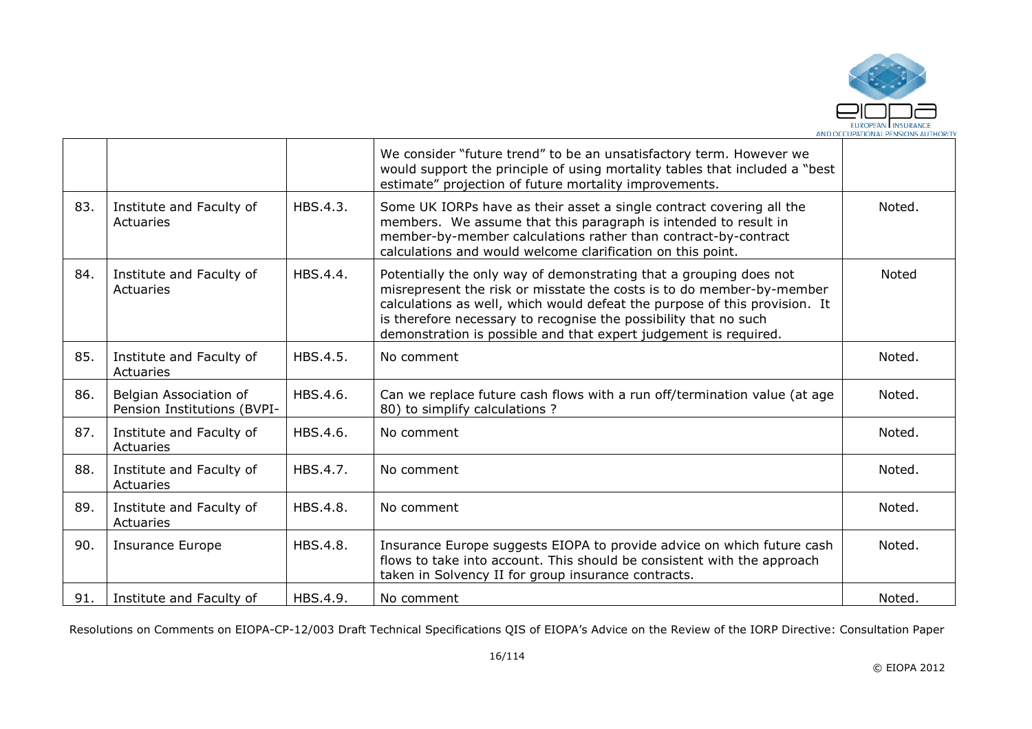| | | | | |
|---|---|---|---|---|
| | | | We consider "future trend" to be an unsatisfactory term. However we would support the principle of using mortality tables that included a "best estimate" projection of future mortality improvements. | |
| 83. | Institute and Faculty of Actuaries | HBS.4.3. | Some UK IORPs have as their asset a single contract covering all the members. We assume that this paragraph is intended to result in member-by-member calculations rather than contract-by-contract calculations and would welcome clarification on this point. | Noted. |
| 84. | Institute and Faculty of Actuaries | HBS.4.4. | Potentially the only way of demonstrating that a grouping does not misrepresent the risk or misstate the costs is to do member-by-member calculations as well, which would defeat the purpose of this provision. It is therefore necessary to recognise the possibility that no such demonstration is possible and that expert judgement is required. | Noted |
| 85. | Institute and Faculty of Actuaries | HBS.4.5. | No comment | Noted. |
| 86. | Belgian Association of Pension Institutions (BVPI- | HBS.4.6. | Can we replace future cash flows with a run off/termination value (at age 80) to simplify calculations ? | Noted. |
| 87. | Institute and Faculty of Actuaries | HBS.4.6. | No comment | Noted. |
| 88. | Institute and Faculty of Actuaries | HBS.4.7. | No comment | Noted. |
| 89. | Institute and Faculty of Actuaries | HBS.4.8. | No comment | Noted. |
| 90. | Insurance Europe | HBS.4.8. | Insurance Europe suggests EIOPA to provide advice on which future cash flows to take into account. This should be consistent with the approach taken in Solvency II for group insurance contracts. | Noted. |
| 91. | Institute and Faculty of | HBS.4.9. | No comment | Noted. |

Resolutions on Comments on EIOPA-CP-12/003 Draft Technical Specifications QIS of EIOPA's Advice on the Review of the IORP Directive: Consultation Paper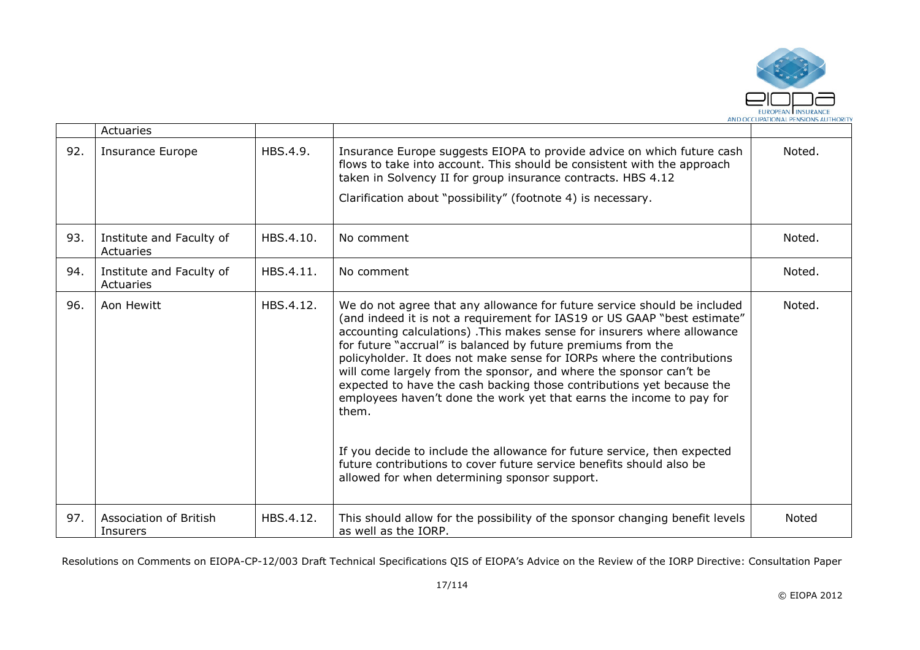|  | Actuaries |  |  |  |
|---|---|---|---|---|
| 92. | Insurance Europe | HBS.4.9. | Insurance Europe suggests EIOPA to provide advice on which future cash flows to take into account. This should be consistent with the approach taken in Solvency II for group insurance contracts. HBS 4.12<br><br>Clarification about "possibility" (footnote 4) is necessary. | Noted. |
| 93. | Institute and Faculty of Actuaries | HBS.4.10. | No comment | Noted. |
| 94. | Institute and Faculty of Actuaries | HBS.4.11. | No comment | Noted. |
| 96. | Aon Hewitt | HBS.4.12. | We do not agree that any allowance for future service should be included (and indeed it is not a requirement for IAS19 or US GAAP "best estimate" accounting calculations) .This makes sense for insurers where allowance for future "accrual" is balanced by future premiums from the policyholder. It does not make sense for IORPs where the contributions will come largely from the sponsor, and where the sponsor can't be expected to have the cash backing those contributions yet because the employees haven't done the work yet that earns the income to pay for them.<br><br>If you decide to include the allowance for future service, then expected future contributions to cover future service benefits should also be allowed for when determining sponsor support. | Noted. |
| 97. | Association of British Insurers | HBS.4.12. | This should allow for the possibility of the sponsor changing benefit levels as well as the IORP. | Noted |

Resolutions on Comments on EIOPA-CP-12/003 Draft Technical Specifications QIS of EIOPA's Advice on the Review of the IORP Directive: Consultation Paper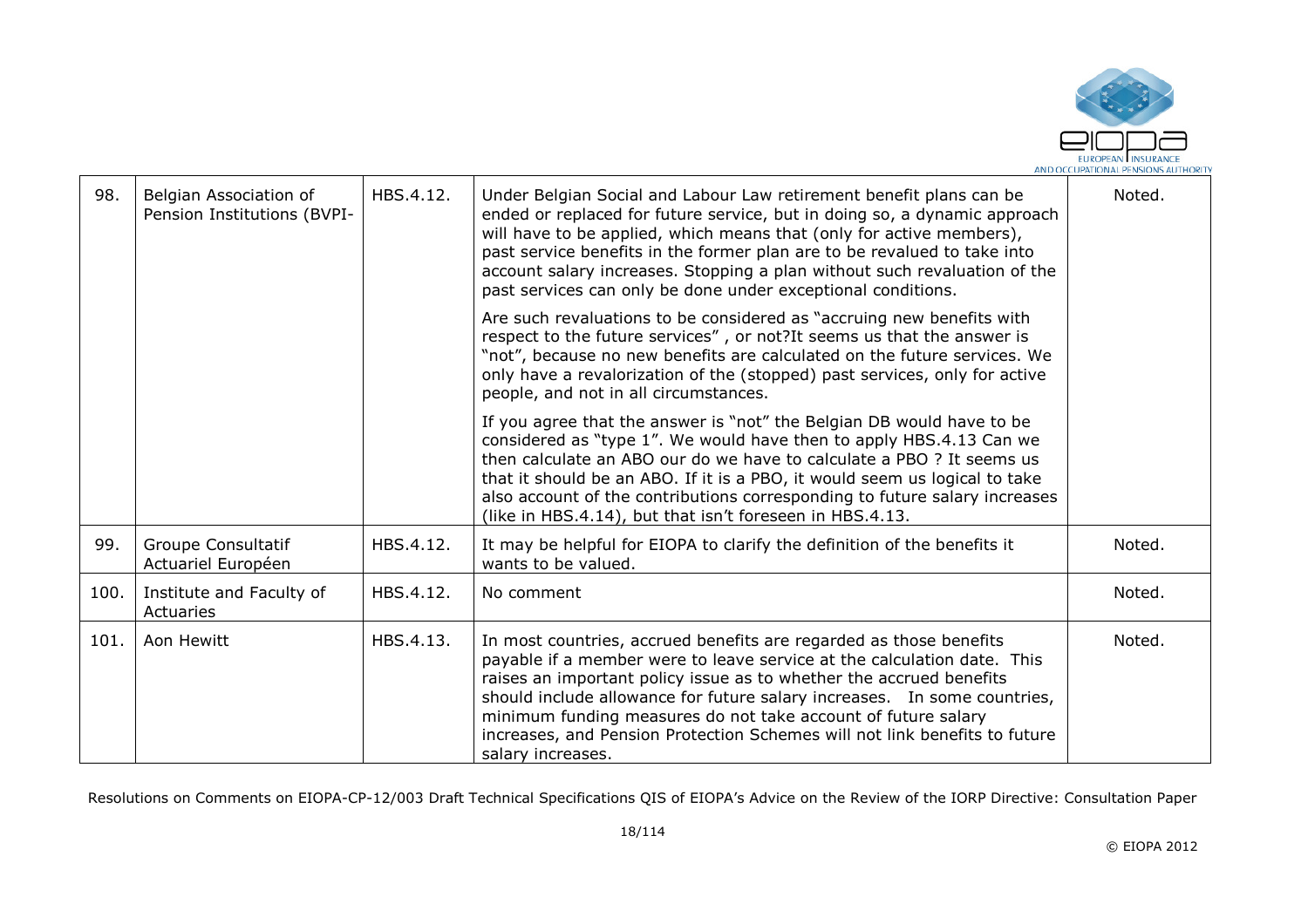| 98. | Belgian Association of Pension Institutions (BVPI- | HBS.4.12. | Under Belgian Social and Labour Law retirement benefit plans can be ended or replaced for future service, but in doing so, a dynamic approach will have to be applied, which means that (only for active members), past service benefits in the former plan are to be revalued to take into account salary increases. Stopping a plan without such revaluation of the past services can only be done under exceptional conditions.<br><br>Are such revaluations to be considered as "accruing new benefits with respect to the future services" , or not?It seems us that the answer is "not", because no new benefits are calculated on the future services. We only have a revalorization of the (stopped) past services, only for active people, and not in all circumstances.<br><br>If you agree that the answer is "not" the Belgian DB would have to be considered as "type 1". We would have then to apply HBS.4.13 Can we then calculate an ABO our do we have to calculate a PBO ? It seems us that it should be an ABO. If it is a PBO, it would seem us logical to take also account of the contributions corresponding to future salary increases (like in HBS.4.14), but that isn't foreseen in HBS.4.13. | Noted. |
|---|---|---|---|---|
| 99. | Groupe Consultatif Actuariel Européen | HBS.4.12. | It may be helpful for EIOPA to clarify the definition of the benefits it wants to be valued. | Noted. |
| 100. | Institute and Faculty of Actuaries | HBS.4.12. | No comment | Noted. |
| 101. | Aon Hewitt | HBS.4.13. | In most countries, accrued benefits are regarded as those benefits payable if a member were to leave service at the calculation date. This raises an important policy issue as to whether the accrued benefits should include allowance for future salary increases. In some countries, minimum funding measures do not take account of future salary increases, and Pension Protection Schemes will not link benefits to future salary increases. | Noted. |

Resolutions on Comments on EIOPA-CP-12/003 Draft Technical Specifications QIS of EIOPA's Advice on the Review of the IORP Directive: Consultation Paper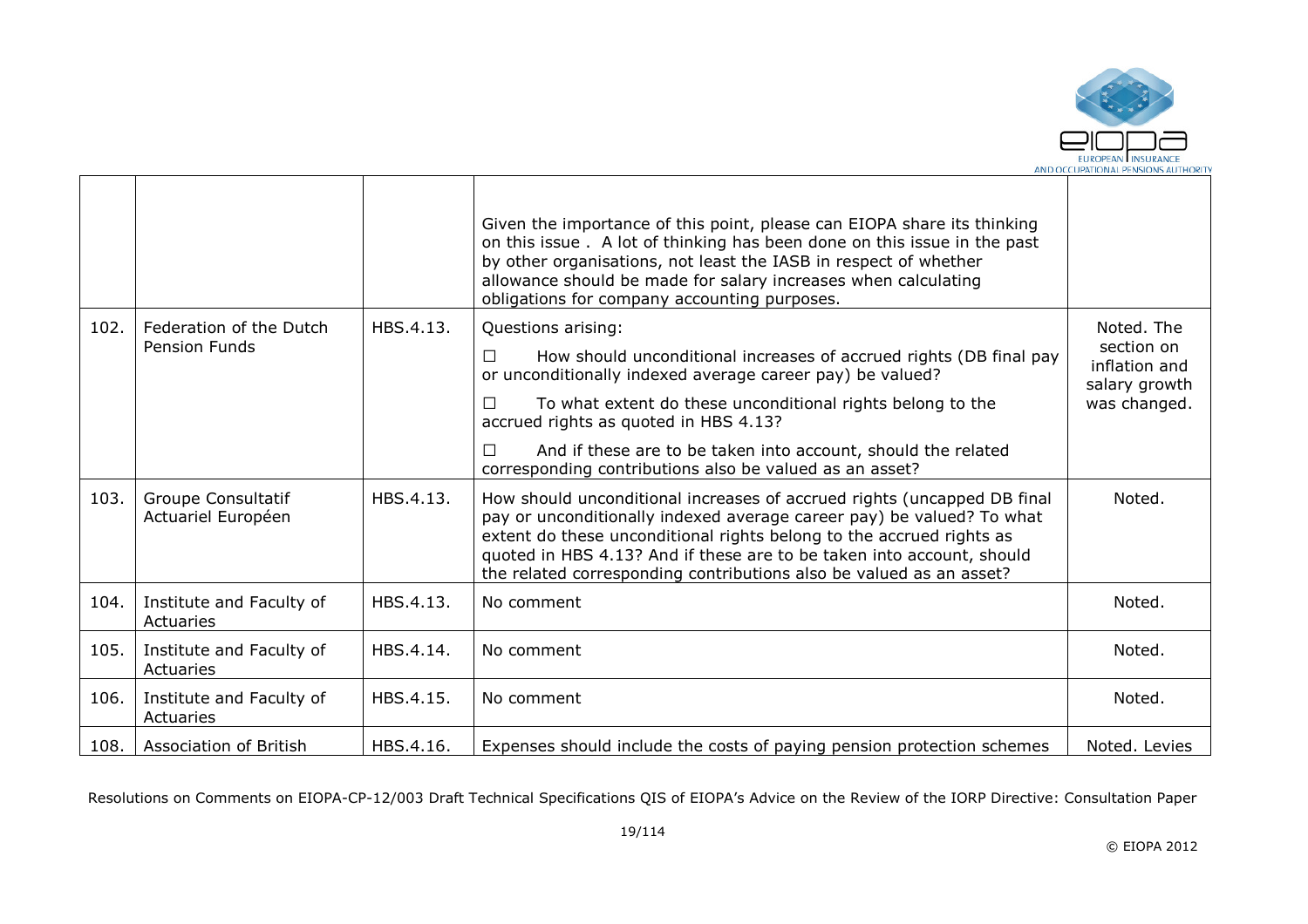| | | | | |
|---|---|---|---|---|
| | | | Given the importance of this point, please can EIOPA share its thinking on this issue . A lot of thinking has been done on this issue in the past by other organisations, not least the IASB in respect of whether allowance should be made for salary increases when calculating obligations for company accounting purposes. | |
| 102. | Federation of the Dutch Pension Funds | HBS.4.13. | Questions arising:<br>☐ How should unconditional increases of accrued rights (DB final pay or unconditionally indexed average career pay) be valued?<br>☐ To what extent do these unconditional rights belong to the accrued rights as quoted in HBS 4.13?<br>☐ And if these are to be taken into account, should the related corresponding contributions also be valued as an asset? | Noted. The section on inflation and salary growth was changed. |
| 103. | Groupe Consultatif Actuariel Européen | HBS.4.13. | How should unconditional increases of accrued rights (uncapped DB final pay or unconditionally indexed average career pay) be valued? To what extent do these unconditional rights belong to the accrued rights as quoted in HBS 4.13? And if these are to be taken into account, should the related corresponding contributions also be valued as an asset? | Noted. |
| 104. | Institute and Faculty of Actuaries | HBS.4.13. | No comment | Noted. |
| 105. | Institute and Faculty of Actuaries | HBS.4.14. | No comment | Noted. |
| 106. | Institute and Faculty of Actuaries | HBS.4.15. | No comment | Noted. |
| 108. | Association of British | HBS.4.16. | Expenses should include the costs of paying pension protection schemes | Noted. Levies |

Resolutions on Comments on EIOPA-CP-12/003 Draft Technical Specifications QIS of EIOPA's Advice on the Review of the IORP Directive: Consultation Paper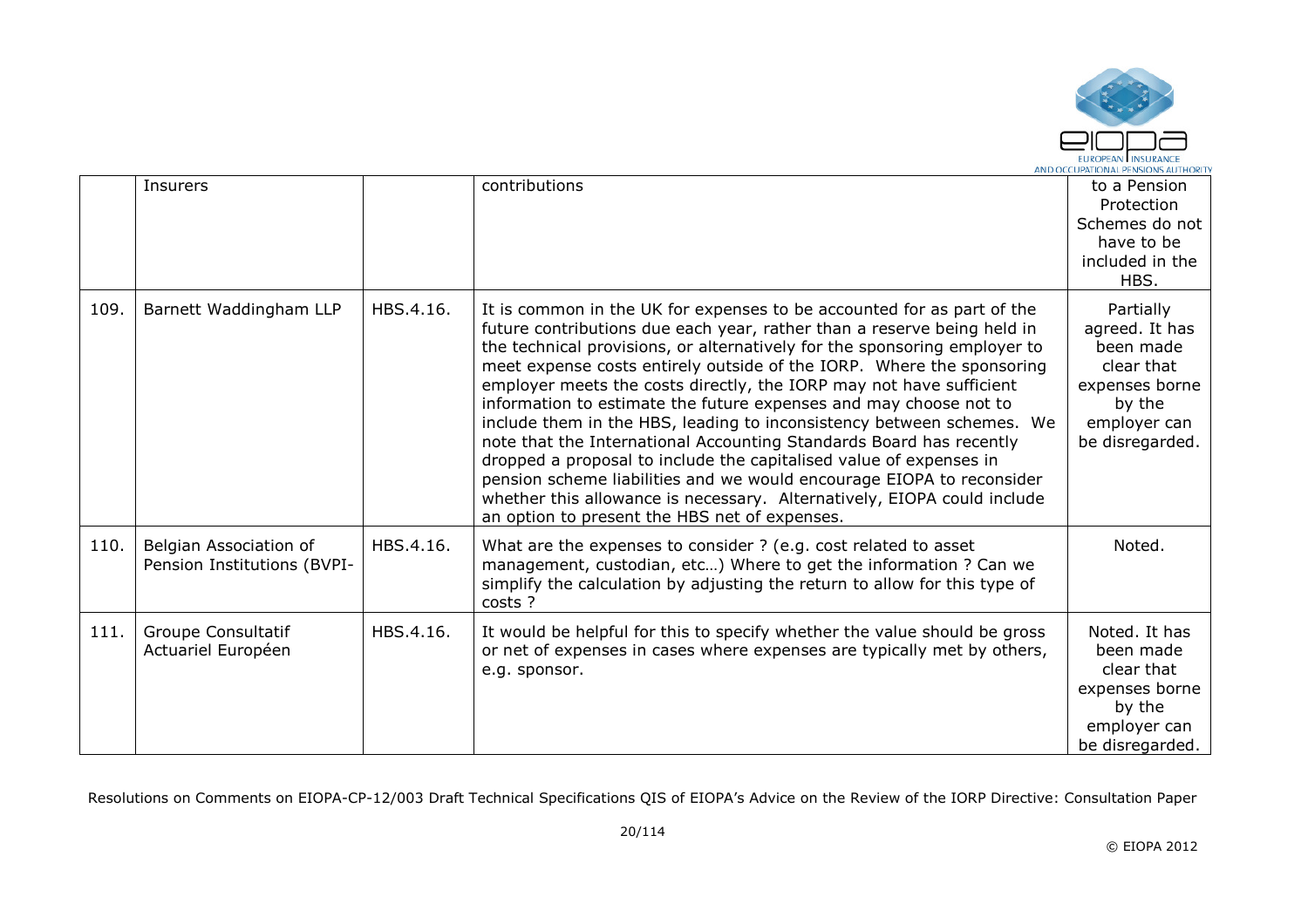|  | Insurers |  | contributions | to a Pension Protection Schemes do not have to be included in the HBS. |
|---|---|---|---|---|
| 109. | Barnett Waddingham LLP | HBS.4.16. | It is common in the UK for expenses to be accounted for as part of the future contributions due each year, rather than a reserve being held in the technical provisions, or alternatively for the sponsoring employer to meet expense costs entirely outside of the IORP. Where the sponsoring employer meets the costs directly, the IORP may not have sufficient information to estimate the future expenses and may choose not to include them in the HBS, leading to inconsistency between schemes. We note that the International Accounting Standards Board has recently dropped a proposal to include the capitalised value of expenses in pension scheme liabilities and we would encourage EIOPA to reconsider whether this allowance is necessary. Alternatively, EIOPA could include an option to present the HBS net of expenses. | Partially agreed. It has been made clear that expenses borne by the employer can be disregarded. |
| 110. | Belgian Association of Pension Institutions (BVPI- | HBS.4.16. | What are the expenses to consider ? (e.g. cost related to asset management, custodian, etc…) Where to get the information ? Can we simplify the calculation by adjusting the return to allow for this type of costs ? | Noted. |
| 111. | Groupe Consultatif Actuariel Européen | HBS.4.16. | It would be helpful for this to specify whether the value should be gross or net of expenses in cases where expenses are typically met by others, e.g. sponsor. | Noted. It has been made clear that expenses borne by the employer can be disregarded. |

Resolutions on Comments on EIOPA-CP-12/003 Draft Technical Specifications QIS of EIOPA's Advice on the Review of the IORP Directive: Consultation Paper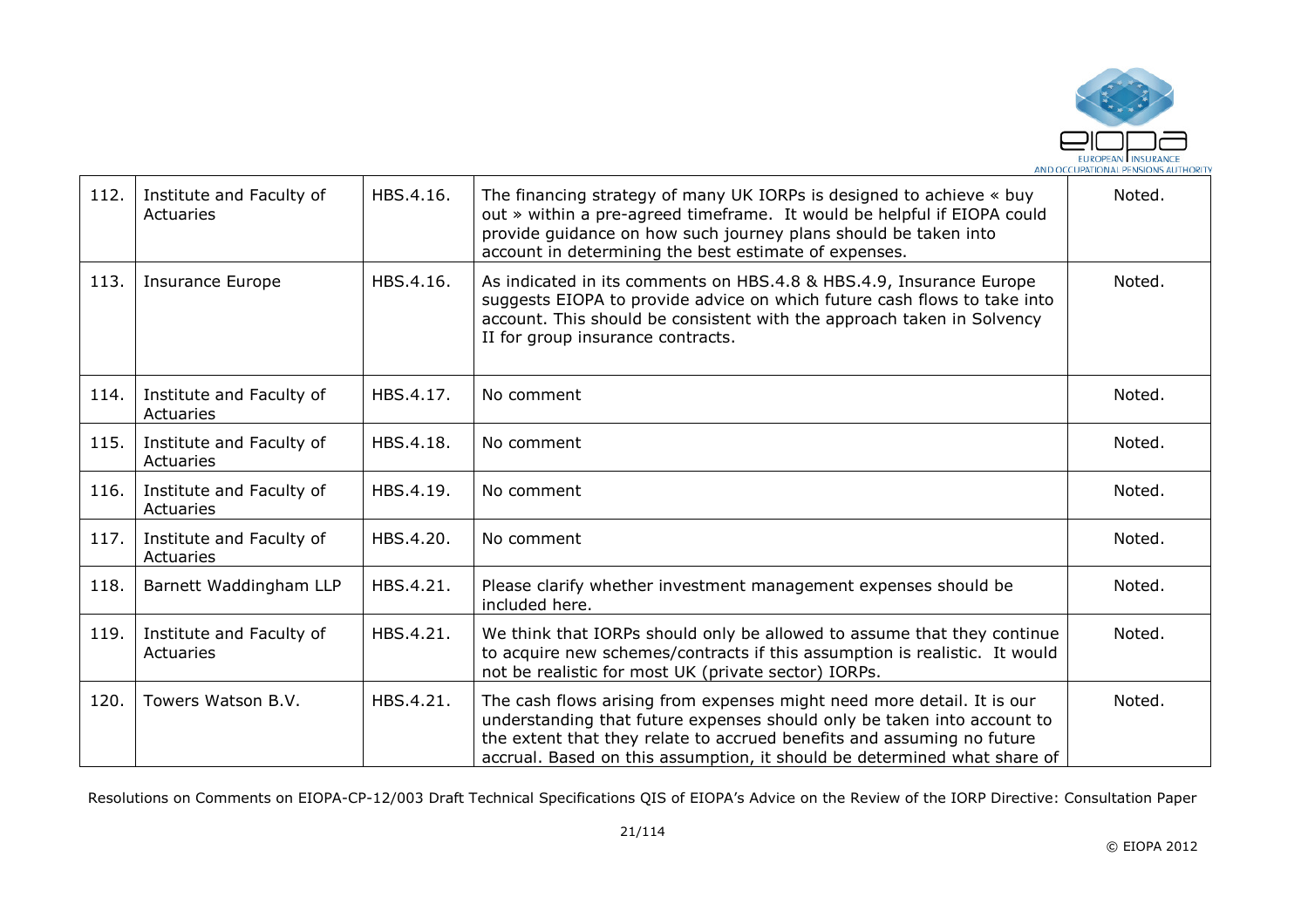| 112. | Institute and Faculty of Actuaries | HBS.4.16. | The financing strategy of many UK IORPs is designed to achieve « buy out » within a pre-agreed timeframe. It would be helpful if EIOPA could provide guidance on how such journey plans should be taken into account in determining the best estimate of expenses. | Noted. |
|---|---|---|---|---|
| 113. | Insurance Europe | HBS.4.16. | As indicated in its comments on HBS.4.8 & HBS.4.9, Insurance Europe suggests EIOPA to provide advice on which future cash flows to take into account. This should be consistent with the approach taken in Solvency II for group insurance contracts. | Noted. |
| 114. | Institute and Faculty of Actuaries | HBS.4.17. | No comment | Noted. |
| 115. | Institute and Faculty of Actuaries | HBS.4.18. | No comment | Noted. |
| 116. | Institute and Faculty of Actuaries | HBS.4.19. | No comment | Noted. |
| 117. | Institute and Faculty of Actuaries | HBS.4.20. | No comment | Noted. |
| 118. | Barnett Waddingham LLP | HBS.4.21. | Please clarify whether investment management expenses should be included here. | Noted. |
| 119. | Institute and Faculty of Actuaries | HBS.4.21. | We think that IORPs should only be allowed to assume that they continue to acquire new schemes/contracts if this assumption is realistic. It would not be realistic for most UK (private sector) IORPs. | Noted. |
| 120. | Towers Watson B.V. | HBS.4.21. | The cash flows arising from expenses might need more detail. It is our understanding that future expenses should only be taken into account to the extent that they relate to accrued benefits and assuming no future accrual. Based on this assumption, it should be determined what share of | Noted. |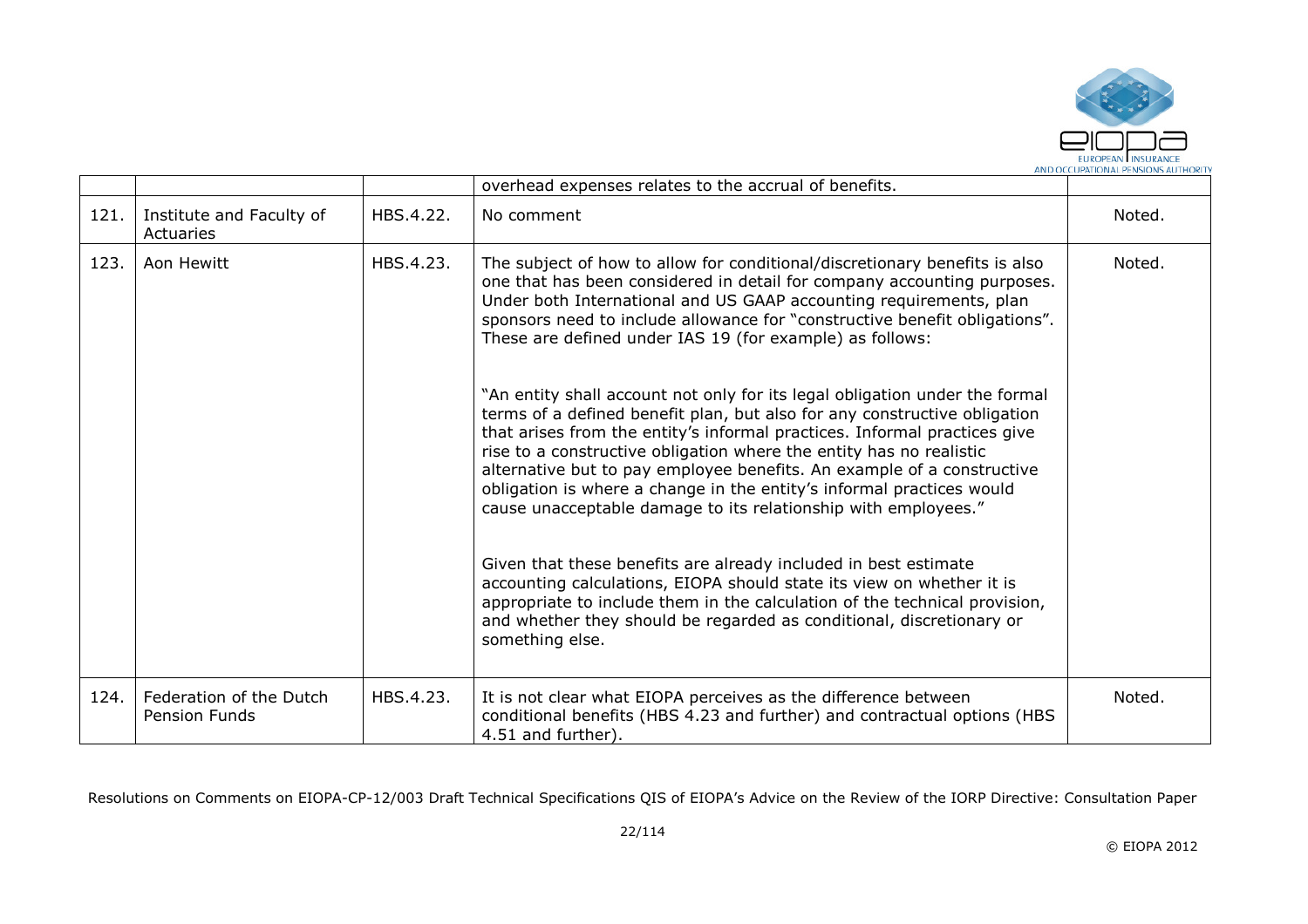| | | | | |
|---|---|---|---|---|
| | | | overhead expenses relates to the accrual of benefits. | |
| 121. | Institute and Faculty of Actuaries | HBS.4.22. | No comment | Noted. |
| 123. | Aon Hewitt | HBS.4.23. | The subject of how to allow for conditional/discretionary benefits is also one that has been considered in detail for company accounting purposes. Under both International and US GAAP accounting requirements, plan sponsors need to include allowance for "constructive benefit obligations". These are defined under IAS 19 (for example) as follows:<br><br>"An entity shall account not only for its legal obligation under the formal terms of a defined benefit plan, but also for any constructive obligation that arises from the entity's informal practices. Informal practices give rise to a constructive obligation where the entity has no realistic alternative but to pay employee benefits. An example of a constructive obligation is where a change in the entity's informal practices would cause unacceptable damage to its relationship with employees."<br><br>Given that these benefits are already included in best estimate accounting calculations, EIOPA should state its view on whether it is appropriate to include them in the calculation of the technical provision, and whether they should be regarded as conditional, discretionary or something else. | Noted. |
| 124. | Federation of the Dutch Pension Funds | HBS.4.23. | It is not clear what EIOPA perceives as the difference between conditional benefits (HBS 4.23 and further) and contractual options (HBS 4.51 and further). | Noted. |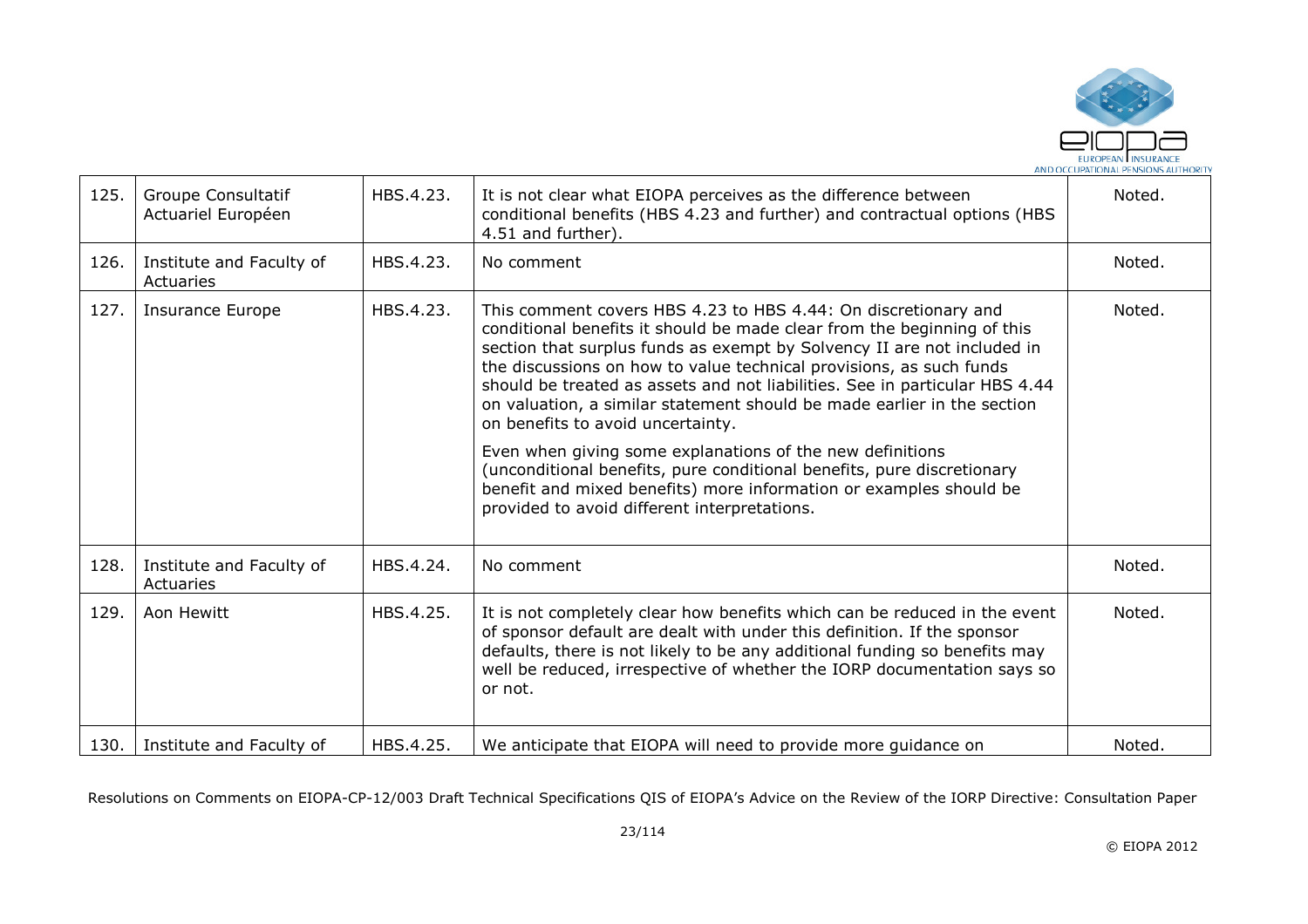| | | | | |
|---|---|---|---|---|
| 125. | Groupe Consultatif Actuariel Européen | HBS.4.23. | It is not clear what EIOPA perceives as the difference between conditional benefits (HBS 4.23 and further) and contractual options (HBS 4.51 and further). | Noted. |
| 126. | Institute and Faculty of Actuaries | HBS.4.23. | No comment | Noted. |
| 127. | Insurance Europe | HBS.4.23. | This comment covers HBS 4.23 to HBS 4.44: On discretionary and conditional benefits it should be made clear from the beginning of this section that surplus funds as exempt by Solvency II are not included in the discussions on how to value technical provisions, as such funds should be treated as assets and not liabilities. See in particular HBS 4.44 on valuation, a similar statement should be made earlier in the section on benefits to avoid uncertainty.<br><br>Even when giving some explanations of the new definitions (unconditional benefits, pure conditional benefits, pure discretionary benefit and mixed benefits) more information or examples should be provided to avoid different interpretations. | Noted. |
| 128. | Institute and Faculty of Actuaries | HBS.4.24. | No comment | Noted. |
| 129. | Aon Hewitt | HBS.4.25. | It is not completely clear how benefits which can be reduced in the event of sponsor default are dealt with under this definition. If the sponsor defaults, there is not likely to be any additional funding so benefits may well be reduced, irrespective of whether the IORP documentation says so or not. | Noted. |
| 130. | Institute and Faculty of | HBS.4.25. | We anticipate that EIOPA will need to provide more guidance on | Noted. |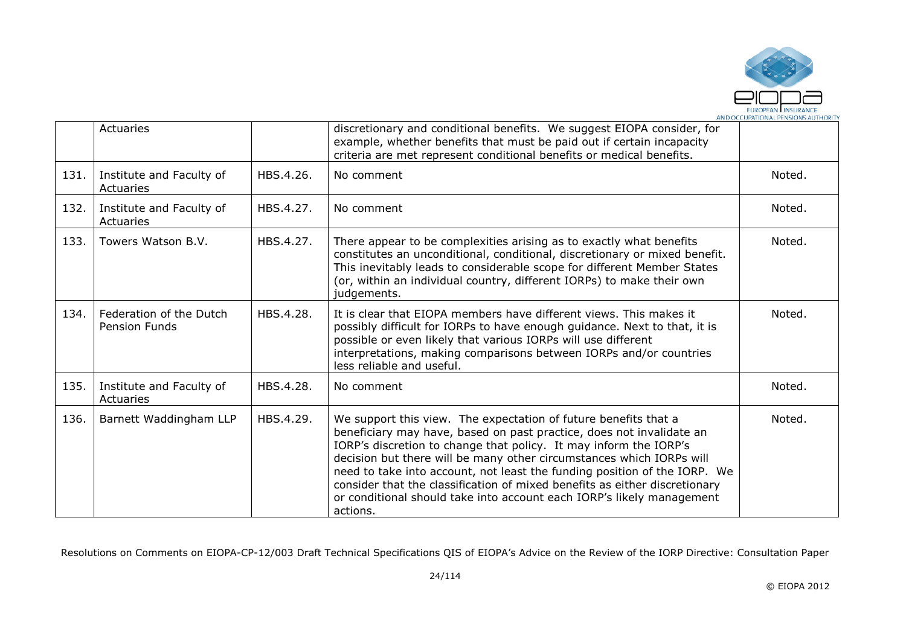|  | Actuaries |  | discretionary and conditional benefits. We suggest EIOPA consider, for example, whether benefits that must be paid out if certain incapacity criteria are met represent conditional benefits or medical benefits. |  |
|---|---|---|---|---|
| 131. | Institute and Faculty of Actuaries | HBS.4.26. | No comment | Noted. |
| 132. | Institute and Faculty of Actuaries | HBS.4.27. | No comment | Noted. |
| 133. | Towers Watson B.V. | HBS.4.27. | There appear to be complexities arising as to exactly what benefits constitutes an unconditional, conditional, discretionary or mixed benefit. This inevitably leads to considerable scope for different Member States (or, within an individual country, different IORPs) to make their own judgements. | Noted. |
| 134. | Federation of the Dutch Pension Funds | HBS.4.28. | It is clear that EIOPA members have different views. This makes it possibly difficult for IORPs to have enough guidance. Next to that, it is possible or even likely that various IORPs will use different interpretations, making comparisons between IORPs and/or countries less reliable and useful. | Noted. |
| 135. | Institute and Faculty of Actuaries | HBS.4.28. | No comment | Noted. |
| 136. | Barnett Waddingham LLP | HBS.4.29. | We support this view. The expectation of future benefits that a beneficiary may have, based on past practice, does not invalidate an IORP's discretion to change that policy. It may inform the IORP's decision but there will be many other circumstances which IORPs will need to take into account, not least the funding position of the IORP. We consider that the classification of mixed benefits as either discretionary or conditional should take into account each IORP's likely management actions. | Noted. |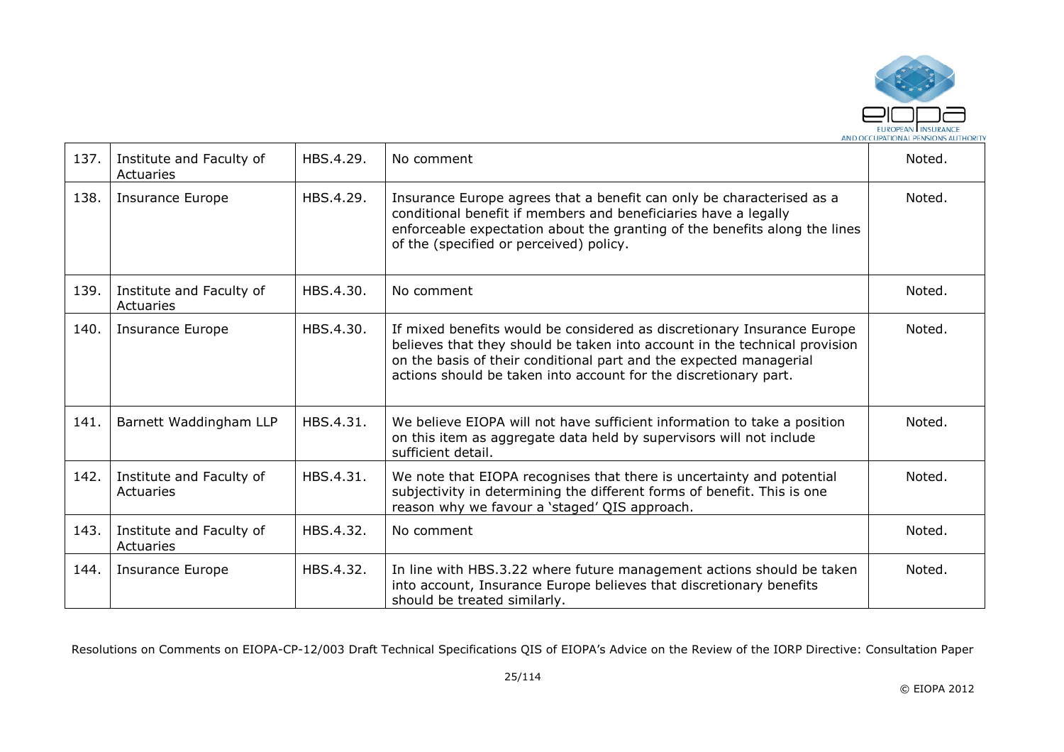| 137. | Institute and Faculty of Actuaries | HBS.4.29. | No comment | Noted. |
|---|---|---|---|---|
| 138. | Insurance Europe | HBS.4.29. | Insurance Europe agrees that a benefit can only be characterised as a conditional benefit if members and beneficiaries have a legally enforceable expectation about the granting of the benefits along the lines of the (specified or perceived) policy. | Noted. |
| 139. | Institute and Faculty of Actuaries | HBS.4.30. | No comment | Noted. |
| 140. | Insurance Europe | HBS.4.30. | If mixed benefits would be considered as discretionary Insurance Europe believes that they should be taken into account in the technical provision on the basis of their conditional part and the expected managerial actions should be taken into account for the discretionary part. | Noted. |
| 141. | Barnett Waddingham LLP | HBS.4.31. | We believe EIOPA will not have sufficient information to take a position on this item as aggregate data held by supervisors will not include sufficient detail. | Noted. |
| 142. | Institute and Faculty of Actuaries | HBS.4.31. | We note that EIOPA recognises that there is uncertainty and potential subjectivity in determining the different forms of benefit. This is one reason why we favour a 'staged' QIS approach. | Noted. |
| 143. | Institute and Faculty of Actuaries | HBS.4.32. | No comment | Noted. |
| 144. | Insurance Europe | HBS.4.32. | In line with HBS.3.22 where future management actions should be taken into account, Insurance Europe believes that discretionary benefits should be treated similarly. | Noted. |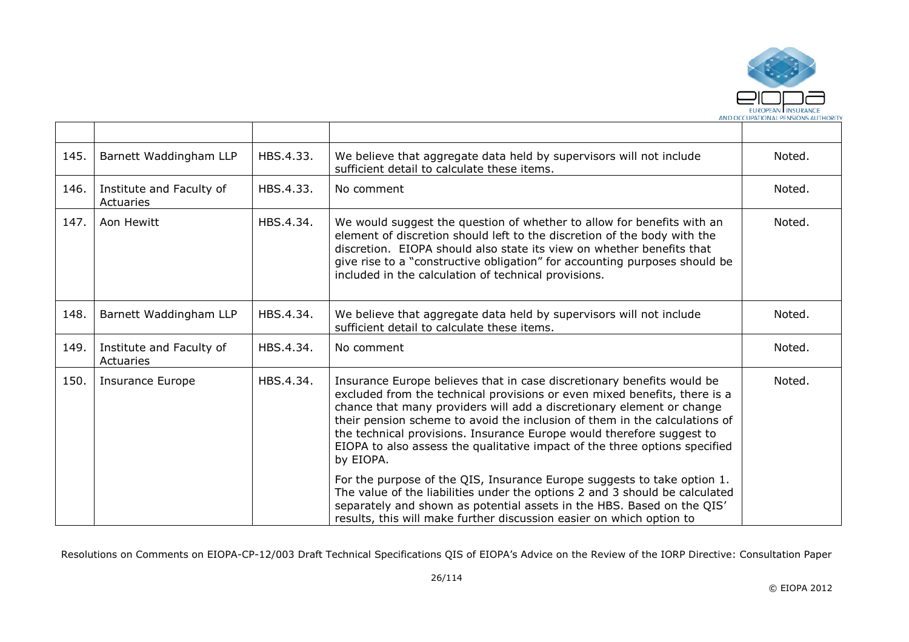| | | | | |
|---|---|---|---|---|
| 145. | Barnett Waddingham LLP | HBS.4.33. | We believe that aggregate data held by supervisors will not include sufficient detail to calculate these items. | Noted. |
| 146. | Institute and Faculty of Actuaries | HBS.4.33. | No comment | Noted. |
| 147. | Aon Hewitt | HBS.4.34. | We would suggest the question of whether to allow for benefits with an element of discretion should left to the discretion of the body with the discretion. EIOPA should also state its view on whether benefits that give rise to a "constructive obligation" for accounting purposes should be included in the calculation of technical provisions. | Noted. |
| 148. | Barnett Waddingham LLP | HBS.4.34. | We believe that aggregate data held by supervisors will not include sufficient detail to calculate these items. | Noted. |
| 149. | Institute and Faculty of Actuaries | HBS.4.34. | No comment | Noted. |
| 150. | Insurance Europe | HBS.4.34. | Insurance Europe believes that in case discretionary benefits would be excluded from the technical provisions or even mixed benefits, there is a chance that many providers will add a discretionary element or change their pension scheme to avoid the inclusion of them in the calculations of the technical provisions. Insurance Europe would therefore suggest to EIOPA to also assess the qualitative impact of the three options specified by EIOPA.<br><br>For the purpose of the QIS, Insurance Europe suggests to take option 1. The value of the liabilities under the options 2 and 3 should be calculated separately and shown as potential assets in the HBS. Based on the QIS' results, this will make further discussion easier on which option to | Noted. |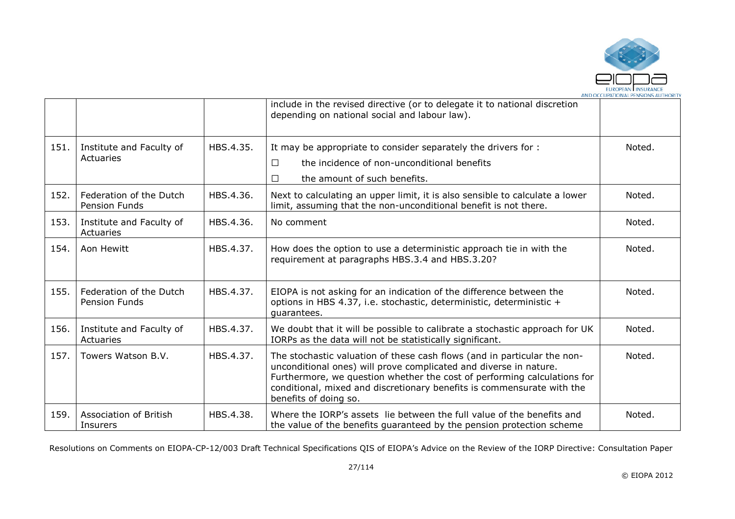| | | | | |
|---|---|---|---|---|
| | | | include in the revised directive (or to delegate it to national discretion depending on national social and labour law). | |
| 151. | Institute and Faculty of Actuaries | HBS.4.35. | It may be appropriate to consider separately the drivers for :<br>☐ the incidence of non-unconditional benefits<br>☐ the amount of such benefits. | Noted. |
| 152. | Federation of the Dutch Pension Funds | HBS.4.36. | Next to calculating an upper limit, it is also sensible to calculate a lower limit, assuming that the non-unconditional benefit is not there. | Noted. |
| 153. | Institute and Faculty of Actuaries | HBS.4.36. | No comment | Noted. |
| 154. | Aon Hewitt | HBS.4.37. | How does the option to use a deterministic approach tie in with the requirement at paragraphs HBS.3.4 and HBS.3.20? | Noted. |
| 155. | Federation of the Dutch Pension Funds | HBS.4.37. | EIOPA is not asking for an indication of the difference between the options in HBS 4.37, i.e. stochastic, deterministic, deterministic + guarantees. | Noted. |
| 156. | Institute and Faculty of Actuaries | HBS.4.37. | We doubt that it will be possible to calibrate a stochastic approach for UK IORPs as the data will not be statistically significant. | Noted. |
| 157. | Towers Watson B.V. | HBS.4.37. | The stochastic valuation of these cash flows (and in particular the non-unconditional ones) will prove complicated and diverse in nature. Furthermore, we question whether the cost of performing calculations for conditional, mixed and discretionary benefits is commensurate with the benefits of doing so. | Noted. |
| 159. | Association of British Insurers | HBS.4.38. | Where the IORP's assets lie between the full value of the benefits and the value of the benefits guaranteed by the pension protection scheme | Noted. |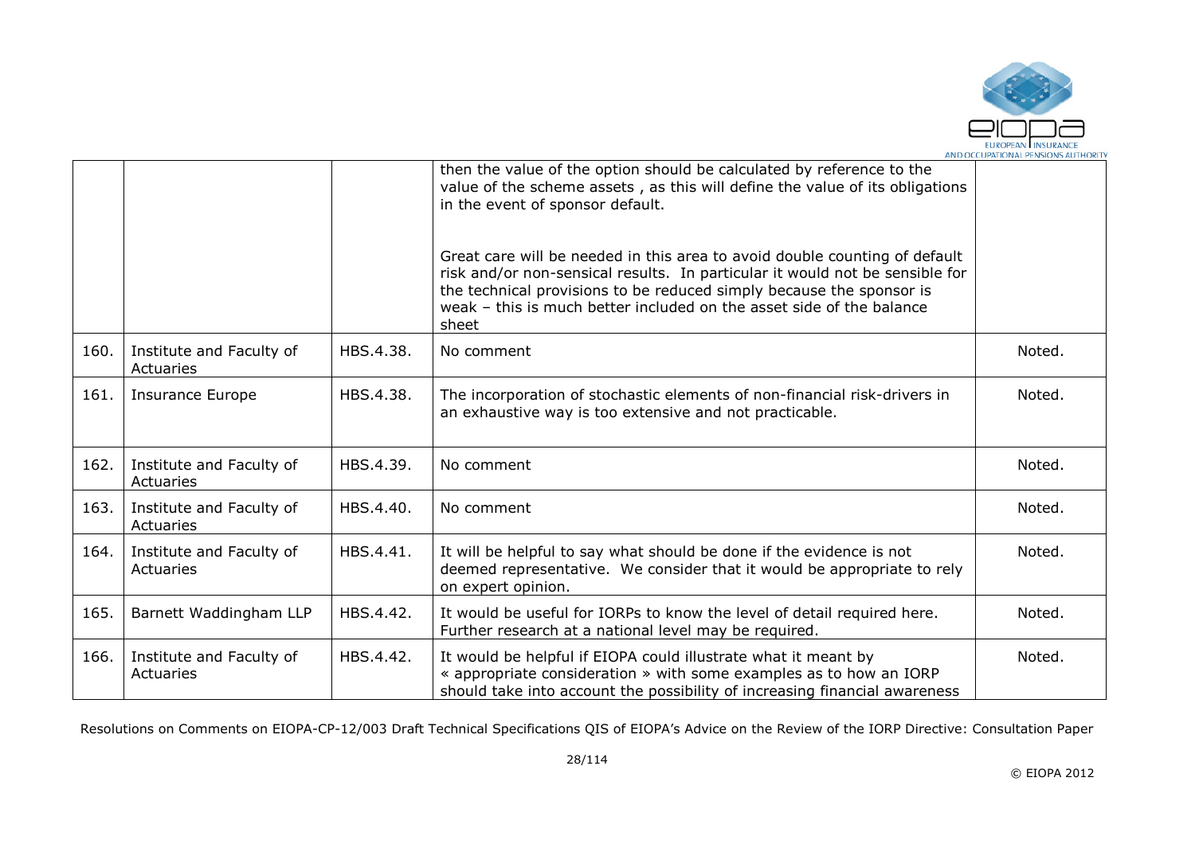| | | | | |
|---|---|---|---|---|
| | | | then the value of the option should be calculated by reference to the value of the scheme assets , as this will define the value of its obligations in the event of sponsor default.<br><br>Great care will be needed in this area to avoid double counting of default risk and/or non-sensical results. In particular it would not be sensible for the technical provisions to be reduced simply because the sponsor is weak – this is much better included on the asset side of the balance sheet | |
| 160. | Institute and Faculty of Actuaries | HBS.4.38. | No comment | Noted. |
| 161. | Insurance Europe | HBS.4.38. | The incorporation of stochastic elements of non-financial risk-drivers in an exhaustive way is too extensive and not practicable. | Noted. |
| 162. | Institute and Faculty of Actuaries | HBS.4.39. | No comment | Noted. |
| 163. | Institute and Faculty of Actuaries | HBS.4.40. | No comment | Noted. |
| 164. | Institute and Faculty of Actuaries | HBS.4.41. | It will be helpful to say what should be done if the evidence is not deemed representative. We consider that it would be appropriate to rely on expert opinion. | Noted. |
| 165. | Barnett Waddingham LLP | HBS.4.42. | It would be useful for IORPs to know the level of detail required here. Further research at a national level may be required. | Noted. |
| 166. | Institute and Faculty of Actuaries | HBS.4.42. | It would be helpful if EIOPA could illustrate what it meant by « appropriate consideration » with some examples as to how an IORP should take into account the possibility of increasing financial awareness | Noted. |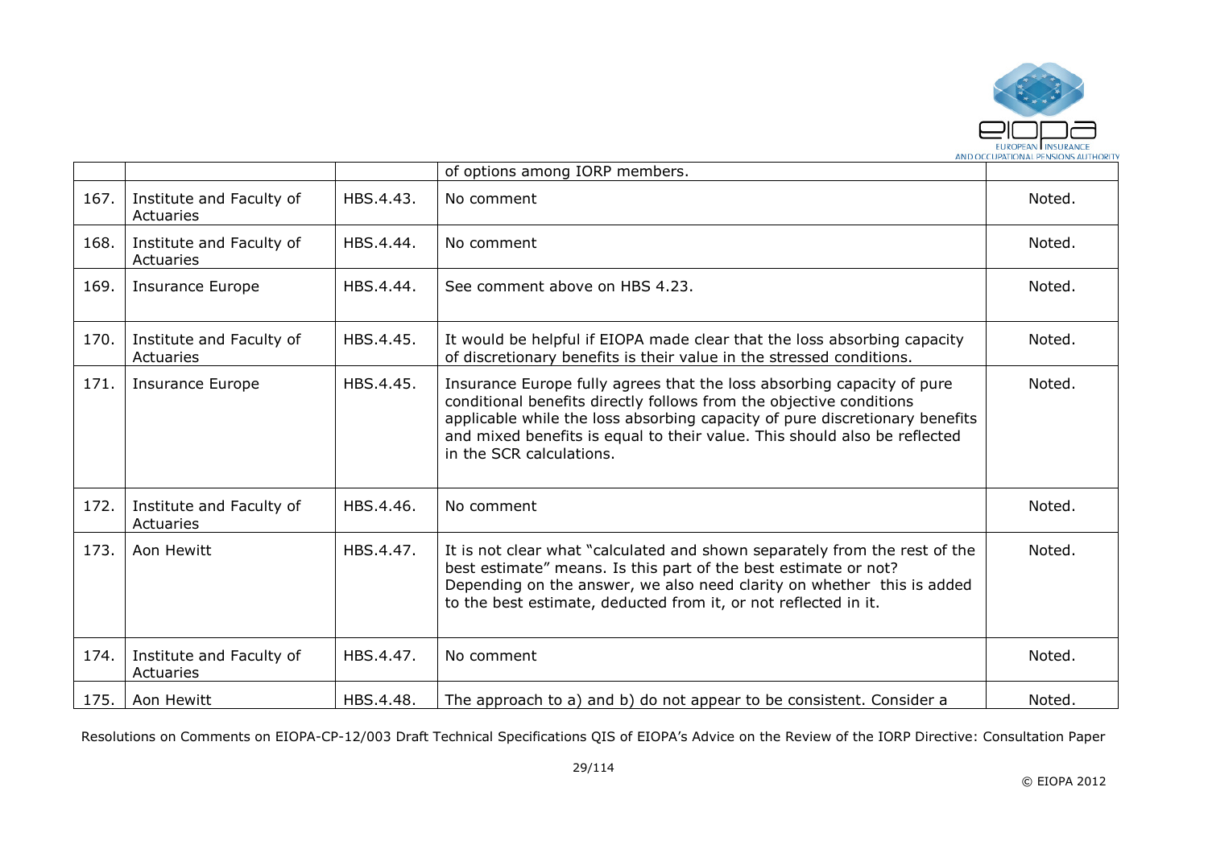| | | | | |
|---|---|---|---|---|
| | | | of options among IORP members. | |
| 167. | Institute and Faculty of Actuaries | HBS.4.43. | No comment | Noted. |
| 168. | Institute and Faculty of Actuaries | HBS.4.44. | No comment | Noted. |
| 169. | Insurance Europe | HBS.4.44. | See comment above on HBS 4.23. | Noted. |
| 170. | Institute and Faculty of Actuaries | HBS.4.45. | It would be helpful if EIOPA made clear that the loss absorbing capacity of discretionary benefits is their value in the stressed conditions. | Noted. |
| 171. | Insurance Europe | HBS.4.45. | Insurance Europe fully agrees that the loss absorbing capacity of pure conditional benefits directly follows from the objective conditions applicable while the loss absorbing capacity of pure discretionary benefits and mixed benefits is equal to their value. This should also be reflected in the SCR calculations. | Noted. |
| 172. | Institute and Faculty of Actuaries | HBS.4.46. | No comment | Noted. |
| 173. | Aon Hewitt | HBS.4.47. | It is not clear what "calculated and shown separately from the rest of the best estimate" means. Is this part of the best estimate or not? Depending on the answer, we also need clarity on whether this is added to the best estimate, deducted from it, or not reflected in it. | Noted. |
| 174. | Institute and Faculty of Actuaries | HBS.4.47. | No comment | Noted. |
| 175. | Aon Hewitt | HBS.4.48. | The approach to a) and b) do not appear to be consistent. Consider a | Noted. |

Resolutions on Comments on EIOPA-CP-12/003 Draft Technical Specifications QIS of EIOPA's Advice on the Review of the IORP Directive: Consultation Paper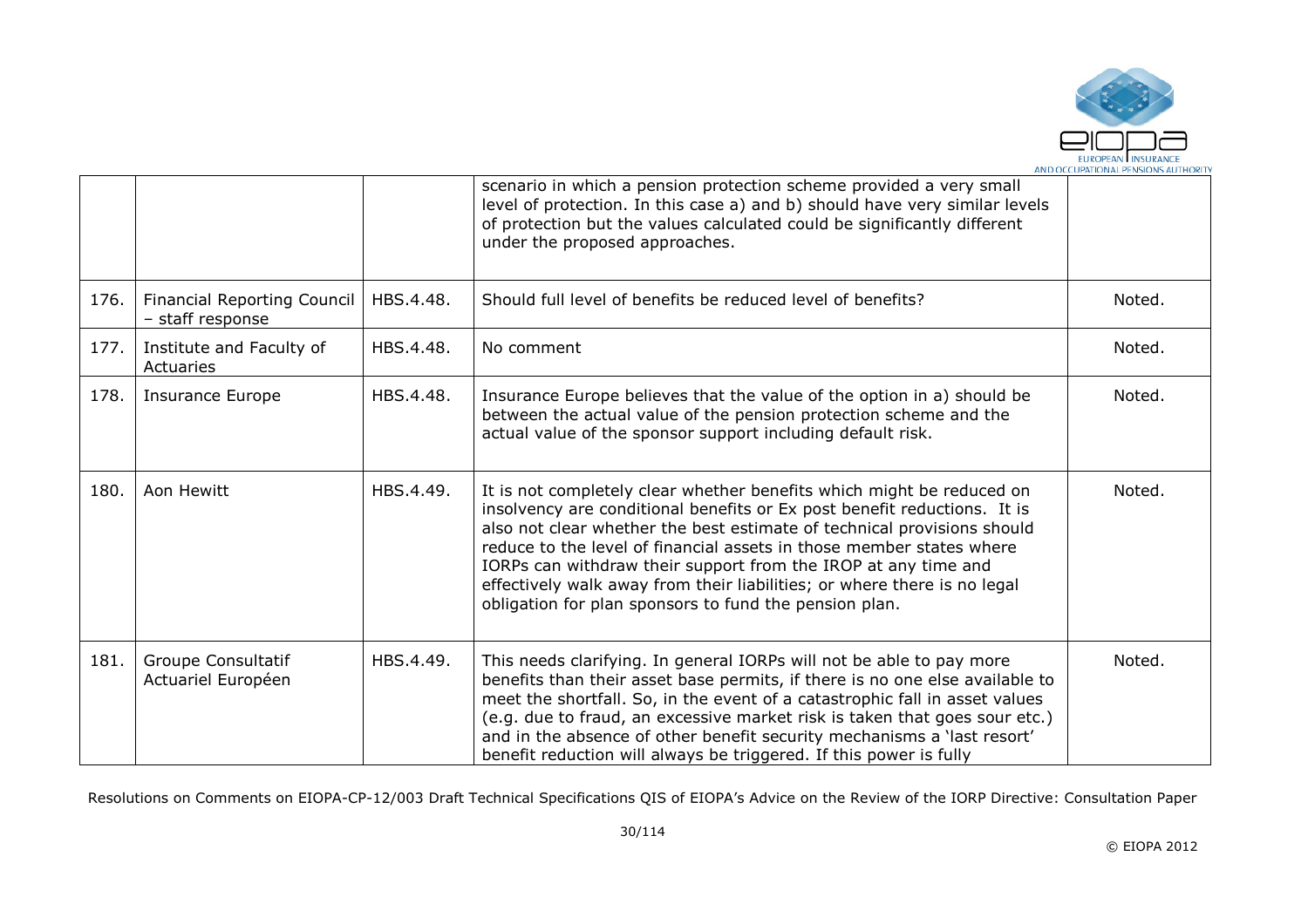| | | | | |
|---|---|---|---|---|
| | | | scenario in which a pension protection scheme provided a very small level of protection. In this case a) and b) should have very similar levels of protection but the values calculated could be significantly different under the proposed approaches. | |
| 176. | Financial Reporting Council – staff response | HBS.4.48. | Should full level of benefits be reduced level of benefits? | Noted. |
| 177. | Institute and Faculty of Actuaries | HBS.4.48. | No comment | Noted. |
| 178. | Insurance Europe | HBS.4.48. | Insurance Europe believes that the value of the option in a) should be between the actual value of the pension protection scheme and the actual value of the sponsor support including default risk. | Noted. |
| 180. | Aon Hewitt | HBS.4.49. | It is not completely clear whether benefits which might be reduced on insolvency are conditional benefits or Ex post benefit reductions. It is also not clear whether the best estimate of technical provisions should reduce to the level of financial assets in those member states where IORPs can withdraw their support from the IROP at any time and effectively walk away from their liabilities; or where there is no legal obligation for plan sponsors to fund the pension plan. | Noted. |
| 181. | Groupe Consultatif Actuariel Européen | HBS.4.49. | This needs clarifying. In general IORPs will not be able to pay more benefits than their asset base permits, if there is no one else available to meet the shortfall. So, in the event of a catastrophic fall in asset values (e.g. due to fraud, an excessive market risk is taken that goes sour etc.) and in the absence of other benefit security mechanisms a 'last resort' benefit reduction will always be triggered. If this power is fully | Noted. |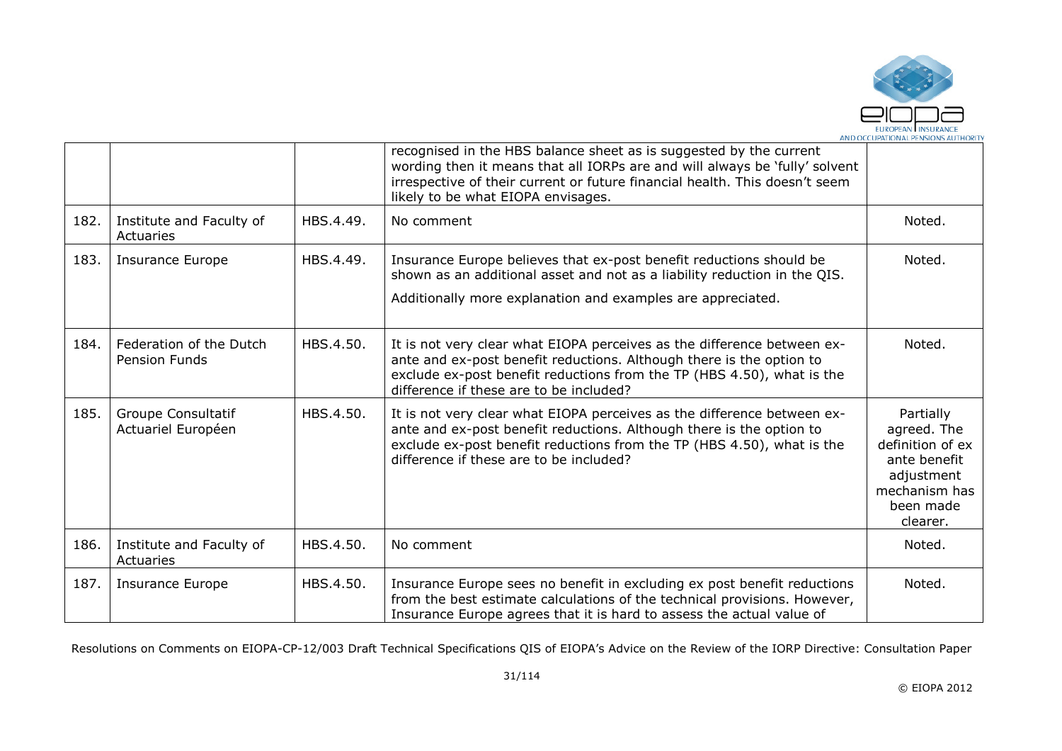| | | | | |
|---|---|---|---|---|
| | | | recognised in the HBS balance sheet as is suggested by the current wording then it means that all IORPs are and will always be 'fully' solvent irrespective of their current or future financial health. This doesn't seem likely to be what EIOPA envisages. | |
| 182. | Institute and Faculty of Actuaries | HBS.4.49. | No comment | Noted. |
| 183. | Insurance Europe | HBS.4.49. | Insurance Europe believes that ex-post benefit reductions should be shown as an additional asset and not as a liability reduction in the QIS.<br><br>Additionally more explanation and examples are appreciated. | Noted. |
| 184. | Federation of the Dutch Pension Funds | HBS.4.50. | It is not very clear what EIOPA perceives as the difference between ex-ante and ex-post benefit reductions. Although there is the option to exclude ex-post benefit reductions from the TP (HBS 4.50), what is the difference if these are to be included? | Noted. |
| 185. | Groupe Consultatif Actuariel Européen | HBS.4.50. | It is not very clear what EIOPA perceives as the difference between ex-ante and ex-post benefit reductions. Although there is the option to exclude ex-post benefit reductions from the TP (HBS 4.50), what is the difference if these are to be included? | Partially agreed. The definition of ex ante benefit adjustment mechanism has been made clearer. |
| 186. | Institute and Faculty of Actuaries | HBS.4.50. | No comment | Noted. |
| 187. | Insurance Europe | HBS.4.50. | Insurance Europe sees no benefit in excluding ex post benefit reductions from the best estimate calculations of the technical provisions. However, Insurance Europe agrees that it is hard to assess the actual value of | Noted. |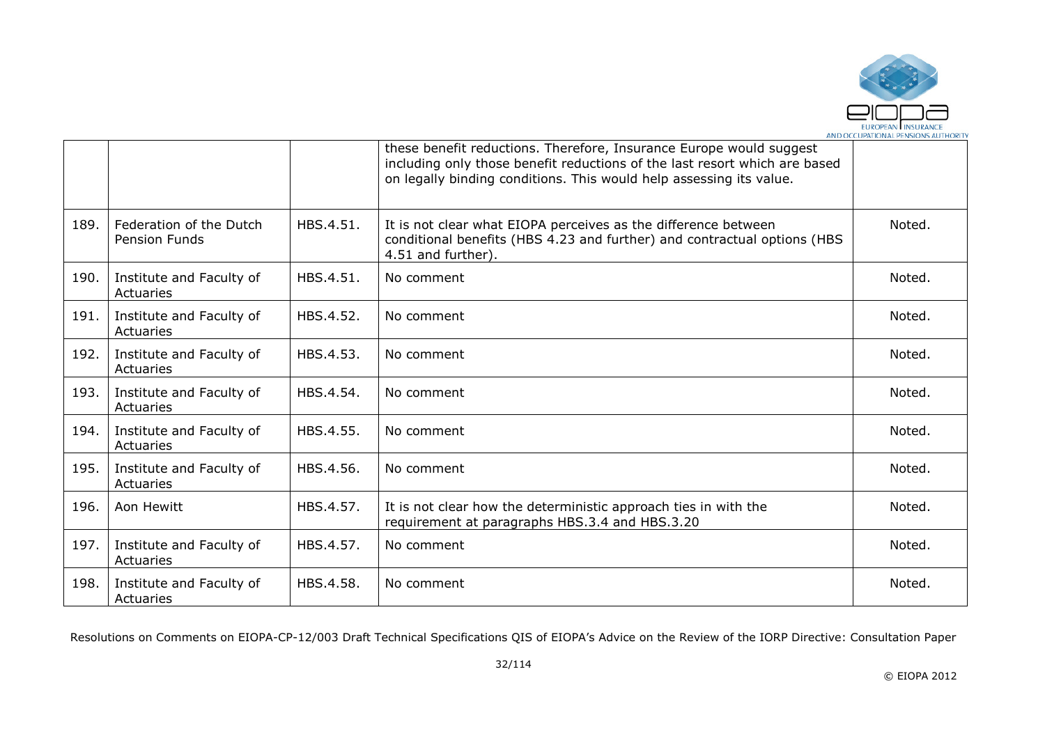| | | | | |
|---|---|---|---|---|
| | | | these benefit reductions. Therefore, Insurance Europe would suggest including only those benefit reductions of the last resort which are based on legally binding conditions. This would help assessing its value. | |
| 189. | Federation of the Dutch Pension Funds | HBS.4.51. | It is not clear what EIOPA perceives as the difference between conditional benefits (HBS 4.23 and further) and contractual options (HBS 4.51 and further). | Noted. |
| 190. | Institute and Faculty of Actuaries | HBS.4.51. | No comment | Noted. |
| 191. | Institute and Faculty of Actuaries | HBS.4.52. | No comment | Noted. |
| 192. | Institute and Faculty of Actuaries | HBS.4.53. | No comment | Noted. |
| 193. | Institute and Faculty of Actuaries | HBS.4.54. | No comment | Noted. |
| 194. | Institute and Faculty of Actuaries | HBS.4.55. | No comment | Noted. |
| 195. | Institute and Faculty of Actuaries | HBS.4.56. | No comment | Noted. |
| 196. | Aon Hewitt | HBS.4.57. | It is not clear how the deterministic approach ties in with the requirement at paragraphs HBS.3.4 and HBS.3.20 | Noted. |
| 197. | Institute and Faculty of Actuaries | HBS.4.57. | No comment | Noted. |
| 198. | Institute and Faculty of Actuaries | HBS.4.58. | No comment | Noted. |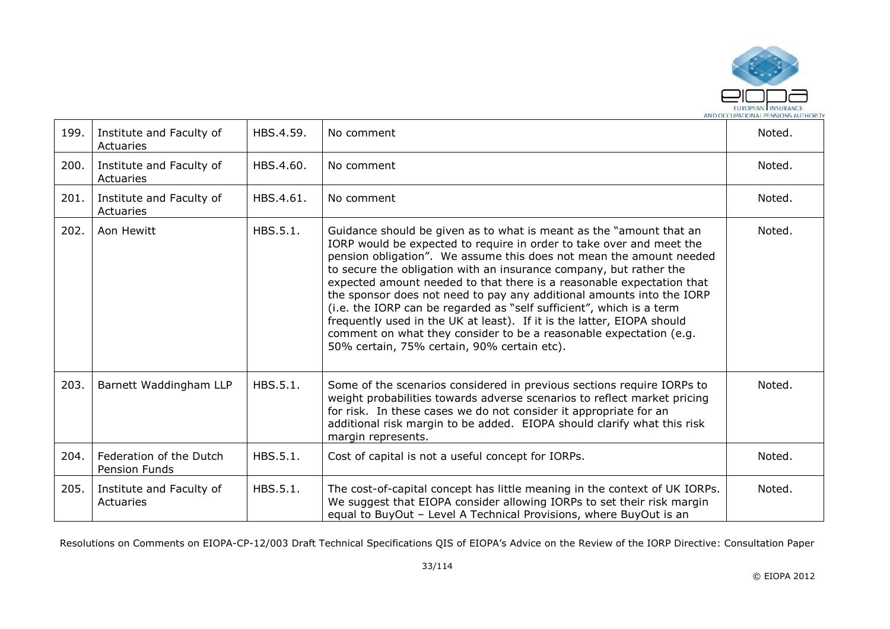| 199. | Institute and Faculty of Actuaries | HBS.4.59. | No comment | Noted. |
|---|---|---|---|---|
| 200. | Institute and Faculty of Actuaries | HBS.4.60. | No comment | Noted. |
| 201. | Institute and Faculty of Actuaries | HBS.4.61. | No comment | Noted. |
| 202. | Aon Hewitt | HBS.5.1. | Guidance should be given as to what is meant as the "amount that an IORP would be expected to require in order to take over and meet the pension obligation". We assume this does not mean the amount needed to secure the obligation with an insurance company, but rather the expected amount needed to that there is a reasonable expectation that the sponsor does not need to pay any additional amounts into the IORP (i.e. the IORP can be regarded as "self sufficient", which is a term frequently used in the UK at least). If it is the latter, EIOPA should comment on what they consider to be a reasonable expectation (e.g. 50% certain, 75% certain, 90% certain etc). | Noted. |
| 203. | Barnett Waddingham LLP | HBS.5.1. | Some of the scenarios considered in previous sections require IORPs to weight probabilities towards adverse scenarios to reflect market pricing for risk. In these cases we do not consider it appropriate for an additional risk margin to be added. EIOPA should clarify what this risk margin represents. | Noted. |
| 204. | Federation of the Dutch Pension Funds | HBS.5.1. | Cost of capital is not a useful concept for IORPs. | Noted. |
| 205. | Institute and Faculty of Actuaries | HBS.5.1. | The cost-of-capital concept has little meaning in the context of UK IORPs. We suggest that EIOPA consider allowing IORPs to set their risk margin equal to BuyOut – Level A Technical Provisions, where BuyOut is an | Noted. |

Resolutions on Comments on EIOPA-CP-12/003 Draft Technical Specifications QIS of EIOPA's Advice on the Review of the IORP Directive: Consultation Paper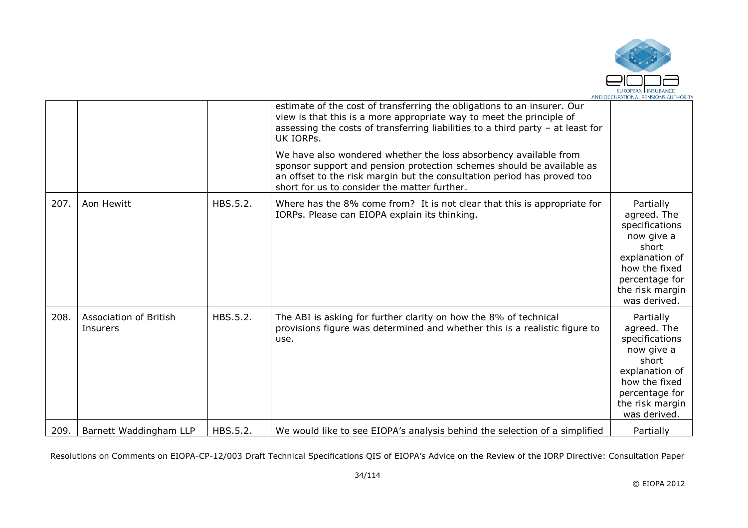|  |  |  | estimate of the cost of transferring the obligations to an insurer. Our view is that this is a more appropriate way to meet the principle of assessing the costs of transferring liabilities to a third party – at least for UK IORPs.<br><br>We have also wondered whether the loss absorbency available from sponsor support and pension protection schemes should be available as an offset to the risk margin but the consultation period has proved too short for us to consider the matter further. |  |
|---|---|---|---|---|
| 207. | Aon Hewitt | HBS.5.2. | Where has the 8% come from? It is not clear that this is appropriate for IORPs. Please can EIOPA explain its thinking. | Partially agreed. The specifications now give a short explanation of how the fixed percentage for the risk margin was derived. |
| 208. | Association of British Insurers | HBS.5.2. | The ABI is asking for further clarity on how the 8% of technical provisions figure was determined and whether this is a realistic figure to use. | Partially agreed. The specifications now give a short explanation of how the fixed percentage for the risk margin was derived. |
| 209. | Barnett Waddingham LLP | HBS.5.2. | We would like to see EIOPA's analysis behind the selection of a simplified | Partially |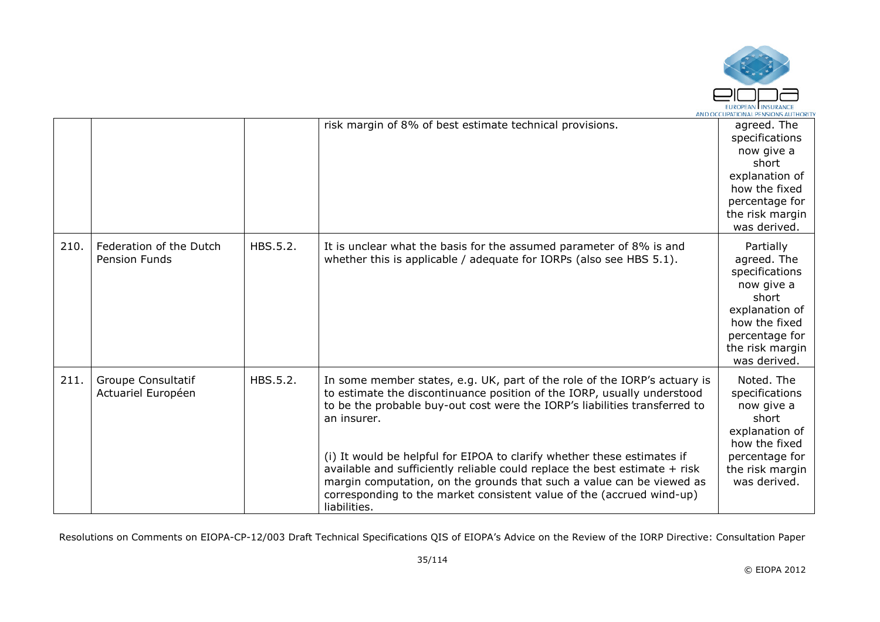|  |  |  | risk margin of 8% of best estimate technical provisions. | agreed. The specifications now give a short explanation of how the fixed percentage for the risk margin was derived. |
|---|---|---|---|---|
| 210. | Federation of the Dutch Pension Funds | HBS.5.2. | It is unclear what the basis for the assumed parameter of 8% is and whether this is applicable / adequate for IORPs (also see HBS 5.1). | Partially agreed. The specifications now give a short explanation of how the fixed percentage for the risk margin was derived. |
| 211. | Groupe Consultatif Actuariel Européen | HBS.5.2. | In some member states, e.g. UK, part of the role of the IORP's actuary is to estimate the discontinuance position of the IORP, usually understood to be the probable buy-out cost were the IORP's liabilities transferred to an insurer.<br><br>(i) It would be helpful for EIPOA to clarify whether these estimates if available and sufficiently reliable could replace the best estimate + risk margin computation, on the grounds that such a value can be viewed as corresponding to the market consistent value of the (accrued wind-up) liabilities. | Noted. The specifications now give a short explanation of how the fixed percentage for the risk margin was derived. |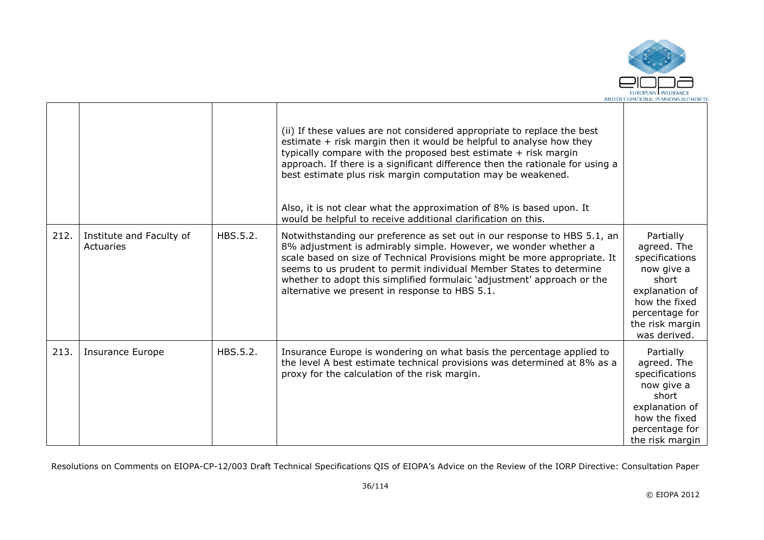| | | | | |
|---|---|---|---|---|
| | | | (ii) If these values are not considered appropriate to replace the best estimate + risk margin then it would be helpful to analyse how they typically compare with the proposed best estimate + risk margin approach. If there is a significant difference then the rationale for using a best estimate plus risk margin computation may be weakened.<br><br>Also, it is not clear what the approximation of 8% is based upon. It would be helpful to receive additional clarification on this. | |
| 212. | Institute and Faculty of Actuaries | HBS.5.2. | Notwithstanding our preference as set out in our response to HBS 5.1, an 8% adjustment is admirably simple. However, we wonder whether a scale based on size of Technical Provisions might be more appropriate. It seems to us prudent to permit individual Member States to determine whether to adopt this simplified formulaic 'adjustment' approach or the alternative we present in response to HBS 5.1. | Partially agreed. The specifications now give a short explanation of how the fixed percentage for the risk margin was derived. |
| 213. | Insurance Europe | HBS.5.2. | Insurance Europe is wondering on what basis the percentage applied to the level A best estimate technical provisions was determined at 8% as a proxy for the calculation of the risk margin. | Partially agreed. The specifications now give a short explanation of how the fixed percentage for the risk margin |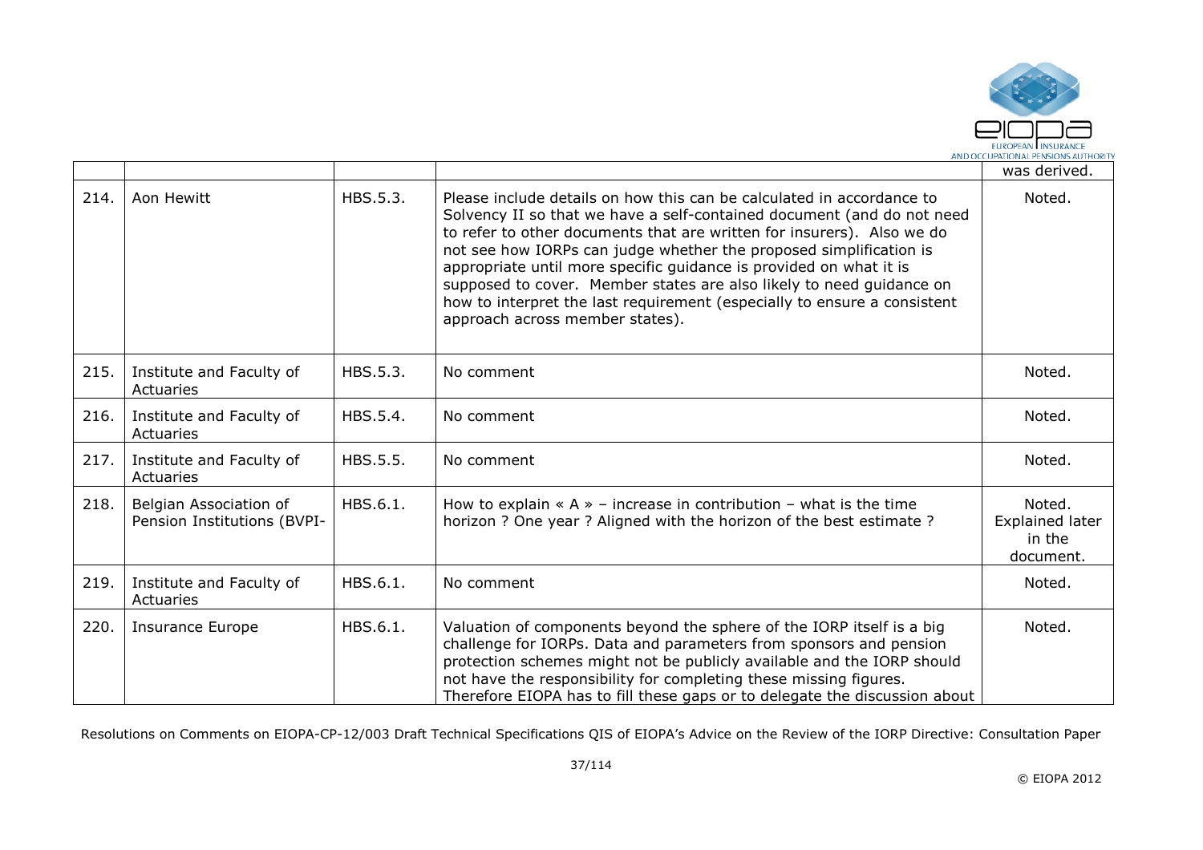| | | | | |
|---|---|---|---|---|
| | | | | was derived. |
| 214. | Aon Hewitt | HBS.5.3. | Please include details on how this can be calculated in accordance to Solvency II so that we have a self-contained document (and do not need to refer to other documents that are written for insurers). Also we do not see how IORPs can judge whether the proposed simplification is appropriate until more specific guidance is provided on what it is supposed to cover. Member states are also likely to need guidance on how to interpret the last requirement (especially to ensure a consistent approach across member states). | Noted. |
| 215. | Institute and Faculty of Actuaries | HBS.5.3. | No comment | Noted. |
| 216. | Institute and Faculty of Actuaries | HBS.5.4. | No comment | Noted. |
| 217. | Institute and Faculty of Actuaries | HBS.5.5. | No comment | Noted. |
| 218. | Belgian Association of Pension Institutions (BVPI- | HBS.6.1. | How to explain « A » – increase in contribution – what is the time horizon ? One year ? Aligned with the horizon of the best estimate ? | Noted. Explained later in the document. |
| 219. | Institute and Faculty of Actuaries | HBS.6.1. | No comment | Noted. |
| 220. | Insurance Europe | HBS.6.1. | Valuation of components beyond the sphere of the IORP itself is a big challenge for IORPs. Data and parameters from sponsors and pension protection schemes might not be publicly available and the IORP should not have the responsibility for completing these missing figures. Therefore EIOPA has to fill these gaps or to delegate the discussion about | |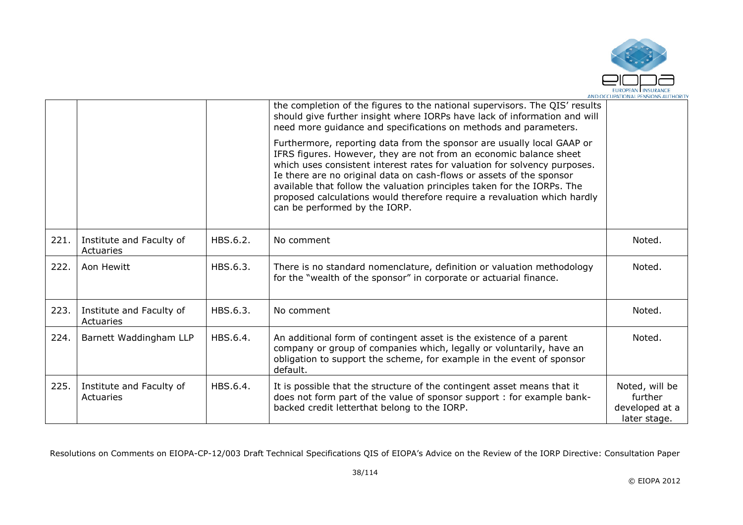| | | | | |
|---|---|---|---|---|
| | | | the completion of the figures to the national supervisors. The QIS' results should give further insight where IORPs have lack of information and will need more guidance and specifications on methods and parameters.<br><br>Furthermore, reporting data from the sponsor are usually local GAAP or IFRS figures. However, they are not from an economic balance sheet which uses consistent interest rates for valuation for solvency purposes. Ie there are no original data on cash-flows or assets of the sponsor available that follow the valuation principles taken for the IORPs. The proposed calculations would therefore require a revaluation which hardly can be performed by the IORP. | |
| 221. | Institute and Faculty of Actuaries | HBS.6.2. | No comment | Noted. |
| 222. | Aon Hewitt | HBS.6.3. | There is no standard nomenclature, definition or valuation methodology for the "wealth of the sponsor" in corporate or actuarial finance. | Noted. |
| 223. | Institute and Faculty of Actuaries | HBS.6.3. | No comment | Noted. |
| 224. | Barnett Waddingham LLP | HBS.6.4. | An additional form of contingent asset is the existence of a parent company or group of companies which, legally or voluntarily, have an obligation to support the scheme, for example in the event of sponsor default. | Noted. |
| 225. | Institute and Faculty of Actuaries | HBS.6.4. | It is possible that the structure of the contingent asset means that it does not form part of the value of sponsor support : for example bank-backed credit letterthat belong to the IORP. | Noted, will be further developed at a later stage. |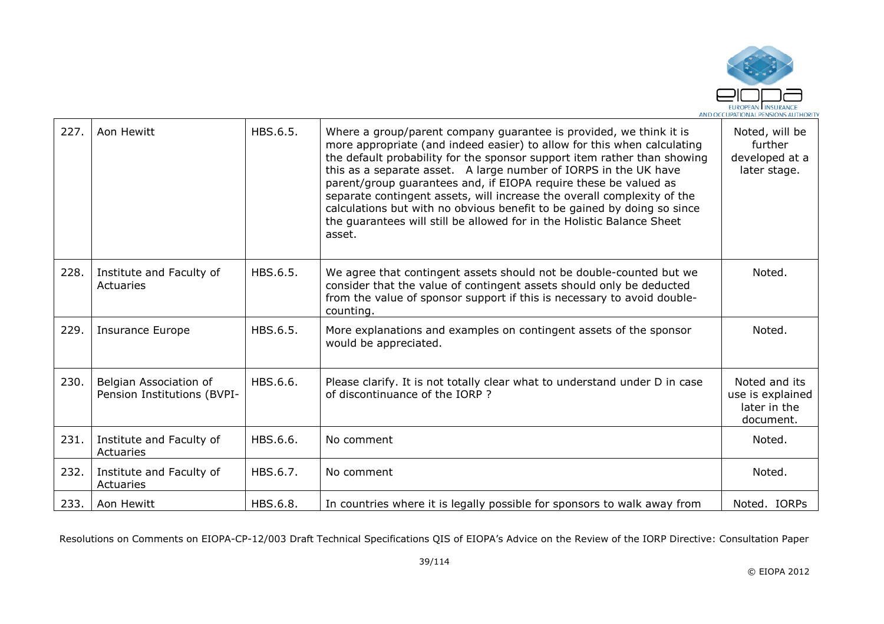| 227. | Aon Hewitt | HBS.6.5. | Where a group/parent company guarantee is provided, we think it is more appropriate (and indeed easier) to allow for this when calculating the default probability for the sponsor support item rather than showing this as a separate asset. A large number of IORPS in the UK have parent/group guarantees and, if EIOPA require these be valued as separate contingent assets, will increase the overall complexity of the calculations but with no obvious benefit to be gained by doing so since the guarantees will still be allowed for in the Holistic Balance Sheet asset. | Noted, will be further developed at a later stage. |
|---|---|---|---|---|
| 228. | Institute and Faculty of Actuaries | HBS.6.5. | We agree that contingent assets should not be double-counted but we consider that the value of contingent assets should only be deducted from the value of sponsor support if this is necessary to avoid double-counting. | Noted. |
| 229. | Insurance Europe | HBS.6.5. | More explanations and examples on contingent assets of the sponsor would be appreciated. | Noted. |
| 230. | Belgian Association of Pension Institutions (BVPI- | HBS.6.6. | Please clarify. It is not totally clear what to understand under D in case of discontinuance of the IORP ? | Noted and its use is explained later in the document. |
| 231. | Institute and Faculty of Actuaries | HBS.6.6. | No comment | Noted. |
| 232. | Institute and Faculty of Actuaries | HBS.6.7. | No comment | Noted. |
| 233. | Aon Hewitt | HBS.6.8. | In countries where it is legally possible for sponsors to walk away from | Noted. IORPs |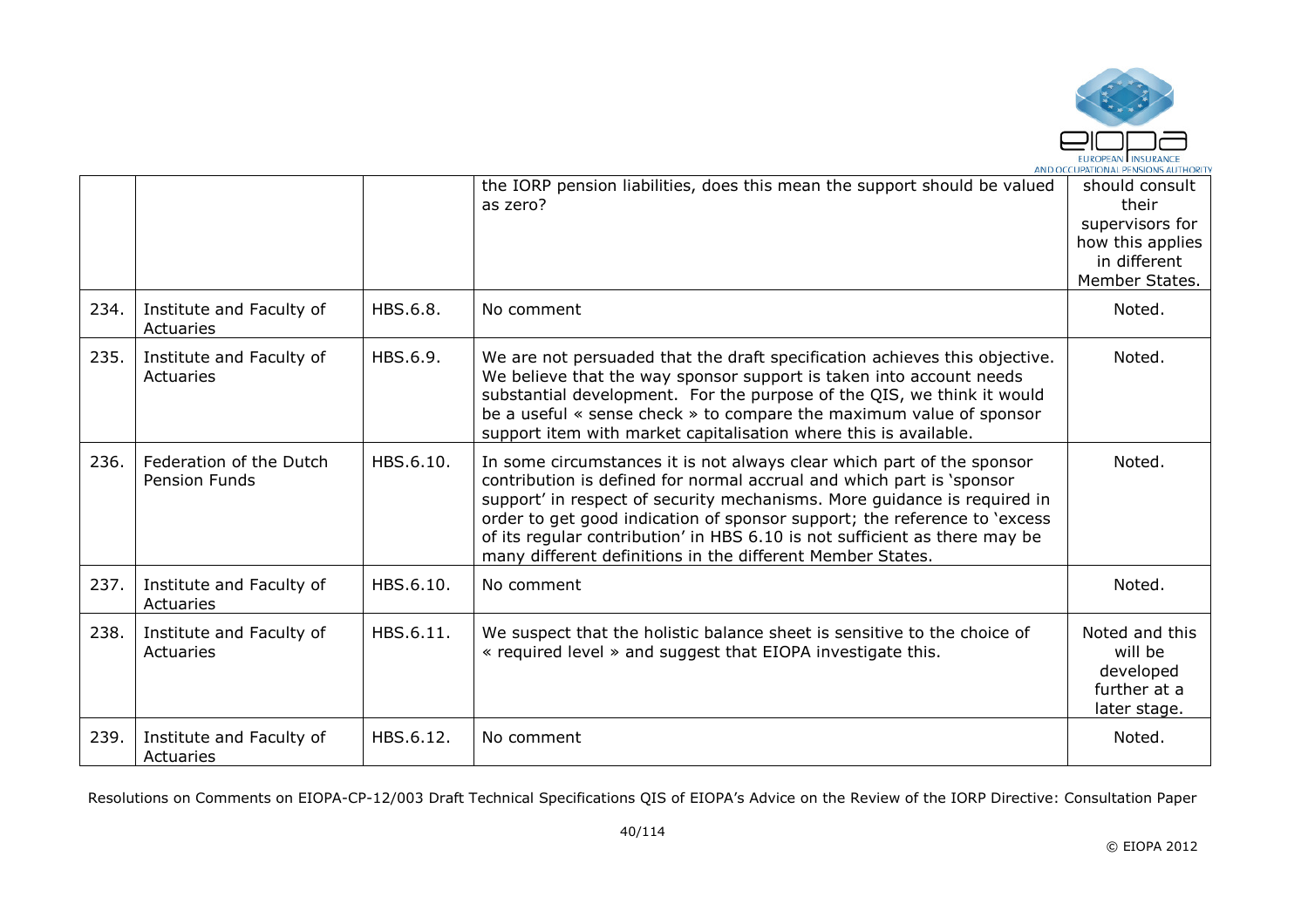|  |  |  | the IORP pension liabilities, does this mean the support should be valued as zero? | should consult their supervisors for how this applies in different Member States. |
|---|---|---|---|---|
| 234. | Institute and Faculty of Actuaries | HBS.6.8. | No comment | Noted. |
| 235. | Institute and Faculty of Actuaries | HBS.6.9. | We are not persuaded that the draft specification achieves this objective. We believe that the way sponsor support is taken into account needs substantial development. For the purpose of the QIS, we think it would be a useful « sense check » to compare the maximum value of sponsor support item with market capitalisation where this is available. | Noted. |
| 236. | Federation of the Dutch Pension Funds | HBS.6.10. | In some circumstances it is not always clear which part of the sponsor contribution is defined for normal accrual and which part is 'sponsor support' in respect of security mechanisms. More guidance is required in order to get good indication of sponsor support; the reference to 'excess of its regular contribution' in HBS 6.10 is not sufficient as there may be many different definitions in the different Member States. | Noted. |
| 237. | Institute and Faculty of Actuaries | HBS.6.10. | No comment | Noted. |
| 238. | Institute and Faculty of Actuaries | HBS.6.11. | We suspect that the holistic balance sheet is sensitive to the choice of « required level » and suggest that EIOPA investigate this. | Noted and this will be developed further at a later stage. |
| 239. | Institute and Faculty of Actuaries | HBS.6.12. | No comment | Noted. |

Resolutions on Comments on EIOPA-CP-12/003 Draft Technical Specifications QIS of EIOPA's Advice on the Review of the IORP Directive: Consultation Paper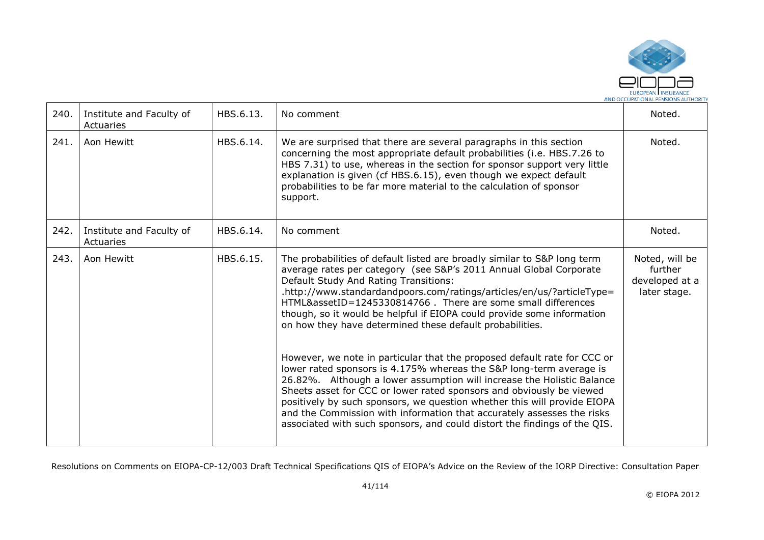| 240. | Institute and Faculty of Actuaries | HBS.6.13. | No comment | Noted. |
|---|---|---|---|---|
| 241. | Aon Hewitt | HBS.6.14. | We are surprised that there are several paragraphs in this section concerning the most appropriate default probabilities (i.e. HBS.7.26 to HBS 7.31) to use, whereas in the section for sponsor support very little explanation is given (cf HBS.6.15), even though we expect default probabilities to be far more material to the calculation of sponsor support. | Noted. |
| 242. | Institute and Faculty of Actuaries | HBS.6.14. | No comment | Noted. |
| 243. | Aon Hewitt | HBS.6.15. | The probabilities of default listed are broadly similar to S&P long term average rates per category (see S&P's 2011 Annual Global Corporate Default Study And Rating Transitions: .http://www.standardandpoors.com/ratings/articles/en/us/?articleType=HTML&assetID=1245330814766 . There are some small differences though, so it would be helpful if EIOPA could provide some information on how they have determined these default probabilities.<br><br>However, we note in particular that the proposed default rate for CCC or lower rated sponsors is 4.175% whereas the S&P long-term average is 26.82%. Although a lower assumption will increase the Holistic Balance Sheets asset for CCC or lower rated sponsors and obviously be viewed positively by such sponsors, we question whether this will provide EIOPA and the Commission with information that accurately assesses the risks associated with such sponsors, and could distort the findings of the QIS. | Noted, will be further developed at a later stage. |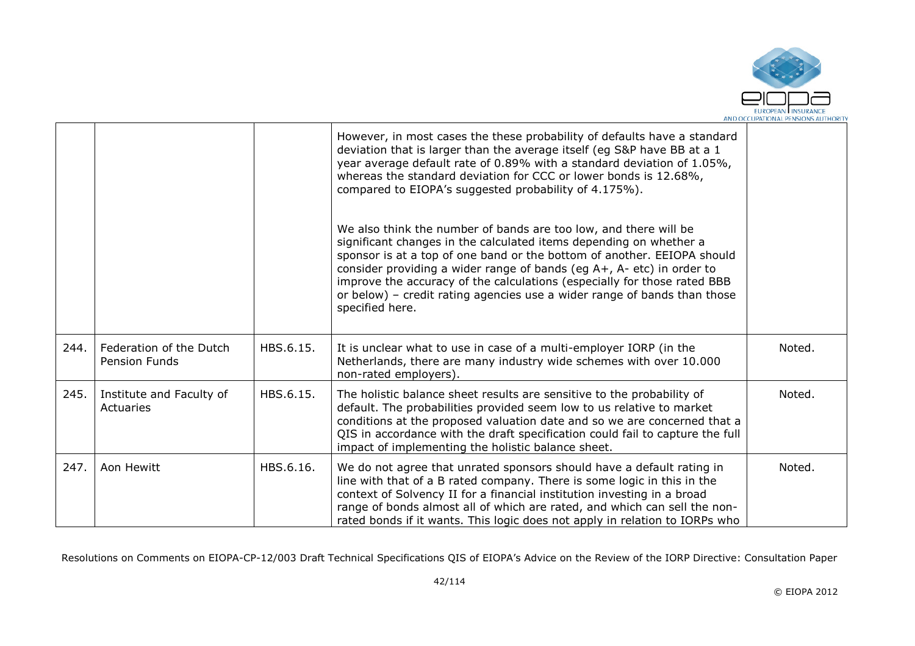| | | | | |
|---|---|---|---|---|
| | | | However, in most cases the these probability of defaults have a standard deviation that is larger than the average itself (eg S&P have BB at a 1 year average default rate of 0.89% with a standard deviation of 1.05%, whereas the standard deviation for CCC or lower bonds is 12.68%, compared to EIOPA's suggested probability of 4.175%).<br><br>We also think the number of bands are too low, and there will be significant changes in the calculated items depending on whether a sponsor is at a top of one band or the bottom of another. EEIOPA should consider providing a wider range of bands (eg A+, A- etc) in order to improve the accuracy of the calculations (especially for those rated BBB or below) – credit rating agencies use a wider range of bands than those specified here. | |
| 244. | Federation of the Dutch Pension Funds | HBS.6.15. | It is unclear what to use in case of a multi-employer IORP (in the Netherlands, there are many industry wide schemes with over 10.000 non-rated employers). | Noted. |
| 245. | Institute and Faculty of Actuaries | HBS.6.15. | The holistic balance sheet results are sensitive to the probability of default. The probabilities provided seem low to us relative to market conditions at the proposed valuation date and so we are concerned that a QIS in accordance with the draft specification could fail to capture the full impact of implementing the holistic balance sheet. | Noted. |
| 247. | Aon Hewitt | HBS.6.16. | We do not agree that unrated sponsors should have a default rating in line with that of a B rated company. There is some logic in this in the context of Solvency II for a financial institution investing in a broad range of bonds almost all of which are rated, and which can sell the non-rated bonds if it wants. This logic does not apply in relation to IORPs who | Noted. |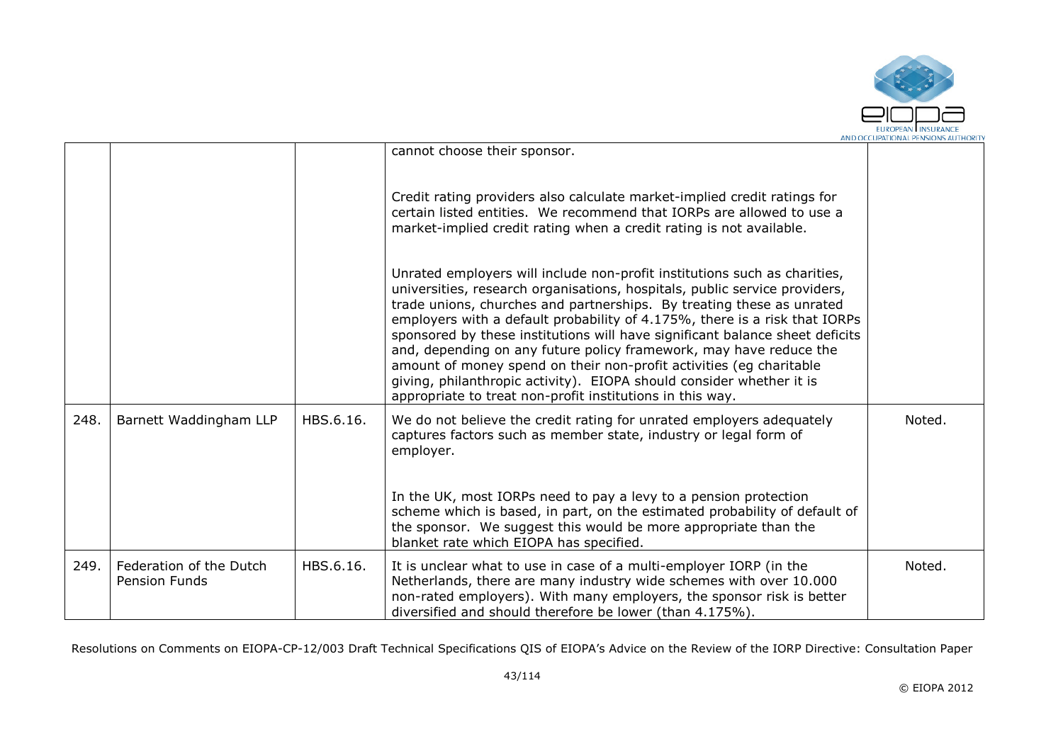| | | | | |
|---|---|---|---|---|
| | | | cannot choose their sponsor.<br><br>Credit rating providers also calculate market-implied credit ratings for certain listed entities. We recommend that IORPs are allowed to use a market-implied credit rating when a credit rating is not available.<br><br>Unrated employers will include non-profit institutions such as charities, universities, research organisations, hospitals, public service providers, trade unions, churches and partnerships. By treating these as unrated employers with a default probability of 4.175%, there is a risk that IORPs sponsored by these institutions will have significant balance sheet deficits and, depending on any future policy framework, may have reduce the amount of money spend on their non-profit activities (eg charitable giving, philanthropic activity). EIOPA should consider whether it is appropriate to treat non-profit institutions in this way. | |
| 248. | Barnett Waddingham LLP | HBS.6.16. | We do not believe the credit rating for unrated employers adequately captures factors such as member state, industry or legal form of employer.<br><br>In the UK, most IORPs need to pay a levy to a pension protection scheme which is based, in part, on the estimated probability of default of the sponsor. We suggest this would be more appropriate than the blanket rate which EIOPA has specified. | Noted. |
| 249. | Federation of the Dutch Pension Funds | HBS.6.16. | It is unclear what to use in case of a multi-employer IORP (in the Netherlands, there are many industry wide schemes with over 10.000 non-rated employers). With many employers, the sponsor risk is better diversified and should therefore be lower (than 4.175%). | Noted. |

Resolutions on Comments on EIOPA-CP-12/003 Draft Technical Specifications QIS of EIOPA's Advice on the Review of the IORP Directive: Consultation Paper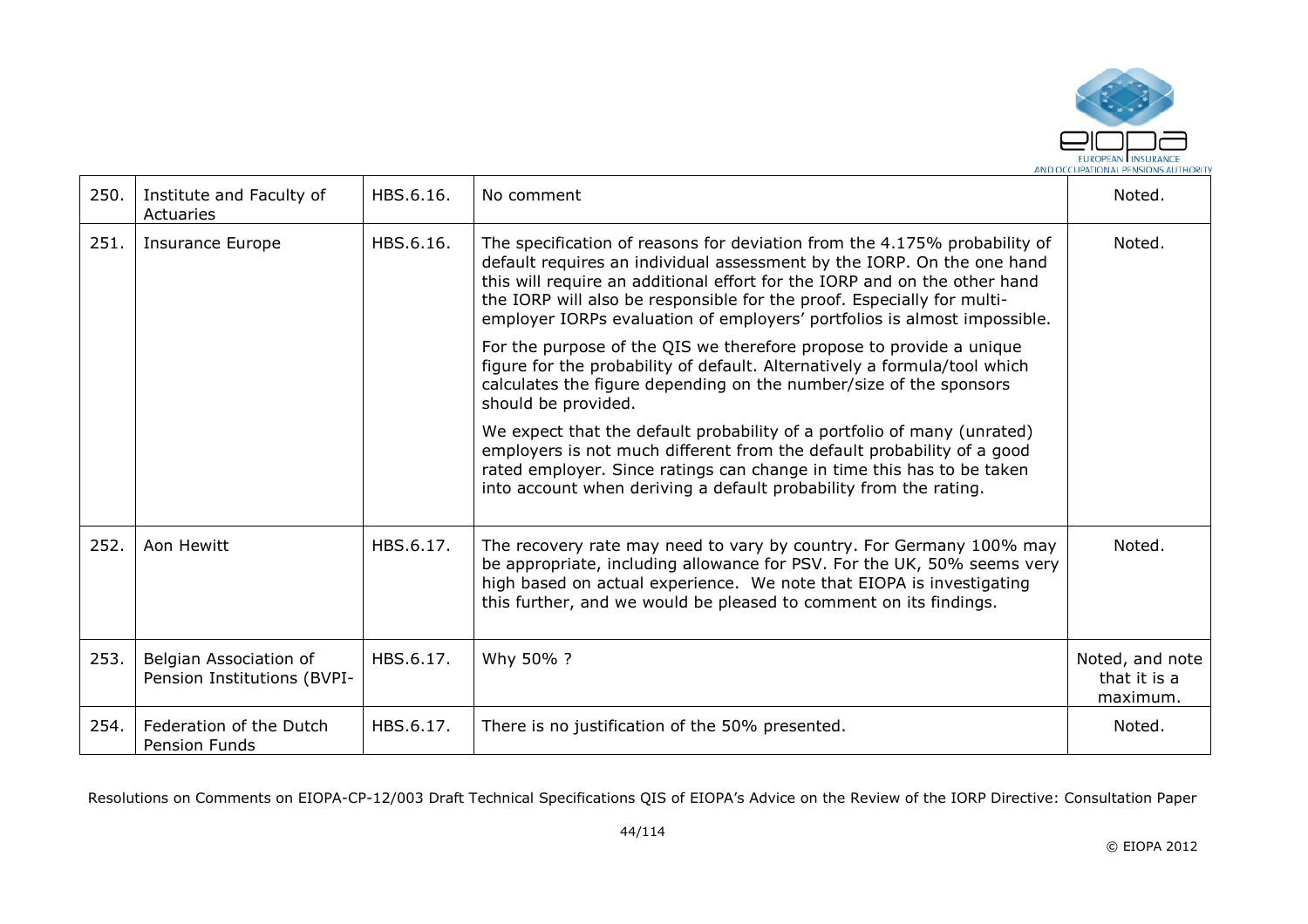| 250. | Institute and Faculty of Actuaries | HBS.6.16. | No comment | Noted. |
|---|---|---|---|---|
| 251. | Insurance Europe | HBS.6.16. | The specification of reasons for deviation from the 4.175% probability of default requires an individual assessment by the IORP. On the one hand this will require an additional effort for the IORP and on the other hand the IORP will also be responsible for the proof. Especially for multi-employer IORPs evaluation of employers' portfolios is almost impossible.<br><br>For the purpose of the QIS we therefore propose to provide a unique figure for the probability of default. Alternatively a formula/tool which calculates the figure depending on the number/size of the sponsors should be provided.<br><br>We expect that the default probability of a portfolio of many (unrated) employers is not much different from the default probability of a good rated employer. Since ratings can change in time this has to be taken into account when deriving a default probability from the rating. | Noted. |
| 252. | Aon Hewitt | HBS.6.17. | The recovery rate may need to vary by country. For Germany 100% may be appropriate, including allowance for PSV. For the UK, 50% seems very high based on actual experience. We note that EIOPA is investigating this further, and we would be pleased to comment on its findings. | Noted. |
| 253. | Belgian Association of Pension Institutions (BVPI- | HBS.6.17. | Why 50% ? | Noted, and note that it is a maximum. |
| 254. | Federation of the Dutch Pension Funds | HBS.6.17. | There is no justification of the 50% presented. | Noted. |

Resolutions on Comments on EIOPA-CP-12/003 Draft Technical Specifications QIS of EIOPA's Advice on the Review of the IORP Directive: Consultation Paper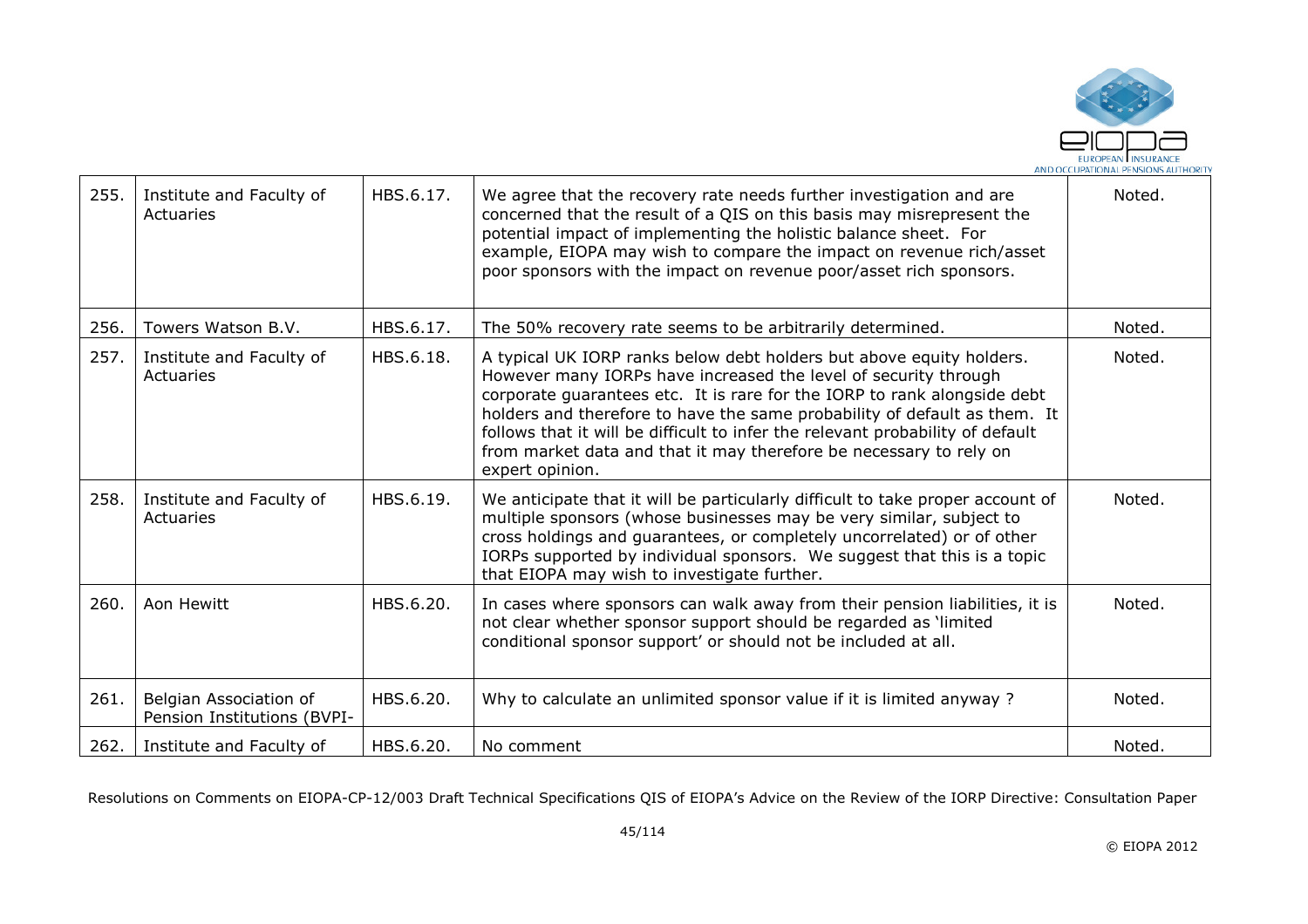| 255. | Institute and Faculty of Actuaries | HBS.6.17. | We agree that the recovery rate needs further investigation and are concerned that the result of a QIS on this basis may misrepresent the potential impact of implementing the holistic balance sheet. For example, EIOPA may wish to compare the impact on revenue rich/asset poor sponsors with the impact on revenue poor/asset rich sponsors. | Noted. |
|---|---|---|---|---|
| 256. | Towers Watson B.V. | HBS.6.17. | The 50% recovery rate seems to be arbitrarily determined. | Noted. |
| 257. | Institute and Faculty of Actuaries | HBS.6.18. | A typical UK IORP ranks below debt holders but above equity holders. However many IORPs have increased the level of security through corporate guarantees etc. It is rare for the IORP to rank alongside debt holders and therefore to have the same probability of default as them. It follows that it will be difficult to infer the relevant probability of default from market data and that it may therefore be necessary to rely on expert opinion. | Noted. |
| 258. | Institute and Faculty of Actuaries | HBS.6.19. | We anticipate that it will be particularly difficult to take proper account of multiple sponsors (whose businesses may be very similar, subject to cross holdings and guarantees, or completely uncorrelated) or of other IORPs supported by individual sponsors. We suggest that this is a topic that EIOPA may wish to investigate further. | Noted. |
| 260. | Aon Hewitt | HBS.6.20. | In cases where sponsors can walk away from their pension liabilities, it is not clear whether sponsor support should be regarded as 'limited conditional sponsor support' or should not be included at all. | Noted. |
| 261. | Belgian Association of Pension Institutions (BVPI- | HBS.6.20. | Why to calculate an unlimited sponsor value if it is limited anyway ? | Noted. |
| 262. | Institute and Faculty of | HBS.6.20. | No comment | Noted. |

Resolutions on Comments on EIOPA-CP-12/003 Draft Technical Specifications QIS of EIOPA's Advice on the Review of the IORP Directive: Consultation Paper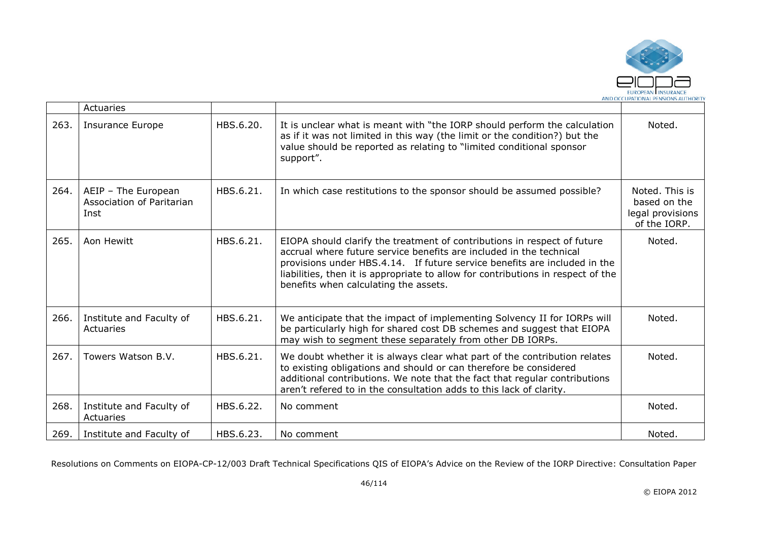| | Actuaries | | | |
|---|---|---|---|---|
| 263. | Insurance Europe | HBS.6.20. | It is unclear what is meant with "the IORP should perform the calculation as if it was not limited in this way (the limit or the condition?) but the value should be reported as relating to "limited conditional sponsor support". | Noted. |
| 264. | AEIP – The European Association of Paritarian Inst | HBS.6.21. | In which case restitutions to the sponsor should be assumed possible? | Noted. This is based on the legal provisions of the IORP. |
| 265. | Aon Hewitt | HBS.6.21. | EIOPA should clarify the treatment of contributions in respect of future accrual where future service benefits are included in the technical provisions under HBS.4.14. If future service benefits are included in the liabilities, then it is appropriate to allow for contributions in respect of the benefits when calculating the assets. | Noted. |
| 266. | Institute and Faculty of Actuaries | HBS.6.21. | We anticipate that the impact of implementing Solvency II for IORPs will be particularly high for shared cost DB schemes and suggest that EIOPA may wish to segment these separately from other DB IORPs. | Noted. |
| 267. | Towers Watson B.V. | HBS.6.21. | We doubt whether it is always clear what part of the contribution relates to existing obligations and should or can therefore be considered additional contributions. We note that the fact that regular contributions aren't refered to in the consultation adds to this lack of clarity. | Noted. |
| 268. | Institute and Faculty of Actuaries | HBS.6.22. | No comment | Noted. |
| 269. | Institute and Faculty of | HBS.6.23. | No comment | Noted. |

Resolutions on Comments on EIOPA-CP-12/003 Draft Technical Specifications QIS of EIOPA's Advice on the Review of the IORP Directive: Consultation Paper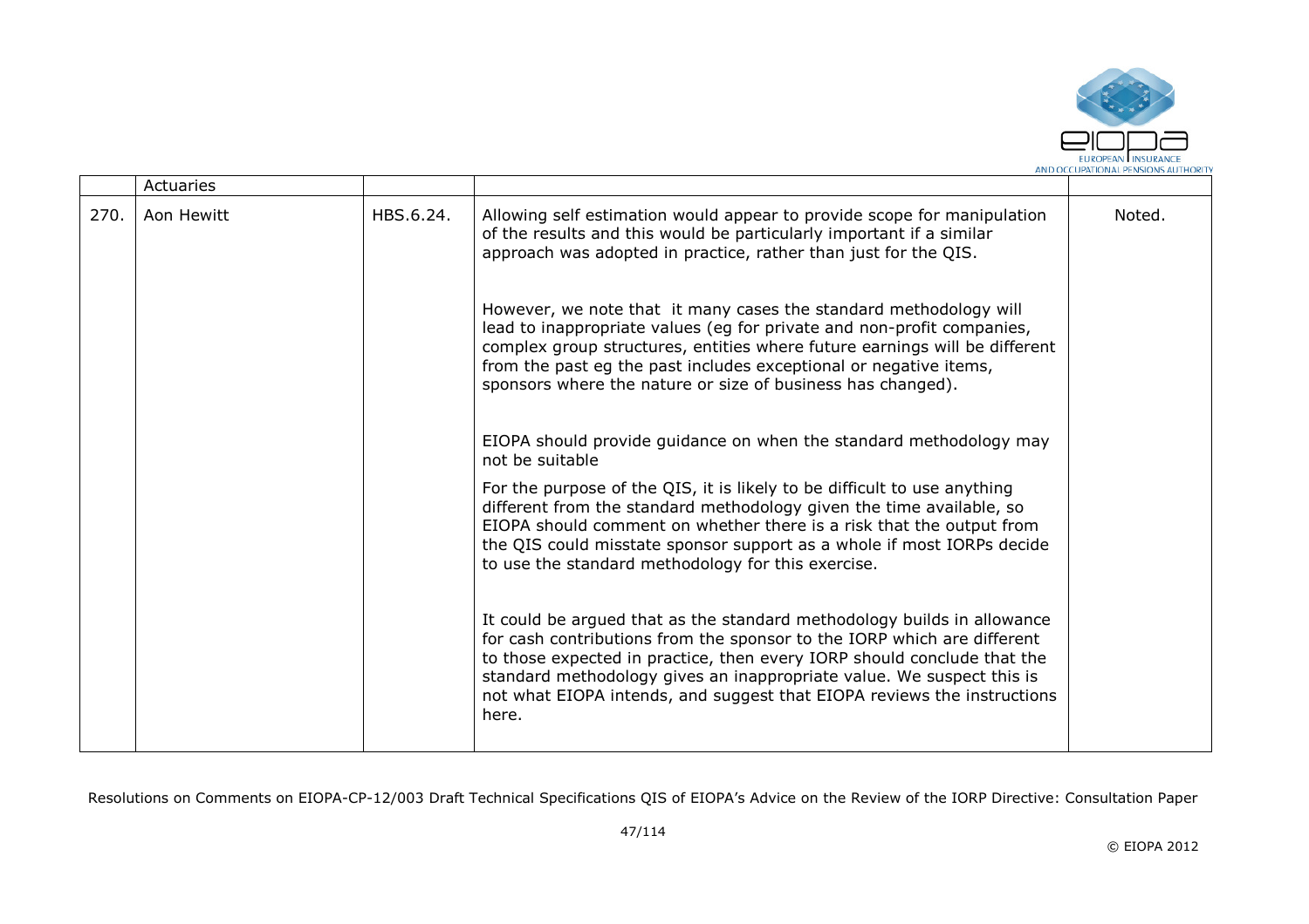|  | Actuaries |  |  |  |
|---|---|---|---|---|
| 270. | Aon Hewitt | HBS.6.24. | Allowing self estimation would appear to provide scope for manipulation of the results and this would be particularly important if a similar approach was adopted in practice, rather than just for the QIS.<br><br>However, we note that it many cases the standard methodology will lead to inappropriate values (eg for private and non-profit companies, complex group structures, entities where future earnings will be different from the past eg the past includes exceptional or negative items, sponsors where the nature or size of business has changed).<br><br>EIOPA should provide guidance on when the standard methodology may not be suitable<br><br>For the purpose of the QIS, it is likely to be difficult to use anything different from the standard methodology given the time available, so EIOPA should comment on whether there is a risk that the output from the QIS could misstate sponsor support as a whole if most IORPs decide to use the standard methodology for this exercise.<br><br>It could be argued that as the standard methodology builds in allowance for cash contributions from the sponsor to the IORP which are different to those expected in practice, then every IORP should conclude that the standard methodology gives an inappropriate value. We suspect this is not what EIOPA intends, and suggest that EIOPA reviews the instructions here. | Noted. |

Resolutions on Comments on EIOPA-CP-12/003 Draft Technical Specifications QIS of EIOPA's Advice on the Review of the IORP Directive: Consultation Paper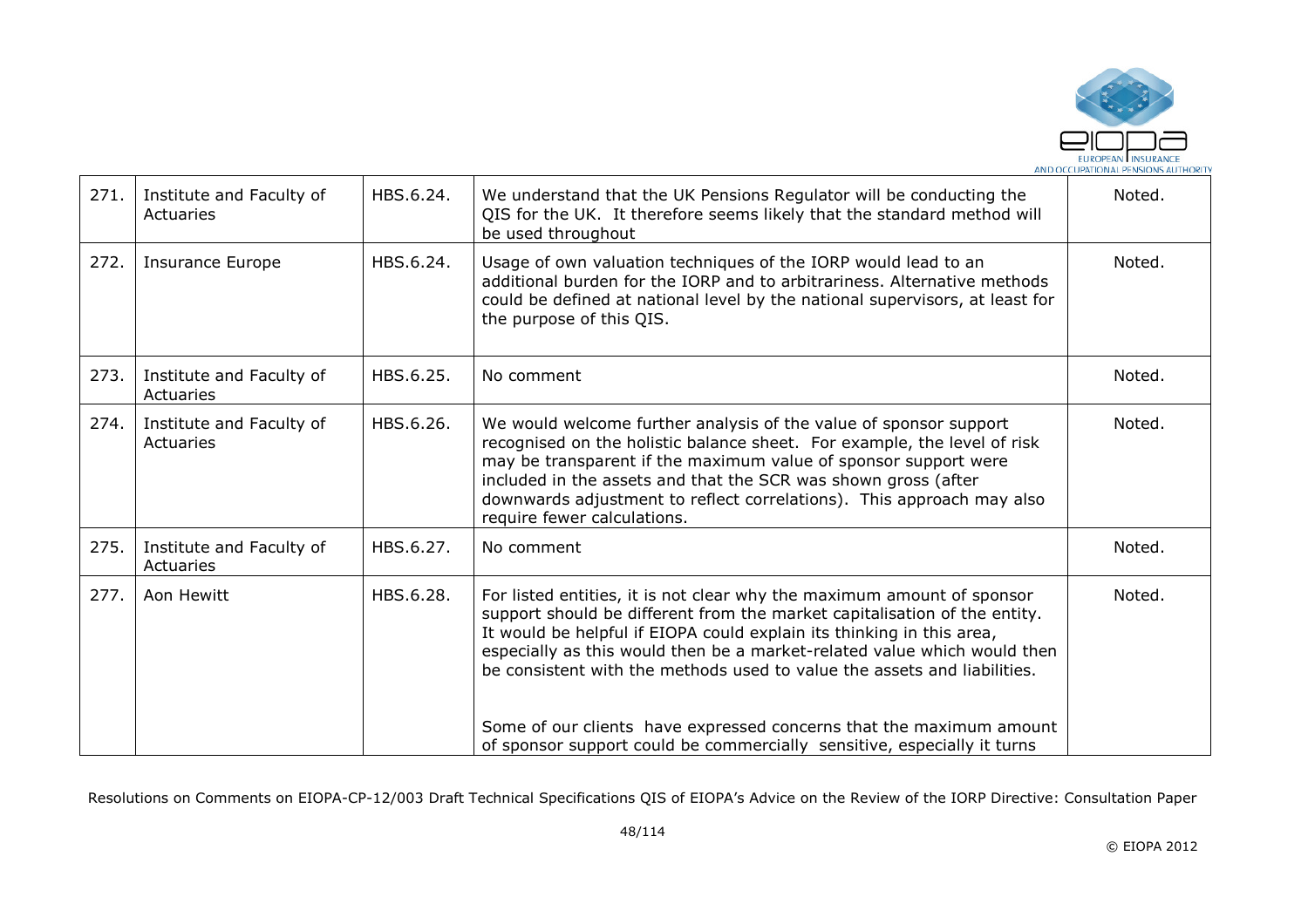| 271. | Institute and Faculty of Actuaries | HBS.6.24. | We understand that the UK Pensions Regulator will be conducting the QIS for the UK. It therefore seems likely that the standard method will be used throughout | Noted. |
|---|---|---|---|---|
| 272. | Insurance Europe | HBS.6.24. | Usage of own valuation techniques of the IORP would lead to an additional burden for the IORP and to arbitrariness. Alternative methods could be defined at national level by the national supervisors, at least for the purpose of this QIS. | Noted. |
| 273. | Institute and Faculty of Actuaries | HBS.6.25. | No comment | Noted. |
| 274. | Institute and Faculty of Actuaries | HBS.6.26. | We would welcome further analysis of the value of sponsor support recognised on the holistic balance sheet. For example, the level of risk may be transparent if the maximum value of sponsor support were included in the assets and that the SCR was shown gross (after downwards adjustment to reflect correlations). This approach may also require fewer calculations. | Noted. |
| 275. | Institute and Faculty of Actuaries | HBS.6.27. | No comment | Noted. |
| 277. | Aon Hewitt | HBS.6.28. | For listed entities, it is not clear why the maximum amount of sponsor support should be different from the market capitalisation of the entity. It would be helpful if EIOPA could explain its thinking in this area, especially as this would then be a market-related value which would then be consistent with the methods used to value the assets and liabilities.<br><br>Some of our clients have expressed concerns that the maximum amount of sponsor support could be commercially sensitive, especially it turns | Noted. |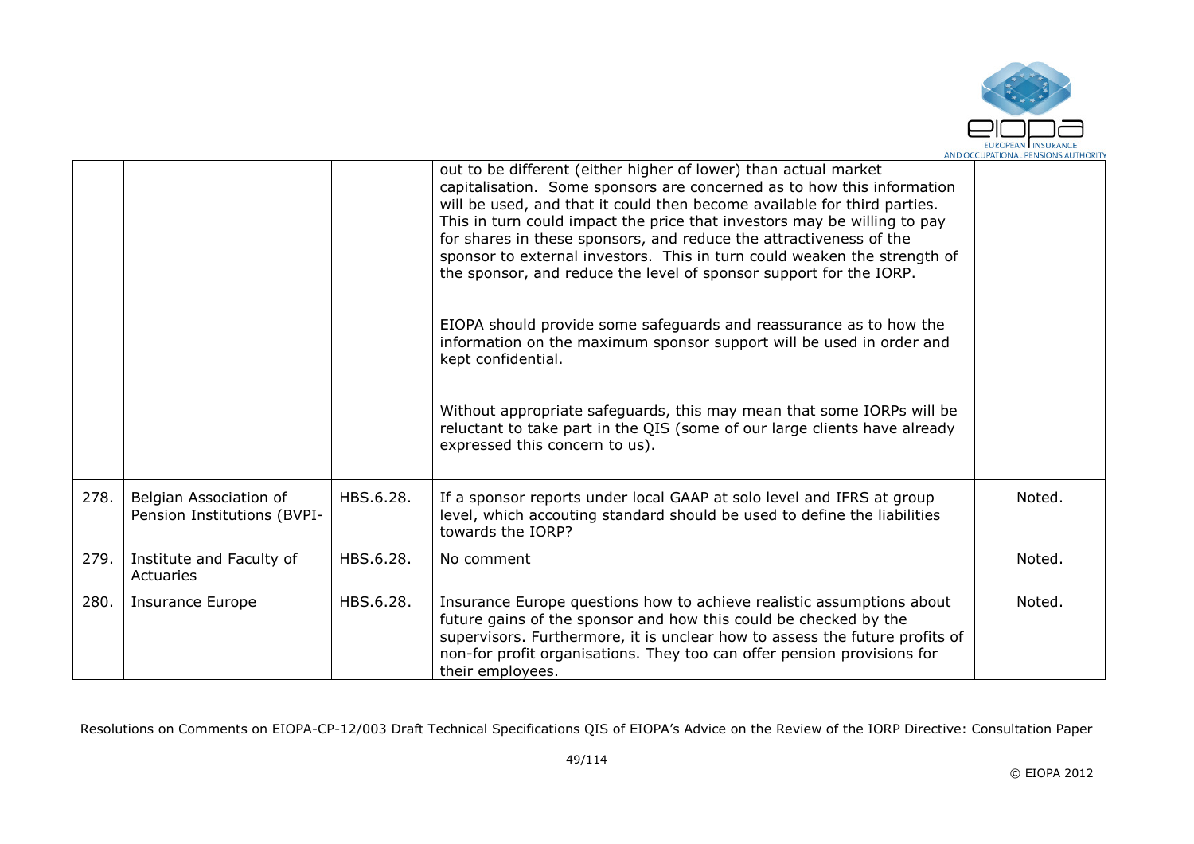| | | | | |
|---|---|---|---|---|
| | | | out to be different (either higher of lower) than actual market capitalisation. Some sponsors are concerned as to how this information will be used, and that it could then become available for third parties. This in turn could impact the price that investors may be willing to pay for shares in these sponsors, and reduce the attractiveness of the sponsor to external investors. This in turn could weaken the strength of the sponsor, and reduce the level of sponsor support for the IORP.<br><br>EIOPA should provide some safeguards and reassurance as to how the information on the maximum sponsor support will be used in order and kept confidential.<br><br>Without appropriate safeguards, this may mean that some IORPs will be reluctant to take part in the QIS (some of our large clients have already expressed this concern to us). | |
| 278. | Belgian Association of Pension Institutions (BVPI- | HBS.6.28. | If a sponsor reports under local GAAP at solo level and IFRS at group level, which accouting standard should be used to define the liabilities towards the IORP? | Noted. |
| 279. | Institute and Faculty of Actuaries | HBS.6.28. | No comment | Noted. |
| 280. | Insurance Europe | HBS.6.28. | Insurance Europe questions how to achieve realistic assumptions about future gains of the sponsor and how this could be checked by the supervisors. Furthermore, it is unclear how to assess the future profits of non-for profit organisations. They too can offer pension provisions for their employees. | Noted. |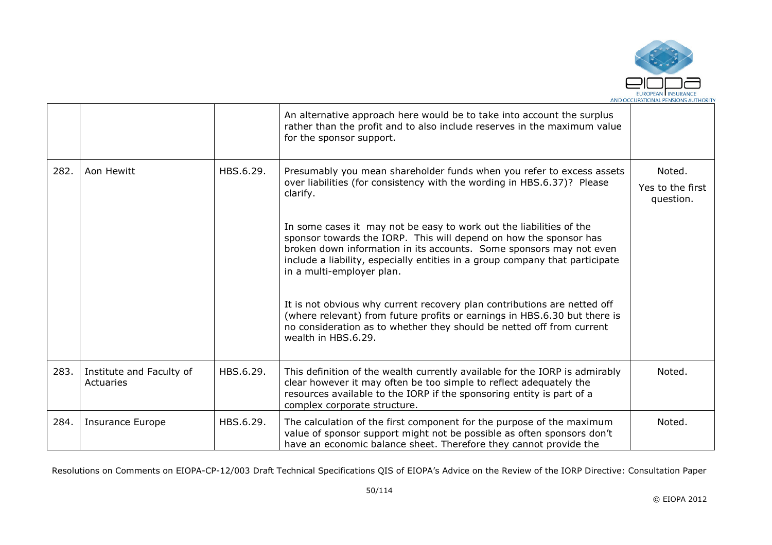|  |  |  | An alternative approach here would be to take into account the surplus rather than the profit and to also include reserves in the maximum value for the sponsor support. |  |
|---|---|---|---|---|
| 282. | Aon Hewitt | HBS.6.29. | Presumably you mean shareholder funds when you refer to excess assets over liabilities (for consistency with the wording in HBS.6.37)? Please clarify.<br><br>In some cases it may not be easy to work out the liabilities of the sponsor towards the IORP. This will depend on how the sponsor has broken down information in its accounts. Some sponsors may not even include a liability, especially entities in a group company that participate in a multi-employer plan.<br><br>It is not obvious why current recovery plan contributions are netted off (where relevant) from future profits or earnings in HBS.6.30 but there is no consideration as to whether they should be netted off from current wealth in HBS.6.29. | Noted.<br><br>Yes to the first question. |
| 283. | Institute and Faculty of Actuaries | HBS.6.29. | This definition of the wealth currently available for the IORP is admirably clear however it may often be too simple to reflect adequately the resources available to the IORP if the sponsoring entity is part of a complex corporate structure. | Noted. |
| 284. | Insurance Europe | HBS.6.29. | The calculation of the first component for the purpose of the maximum value of sponsor support might not be possible as often sponsors don't have an economic balance sheet. Therefore they cannot provide the | Noted. |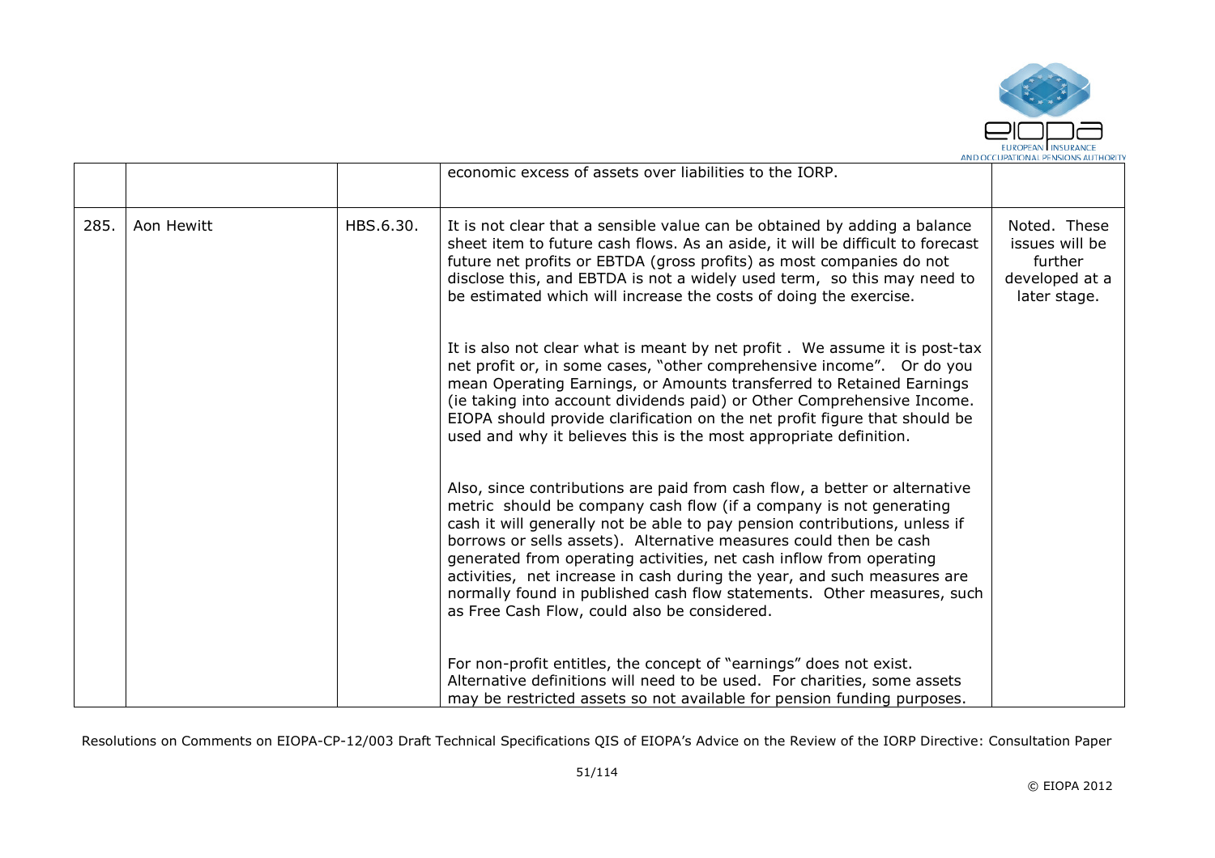|  |  |  | economic excess of assets over liabilities to the IORP. |  |
|---|---|---|---|---|
| 285. | Aon Hewitt | HBS.6.30. | It is not clear that a sensible value can be obtained by adding a balance sheet item to future cash flows. As an aside, it will be difficult to forecast future net profits or EBTDA (gross profits) as most companies do not disclose this, and EBTDA is not a widely used term, so this may need to be estimated which will increase the costs of doing the exercise.<br><br>It is also not clear what is meant by net profit . We assume it is post-tax net profit or, in some cases, "other comprehensive income". Or do you mean Operating Earnings, or Amounts transferred to Retained Earnings (ie taking into account dividends paid) or Other Comprehensive Income. EIOPA should provide clarification on the net profit figure that should be used and why it believes this is the most appropriate definition.<br><br>Also, since contributions are paid from cash flow, a better or alternative metric should be company cash flow (if a company is not generating cash it will generally not be able to pay pension contributions, unless if borrows or sells assets). Alternative measures could then be cash generated from operating activities, net cash inflow from operating activities, net increase in cash during the year, and such measures are normally found in published cash flow statements. Other measures, such as Free Cash Flow, could also be considered.<br><br>For non-profit entitles, the concept of "earnings" does not exist. Alternative definitions will need to be used. For charities, some assets may be restricted assets so not available for pension funding purposes. | Noted. These issues will be further developed at a later stage. |

Resolutions on Comments on EIOPA-CP-12/003 Draft Technical Specifications QIS of EIOPA's Advice on the Review of the IORP Directive: Consultation Paper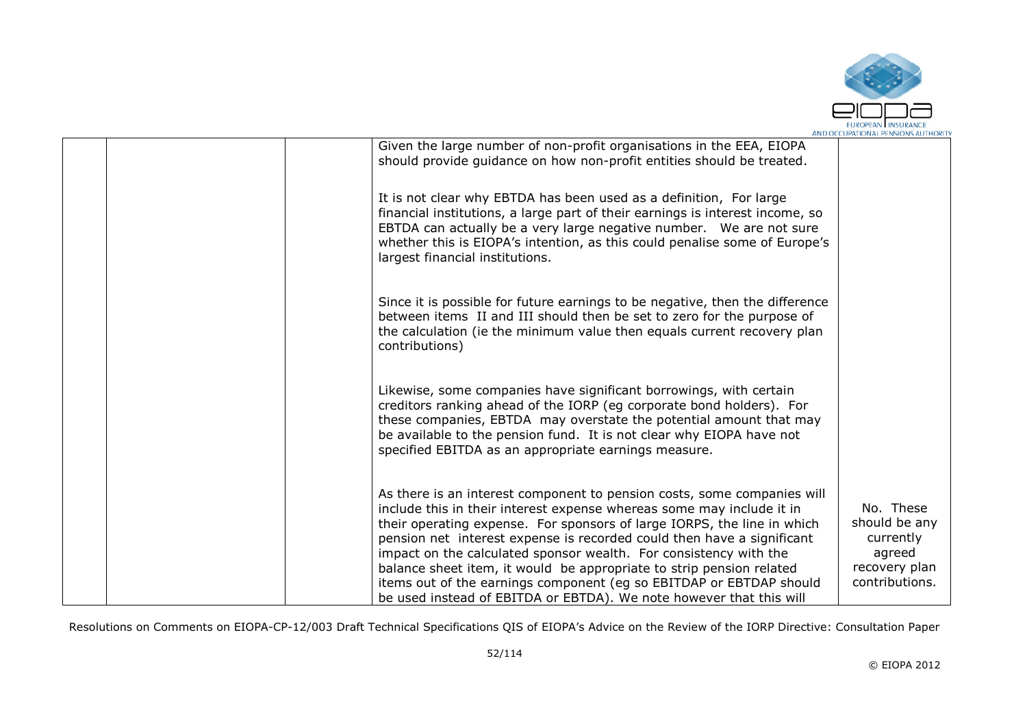| | | | Given the large number of non-profit organisations in the EEA, EIOPA should provide guidance on how non-profit entities should be treated.<br><br>It is not clear why EBTDA has been used as a definition, For large financial institutions, a large part of their earnings is interest income, so EBTDA can actually be a very large negative number. We are not sure whether this is EIOPA's intention, as this could penalise some of Europe's largest financial institutions.<br><br>Since it is possible for future earnings to be negative, then the difference between items II and III should then be set to zero for the purpose of the calculation (ie the minimum value then equals current recovery plan contributions)<br><br>Likewise, some companies have significant borrowings, with certain creditors ranking ahead of the IORP (eg corporate bond holders). For these companies, EBTDA may overstate the potential amount that may be available to the pension fund. It is not clear why EIOPA have not specified EBITDA as an appropriate earnings measure.<br><br>As there is an interest component to pension costs, some companies will include this in their interest expense whereas some may include it in their operating expense. For sponsors of large IORPS, the line in which pension net interest expense is recorded could then have a significant impact on the calculated sponsor wealth. For consistency with the balance sheet item, it would be appropriate to strip pension related items out of the earnings component (eg so EBITDAP or EBTDAP should be used instead of EBITDA or EBTDA). We note however that this will | No. These should be any currently agreed recovery plan contributions. |
|---|---|---|---|---|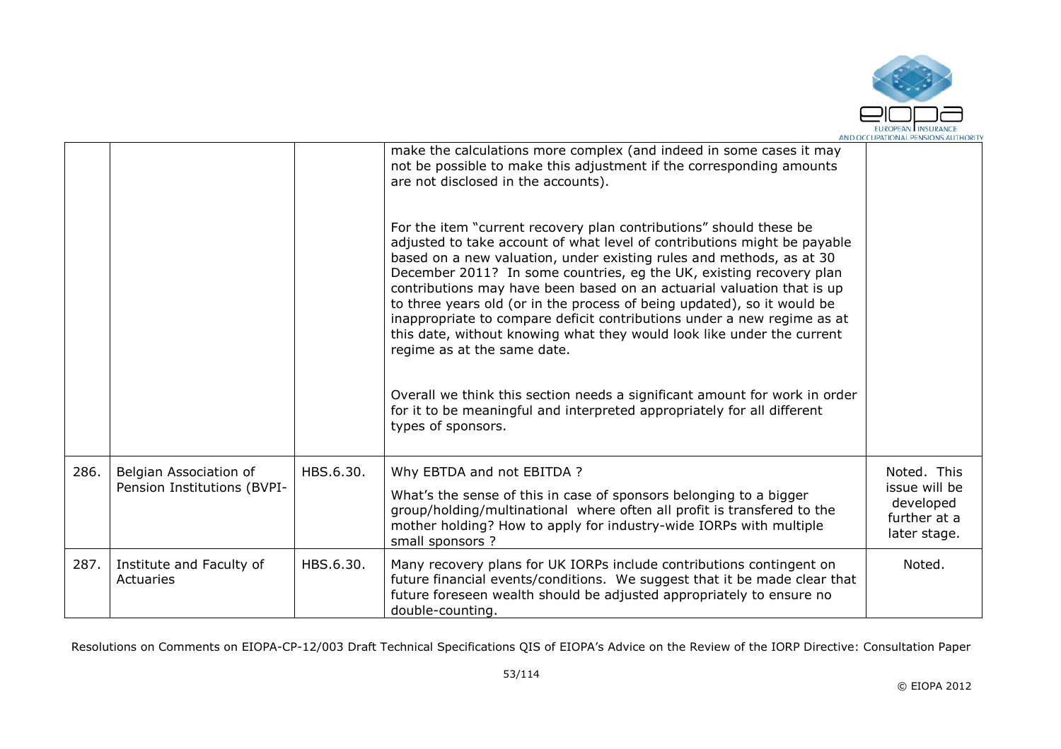|  |  |  |  |  |
| --- | --- | --- | --- | --- |
|  |  |  | make the calculations more complex (and indeed in some cases it may not be possible to make this adjustment if the corresponding amounts are not disclosed in the accounts).<br><br>For the item "current recovery plan contributions" should these be adjusted to take account of what level of contributions might be payable based on a new valuation, under existing rules and methods, as at 30 December 2011? In some countries, eg the UK, existing recovery plan contributions may have been based on an actuarial valuation that is up to three years old (or in the process of being updated), so it would be inappropriate to compare deficit contributions under a new regime as at this date, without knowing what they would like under the current regime as at the same date.<br><br>Overall we think this section needs a significant amount for work in order for it to be meaningful and interpreted appropriately for all different types of sponsors. |  |
| 286. | Belgian Association of Pension Institutions (BVPI- | HBS.6.30. | Why EBTDA and not EBITDA ?<br><br>What's the sense of this in case of sponsors belonging to a bigger group/holding/multinational where often all profit is transfered to the mother holding? How to apply for industry-wide IORPs with multiple small sponsors ? | Noted. This issue will be developed further at a later stage. |
| 287. | Institute and Faculty of Actuaries | HBS.6.30. | Many recovery plans for UK IORPs include contributions contingent on future financial events/conditions. We suggest that it be made clear that future foreseen wealth should be adjusted appropriately to ensure no double-counting. | Noted. |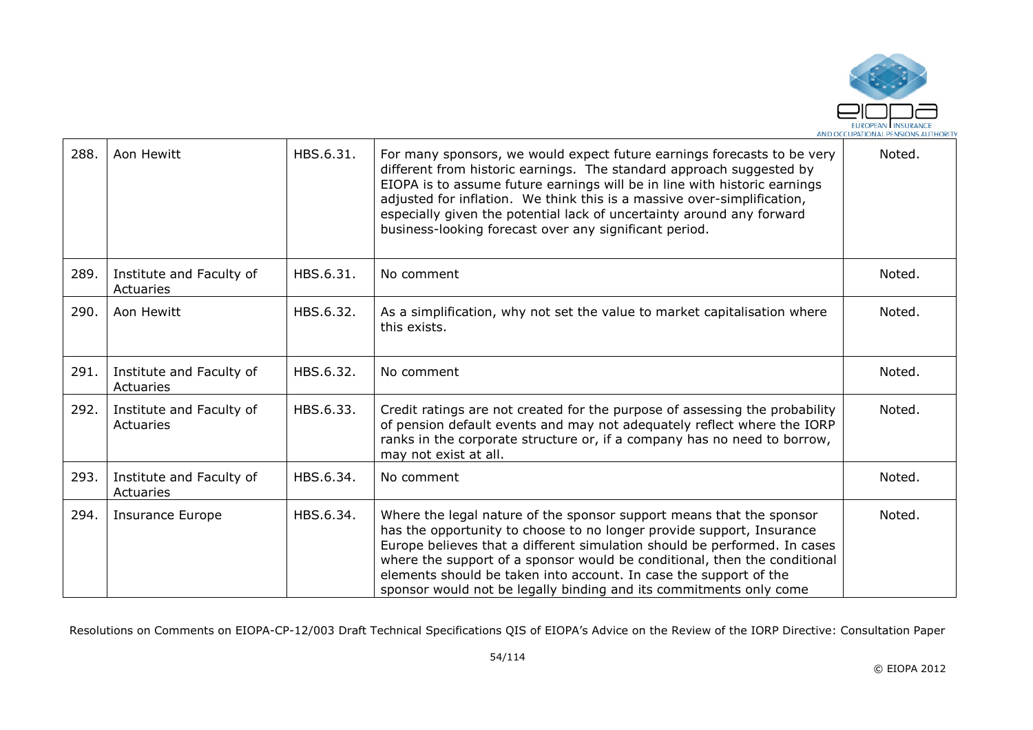| 288. | Aon Hewitt | HBS.6.31. | For many sponsors, we would expect future earnings forecasts to be very different from historic earnings. The standard approach suggested by EIOPA is to assume future earnings will be in line with historic earnings adjusted for inflation. We think this is a massive over-simplification, especially given the potential lack of uncertainty around any forward business-looking forecast over any significant period. | Noted. |
|---|---|---|---|---|
| 289. | Institute and Faculty of Actuaries | HBS.6.31. | No comment | Noted. |
| 290. | Aon Hewitt | HBS.6.32. | As a simplification, why not set the value to market capitalisation where this exists. | Noted. |
| 291. | Institute and Faculty of Actuaries | HBS.6.32. | No comment | Noted. |
| 292. | Institute and Faculty of Actuaries | HBS.6.33. | Credit ratings are not created for the purpose of assessing the probability of pension default events and may not adequately reflect where the IORP ranks in the corporate structure or, if a company has no need to borrow, may not exist at all. | Noted. |
| 293. | Institute and Faculty of Actuaries | HBS.6.34. | No comment | Noted. |
| 294. | Insurance Europe | HBS.6.34. | Where the legal nature of the sponsor support means that the sponsor has the opportunity to choose to no longer provide support, Insurance Europe believes that a different simulation should be performed. In cases where the support of a sponsor would be conditional, then the conditional elements should be taken into account. In case the support of the sponsor would not be legally binding and its commitments only come | Noted. |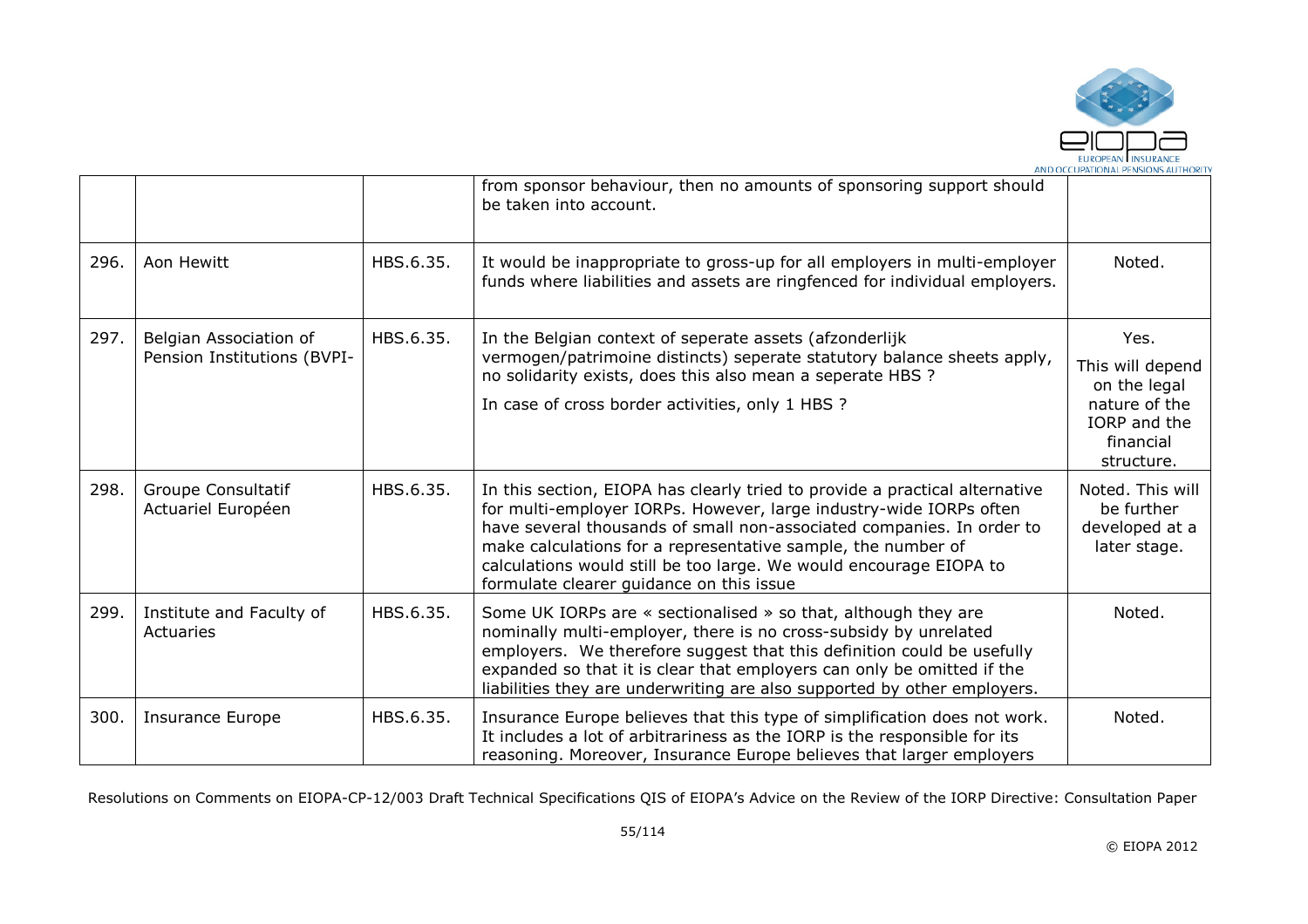|  |  |  |  |  |
|---|---|---|---|---|
|  |  |  | from sponsor behaviour, then no amounts of sponsoring support should be taken into account. |  |
| 296. | Aon Hewitt | HBS.6.35. | It would be inappropriate to gross-up for all employers in multi-employer funds where liabilities and assets are ringfenced for individual employers. | Noted. |
| 297. | Belgian Association of Pension Institutions (BVPI- | HBS.6.35. | In the Belgian context of seperate assets (afzonderlijk vermogen/patrimoine distincts) seperate statutory balance sheets apply, no solidarity exists, does this also mean a seperate HBS ?<br><br>In case of cross border activities, only 1 HBS ? | Yes.<br><br>This will depend on the legal nature of the IORP and the financial structure. |
| 298. | Groupe Consultatif Actuariel Européen | HBS.6.35. | In this section, EIOPA has clearly tried to provide a practical alternative for multi-employer IORPs. However, large industry-wide IORPs often have several thousands of small non-associated companies. In order to make calculations for a representative sample, the number of calculations would still be too large. We would encourage EIOPA to formulate clearer guidance on this issue | Noted. This will be further developed at a later stage. |
| 299. | Institute and Faculty of Actuaries | HBS.6.35. | Some UK IORPs are « sectionalised » so that, although they are nominally multi-employer, there is no cross-subsidy by unrelated employers. We therefore suggest that this definition could be usefully expanded so that it is clear that employers can only be omitted if the liabilities they are underwriting are also supported by other employers. | Noted. |
| 300. | Insurance Europe | HBS.6.35. | Insurance Europe believes that this type of simplification does not work. It includes a lot of arbitrariness as the IORP is the responsible for its reasoning. Moreover, Insurance Europe believes that larger employers | Noted. |

Resolutions on Comments on EIOPA-CP-12/003 Draft Technical Specifications QIS of EIOPA's Advice on the Review of the IORP Directive: Consultation Paper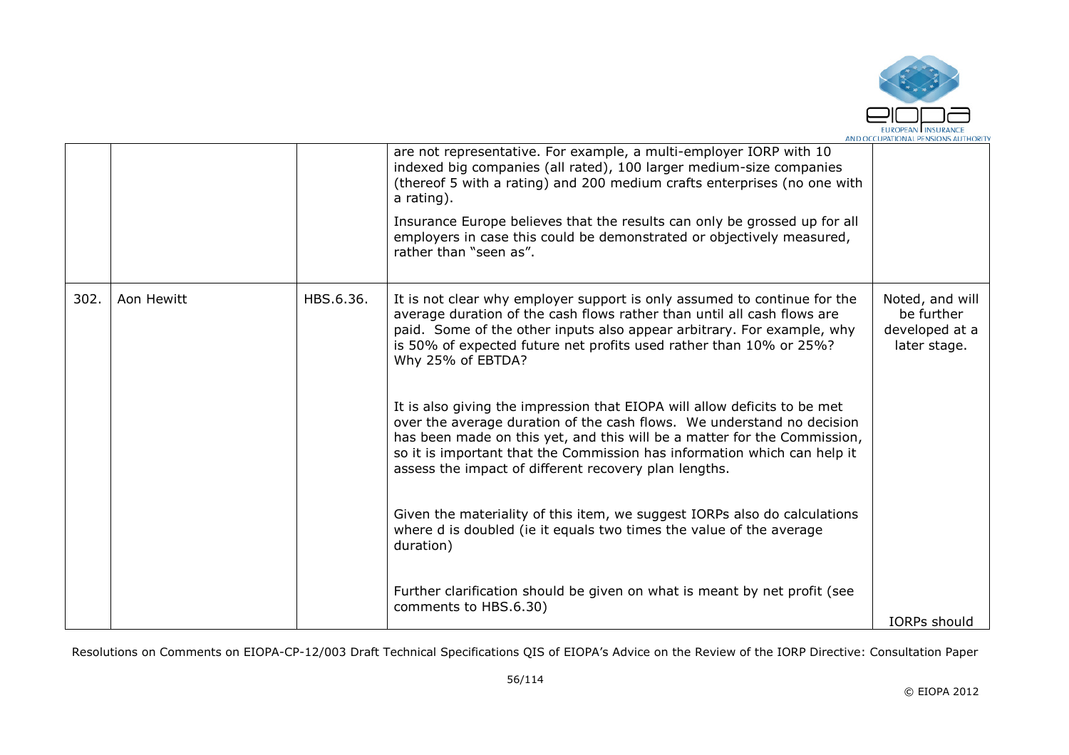| | | | | |
|---|---|---|---|---|
| | | | are not representative. For example, a multi-employer IORP with 10 indexed big companies (all rated), 100 larger medium-size companies (thereof 5 with a rating) and 200 medium crafts enterprises (no one with a rating).<br><br>Insurance Europe believes that the results can only be grossed up for all employers in case this could be demonstrated or objectively measured, rather than "seen as". | |
| 302. | Aon Hewitt | HBS.6.36. | It is not clear why employer support is only assumed to continue for the average duration of the cash flows rather than until all cash flows are paid. Some of the other inputs also appear arbitrary. For example, why is 50% of expected future net profits used rather than 10% or 25%? Why 25% of EBTDA?<br><br>It is also giving the impression that EIOPA will allow deficits to be met over the average duration of the cash flows. We understand no decision has been made on this yet, and this will be a matter for the Commission, so it is important that the Commission has information which can help it assess the impact of different recovery plan lengths.<br><br>Given the materiality of this item, we suggest IORPs also do calculations where d is doubled (ie it equals two times the value of the average duration)<br><br>Further clarification should be given on what is meant by net profit (see comments to HBS.6.30) | Noted, and will be further developed at a later stage.<br><br>IORPs should |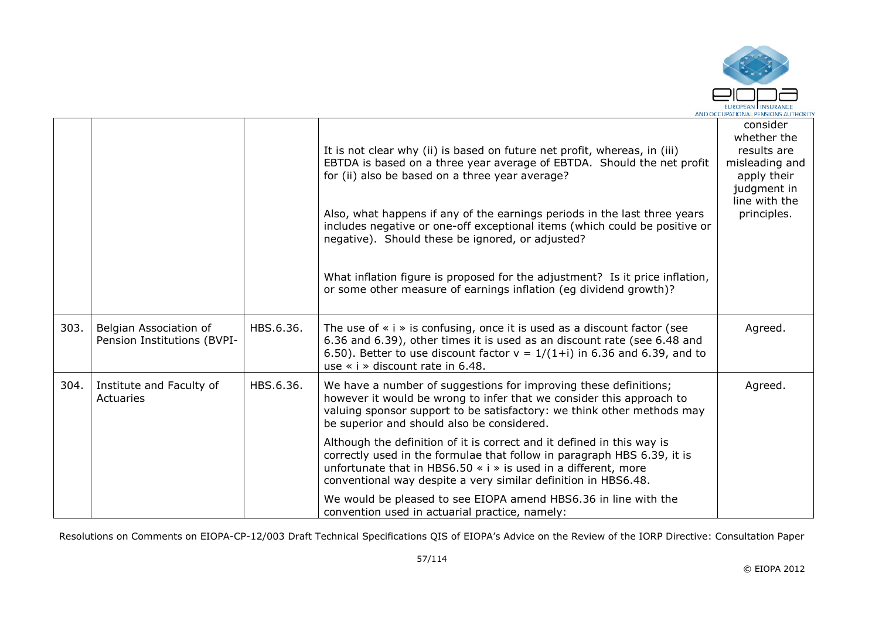| | | | | |
|---|---|---|---|---|
| | | | It is not clear why (ii) is based on future net profit, whereas, in (iii) EBTDA is based on a three year average of EBTDA. Should the net profit for (ii) also be based on a three year average?<br><br>Also, what happens if any of the earnings periods in the last three years includes negative or one-off exceptional items (which could be positive or negative). Should these be ignored, or adjusted?<br><br>What inflation figure is proposed for the adjustment? Is it price inflation, or some other measure of earnings inflation (eg dividend growth)? | consider whether the results are misleading and apply their judgment in line with the principles. |
| 303. | Belgian Association of Pension Institutions (BVPI- | HBS.6.36. | The use of « i » is confusing, once it is used as a discount factor (see 6.36 and 6.39), other times it is used as an discount rate (see 6.48 and 6.50). Better to use discount factor $v = 1/(1+i)$ in 6.36 and 6.39, and to use « i » discount rate in 6.48. | Agreed. |
| 304. | Institute and Faculty of Actuaries | HBS.6.36. | We have a number of suggestions for improving these definitions; however it would be wrong to infer that we consider this approach to valuing sponsor support to be satisfactory: we think other methods may be superior and should also be considered.<br><br>Although the definition of it is correct and it defined in this way is correctly used in the formulae that follow in paragraph HBS 6.39, it is unfortunate that in HBS6.50 « i » is used in a different, more conventional way despite a very similar definition in HBS6.48.<br><br>We would be pleased to see EIOPA amend HBS6.36 in line with the convention used in actuarial practice, namely: | Agreed. |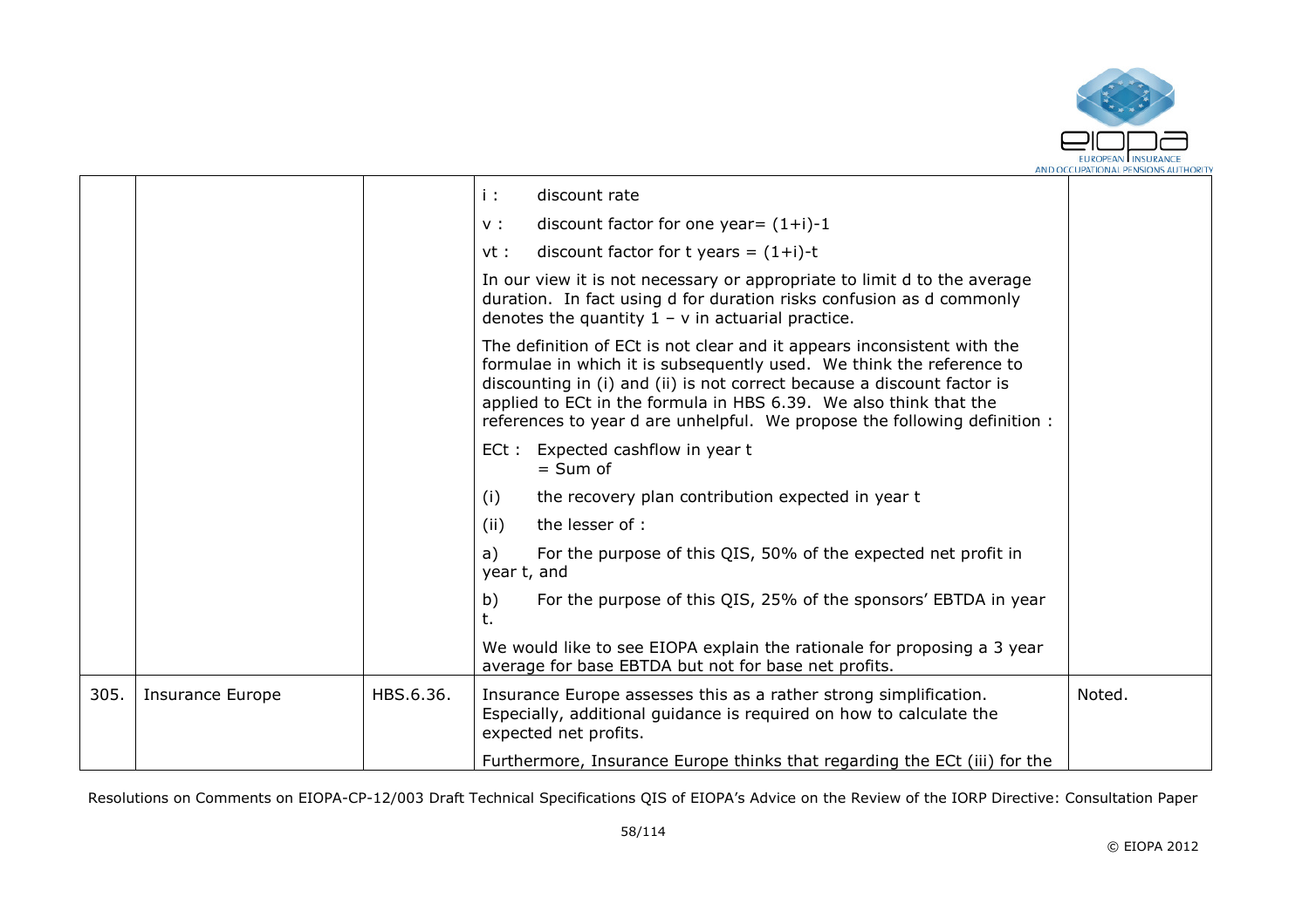|  |  |  | i : discount rate<br><br>v : discount factor for one year= $(1+i)^{-1}$<br><br>vt : discount factor for t years = $(1+i)^{-t}$<br><br>In our view it is not necessary or appropriate to limit d to the average duration. In fact using d for duration risks confusion as d commonly denotes the quantity $1 - v$ in actuarial practice.<br><br>The definition of ECt is not clear and it appears inconsistent with the formulae in which it is subsequently used. We think the reference to discounting in (i) and (ii) is not correct because a discount factor is applied to ECt in the formula in HBS 6.39. We also think that the references to year d are unhelpful. We propose the following definition :<br><br>ECt : Expected cashflow in year t<br>= Sum of<br><br>(i) the recovery plan contribution expected in year t<br><br>(ii) the lesser of :<br><br>a) For the purpose of this QIS, 50% of the expected net profit in year t, and<br><br>b) For the purpose of this QIS, 25% of the sponsors' EBTDA in year t.<br><br>We would like to see EIOPA explain the rationale for proposing a 3 year average for base EBTDA but not for base net profits. |  |
|---|---|---|---|---|
| 305. | Insurance Europe | HBS.6.36. | Insurance Europe assesses this as a rather strong simplification. Especially, additional guidance is required on how to calculate the expected net profits.<br><br>Furthermore, Insurance Europe thinks that regarding the ECt (iii) for the | Noted. |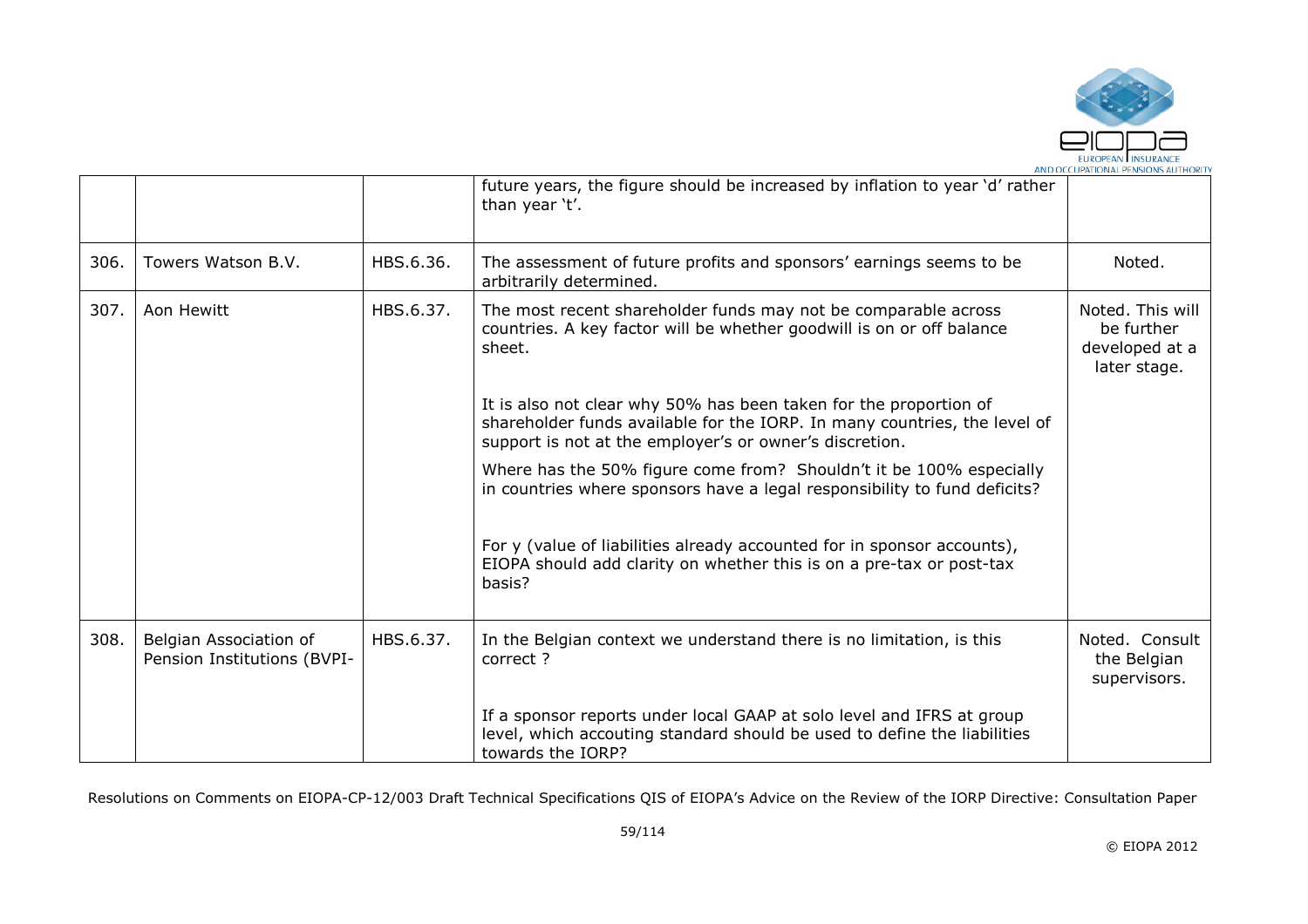| | | | | |
|---|---|---|---|---|
| | | | future years, the figure should be increased by inflation to year 'd' rather than year 't'. | |
| 306. | Towers Watson B.V. | HBS.6.36. | The assessment of future profits and sponsors' earnings seems to be arbitrarily determined. | Noted. |
| 307. | Aon Hewitt | HBS.6.37. | The most recent shareholder funds may not be comparable across countries. A key factor will be whether goodwill is on or off balance sheet.<br><br>It is also not clear why 50% has been taken for the proportion of shareholder funds available for the IORP. In many countries, the level of support is not at the employer's or owner's discretion.<br><br>Where has the 50% figure come from? Shouldn't it be 100% especially in countries where sponsors have a legal responsibility to fund deficits?<br><br>For y (value of liabilities already accounted for in sponsor accounts), EIOPA should add clarity on whether this is on a pre-tax or post-tax basis? | Noted. This will be further developed at a later stage. |
| 308. | Belgian Association of Pension Institutions (BVPI- | HBS.6.37. | In the Belgian context we understand there is no limitation, is this correct ?<br><br>If a sponsor reports under local GAAP at solo level and IFRS at group level, which accouting standard should be used to define the liabilities towards the IORP? | Noted. Consult the Belgian supervisors. |

Resolutions on Comments on EIOPA-CP-12/003 Draft Technical Specifications QIS of EIOPA's Advice on the Review of the IORP Directive: Consultation Paper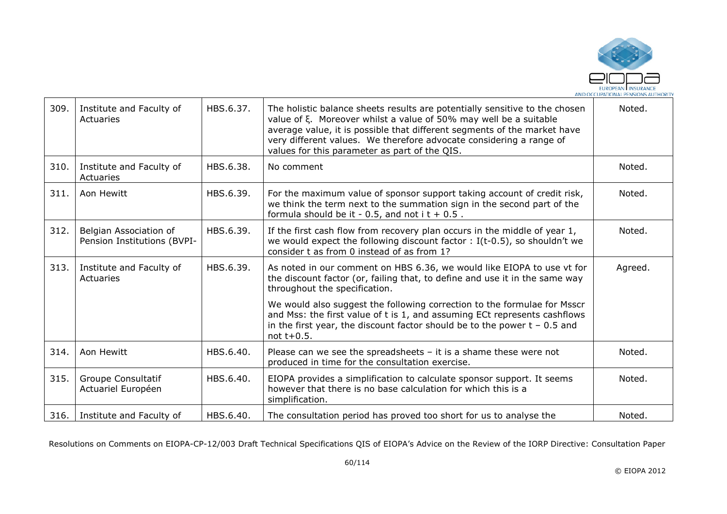| | | | | |
|---|---|---|---|---|
| 309. | Institute and Faculty of Actuaries | HBS.6.37. | The holistic balance sheets results are potentially sensitive to the chosen value of ξ. Moreover whilst a value of 50% may well be a suitable average value, it is possible that different segments of the market have very different values. We therefore advocate considering a range of values for this parameter as part of the QIS. | Noted. |
| 310. | Institute and Faculty of Actuaries | HBS.6.38. | No comment | Noted. |
| 311. | Aon Hewitt | HBS.6.39. | For the maximum value of sponsor support taking account of credit risk, we think the term next to the summation sign in the second part of the formula should be it - 0.5, and not i t + 0.5 . | Noted. |
| 312. | Belgian Association of Pension Institutions (BVPI- | HBS.6.39. | If the first cash flow from recovery plan occurs in the middle of year 1, we would expect the following discount factor : I(t-0.5), so shouldn't we consider t as from 0 instead of as from 1? | Noted. |
| 313. | Institute and Faculty of Actuaries | HBS.6.39. | As noted in our comment on HBS 6.36, we would like EIOPA to use vt for the discount factor (or, failing that, to define and use it in the same way throughout the specification.<br><br>We would also suggest the following correction to the formulae for Msscr and Mss: the first value of t is 1, and assuming ECt represents cashflows in the first year, the discount factor should be to the power t – 0.5 and not t+0.5. | Agreed. |
| 314. | Aon Hewitt | HBS.6.40. | Please can we see the spreadsheets – it is a shame these were not produced in time for the consultation exercise. | Noted. |
| 315. | Groupe Consultatif Actuariel Européen | HBS.6.40. | EIOPA provides a simplification to calculate sponsor support. It seems however that there is no base calculation for which this is a simplification. | Noted. |
| 316. | Institute and Faculty of | HBS.6.40. | The consultation period has proved too short for us to analyse the | Noted. |

Resolutions on Comments on EIOPA-CP-12/003 Draft Technical Specifications QIS of EIOPA's Advice on the Review of the IORP Directive: Consultation Paper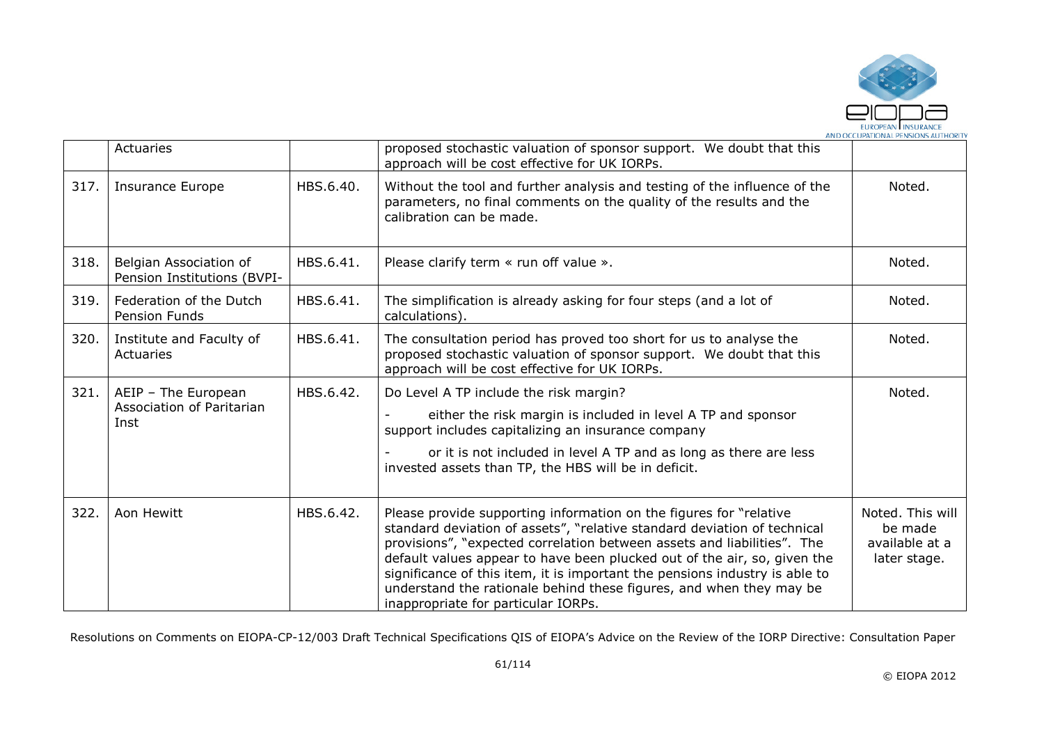| | | | | |
|---|---|---|---|---|
| | Actuaries | | proposed stochastic valuation of sponsor support. We doubt that this approach will be cost effective for UK IORPs. | |
| 317. | Insurance Europe | HBS.6.40. | Without the tool and further analysis and testing of the influence of the parameters, no final comments on the quality of the results and the calibration can be made. | Noted. |
| 318. | Belgian Association of Pension Institutions (BVPI- | HBS.6.41. | Please clarify term « run off value ». | Noted. |
| 319. | Federation of the Dutch Pension Funds | HBS.6.41. | The simplification is already asking for four steps (and a lot of calculations). | Noted. |
| 320. | Institute and Faculty of Actuaries | HBS.6.41. | The consultation period has proved too short for us to analyse the proposed stochastic valuation of sponsor support. We doubt that this approach will be cost effective for UK IORPs. | Noted. |
| 321. | AEIP – The European Association of Paritarian Inst | HBS.6.42. | Do Level A TP include the risk margin?<br>- either the risk margin is included in level A TP and sponsor support includes capitalizing an insurance company<br>- or it is not included in level A TP and as long as there are less invested assets than TP, the HBS will be in deficit. | Noted. |
| 322. | Aon Hewitt | HBS.6.42. | Please provide supporting information on the figures for "relative standard deviation of assets", "relative standard deviation of technical provisions", "expected correlation between assets and liabilities". The default values appear to have been plucked out of the air, so, given the significance of this item, it is important the pensions industry is able to understand the rationale behind these figures, and when they may be inappropriate for particular IORPs. | Noted. This will be made available at a later stage. |

Resolutions on Comments on EIOPA-CP-12/003 Draft Technical Specifications QIS of EIOPA's Advice on the Review of the IORP Directive: Consultation Paper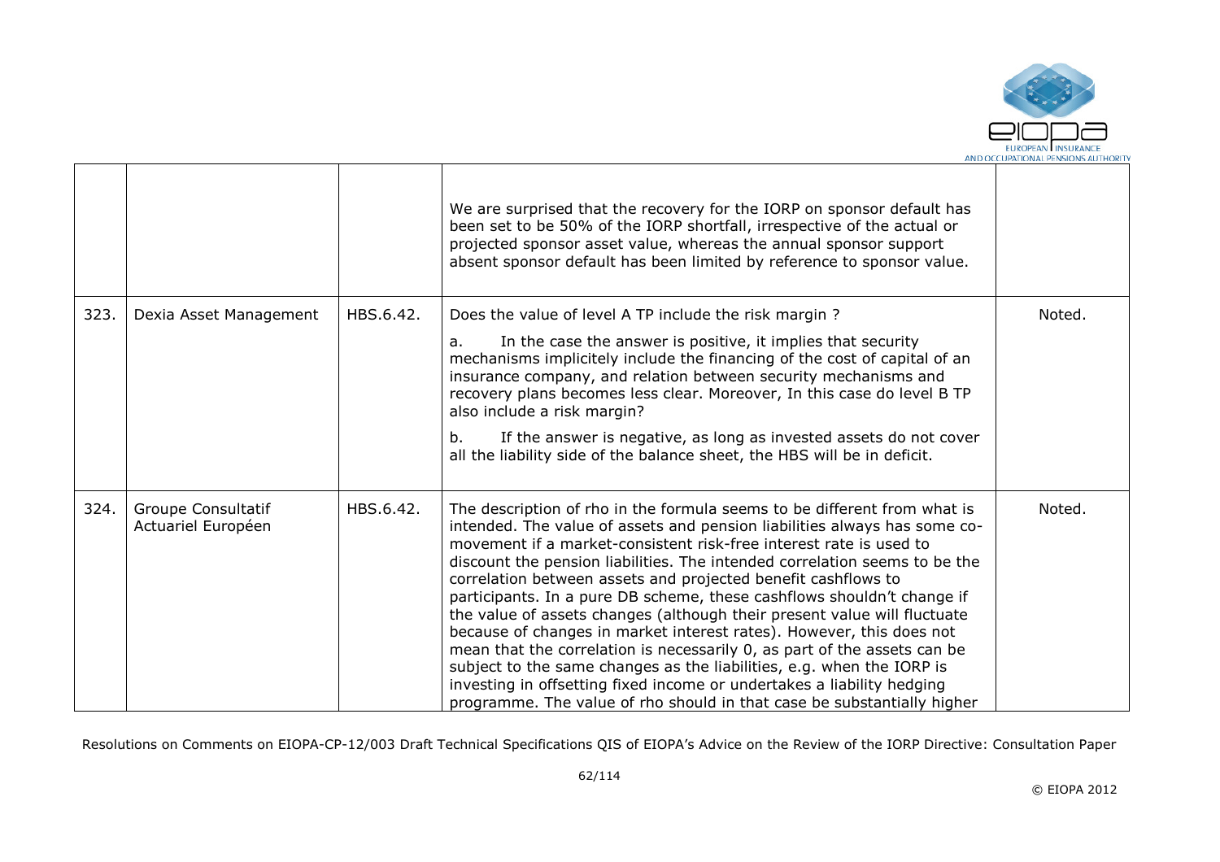|  |  |  | We are surprised that the recovery for the IORP on sponsor default has been set to be 50% of the IORP shortfall, irrespective of the actual or projected sponsor asset value, whereas the annual sponsor support absent sponsor default has been limited by reference to sponsor value. |  |
|---|---|---|---|---|
| 323. | Dexia Asset Management | HBS.6.42. | Does the value of level A TP include the risk margin ?<br><br>a. In the case the answer is positive, it implies that security mechanisms implicitely include the financing of the cost of capital of an insurance company, and relation between security mechanisms and recovery plans becomes less clear. Moreover, In this case do level B TP also include a risk margin?<br><br>b. If the answer is negative, as long as invested assets do not cover all the liability side of the balance sheet, the HBS will be in deficit. | Noted. |
| 324. | Groupe Consultatif Actuariel Européen | HBS.6.42. | The description of rho in the formula seems to be different from what is intended. The value of assets and pension liabilities always has some co-movement if a market-consistent risk-free interest rate is used to discount the pension liabilities. The intended correlation seems to be the correlation between assets and projected benefit cashflows to participants. In a pure DB scheme, these cashflows shouldn't change if the value of assets changes (although their present value will fluctuate because of changes in market interest rates). However, this does not mean that the correlation is necessarily 0, as part of the assets can be subject to the same changes as the liabilities, e.g. when the IORP is investing in offsetting fixed income or undertakes a liability hedging programme. The value of rho should in that case be substantially higher | Noted. |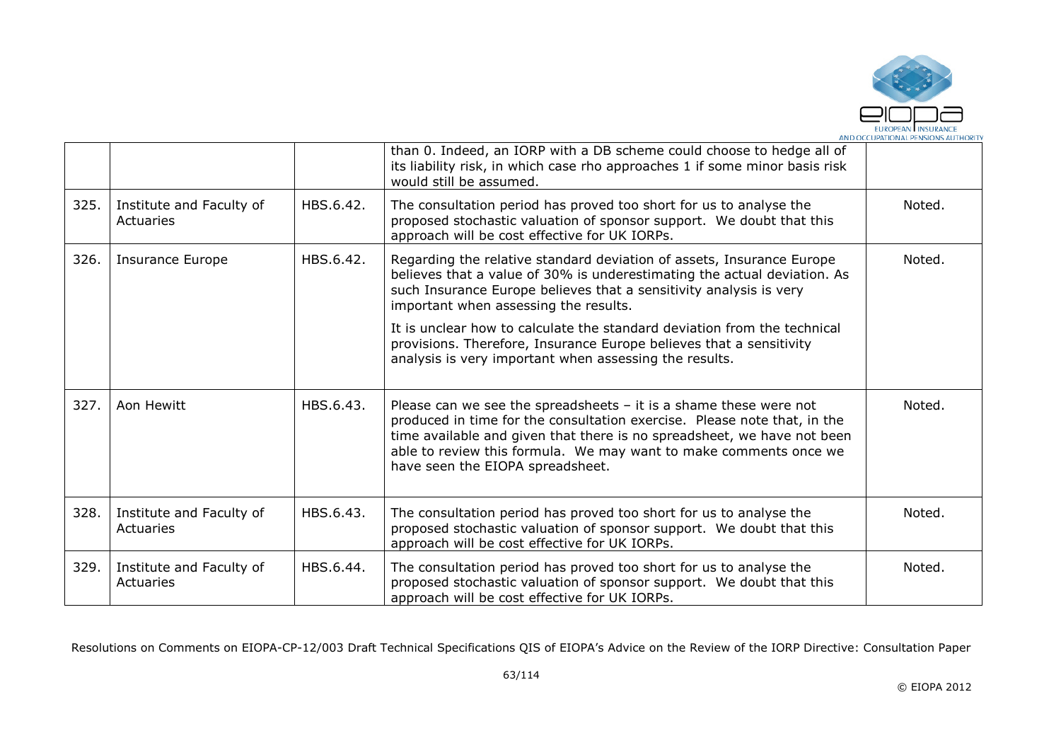|  |  |  |  |  |
|---|---|---|---|---|
|  |  |  | than 0. Indeed, an IORP with a DB scheme could choose to hedge all of its liability risk, in which case rho approaches 1 if some minor basis risk would still be assumed. |  |
| 325. | Institute and Faculty of Actuaries | HBS.6.42. | The consultation period has proved too short for us to analyse the proposed stochastic valuation of sponsor support. We doubt that this approach will be cost effective for UK IORPs. | Noted. |
| 326. | Insurance Europe | HBS.6.42. | Regarding the relative standard deviation of assets, Insurance Europe believes that a value of 30% is underestimating the actual deviation. As such Insurance Europe believes that a sensitivity analysis is very important when assessing the results.<br><br>It is unclear how to calculate the standard deviation from the technical provisions. Therefore, Insurance Europe believes that a sensitivity analysis is very important when assessing the results. | Noted. |
| 327. | Aon Hewitt | HBS.6.43. | Please can we see the spreadsheets – it is a shame these were not produced in time for the consultation exercise. Please note that, in the time available and given that there is no spreadsheet, we have not been able to review this formula. We may want to make comments once we have seen the EIOPA spreadsheet. | Noted. |
| 328. | Institute and Faculty of Actuaries | HBS.6.43. | The consultation period has proved too short for us to analyse the proposed stochastic valuation of sponsor support. We doubt that this approach will be cost effective for UK IORPs. | Noted. |
| 329. | Institute and Faculty of Actuaries | HBS.6.44. | The consultation period has proved too short for us to analyse the proposed stochastic valuation of sponsor support. We doubt that this approach will be cost effective for UK IORPs. | Noted. |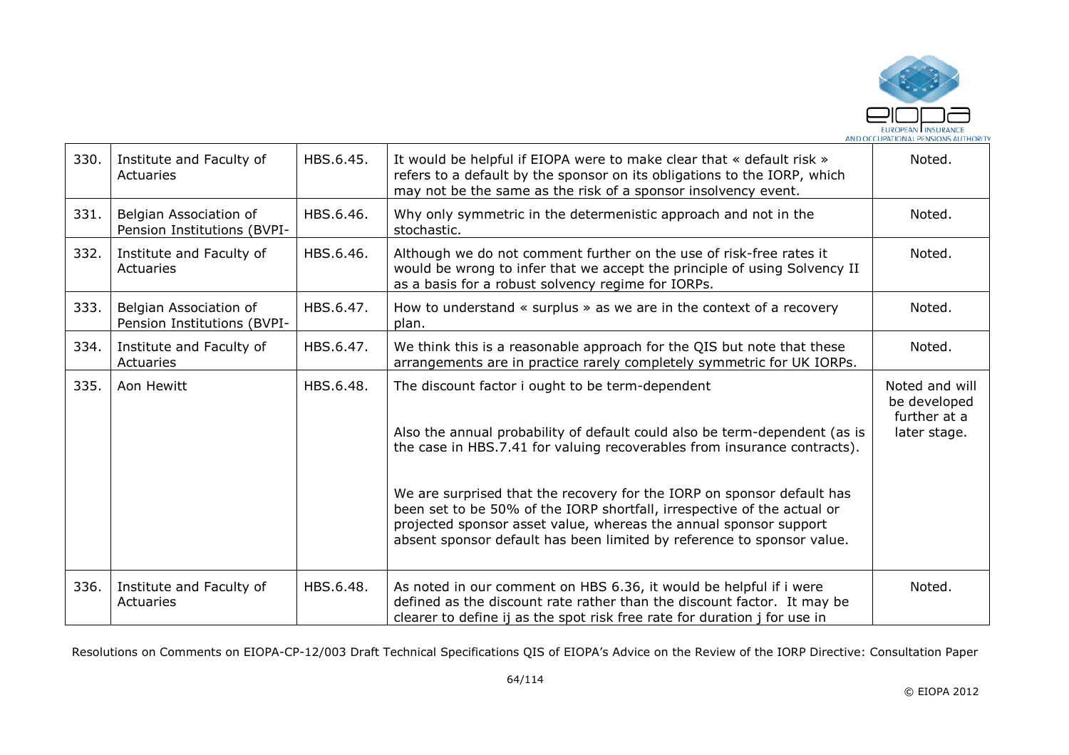| 330. | Institute and Faculty of Actuaries | HBS.6.45. | It would be helpful if EIOPA were to make clear that « default risk » refers to a default by the sponsor on its obligations to the IORP, which may not be the same as the risk of a sponsor insolvency event. | Noted. |
|---|---|---|---|---|
| 331. | Belgian Association of Pension Institutions (BVPI- | HBS.6.46. | Why only symmetric in the determenistic approach and not in the stochastic. | Noted. |
| 332. | Institute and Faculty of Actuaries | HBS.6.46. | Although we do not comment further on the use of risk-free rates it would be wrong to infer that we accept the principle of using Solvency II as a basis for a robust solvency regime for IORPs. | Noted. |
| 333. | Belgian Association of Pension Institutions (BVPI- | HBS.6.47. | How to understand « surplus » as we are in the context of a recovery plan. | Noted. |
| 334. | Institute and Faculty of Actuaries | HBS.6.47. | We think this is a reasonable approach for the QIS but note that these arrangements are in practice rarely completely symmetric for UK IORPs. | Noted. |
| 335. | Aon Hewitt | HBS.6.48. | The discount factor i ought to be term-dependent<br><br>Also the annual probability of default could also be term-dependent (as is the case in HBS.7.41 for valuing recoverables from insurance contracts).<br><br>We are surprised that the recovery for the IORP on sponsor default has been set to be 50% of the IORP shortfall, irrespective of the actual or projected sponsor asset value, whereas the annual sponsor support absent sponsor default has been limited by reference to sponsor value. | Noted and will be developed further at a later stage. |
| 336. | Institute and Faculty of Actuaries | HBS.6.48. | As noted in our comment on HBS 6.36, it would be helpful if i were defined as the discount rate rather than the discount factor. It may be clearer to define ij as the spot risk free rate for duration j for use in | Noted. |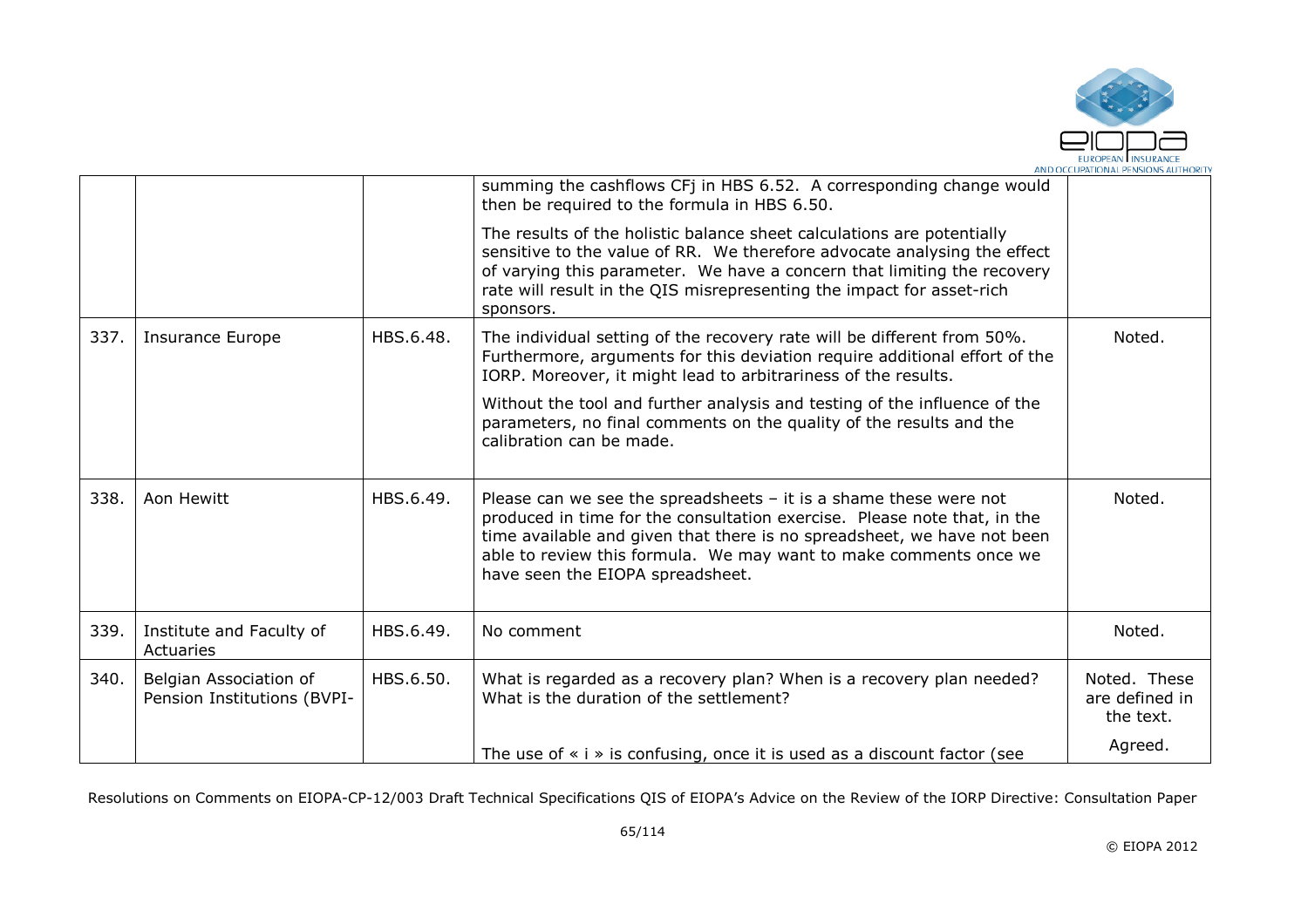| | | | | |
|---|---|---|---|---|
| | | | summing the cashflows CFj in HBS 6.52. A corresponding change would then be required to the formula in HBS 6.50.<br><br>The results of the holistic balance sheet calculations are potentially sensitive to the value of RR. We therefore advocate analysing the effect of varying this parameter. We have a concern that limiting the recovery rate will result in the QIS misrepresenting the impact for asset-rich sponsors. | |
| 337. | Insurance Europe | HBS.6.48. | The individual setting of the recovery rate will be different from 50%. Furthermore, arguments for this deviation require additional effort of the IORP. Moreover, it might lead to arbitrariness of the results.<br><br>Without the tool and further analysis and testing of the influence of the parameters, no final comments on the quality of the results and the calibration can be made. | Noted. |
| 338. | Aon Hewitt | HBS.6.49. | Please can we see the spreadsheets – it is a shame these were not produced in time for the consultation exercise. Please note that, in the time available and given that there is no spreadsheet, we have not been able to review this formula. We may want to make comments once we have seen the EIOPA spreadsheet. | Noted. |
| 339. | Institute and Faculty of Actuaries | HBS.6.49. | No comment | Noted. |
| 340. | Belgian Association of Pension Institutions (BVPI- | HBS.6.50. | What is regarded as a recovery plan? When is a recovery plan needed? What is the duration of the settlement?<br><br>The use of « i » is confusing, once it is used as a discount factor (see | Noted. These are defined in the text.<br><br>Agreed. |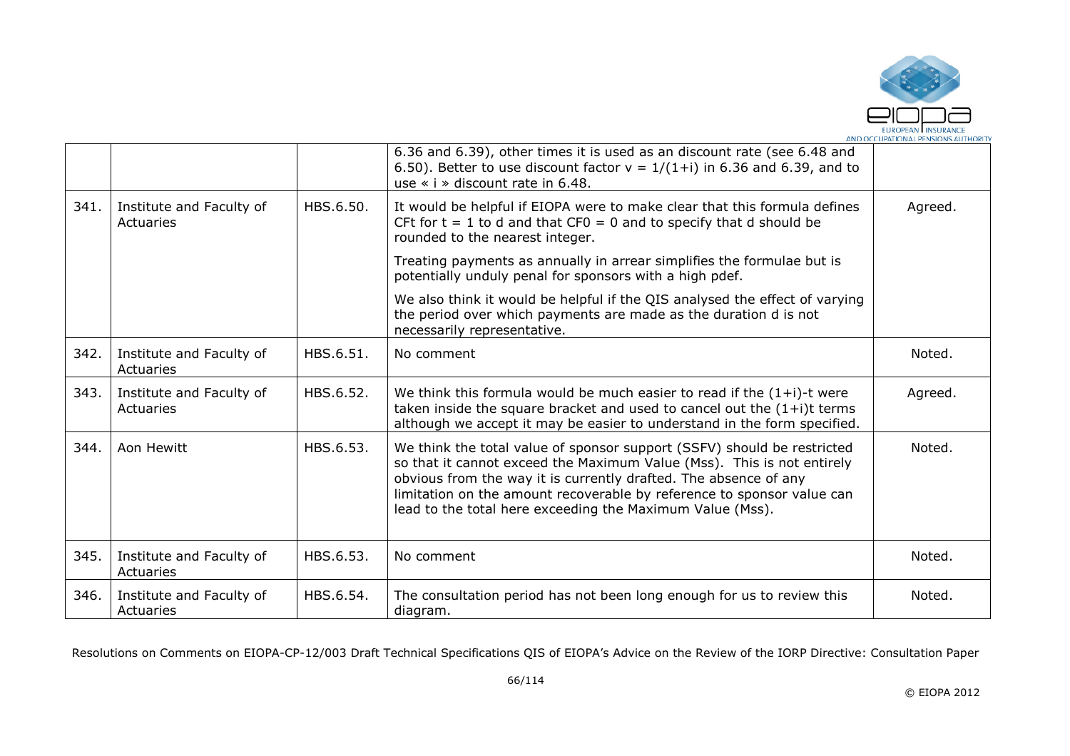| | | | | |
|---|---|---|---|---|
| | | | 6.36 and 6.39), other times it is used as an discount rate (see 6.48 and 6.50). Better to use discount factor $v = 1/(1+i)$ in 6.36 and 6.39, and to use « i » discount rate in 6.48. | |
| 341. | Institute and Faculty of Actuaries | HBS.6.50. | It would be helpful if EIOPA were to make clear that this formula defines $CF_t$ for $t = 1$ to d and that $CF_0 = 0$ and to specify that d should be rounded to the nearest integer.<br><br>Treating payments as annually in arrear simplifies the formulae but is potentially unduly penal for sponsors with a high pdef.<br><br>We also think it would be helpful if the QIS analysed the effect of varying the period over which payments are made as the duration d is not necessarily representative. | Agreed. |
| 342. | Institute and Faculty of Actuaries | HBS.6.51. | No comment | Noted. |
| 343. | Institute and Faculty of Actuaries | HBS.6.52. | We think this formula would be much easier to read if the $(1+i)^{-t}$ were taken inside the square bracket and used to cancel out the $(1+i)^t$ terms although we accept it may be easier to understand in the form specified. | Agreed. |
| 344. | Aon Hewitt | HBS.6.53. | We think the total value of sponsor support (SSFV) should be restricted so that it cannot exceed the Maximum Value (Mss). This is not entirely obvious from the way it is currently drafted. The absence of any limitation on the amount recoverable by reference to sponsor value can lead to the total here exceeding the Maximum Value (Mss). | Noted. |
| 345. | Institute and Faculty of Actuaries | HBS.6.53. | No comment | Noted. |
| 346. | Institute and Faculty of Actuaries | HBS.6.54. | The consultation period has not been long enough for us to review this diagram. | Noted. |

Resolutions on Comments on EIOPA-CP-12/003 Draft Technical Specifications QIS of EIOPA's Advice on the Review of the IORP Directive: Consultation Paper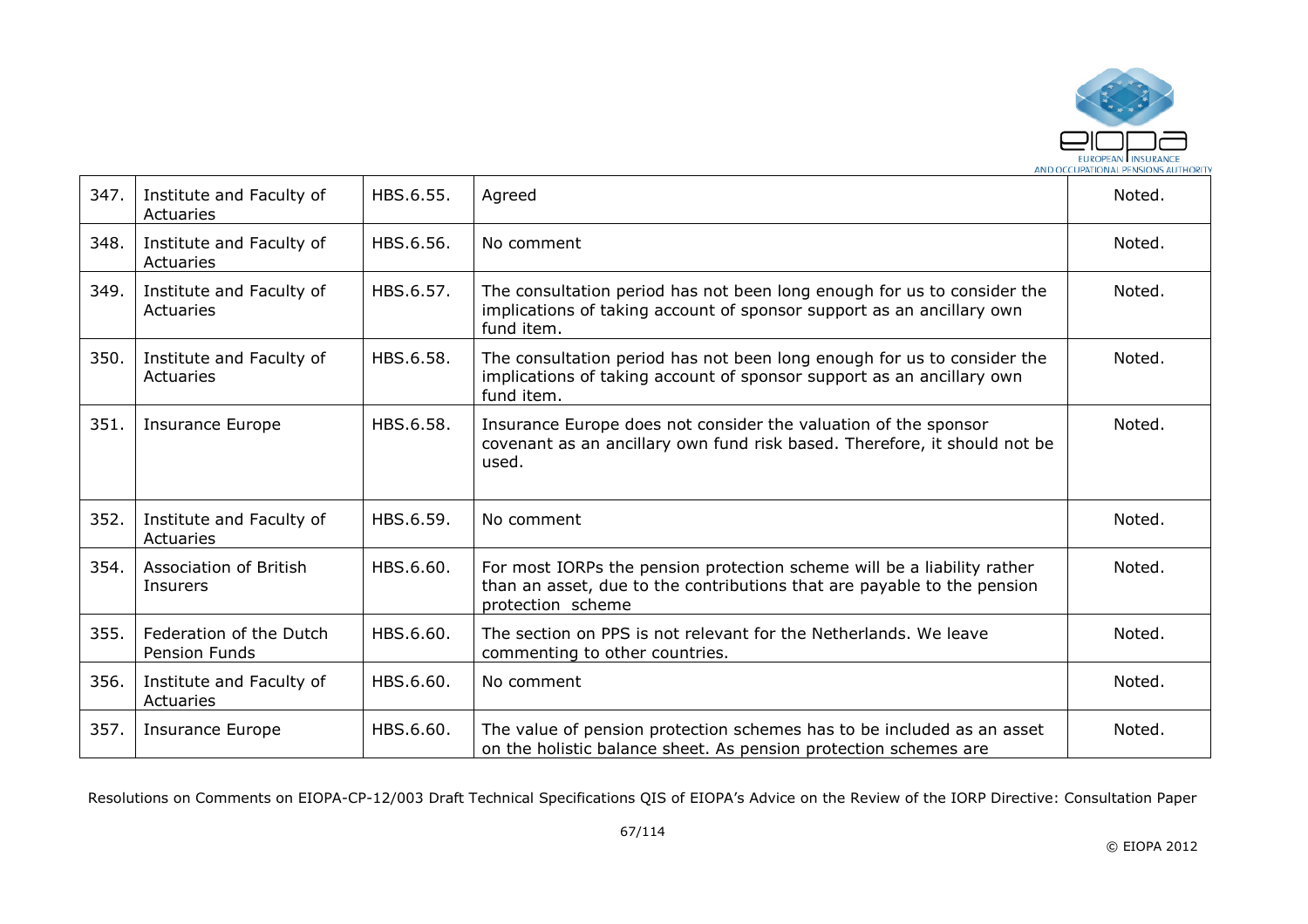| 347. | Institute and Faculty of Actuaries | HBS.6.55. | Agreed | Noted. |
|---|---|---|---|---|
| 348. | Institute and Faculty of Actuaries | HBS.6.56. | No comment | Noted. |
| 349. | Institute and Faculty of Actuaries | HBS.6.57. | The consultation period has not been long enough for us to consider the implications of taking account of sponsor support as an ancillary own fund item. | Noted. |
| 350. | Institute and Faculty of Actuaries | HBS.6.58. | The consultation period has not been long enough for us to consider the implications of taking account of sponsor support as an ancillary own fund item. | Noted. |
| 351. | Insurance Europe | HBS.6.58. | Insurance Europe does not consider the valuation of the sponsor covenant as an ancillary own fund risk based. Therefore, it should not be used. | Noted. |
| 352. | Institute and Faculty of Actuaries | HBS.6.59. | No comment | Noted. |
| 354. | Association of British Insurers | HBS.6.60. | For most IORPs the pension protection scheme will be a liability rather than an asset, due to the contributions that are payable to the pension protection scheme | Noted. |
| 355. | Federation of the Dutch Pension Funds | HBS.6.60. | The section on PPS is not relevant for the Netherlands. We leave commenting to other countries. | Noted. |
| 356. | Institute and Faculty of Actuaries | HBS.6.60. | No comment | Noted. |
| 357. | Insurance Europe | HBS.6.60. | The value of pension protection schemes has to be included as an asset on the holistic balance sheet. As pension protection schemes are | Noted. |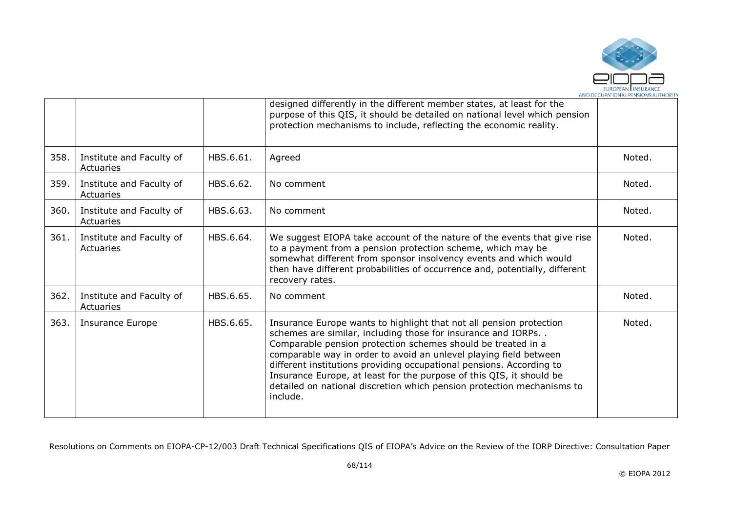|  |  |  | designed differently in the different member states, at least for the purpose of this QIS, it should be detailed on national level which pension protection mechanisms to include, reflecting the economic reality. |  |
|---|---|---|---|---|
| 358. | Institute and Faculty of Actuaries | HBS.6.61. | Agreed | Noted. |
| 359. | Institute and Faculty of Actuaries | HBS.6.62. | No comment | Noted. |
| 360. | Institute and Faculty of Actuaries | HBS.6.63. | No comment | Noted. |
| 361. | Institute and Faculty of Actuaries | HBS.6.64. | We suggest EIOPA take account of the nature of the events that give rise to a payment from a pension protection scheme, which may be somewhat different from sponsor insolvency events and which would then have different probabilities of occurrence and, potentially, different recovery rates. | Noted. |
| 362. | Institute and Faculty of Actuaries | HBS.6.65. | No comment | Noted. |
| 363. | Insurance Europe | HBS.6.65. | Insurance Europe wants to highlight that not all pension protection schemes are similar, including those for insurance and IORPs. . Comparable pension protection schemes should be treated in a comparable way in order to avoid an unlevel playing field between different institutions providing occupational pensions. According to Insurance Europe, at least for the purpose of this QIS, it should be detailed on national discretion which pension protection mechanisms to include. | Noted. |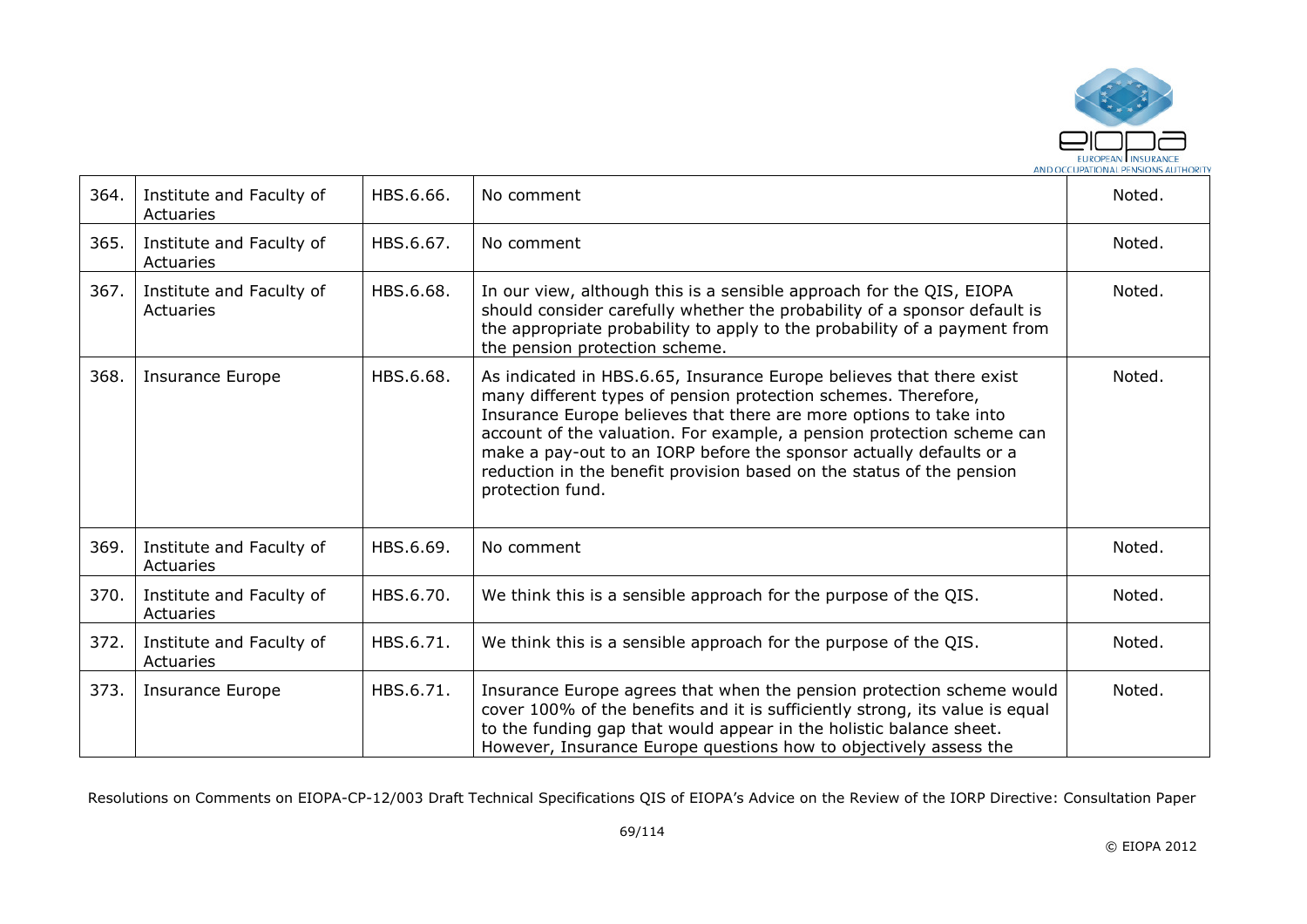| | | | | |
|---|---|---|---|---|
| 364. | Institute and Faculty of Actuaries | HBS.6.66. | No comment | Noted. |
| 365. | Institute and Faculty of Actuaries | HBS.6.67. | No comment | Noted. |
| 367. | Institute and Faculty of Actuaries | HBS.6.68. | In our view, although this is a sensible approach for the QIS, EIOPA should consider carefully whether the probability of a sponsor default is the appropriate probability to apply to the probability of a payment from the pension protection scheme. | Noted. |
| 368. | Insurance Europe | HBS.6.68. | As indicated in HBS.6.65, Insurance Europe believes that there exist many different types of pension protection schemes. Therefore, Insurance Europe believes that there are more options to take into account of the valuation. For example, a pension protection scheme can make a pay-out to an IORP before the sponsor actually defaults or a reduction in the benefit provision based on the status of the pension protection fund. | Noted. |
| 369. | Institute and Faculty of Actuaries | HBS.6.69. | No comment | Noted. |
| 370. | Institute and Faculty of Actuaries | HBS.6.70. | We think this is a sensible approach for the purpose of the QIS. | Noted. |
| 372. | Institute and Faculty of Actuaries | HBS.6.71. | We think this is a sensible approach for the purpose of the QIS. | Noted. |
| 373. | Insurance Europe | HBS.6.71. | Insurance Europe agrees that when the pension protection scheme would cover 100% of the benefits and it is sufficiently strong, its value is equal to the funding gap that would appear in the holistic balance sheet. However, Insurance Europe questions how to objectively assess the | Noted. |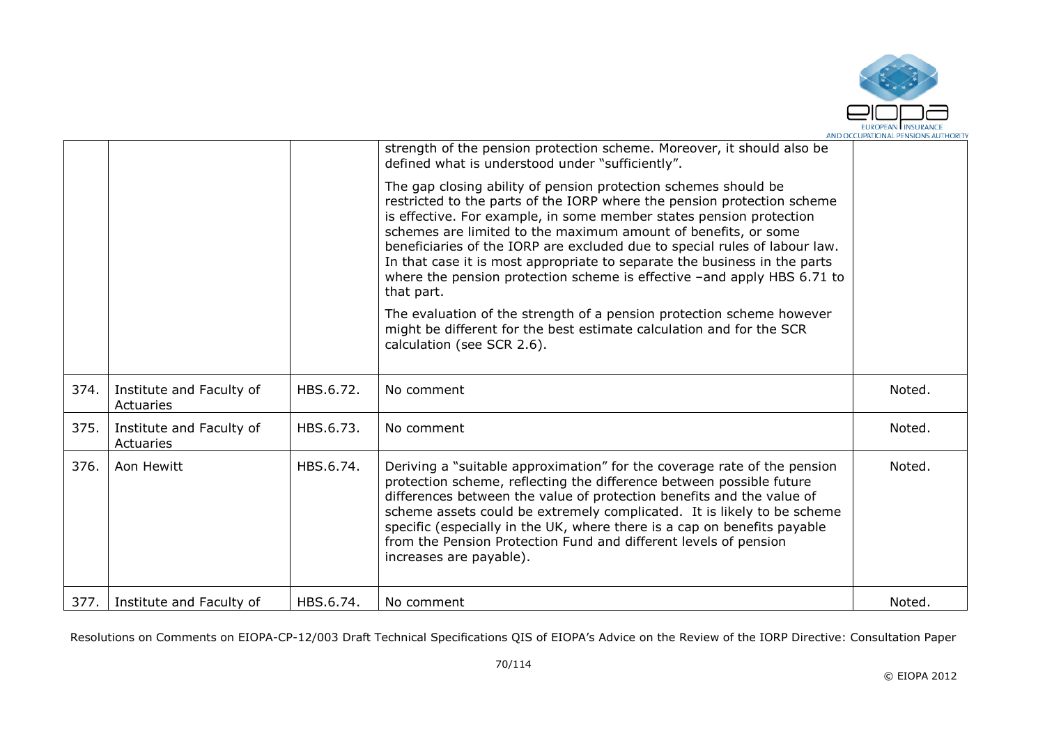| | | | | |
|---|---|---|---|---|
| | | | strength of the pension protection scheme. Moreover, it should also be defined what is understood under "sufficiently".<br><br>The gap closing ability of pension protection schemes should be restricted to the parts of the IORP where the pension protection scheme is effective. For example, in some member states pension protection schemes are limited to the maximum amount of benefits, or some beneficiaries of the IORP are excluded due to special rules of labour law. In that case it is most appropriate to separate the business in the parts where the pension protection scheme is effective –and apply HBS 6.71 to that part.<br><br>The evaluation of the strength of a pension protection scheme however might be different for the best estimate calculation and for the SCR calculation (see SCR 2.6). | |
| 374. | Institute and Faculty of Actuaries | HBS.6.72. | No comment | Noted. |
| 375. | Institute and Faculty of Actuaries | HBS.6.73. | No comment | Noted. |
| 376. | Aon Hewitt | HBS.6.74. | Deriving a "suitable approximation" for the coverage rate of the pension protection scheme, reflecting the difference between possible future differences between the value of protection benefits and the value of scheme assets could be extremely complicated. It is likely to be scheme specific (especially in the UK, where there is a cap on benefits payable from the Pension Protection Fund and different levels of pension increases are payable). | Noted. |
| 377. | Institute and Faculty of | HBS.6.74. | No comment | Noted. |

Resolutions on Comments on EIOPA-CP-12/003 Draft Technical Specifications QIS of EIOPA's Advice on the Review of the IORP Directive: Consultation Paper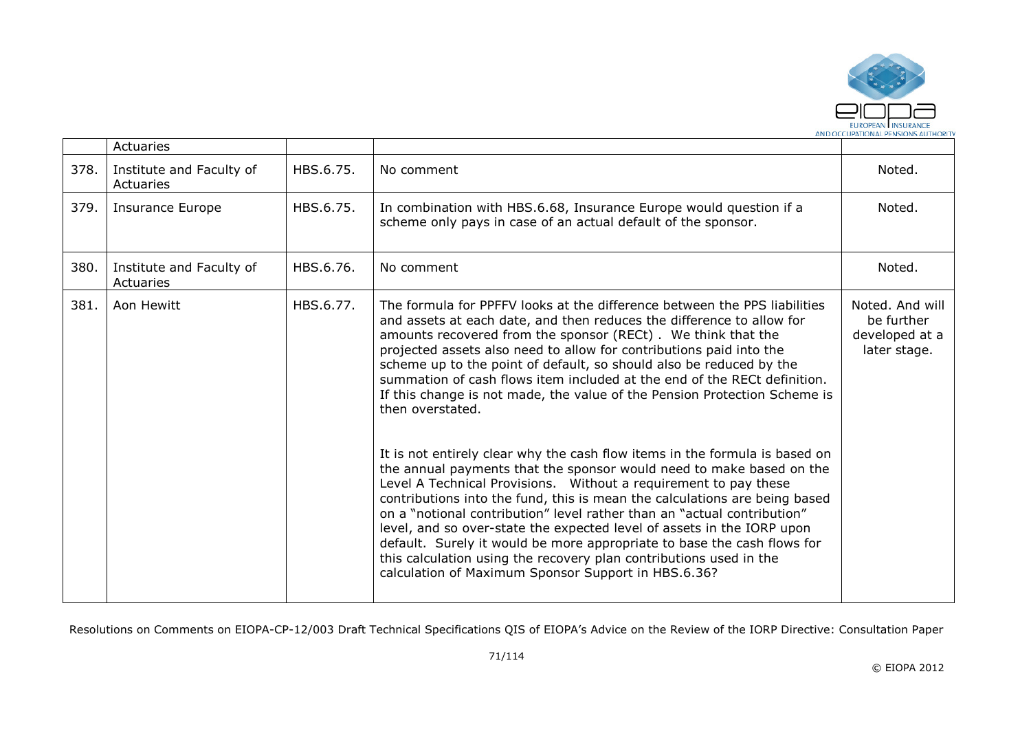| | | | | |
|---|---|---|---|---|
| | Actuaries | | | |
| 378. | Institute and Faculty of Actuaries | HBS.6.75. | No comment | Noted. |
| 379. | Insurance Europe | HBS.6.75. | In combination with HBS.6.68, Insurance Europe would question if a scheme only pays in case of an actual default of the sponsor. | Noted. |
| 380. | Institute and Faculty of Actuaries | HBS.6.76. | No comment | Noted. |
| 381. | Aon Hewitt | HBS.6.77. | The formula for PPFFV looks at the difference between the PPS liabilities and assets at each date, and then reduces the difference to allow for amounts recovered from the sponsor (RECt) . We think that the projected assets also need to allow for contributions paid into the scheme up to the point of default, so should also be reduced by the summation of cash flows item included at the end of the RECt definition. If this change is not made, the value of the Pension Protection Scheme is then overstated.<br><br>It is not entirely clear why the cash flow items in the formula is based on the annual payments that the sponsor would need to make based on the Level A Technical Provisions. Without a requirement to pay these contributions into the fund, this is mean the calculations are being based on a "notional contribution" level rather than an "actual contribution" level, and so over-state the expected level of assets in the IORP upon default. Surely it would be more appropriate to base the cash flows for this calculation using the recovery plan contributions used in the calculation of Maximum Sponsor Support in HBS.6.36? | Noted. And will be further developed at a later stage. |

Resolutions on Comments on EIOPA-CP-12/003 Draft Technical Specifications QIS of EIOPA's Advice on the Review of the IORP Directive: Consultation Paper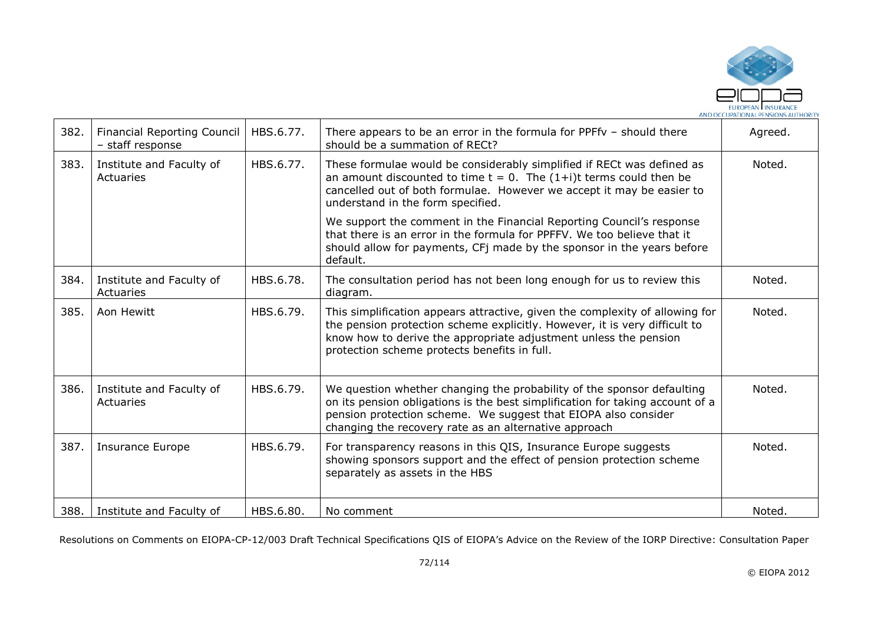| 382. | Financial Reporting Council – staff response | HBS.6.77. | There appears to be an error in the formula for PPFfv – should there should be a summation of RECt? | Agreed. |
|---|---|---|---|---|
| 383. | Institute and Faculty of Actuaries | HBS.6.77. | These formulae would be considerably simplified if RECt was defined as an amount discounted to time t = 0. The (1+i)t terms could then be cancelled out of both formulae. However we accept it may be easier to understand in the form specified.<br><br>We support the comment in the Financial Reporting Council's response that there is an error in the formula for PPFFV. We too believe that it should allow for payments, CFj made by the sponsor in the years before default. | Noted. |
| 384. | Institute and Faculty of Actuaries | HBS.6.78. | The consultation period has not been long enough for us to review this diagram. | Noted. |
| 385. | Aon Hewitt | HBS.6.79. | This simplification appears attractive, given the complexity of allowing for the pension protection scheme explicitly. However, it is very difficult to know how to derive the appropriate adjustment unless the pension protection scheme protects benefits in full. | Noted. |
| 386. | Institute and Faculty of Actuaries | HBS.6.79. | We question whether changing the probability of the sponsor defaulting on its pension obligations is the best simplification for taking account of a pension protection scheme. We suggest that EIOPA also consider changing the recovery rate as an alternative approach | Noted. |
| 387. | Insurance Europe | HBS.6.79. | For transparency reasons in this QIS, Insurance Europe suggests showing sponsors support and the effect of pension protection scheme separately as assets in the HBS | Noted. |
| 388. | Institute and Faculty of | HBS.6.80. | No comment | Noted. |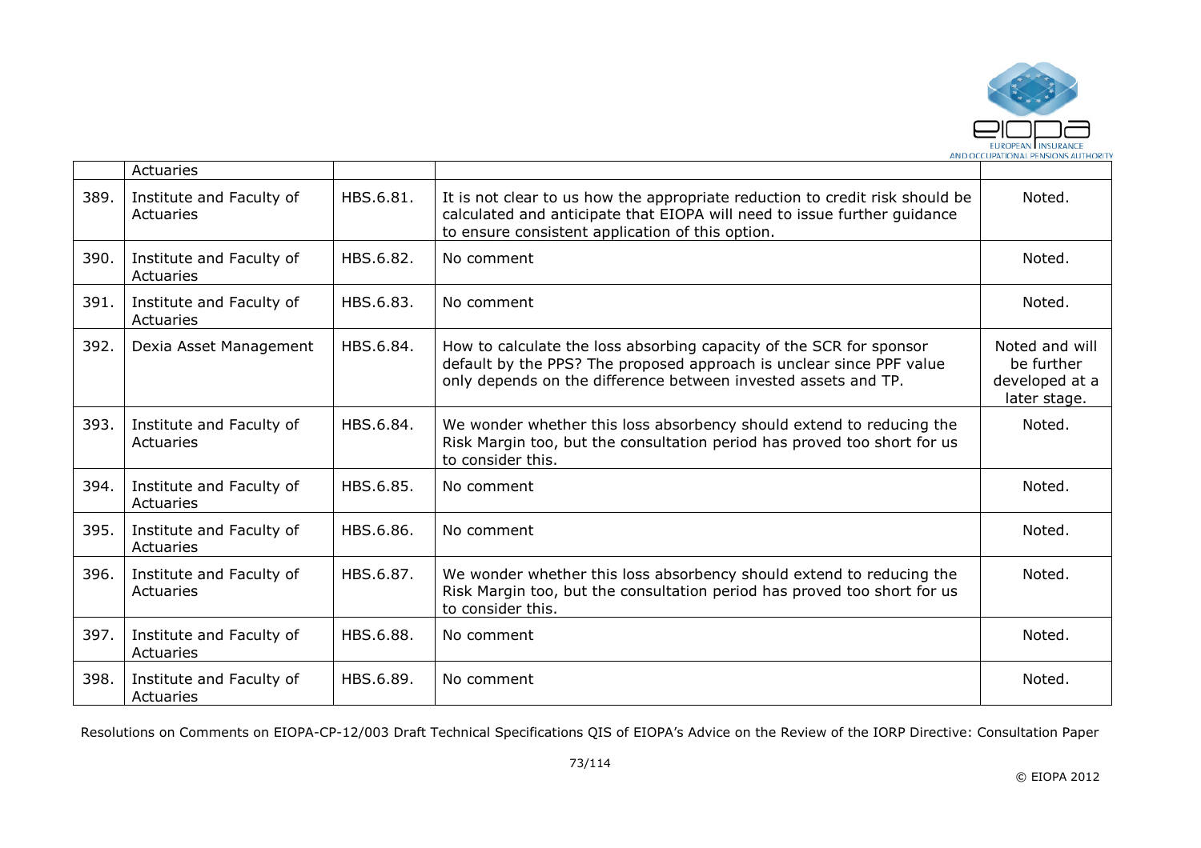| | Actuaries | | | |
|---|---|---|---|---|
| 389. | Institute and Faculty of Actuaries | HBS.6.81. | It is not clear to us how the appropriate reduction to credit risk should be calculated and anticipate that EIOPA will need to issue further guidance to ensure consistent application of this option. | Noted. |
| 390. | Institute and Faculty of Actuaries | HBS.6.82. | No comment | Noted. |
| 391. | Institute and Faculty of Actuaries | HBS.6.83. | No comment | Noted. |
| 392. | Dexia Asset Management | HBS.6.84. | How to calculate the loss absorbing capacity of the SCR for sponsor default by the PPS? The proposed approach is unclear since PPF value only depends on the difference between invested assets and TP. | Noted and will be further developed at a later stage. |
| 393. | Institute and Faculty of Actuaries | HBS.6.84. | We wonder whether this loss absorbency should extend to reducing the Risk Margin too, but the consultation period has proved too short for us to consider this. | Noted. |
| 394. | Institute and Faculty of Actuaries | HBS.6.85. | No comment | Noted. |
| 395. | Institute and Faculty of Actuaries | HBS.6.86. | No comment | Noted. |
| 396. | Institute and Faculty of Actuaries | HBS.6.87. | We wonder whether this loss absorbency should extend to reducing the Risk Margin too, but the consultation period has proved too short for us to consider this. | Noted. |
| 397. | Institute and Faculty of Actuaries | HBS.6.88. | No comment | Noted. |
| 398. | Institute and Faculty of Actuaries | HBS.6.89. | No comment | Noted. |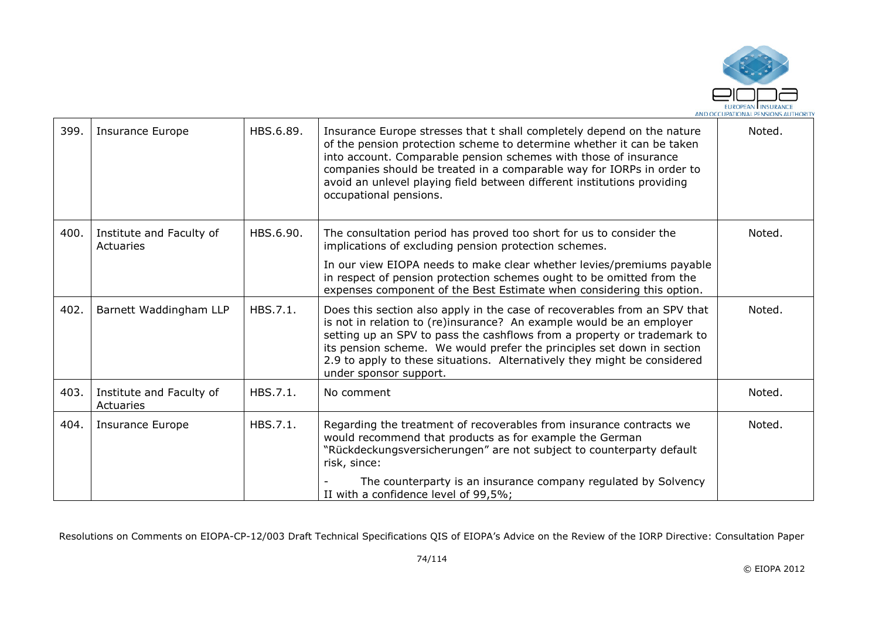| 399. | Insurance Europe | HBS.6.89. | Insurance Europe stresses that t shall completely depend on the nature of the pension protection scheme to determine whether it can be taken into account. Comparable pension schemes with those of insurance companies should be treated in a comparable way for IORPs in order to avoid an unlevel playing field between different institutions providing occupational pensions. | Noted. |
|---|---|---|---|---|
| 400. | Institute and Faculty of Actuaries | HBS.6.90. | The consultation period has proved too short for us to consider the implications of excluding pension protection schemes.<br><br>In our view EIOPA needs to make clear whether levies/premiums payable in respect of pension protection schemes ought to be omitted from the expenses component of the Best Estimate when considering this option. | Noted. |
| 402. | Barnett Waddingham LLP | HBS.7.1. | Does this section also apply in the case of recoverables from an SPV that is not in relation to (re)insurance? An example would be an employer setting up an SPV to pass the cashflows from a property or trademark to its pension scheme. We would prefer the principles set down in section 2.9 to apply to these situations. Alternatively they might be considered under sponsor support. | Noted. |
| 403. | Institute and Faculty of Actuaries | HBS.7.1. | No comment | Noted. |
| 404. | Insurance Europe | HBS.7.1. | Regarding the treatment of recoverables from insurance contracts we would recommend that products as for example the German "Rückdeckungsversicherungen" are not subject to counterparty default risk, since:<br><br>- The counterparty is an insurance company regulated by Solvency II with a confidence level of 99,5%; | Noted. |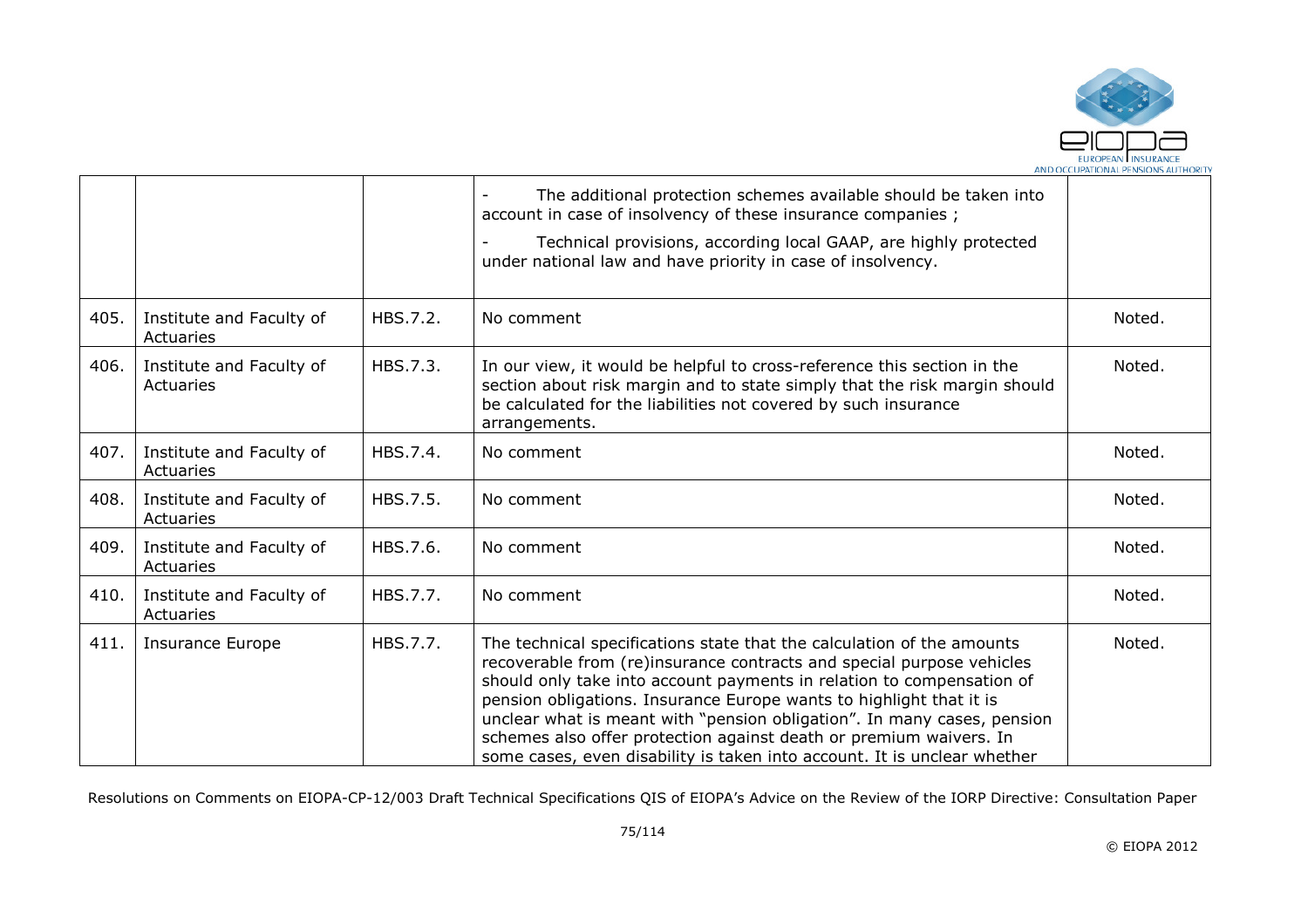| | | | | |
|---|---|---|---|---|
| | | | - The additional protection schemes available should be taken into account in case of insolvency of these insurance companies ;<br><br>- Technical provisions, according local GAAP, are highly protected under national law and have priority in case of insolvency. | |
| 405. | Institute and Faculty of Actuaries | HBS.7.2. | No comment | Noted. |
| 406. | Institute and Faculty of Actuaries | HBS.7.3. | In our view, it would be helpful to cross-reference this section in the section about risk margin and to state simply that the risk margin should be calculated for the liabilities not covered by such insurance arrangements. | Noted. |
| 407. | Institute and Faculty of Actuaries | HBS.7.4. | No comment | Noted. |
| 408. | Institute and Faculty of Actuaries | HBS.7.5. | No comment | Noted. |
| 409. | Institute and Faculty of Actuaries | HBS.7.6. | No comment | Noted. |
| 410. | Institute and Faculty of Actuaries | HBS.7.7. | No comment | Noted. |
| 411. | Insurance Europe | HBS.7.7. | The technical specifications state that the calculation of the amounts recoverable from (re)insurance contracts and special purpose vehicles should only take into account payments in relation to compensation of pension obligations. Insurance Europe wants to highlight that it is unclear what is meant with "pension obligation". In many cases, pension schemes also offer protection against death or premium waivers. In some cases, even disability is taken into account. It is unclear whether | Noted. |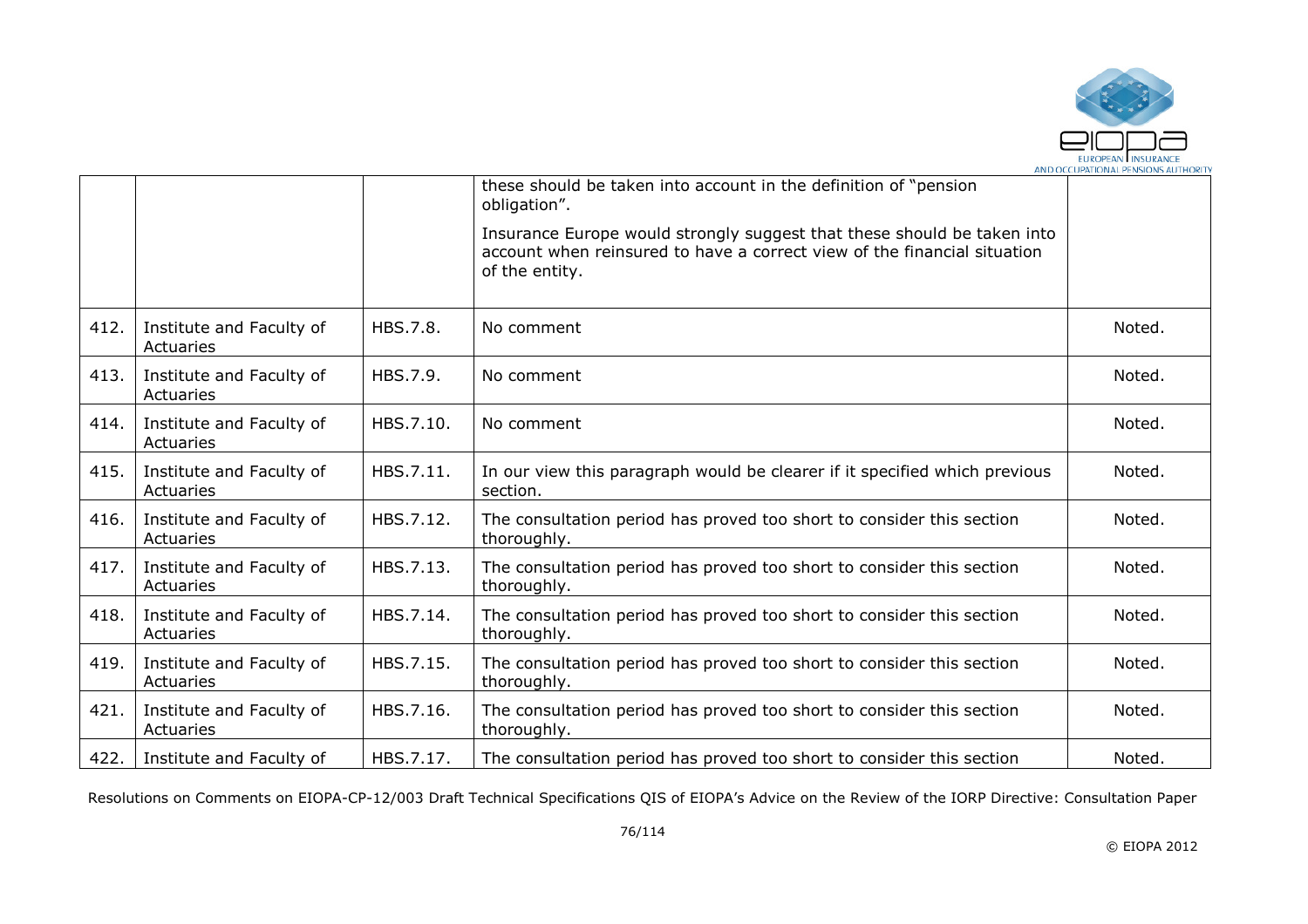|  |  |  | these should be taken into account in the definition of "pension obligation".<br><br>Insurance Europe would strongly suggest that these should be taken into account when reinsured to have a correct view of the financial situation of the entity. |  |
|---|---|---|---|---|
| 412. | Institute and Faculty of Actuaries | HBS.7.8. | No comment | Noted. |
| 413. | Institute and Faculty of Actuaries | HBS.7.9. | No comment | Noted. |
| 414. | Institute and Faculty of Actuaries | HBS.7.10. | No comment | Noted. |
| 415. | Institute and Faculty of Actuaries | HBS.7.11. | In our view this paragraph would be clearer if it specified which previous section. | Noted. |
| 416. | Institute and Faculty of Actuaries | HBS.7.12. | The consultation period has proved too short to consider this section thoroughly. | Noted. |
| 417. | Institute and Faculty of Actuaries | HBS.7.13. | The consultation period has proved too short to consider this section thoroughly. | Noted. |
| 418. | Institute and Faculty of Actuaries | HBS.7.14. | The consultation period has proved too short to consider this section thoroughly. | Noted. |
| 419. | Institute and Faculty of Actuaries | HBS.7.15. | The consultation period has proved too short to consider this section thoroughly. | Noted. |
| 421. | Institute and Faculty of Actuaries | HBS.7.16. | The consultation period has proved too short to consider this section thoroughly. | Noted. |
| 422. | Institute and Faculty of | HBS.7.17. | The consultation period has proved too short to consider this section | Noted. |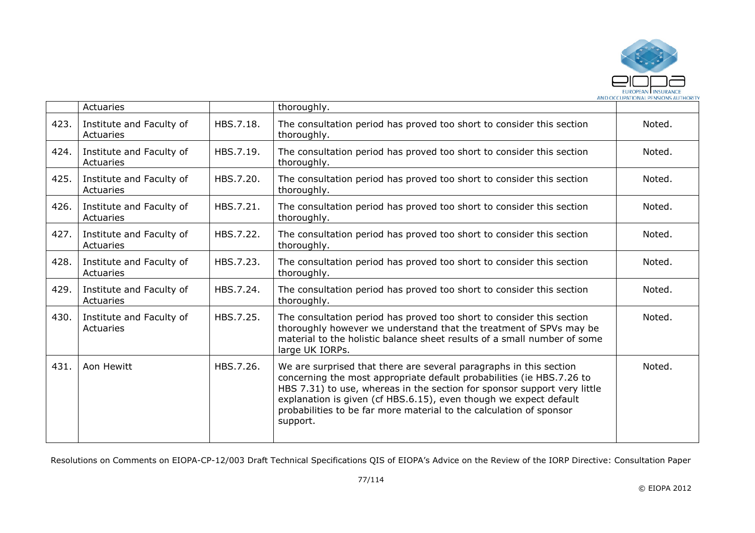|  | Actuaries |  | thoroughly. |  |
|---|---|---|---|---|
| 423. | Institute and Faculty of Actuaries | HBS.7.18. | The consultation period has proved too short to consider this section thoroughly. | Noted. |
| 424. | Institute and Faculty of Actuaries | HBS.7.19. | The consultation period has proved too short to consider this section thoroughly. | Noted. |
| 425. | Institute and Faculty of Actuaries | HBS.7.20. | The consultation period has proved too short to consider this section thoroughly. | Noted. |
| 426. | Institute and Faculty of Actuaries | HBS.7.21. | The consultation period has proved too short to consider this section thoroughly. | Noted. |
| 427. | Institute and Faculty of Actuaries | HBS.7.22. | The consultation period has proved too short to consider this section thoroughly. | Noted. |
| 428. | Institute and Faculty of Actuaries | HBS.7.23. | The consultation period has proved too short to consider this section thoroughly. | Noted. |
| 429. | Institute and Faculty of Actuaries | HBS.7.24. | The consultation period has proved too short to consider this section thoroughly. | Noted. |
| 430. | Institute and Faculty of Actuaries | HBS.7.25. | The consultation period has proved too short to consider this section thoroughly however we understand that the treatment of SPVs may be material to the holistic balance sheet results of a small number of some large UK IORPs. | Noted. |
| 431. | Aon Hewitt | HBS.7.26. | We are surprised that there are several paragraphs in this section concerning the most appropriate default probabilities (ie HBS.7.26 to HBS 7.31) to use, whereas in the section for sponsor support very little explanation is given (cf HBS.6.15), even though we expect default probabilities to be far more material to the calculation of sponsor support. | Noted. |

Resolutions on Comments on EIOPA-CP-12/003 Draft Technical Specifications QIS of EIOPA's Advice on the Review of the IORP Directive: Consultation Paper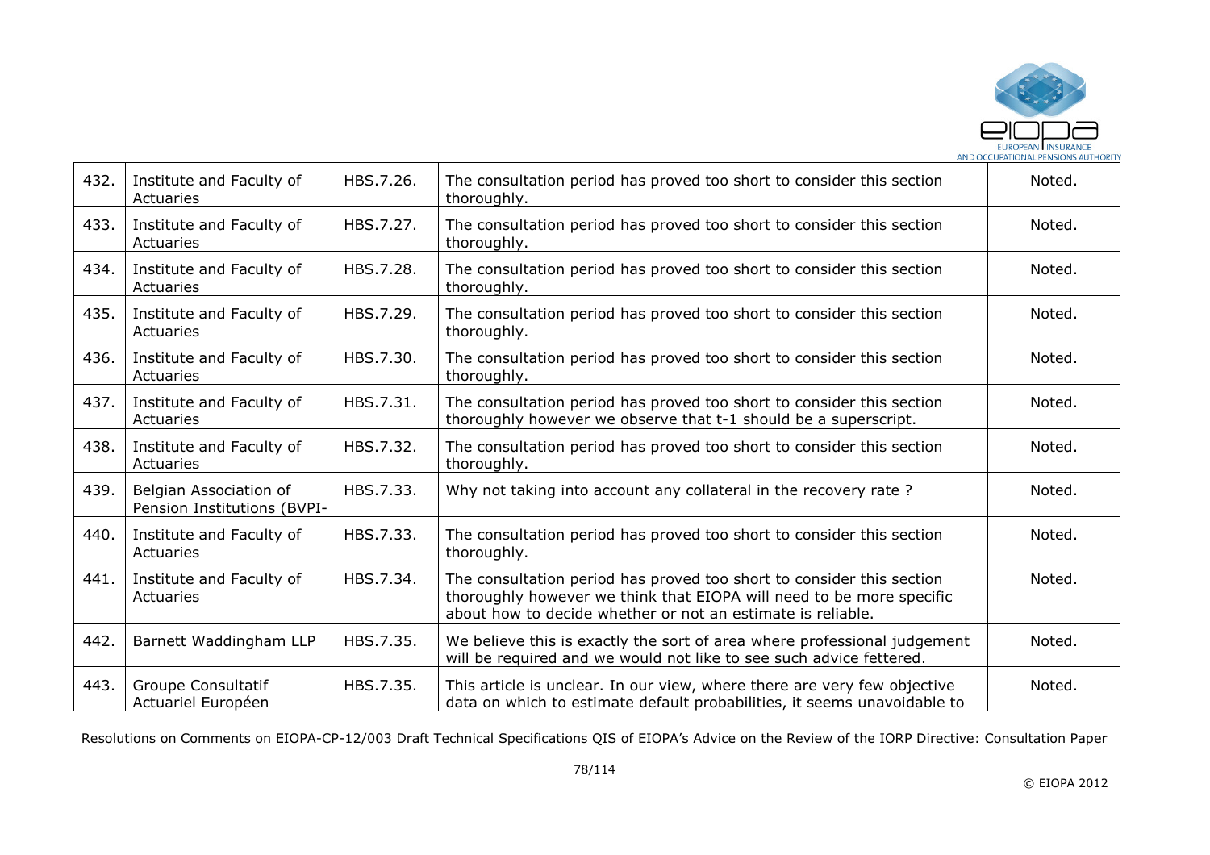| | | | | |
|---|---|---|---|---|
| 432. | Institute and Faculty of Actuaries | HBS.7.26. | The consultation period has proved too short to consider this section thoroughly. | Noted. |
| 433. | Institute and Faculty of Actuaries | HBS.7.27. | The consultation period has proved too short to consider this section thoroughly. | Noted. |
| 434. | Institute and Faculty of Actuaries | HBS.7.28. | The consultation period has proved too short to consider this section thoroughly. | Noted. |
| 435. | Institute and Faculty of Actuaries | HBS.7.29. | The consultation period has proved too short to consider this section thoroughly. | Noted. |
| 436. | Institute and Faculty of Actuaries | HBS.7.30. | The consultation period has proved too short to consider this section thoroughly. | Noted. |
| 437. | Institute and Faculty of Actuaries | HBS.7.31. | The consultation period has proved too short to consider this section thoroughly however we observe that t-1 should be a superscript. | Noted. |
| 438. | Institute and Faculty of Actuaries | HBS.7.32. | The consultation period has proved too short to consider this section thoroughly. | Noted. |
| 439. | Belgian Association of Pension Institutions (BVPI- | HBS.7.33. | Why not taking into account any collateral in the recovery rate ? | Noted. |
| 440. | Institute and Faculty of Actuaries | HBS.7.33. | The consultation period has proved too short to consider this section thoroughly. | Noted. |
| 441. | Institute and Faculty of Actuaries | HBS.7.34. | The consultation period has proved too short to consider this section thoroughly however we think that EIOPA will need to be more specific about how to decide whether or not an estimate is reliable. | Noted. |
| 442. | Barnett Waddingham LLP | HBS.7.35. | We believe this is exactly the sort of area where professional judgement will be required and we would not like to see such advice fettered. | Noted. |
| 443. | Groupe Consultatif Actuariel Européen | HBS.7.35. | This article is unclear. In our view, where there are very few objective data on which to estimate default probabilities, it seems unavoidable to | Noted. |

Resolutions on Comments on EIOPA-CP-12/003 Draft Technical Specifications QIS of EIOPA's Advice on the Review of the IORP Directive: Consultation Paper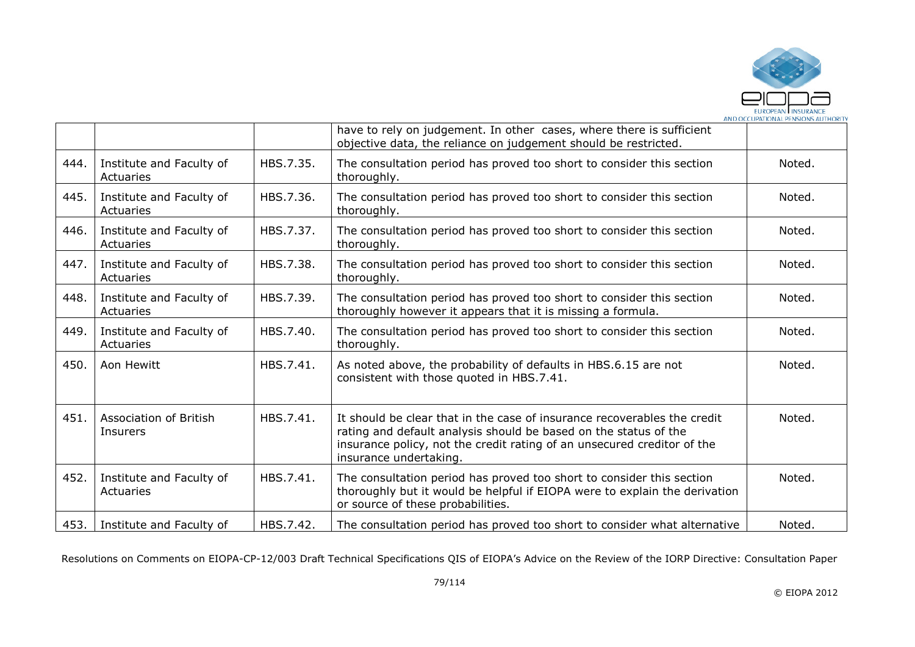| | | | | |
|---|---|---|---|---|
| | | | have to rely on judgement. In other cases, where there is sufficient objective data, the reliance on judgement should be restricted. | |
| 444. | Institute and Faculty of Actuaries | HBS.7.35. | The consultation period has proved too short to consider this section thoroughly. | Noted. |
| 445. | Institute and Faculty of Actuaries | HBS.7.36. | The consultation period has proved too short to consider this section thoroughly. | Noted. |
| 446. | Institute and Faculty of Actuaries | HBS.7.37. | The consultation period has proved too short to consider this section thoroughly. | Noted. |
| 447. | Institute and Faculty of Actuaries | HBS.7.38. | The consultation period has proved too short to consider this section thoroughly. | Noted. |
| 448. | Institute and Faculty of Actuaries | HBS.7.39. | The consultation period has proved too short to consider this section thoroughly however it appears that it is missing a formula. | Noted. |
| 449. | Institute and Faculty of Actuaries | HBS.7.40. | The consultation period has proved too short to consider this section thoroughly. | Noted. |
| 450. | Aon Hewitt | HBS.7.41. | As noted above, the probability of defaults in HBS.6.15 are not consistent with those quoted in HBS.7.41. | Noted. |
| 451. | Association of British Insurers | HBS.7.41. | It should be clear that in the case of insurance recoverables the credit rating and default analysis should be based on the status of the insurance policy, not the credit rating of an unsecured creditor of the insurance undertaking. | Noted. |
| 452. | Institute and Faculty of Actuaries | HBS.7.41. | The consultation period has proved too short to consider this section thoroughly but it would be helpful if EIOPA were to explain the derivation or source of these probabilities. | Noted. |
| 453. | Institute and Faculty of | HBS.7.42. | The consultation period has proved too short to consider what alternative | Noted. |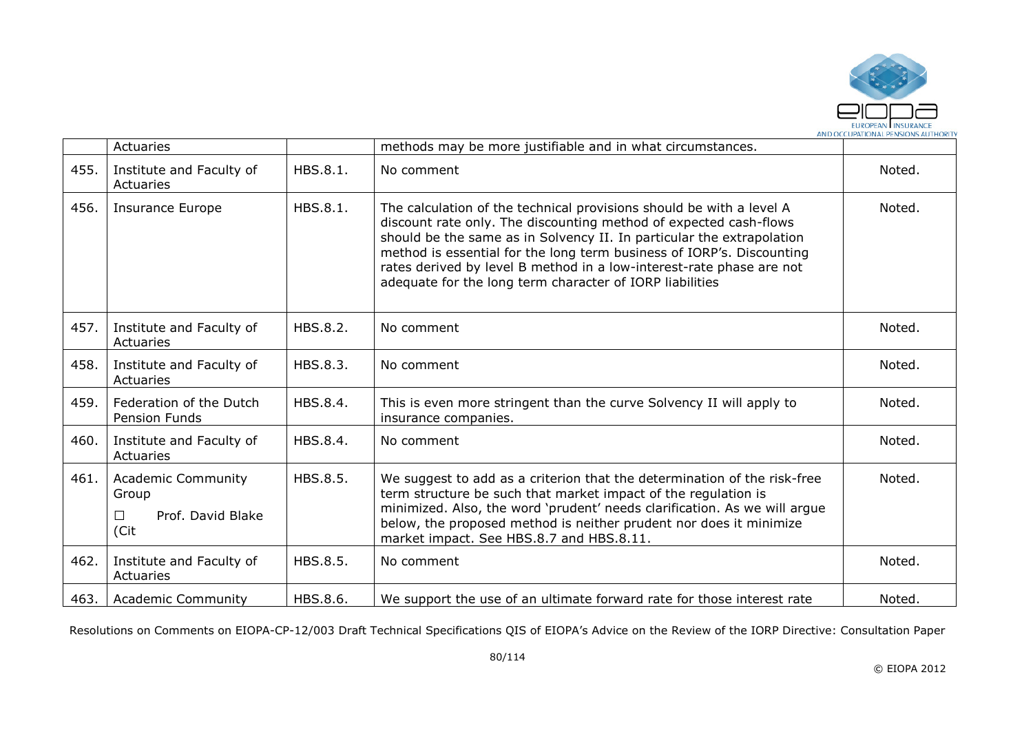|  | Actuaries |  | methods may be more justifiable and in what circumstances. |  |
|---|---|---|---|---|
| 455. | Institute and Faculty of Actuaries | HBS.8.1. | No comment | Noted. |
| 456. | Insurance Europe | HBS.8.1. | The calculation of the technical provisions should be with a level A discount rate only. The discounting method of expected cash-flows should be the same as in Solvency II. In particular the extrapolation method is essential for the long term business of IORP's. Discounting rates derived by level B method in a low-interest-rate phase are not adequate for the long term character of IORP liabilities | Noted. |
| 457. | Institute and Faculty of Actuaries | HBS.8.2. | No comment | Noted. |
| 458. | Institute and Faculty of Actuaries | HBS.8.3. | No comment | Noted. |
| 459. | Federation of the Dutch Pension Funds | HBS.8.4. | This is even more stringent than the curve Solvency II will apply to insurance companies. | Noted. |
| 460. | Institute and Faculty of Actuaries | HBS.8.4. | No comment | Noted. |
| 461. | Academic Community Group ☐ Prof. David Blake (Cit | HBS.8.5. | We suggest to add as a criterion that the determination of the risk-free term structure be such that market impact of the regulation is minimized. Also, the word 'prudent' needs clarification. As we will argue below, the proposed method is neither prudent nor does it minimize market impact. See HBS.8.7 and HBS.8.11. | Noted. |
| 462. | Institute and Faculty of Actuaries | HBS.8.5. | No comment | Noted. |
| 463. | Academic Community | HBS.8.6. | We support the use of an ultimate forward rate for those interest rate | Noted. |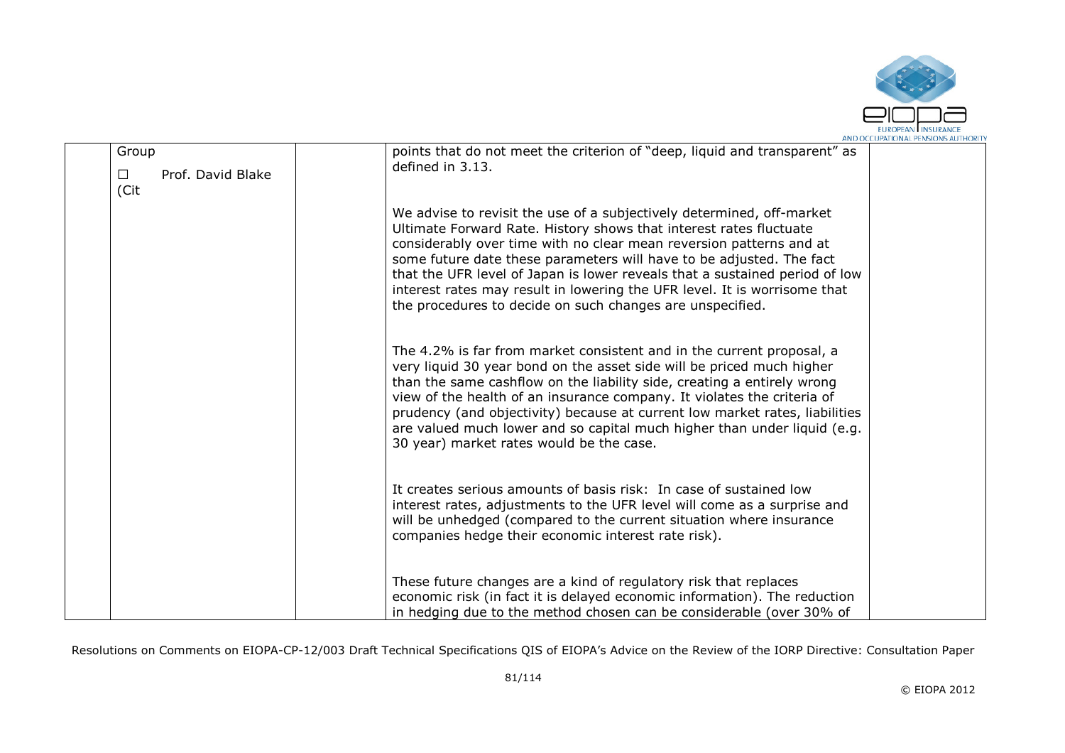| | Group<br><br>☐ Prof. David Blake (Cit | | points that do not meet the criterion of "deep, liquid and transparent" as defined in 3.13.<br><br>We advise to revisit the use of a subjectively determined, off-market Ultimate Forward Rate. History shows that interest rates fluctuate considerably over time with no clear mean reversion patterns and at some future date these parameters will have to be adjusted. The fact that the UFR level of Japan is lower reveals that a sustained period of low interest rates may result in lowering the UFR level. It is worrisome that the procedures to decide on such changes are unspecified.<br><br>The 4.2% is far from market consistent and in the current proposal, a very liquid 30 year bond on the asset side will be priced much higher than the same cashflow on the liability side, creating a entirely wrong view of the health of an insurance company. It violates the criteria of prudency (and objectivity) because at current low market rates, liabilities are valued much lower and so capital much higher than under liquid (e.g. 30 year) market rates would be the case.<br><br>It creates serious amounts of basis risk: In case of sustained low interest rates, adjustments to the UFR level will come as a surprise and will be unhedged (compared to the current situation where insurance companies hedge their economic interest rate risk).<br><br>These future changes are a kind of regulatory risk that replaces economic risk (in fact it is delayed economic information). The reduction in hedging due to the method chosen can be considerable (over 30% of | |
|---|---|---|---|---|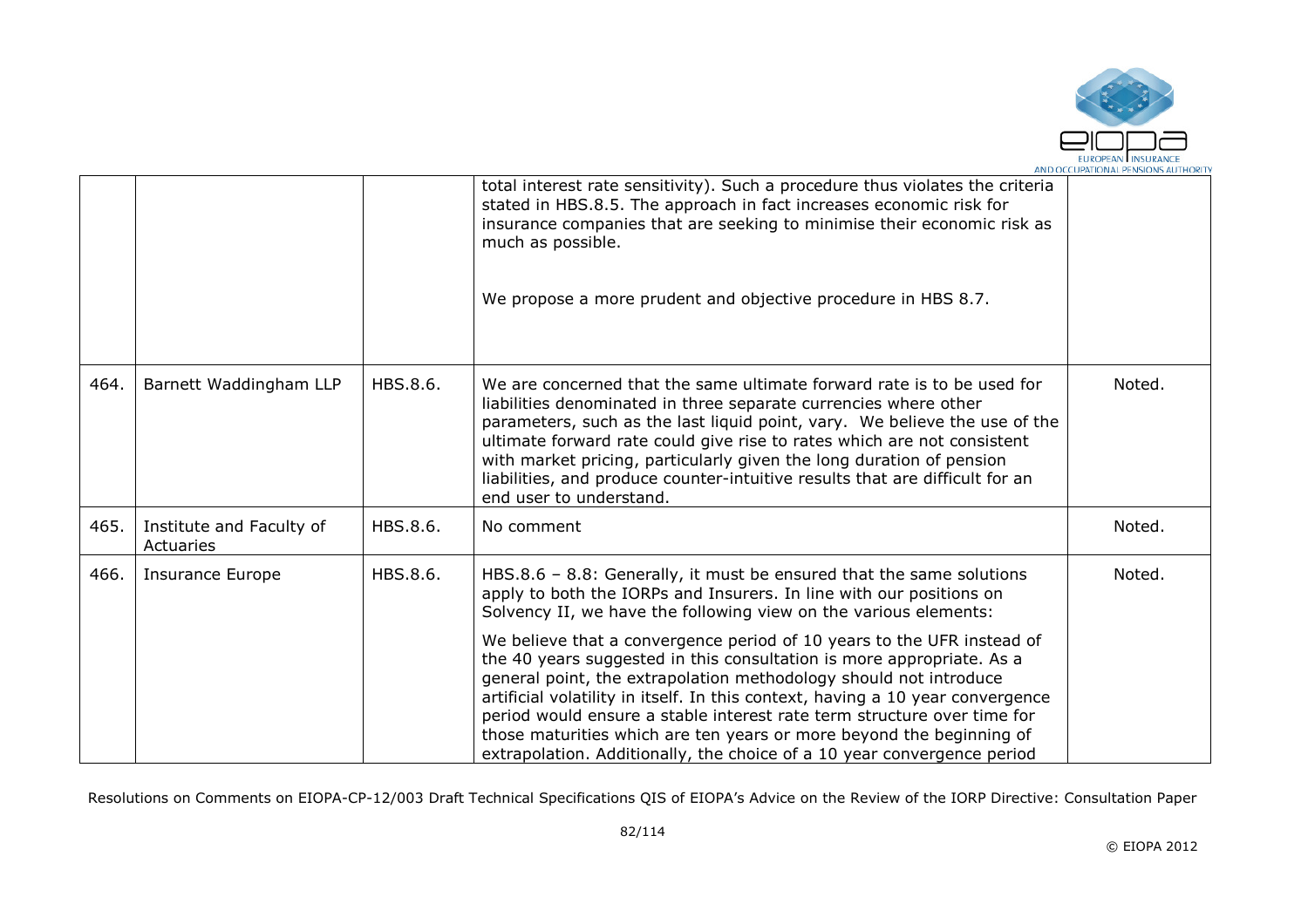| | | | | |
|---|---|---|---|---|
| | | | total interest rate sensitivity). Such a procedure thus violates the criteria stated in HBS.8.5. The approach in fact increases economic risk for insurance companies that are seeking to minimise their economic risk as much as possible.<br><br>We propose a more prudent and objective procedure in HBS 8.7. | |
| 464. | Barnett Waddingham LLP | HBS.8.6. | We are concerned that the same ultimate forward rate is to be used for liabilities denominated in three separate currencies where other parameters, such as the last liquid point, vary. We believe the use of the ultimate forward rate could give rise to rates which are not consistent with market pricing, particularly given the long duration of pension liabilities, and produce counter-intuitive results that are difficult for an end user to understand. | Noted. |
| 465. | Institute and Faculty of Actuaries | HBS.8.6. | No comment | Noted. |
| 466. | Insurance Europe | HBS.8.6. | HBS.8.6 – 8.8: Generally, it must be ensured that the same solutions apply to both the IORPs and Insurers. In line with our positions on Solvency II, we have the following view on the various elements:<br><br>We believe that a convergence period of 10 years to the UFR instead of the 40 years suggested in this consultation is more appropriate. As a general point, the extrapolation methodology should not introduce artificial volatility in itself. In this context, having a 10 year convergence period would ensure a stable interest rate term structure over time for those maturities which are ten years or more beyond the beginning of extrapolation. Additionally, the choice of a 10 year convergence period | Noted. |

Resolutions on Comments on EIOPA-CP-12/003 Draft Technical Specifications QIS of EIOPA's Advice on the Review of the IORP Directive: Consultation Paper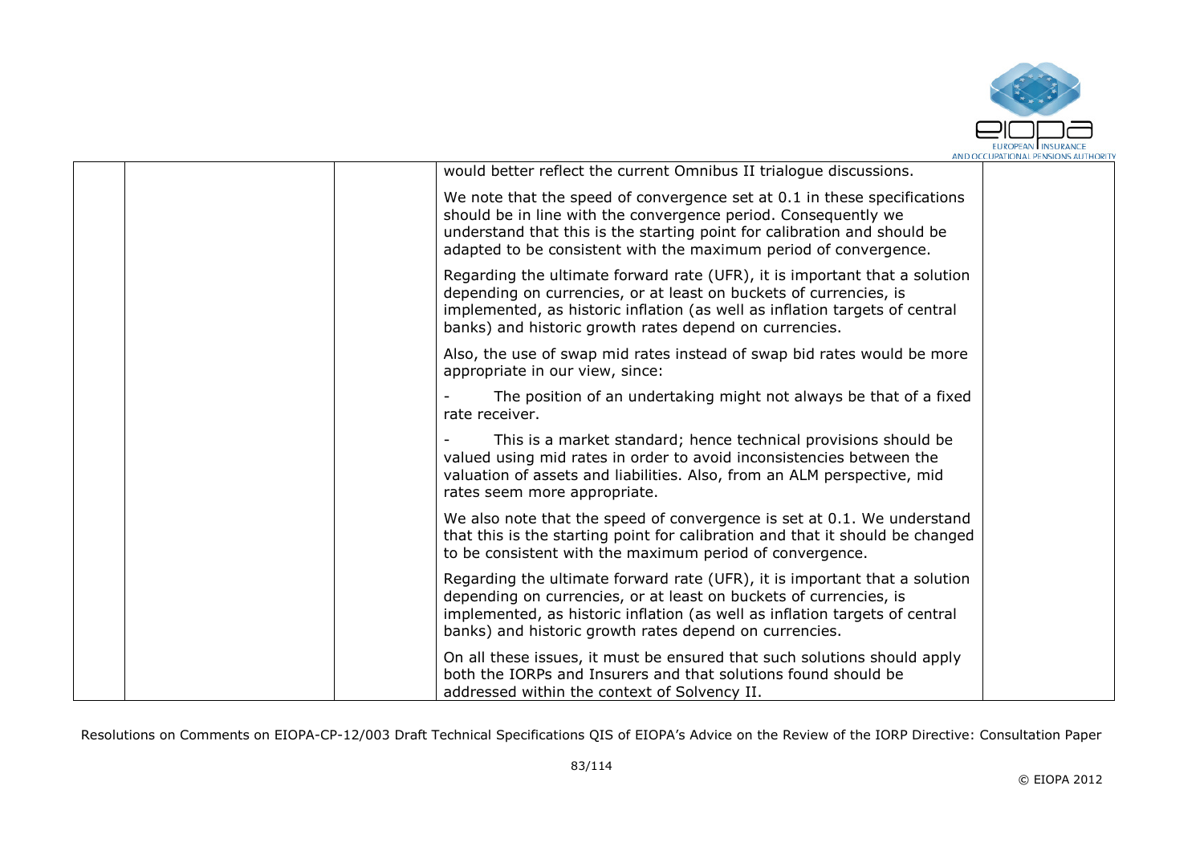| | | | | |
|---|---|---|---|---|
| | | | would better reflect the current Omnibus II trialogue discussions.<br><br>We note that the speed of convergence set at 0.1 in these specifications should be in line with the convergence period. Consequently we understand that this is the starting point for calibration and should be adapted to be consistent with the maximum period of convergence.<br><br>Regarding the ultimate forward rate (UFR), it is important that a solution depending on currencies, or at least on buckets of currencies, is implemented, as historic inflation (as well as inflation targets of central banks) and historic growth rates depend on currencies.<br><br>Also, the use of swap mid rates instead of swap bid rates would be more appropriate in our view, since:<br><br>- The position of an undertaking might not always be that of a fixed rate receiver.<br><br>- This is a market standard; hence technical provisions should be valued using mid rates in order to avoid inconsistencies between the valuation of assets and liabilities. Also, from an ALM perspective, mid rates seem more appropriate.<br><br>We also note that the speed of convergence is set at 0.1. We understand that this is the starting point for calibration and that it should be changed to be consistent with the maximum period of convergence.<br><br>Regarding the ultimate forward rate (UFR), it is important that a solution depending on currencies, or at least on buckets of currencies, is implemented, as historic inflation (as well as inflation targets of central banks) and historic growth rates depend on currencies.<br><br>On all these issues, it must be ensured that such solutions should apply both the IORPs and Insurers and that solutions found should be addressed within the context of Solvency II. | |

Resolutions on Comments on EIOPA-CP-12/003 Draft Technical Specifications QIS of EIOPA's Advice on the Review of the IORP Directive: Consultation Paper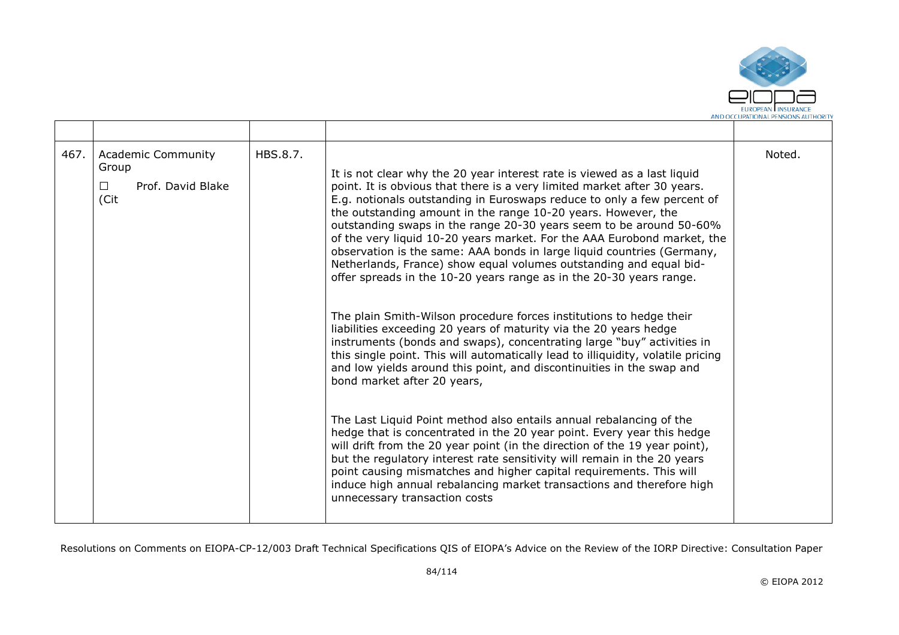| | | | | |
|---|---|---|---|---|
| 467. | Academic Community Group<br>☐ Prof. David Blake (Cit | HBS.8.7. | It is not clear why the 20 year interest rate is viewed as a last liquid point. It is obvious that there is a very limited market after 30 years. E.g. notionals outstanding in Euroswaps reduce to only a few percent of the outstanding amount in the range 10-20 years. However, the outstanding swaps in the range 20-30 years seem to be around 50-60% of the very liquid 10-20 years market. For the AAA Eurobond market, the observation is the same: AAA bonds in large liquid countries (Germany, Netherlands, France) show equal volumes outstanding and equal bid-offer spreads in the 10-20 years range as in the 20-30 years range.<br><br>The plain Smith-Wilson procedure forces institutions to hedge their liabilities exceeding 20 years of maturity via the 20 years hedge instruments (bonds and swaps), concentrating large "buy" activities in this single point. This will automatically lead to illiquidity, volatile pricing and low yields around this point, and discontinuities in the swap and bond market after 20 years,<br><br>The Last Liquid Point method also entails annual rebalancing of the hedge that is concentrated in the 20 year point. Every year this hedge will drift from the 20 year point (in the direction of the 19 year point), but the regulatory interest rate sensitivity will remain in the 20 years point causing mismatches and higher capital requirements. This will induce high annual rebalancing market transactions and therefore high unnecessary transaction costs | Noted. |

Resolutions on Comments on EIOPA-CP-12/003 Draft Technical Specifications QIS of EIOPA's Advice on the Review of the IORP Directive: Consultation Paper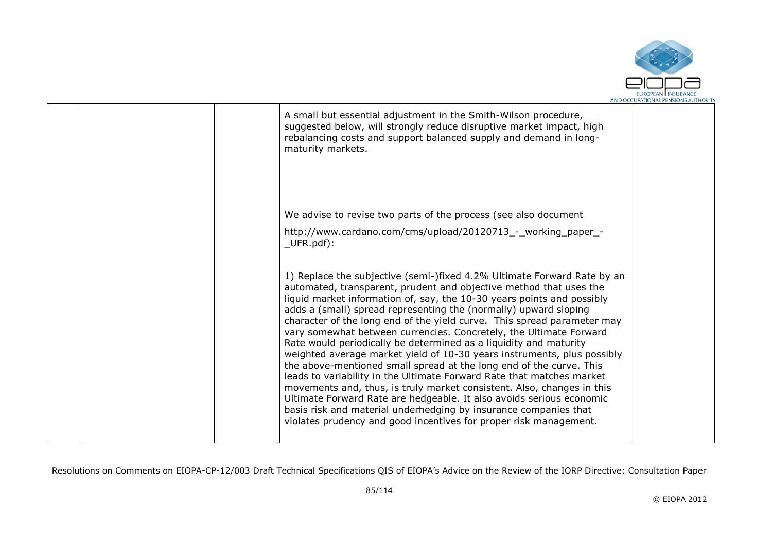|  |  |  | A small but essential adjustment in the Smith-Wilson procedure, suggested below, will strongly reduce disruptive market impact, high rebalancing costs and support balanced supply and demand in long-maturity markets.<br><br>We advise to revise two parts of the process (see also document<br><br>http://www.cardano.com/cms/upload/20120713_-_working_paper_-_UFR.pdf):<br><br>1) Replace the subjective (semi-)fixed 4.2% Ultimate Forward Rate by an automated, transparent, prudent and objective method that uses the liquid market information of, say, the 10-30 years points and possibly adds a (small) spread representing the (normally) upward sloping character of the long end of the yield curve. This spread parameter may vary somewhat between currencies. Concretely, the Ultimate Forward Rate would periodically be determined as a liquidity and maturity weighted average market yield of 10-30 years instruments, plus possibly the above-mentioned small spread at the long end of the curve. This leads to variability in the Ultimate Forward Rate that matches market movements and, thus, is truly market consistent. Also, changes in this Ultimate Forward Rate are hedgeable. It also avoids serious economic basis risk and material underhedging by insurance companies that violates prudency and good incentives for proper risk management. |  |
|---|---|---|---|---|

Resolutions on Comments on EIOPA-CP-12/003 Draft Technical Specifications QIS of EIOPA's Advice on the Review of the IORP Directive: Consultation Paper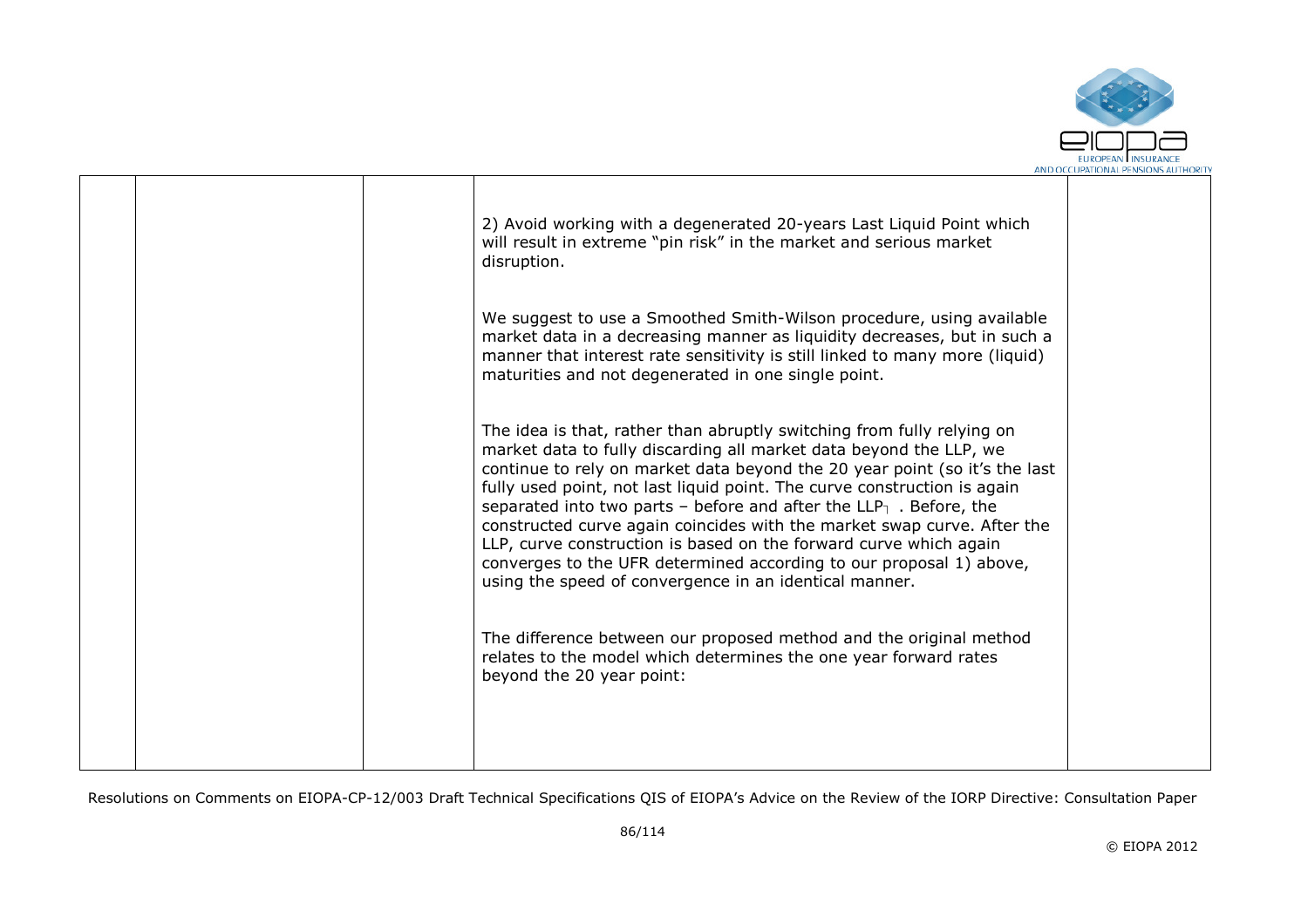|  |  |  | 2) Avoid working with a degenerated 20-years Last Liquid Point which will result in extreme "pin risk" in the market and serious market disruption.<br><br>We suggest to use a Smoothed Smith-Wilson procedure, using available market data in a decreasing manner as liquidity decreases, but in such a manner that interest rate sensitivity is still linked to many more (liquid) maturities and not degenerated in one single point.<br><br>The idea is that, rather than abruptly switching from fully relying on market data to fully discarding all market data beyond the LLP, we continue to rely on market data beyond the 20 year point (so it's the last fully used point, not last liquid point. The curve construction is again separated into two parts – before and after the LLP┐ . Before, the constructed curve again coincides with the market swap curve. After the LLP, curve construction is based on the forward curve which again converges to the UFR determined according to our proposal 1) above, using the speed of convergence in an identical manner.<br><br>The difference between our proposed method and the original method relates to the model which determines the one year forward rates beyond the 20 year point: |  |
|---|---|---|---|---|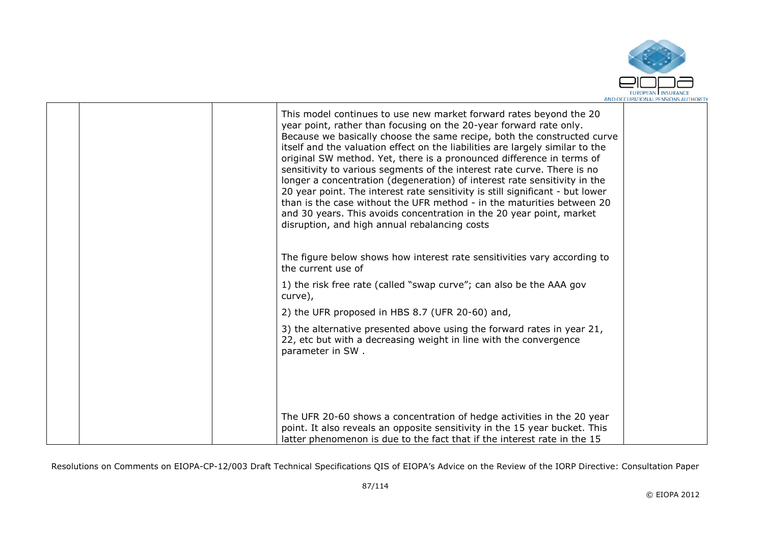| | | | This model continues to use new market forward rates beyond the 20 year point, rather than focusing on the 20-year forward rate only. Because we basically choose the same recipe, both the constructed curve itself and the valuation effect on the liabilities are largely similar to the original SW method. Yet, there is a pronounced difference in terms of sensitivity to various segments of the interest rate curve. There is no longer a concentration (degeneration) of interest rate sensitivity in the 20 year point. The interest rate sensitivity is still significant - but lower than is the case without the UFR method - in the maturities between 20 and 30 years. This avoids concentration in the 20 year point, market disruption, and high annual rebalancing costs<br><br>The figure below shows how interest rate sensitivities vary according to the current use of<br><br>1) the risk free rate (called "swap curve"; can also be the AAA gov curve),<br><br>2) the UFR proposed in HBS 8.7 (UFR 20-60) and,<br><br>3) the alternative presented above using the forward rates in year 21, 22, etc but with a decreasing weight in line with the convergence parameter in SW .<br><br>The UFR 20-60 shows a concentration of hedge activities in the 20 year point. It also reveals an opposite sensitivity in the 15 year bucket. This latter phenomenon is due to the fact that if the interest rate in the 15 | |
|---|---|---|---|---|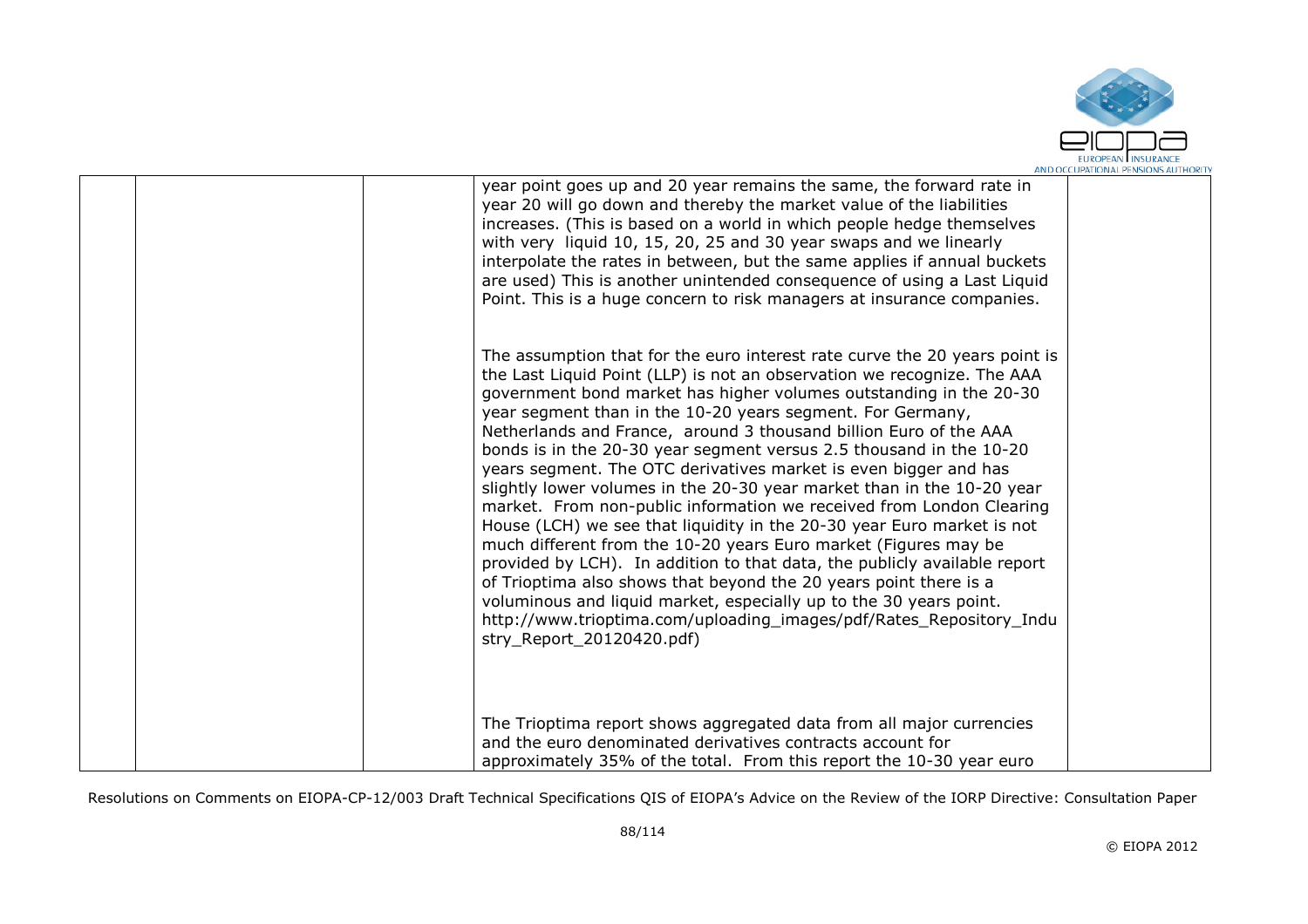| | | | | |
|---|---|---|---|---|
| | | | year point goes up and 20 year remains the same, the forward rate in year 20 will go down and thereby the market value of the liabilities increases. (This is based on a world in which people hedge themselves with very liquid 10, 15, 20, 25 and 30 year swaps and we linearly interpolate the rates in between, but the same applies if annual buckets are used) This is another unintended consequence of using a Last Liquid Point. This is a huge concern to risk managers at insurance companies.<br><br>The assumption that for the euro interest rate curve the 20 years point is the Last Liquid Point (LLP) is not an observation we recognize. The AAA government bond market has higher volumes outstanding in the 20-30 year segment than in the 10-20 years segment. For Germany, Netherlands and France, around 3 thousand billion Euro of the AAA bonds is in the 20-30 year segment versus 2.5 thousand in the 10-20 years segment. The OTC derivatives market is even bigger and has slightly lower volumes in the 20-30 year market than in the 10-20 year market. From non-public information we received from London Clearing House (LCH) we see that liquidity in the 20-30 year Euro market is not much different from the 10-20 years Euro market (Figures may be provided by LCH). In addition to that data, the publicly available report of Trioptima also shows that beyond the 20 years point there is a voluminous and liquid market, especially up to the 30 years point. http://www.trioptima.com/uploading_images/pdf/Rates_Repository_Industry_Report_20120420.pdf)<br><br>The Trioptima report shows aggregated data from all major currencies and the euro denominated derivatives contracts account for approximately 35% of the total. From this report the 10-30 year euro | |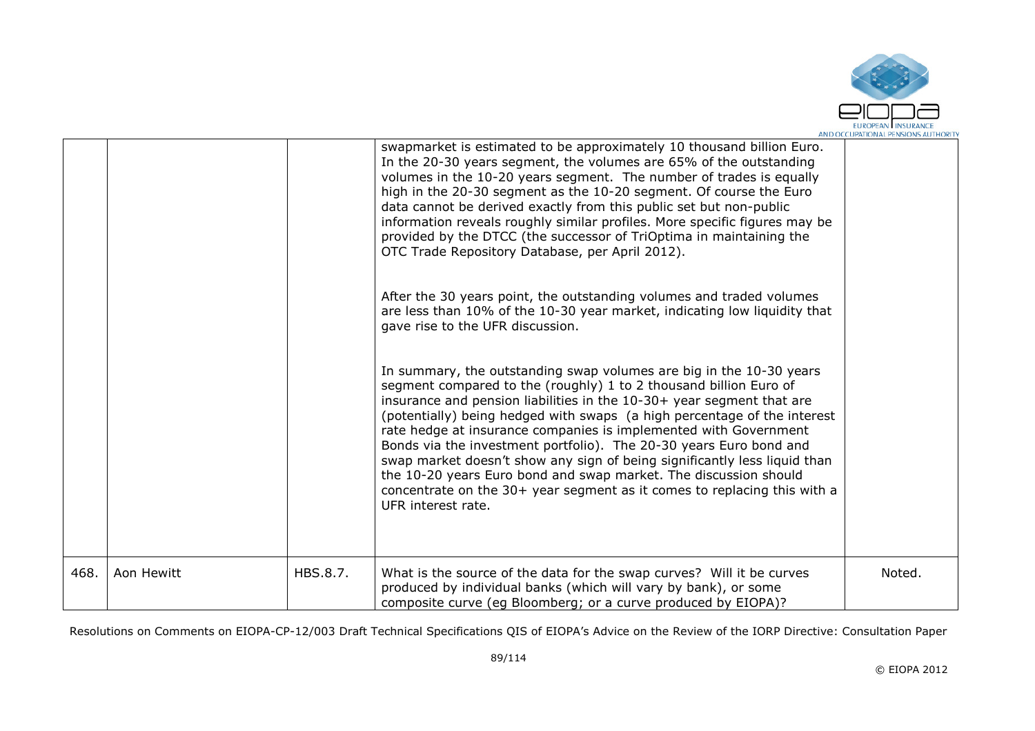| | | | swapmarket is estimated to be approximately 10 thousand billion Euro. In the 20-30 years segment, the volumes are 65% of the outstanding volumes in the 10-20 years segment. The number of trades is equally high in the 20-30 segment as the 10-20 segment. Of course the Euro data cannot be derived exactly from this public set but non-public information reveals roughly similar profiles. More specific figures may be provided by the DTCC (the successor of TriOptima in maintaining the OTC Trade Repository Database, per April 2012).<br><br>After the 30 years point, the outstanding volumes and traded volumes are less than 10% of the 10-30 year market, indicating low liquidity that gave rise to the UFR discussion.<br><br>In summary, the outstanding swap volumes are big in the 10-30 years segment compared to the (roughly) 1 to 2 thousand billion Euro of insurance and pension liabilities in the 10-30+ year segment that are (potentially) being hedged with swaps (a high percentage of the interest rate hedge at insurance companies is implemented with Government Bonds via the investment portfolio). The 20-30 years Euro bond and swap market doesn't show any sign of being significantly less liquid than the 10-20 years Euro bond and swap market. The discussion should concentrate on the 30+ year segment as it comes to replacing this with a UFR interest rate. | |
|---|---|---|---|---|
| 468. | Aon Hewitt | HBS.8.7. | What is the source of the data for the swap curves? Will it be curves produced by individual banks (which will vary by bank), or some composite curve (eg Bloomberg; or a curve produced by EIOPA)? | Noted. |

Resolutions on Comments on EIOPA-CP-12/003 Draft Technical Specifications QIS of EIOPA's Advice on the Review of the IORP Directive: Consultation Paper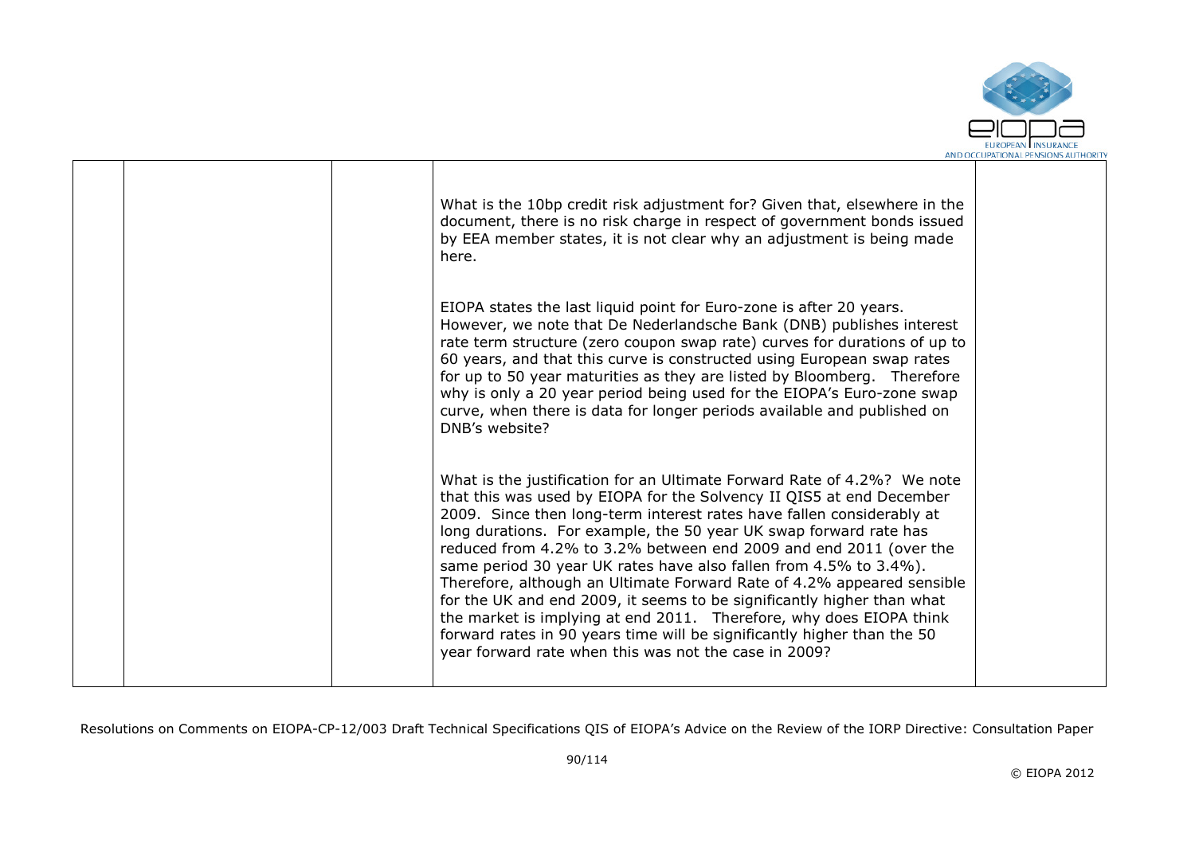| | | | | |
|---|---|---|---|---|
| | | | What is the 10bp credit risk adjustment for? Given that, elsewhere in the document, there is no risk charge in respect of government bonds issued by EEA member states, it is not clear why an adjustment is being made here.<br><br>EIOPA states the last liquid point for Euro-zone is after 20 years. However, we note that De Nederlandsche Bank (DNB) publishes interest rate term structure (zero coupon swap rate) curves for durations of up to 60 years, and that this curve is constructed using European swap rates for up to 50 year maturities as they are listed by Bloomberg. Therefore why is only a 20 year period being used for the EIOPA's Euro-zone swap curve, when there is data for longer periods available and published on DNB's website?<br><br>What is the justification for an Ultimate Forward Rate of 4.2%? We note that this was used by EIOPA for the Solvency II QIS5 at end December 2009. Since then long-term interest rates have fallen considerably at long durations. For example, the 50 year UK swap forward rate has reduced from 4.2% to 3.2% between end 2009 and end 2011 (over the same period 30 year UK rates have also fallen from 4.5% to 3.4%). Therefore, although an Ultimate Forward Rate of 4.2% appeared sensible for the UK and end 2009, it seems to be significantly higher than what the market is implying at end 2011. Therefore, why does EIOPA think forward rates in 90 years time will be significantly higher than the 50 year forward rate when this was not the case in 2009? | |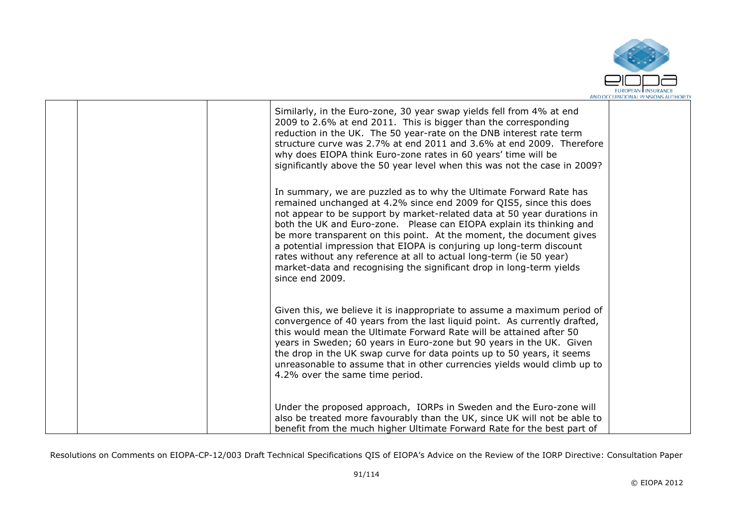| | | | | |
|---|---|---|---|---|
| | | | Similarly, in the Euro-zone, 30 year swap yields fell from 4% at end 2009 to 2.6% at end 2011. This is bigger than the corresponding reduction in the UK. The 50 year-rate on the DNB interest rate term structure curve was 2.7% at end 2011 and 3.6% at end 2009. Therefore why does EIOPA think Euro-zone rates in 60 years' time will be significantly above the 50 year level when this was not the case in 2009?<br><br>In summary, we are puzzled as to why the Ultimate Forward Rate has remained unchanged at 4.2% since end 2009 for QIS5, since this does not appear to be support by market-related data at 50 year durations in both the UK and Euro-zone. Please can EIOPA explain its thinking and be more transparent on this point. At the moment, the document gives a potential impression that EIOPA is conjuring up long-term discount rates without any reference at all to actual long-term (ie 50 year) market-data and recognising the significant drop in long-term yields since end 2009.<br><br>Given this, we believe it is inappropriate to assume a maximum period of convergence of 40 years from the last liquid point. As currently drafted, this would mean the Ultimate Forward Rate will be attained after 50 years in Sweden; 60 years in Euro-zone but 90 years in the UK. Given the drop in the UK swap curve for data points up to 50 years, it seems unreasonable to assume that in other currencies yields would climb up to 4.2% over the same time period.<br><br>Under the proposed approach, IORPs in Sweden and the Euro-zone will also be treated more favourably than the UK, since UK will not be able to benefit from the much higher Ultimate Forward Rate for the best part of | |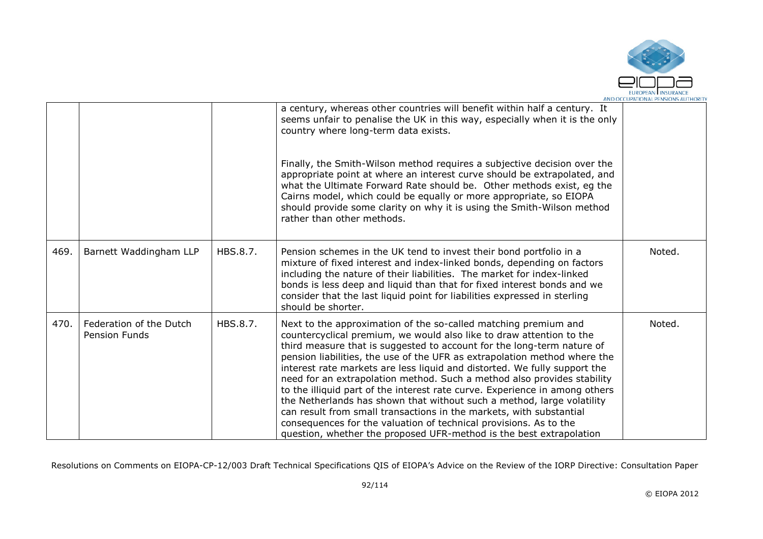| | | | | |
|---|---|---|---|---|
| | | | a century, whereas other countries will benefit within half a century. It seems unfair to penalise the UK in this way, especially when it is the only country where long-term data exists.<br><br>Finally, the Smith-Wilson method requires a subjective decision over the appropriate point at where an interest curve should be extrapolated, and what the Ultimate Forward Rate should be. Other methods exist, eg the Cairns model, which could be equally or more appropriate, so EIOPA should provide some clarity on why it is using the Smith-Wilson method rather than other methods. | |
| 469. | Barnett Waddingham LLP | HBS.8.7. | Pension schemes in the UK tend to invest their bond portfolio in a mixture of fixed interest and index-linked bonds, depending on factors including the nature of their liabilities. The market for index-linked bonds is less deep and liquid than that for fixed interest bonds and we consider that the last liquid point for liabilities expressed in sterling should be shorter. | Noted. |
| 470. | Federation of the Dutch Pension Funds | HBS.8.7. | Next to the approximation of the so-called matching premium and countercyclical premium, we would also like to draw attention to the third measure that is suggested to account for the long-term nature of pension liabilities, the use of the UFR as extrapolation method where the interest rate markets are less liquid and distorted. We fully support the need for an extrapolation method. Such a method also provides stability to the illiquid part of the interest rate curve. Experience in among others the Netherlands has shown that without such a method, large volatility can result from small transactions in the markets, with substantial consequences for the valuation of technical provisions. As to the question, whether the proposed UFR-method is the best extrapolation | Noted. |

Resolutions on Comments on EIOPA-CP-12/003 Draft Technical Specifications QIS of EIOPA's Advice on the Review of the IORP Directive: Consultation Paper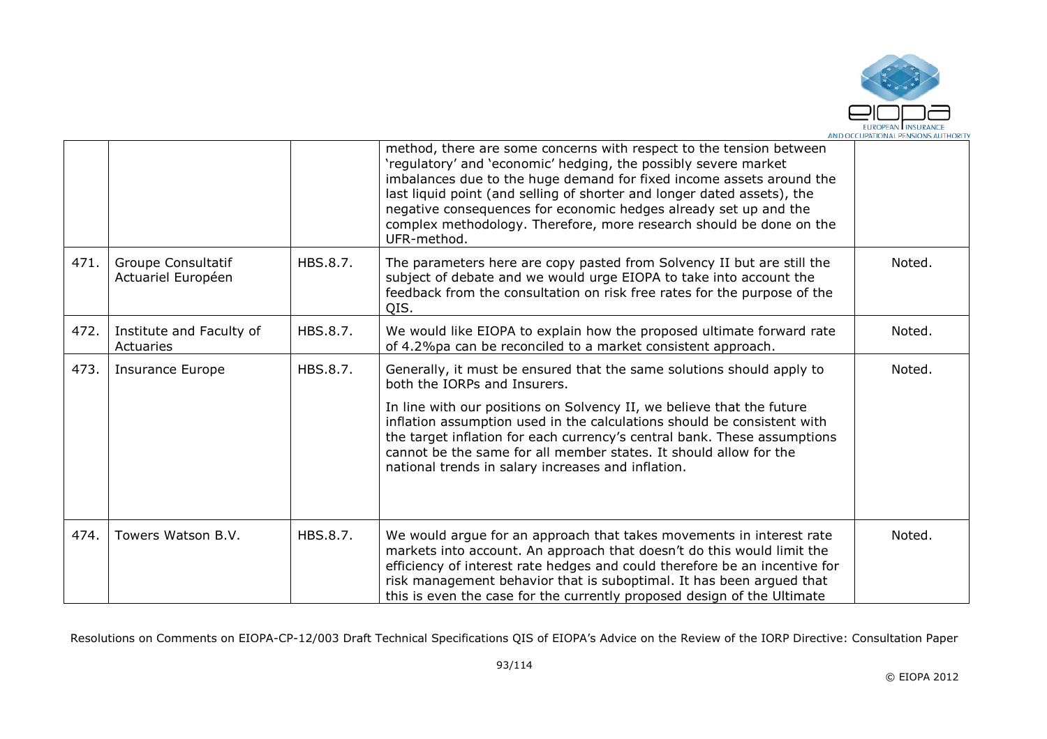| | | | | |
|---|---|---|---|---|
| | | | method, there are some concerns with respect to the tension between 'regulatory' and 'economic' hedging, the possibly severe market imbalances due to the huge demand for fixed income assets around the last liquid point (and selling of shorter and longer dated assets), the negative consequences for economic hedges already set up and the complex methodology. Therefore, more research should be done on the UFR-method. | |
| 471. | Groupe Consultatif Actuariel Européen | HBS.8.7. | The parameters here are copy pasted from Solvency II but are still the subject of debate and we would urge EIOPA to take into account the feedback from the consultation on risk free rates for the purpose of the QIS. | Noted. |
| 472. | Institute and Faculty of Actuaries | HBS.8.7. | We would like EIOPA to explain how the proposed ultimate forward rate of 4.2%pa can be reconciled to a market consistent approach. | Noted. |
| 473. | Insurance Europe | HBS.8.7. | Generally, it must be ensured that the same solutions should apply to both the IORPs and Insurers.<br><br>In line with our positions on Solvency II, we believe that the future inflation assumption used in the calculations should be consistent with the target inflation for each currency's central bank. These assumptions cannot be the same for all member states. It should allow for the national trends in salary increases and inflation. | Noted. |
| 474. | Towers Watson B.V. | HBS.8.7. | We would argue for an approach that takes movements in interest rate markets into account. An approach that doesn't do this would limit the efficiency of interest rate hedges and could therefore be an incentive for risk management behavior that is suboptimal. It has been argued that this is even the case for the currently proposed design of the Ultimate | Noted. |

Resolutions on Comments on EIOPA-CP-12/003 Draft Technical Specifications QIS of EIOPA's Advice on the Review of the IORP Directive: Consultation Paper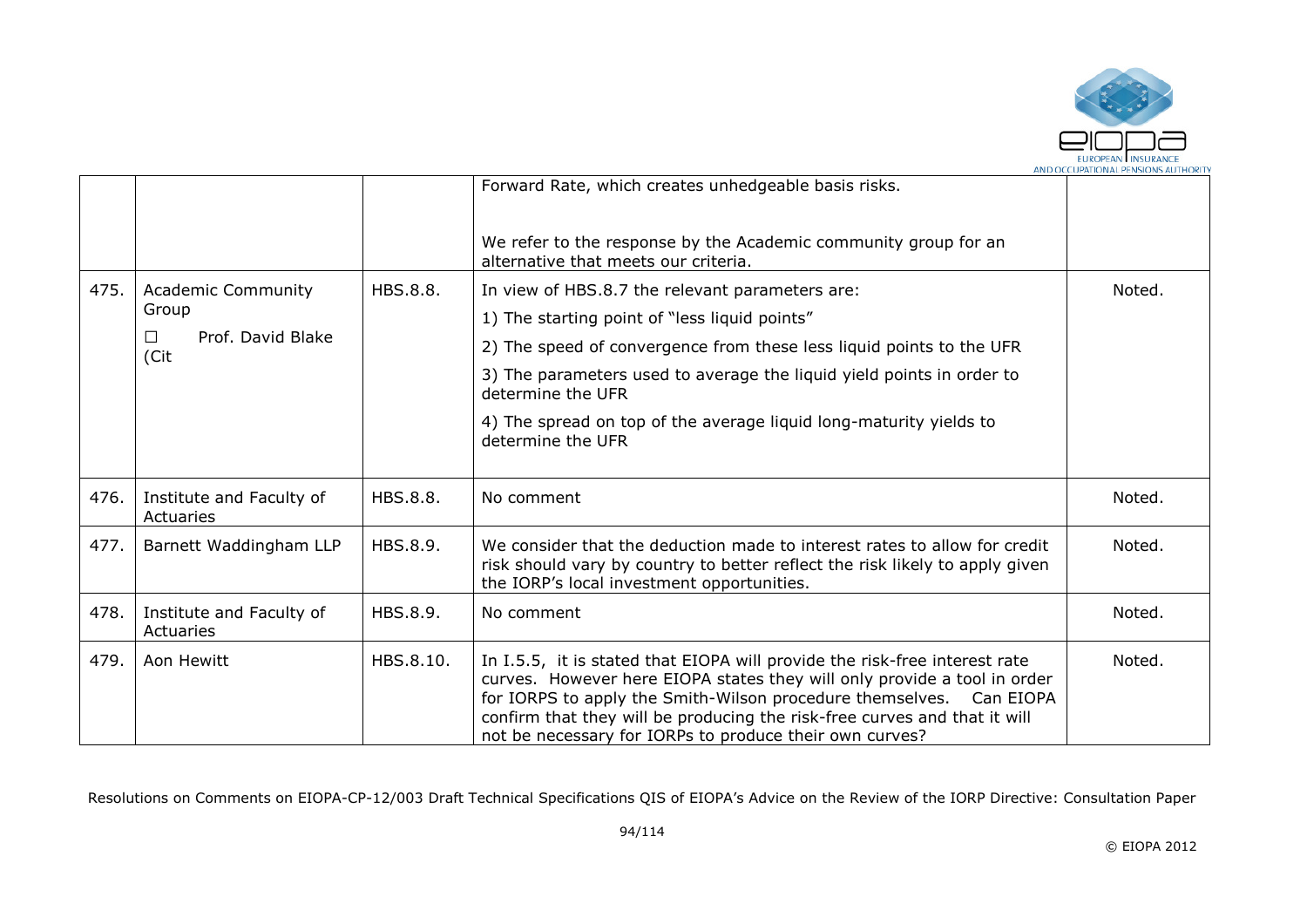|  |  |  |  |  |
|---|---|---|---|---|
|  |  |  | Forward Rate, which creates unhedgeable basis risks.<br><br>We refer to the response by the Academic community group for an alternative that meets our criteria. |  |
| 475. | Academic Community Group<br>☐ Prof. David Blake (Cit | HBS.8.8. | In view of HBS.8.7 the relevant parameters are:<br>1) The starting point of "less liquid points"<br>2) The speed of convergence from these less liquid points to the UFR<br>3) The parameters used to average the liquid yield points in order to determine the UFR<br>4) The spread on top of the average liquid long-maturity yields to determine the UFR | Noted. |
| 476. | Institute and Faculty of Actuaries | HBS.8.8. | No comment | Noted. |
| 477. | Barnett Waddingham LLP | HBS.8.9. | We consider that the deduction made to interest rates to allow for credit risk should vary by country to better reflect the risk likely to apply given the IORP's local investment opportunities. | Noted. |
| 478. | Institute and Faculty of Actuaries | HBS.8.9. | No comment | Noted. |
| 479. | Aon Hewitt | HBS.8.10. | In I.5.5, it is stated that EIOPA will provide the risk-free interest rate curves. However here EIOPA states they will only provide a tool in order for IORPS to apply the Smith-Wilson procedure themselves. Can EIOPA confirm that they will be producing the risk-free curves and that it will not be necessary for IORPs to produce their own curves? | Noted. |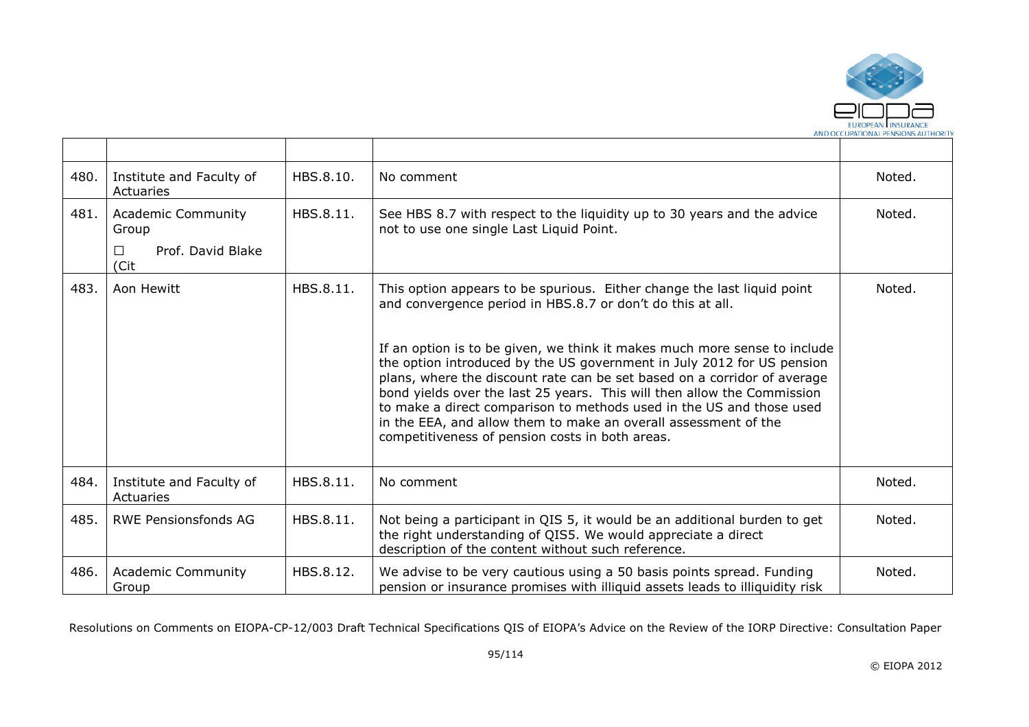| | | | | |
|---|---|---|---|---|
| 480. | Institute and Faculty of Actuaries | HBS.8.10. | No comment | Noted. |
| 481. | Academic Community Group<br>☐ Prof. David Blake (Cit | HBS.8.11. | See HBS 8.7 with respect to the liquidity up to 30 years and the advice not to use one single Last Liquid Point. | Noted. |
| 483. | Aon Hewitt | HBS.8.11. | This option appears to be spurious. Either change the last liquid point and convergence period in HBS.8.7 or don't do this at all.<br><br>If an option is to be given, we think it makes much more sense to include the option introduced by the US government in July 2012 for US pension plans, where the discount rate can be set based on a corridor of average bond yields over the last 25 years. This will then allow the Commission to make a direct comparison to methods used in the US and those used in the EEA, and allow them to make an overall assessment of the competitiveness of pension costs in both areas. | Noted. |
| 484. | Institute and Faculty of Actuaries | HBS.8.11. | No comment | Noted. |
| 485. | RWE Pensionsfonds AG | HBS.8.11. | Not being a participant in QIS 5, it would be an additional burden to get the right understanding of QIS5. We would appreciate a direct description of the content without such reference. | Noted. |
| 486. | Academic Community Group | HBS.8.12. | We advise to be very cautious using a 50 basis points spread. Funding pension or insurance promises with illiquid assets leads to illiquidity risk | Noted. |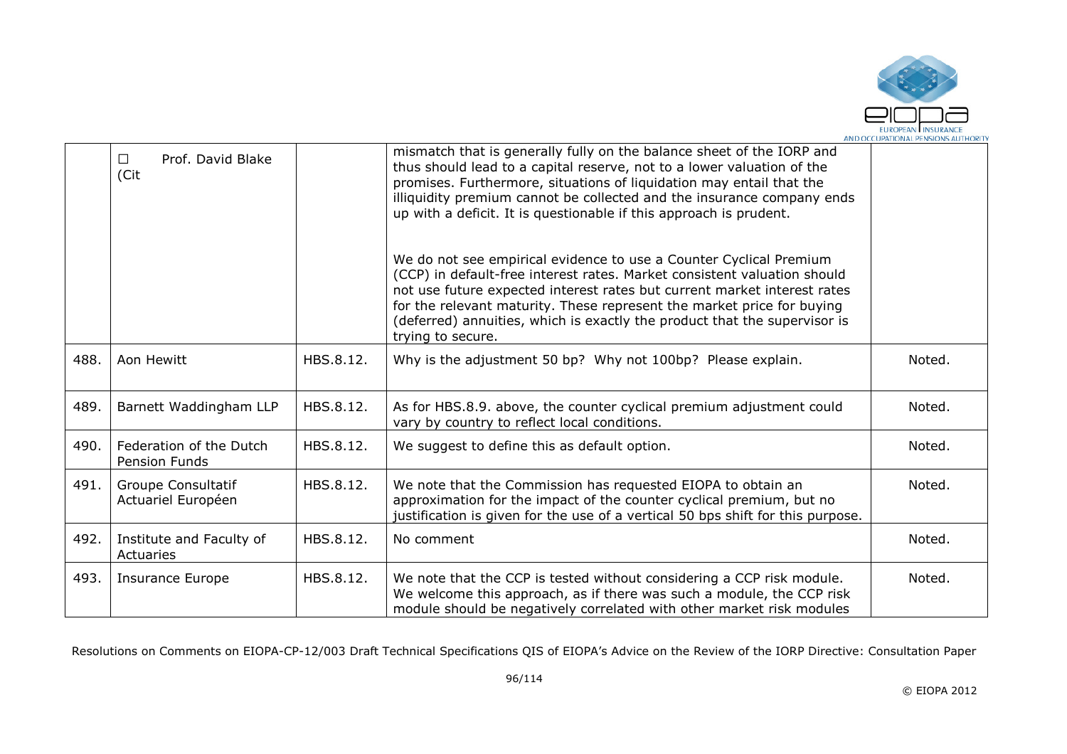|  |  |  |  |  |
|---|---|---|---|---|
|  | ☐ Prof. David Blake (Cit |  | mismatch that is generally fully on the balance sheet of the IORP and thus should lead to a capital reserve, not to a lower valuation of the promises. Furthermore, situations of liquidation may entail that the illiquidity premium cannot be collected and the insurance company ends up with a deficit. It is questionable if this approach is prudent.<br><br>We do not see empirical evidence to use a Counter Cyclical Premium (CCP) in default-free interest rates. Market consistent valuation should not use future expected interest rates but current market interest rates for the relevant maturity. These represent the market price for buying (deferred) annuities, which is exactly the product that the supervisor is trying to secure. |  |
| 488. | Aon Hewitt | HBS.8.12. | Why is the adjustment 50 bp? Why not 100bp? Please explain. | Noted. |
| 489. | Barnett Waddingham LLP | HBS.8.12. | As for HBS.8.9. above, the counter cyclical premium adjustment could vary by country to reflect local conditions. | Noted. |
| 490. | Federation of the Dutch Pension Funds | HBS.8.12. | We suggest to define this as default option. | Noted. |
| 491. | Groupe Consultatif Actuariel Européen | HBS.8.12. | We note that the Commission has requested EIOPA to obtain an approximation for the impact of the counter cyclical premium, but no justification is given for the use of a vertical 50 bps shift for this purpose. | Noted. |
| 492. | Institute and Faculty of Actuaries | HBS.8.12. | No comment | Noted. |
| 493. | Insurance Europe | HBS.8.12. | We note that the CCP is tested without considering a CCP risk module. We welcome this approach, as if there was such a module, the CCP risk module should be negatively correlated with other market risk modules | Noted. |

Resolutions on Comments on EIOPA-CP-12/003 Draft Technical Specifications QIS of EIOPA's Advice on the Review of the IORP Directive: Consultation Paper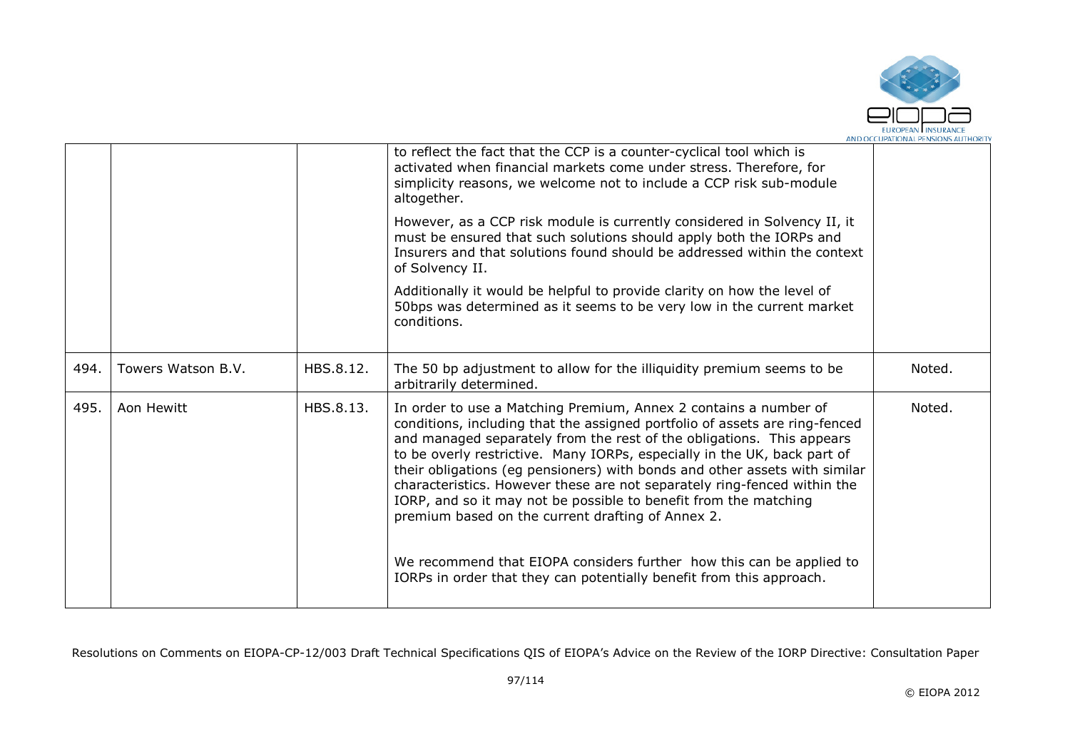| | | | to reflect the fact that the CCP is a counter-cyclical tool which is activated when financial markets come under stress. Therefore, for simplicity reasons, we welcome not to include a CCP risk sub-module altogether.<br><br>However, as a CCP risk module is currently considered in Solvency II, it must be ensured that such solutions should apply both the IORPs and Insurers and that solutions found should be addressed within the context of Solvency II.<br><br>Additionally it would be helpful to provide clarity on how the level of 50bps was determined as it seems to be very low in the current market conditions. | |
|---|---|---|---|---|
| 494. | Towers Watson B.V. | HBS.8.12. | The 50 bp adjustment to allow for the illiquidity premium seems to be arbitrarily determined. | Noted. |
| 495. | Aon Hewitt | HBS.8.13. | In order to use a Matching Premium, Annex 2 contains a number of conditions, including that the assigned portfolio of assets are ring-fenced and managed separately from the rest of the obligations. This appears to be overly restrictive. Many IORPs, especially in the UK, back part of their obligations (eg pensioners) with bonds and other assets with similar characteristics. However these are not separately ring-fenced within the IORP, and so it may not be possible to benefit from the matching premium based on the current drafting of Annex 2.<br><br>We recommend that EIOPA considers further how this can be applied to IORPs in order that they can potentially benefit from this approach. | Noted. |

Resolutions on Comments on EIOPA-CP-12/003 Draft Technical Specifications QIS of EIOPA's Advice on the Review of the IORP Directive: Consultation Paper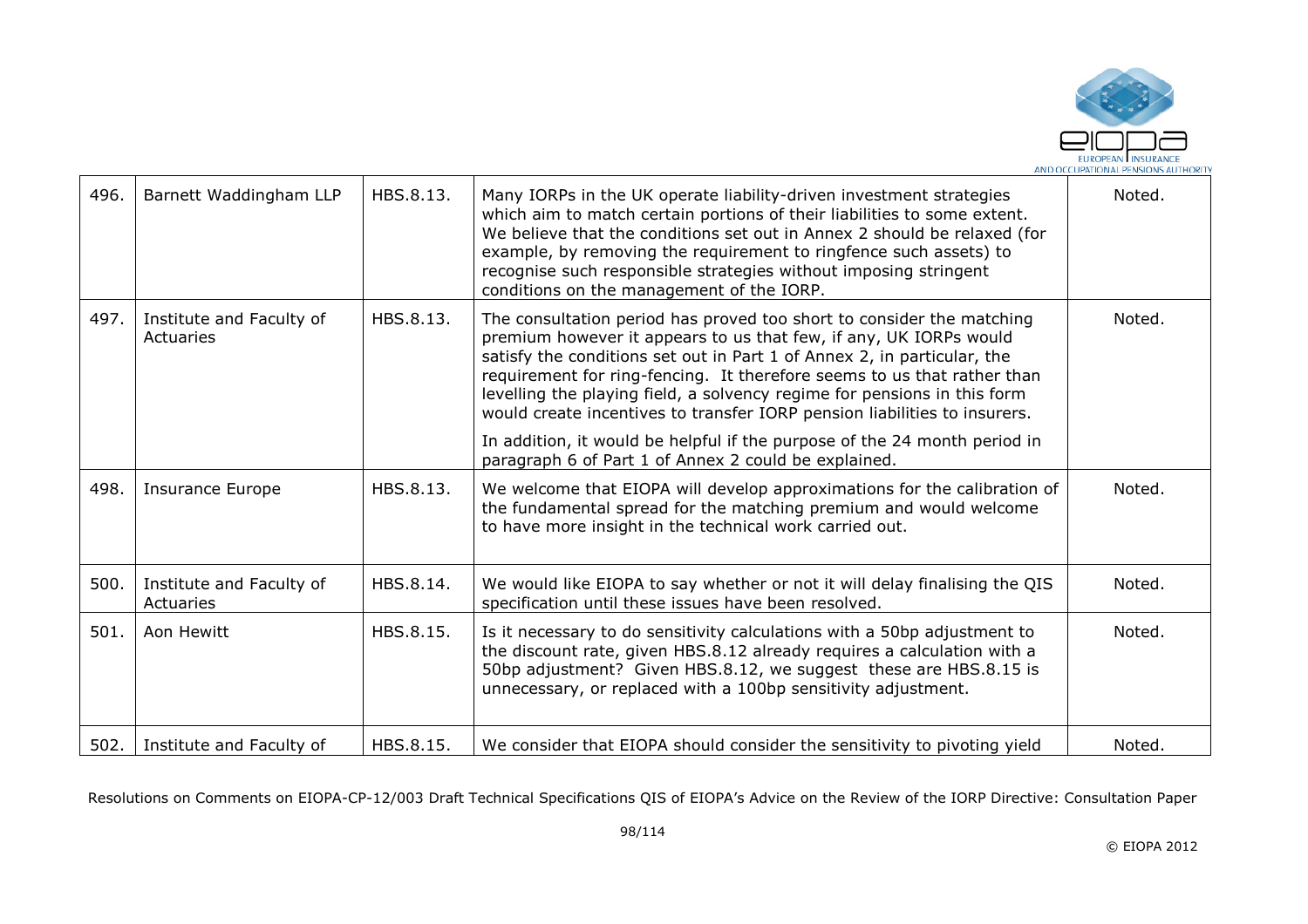| 496. | Barnett Waddingham LLP | HBS.8.13. | Many IORPs in the UK operate liability-driven investment strategies which aim to match certain portions of their liabilities to some extent. We believe that the conditions set out in Annex 2 should be relaxed (for example, by removing the requirement to ringfence such assets) to recognise such responsible strategies without imposing stringent conditions on the management of the IORP. | Noted. |
|---|---|---|---|---|
| 497. | Institute and Faculty of Actuaries | HBS.8.13. | The consultation period has proved too short to consider the matching premium however it appears to us that few, if any, UK IORPs would satisfy the conditions set out in Part 1 of Annex 2, in particular, the requirement for ring-fencing. It therefore seems to us that rather than levelling the playing field, a solvency regime for pensions in this form would create incentives to transfer IORP pension liabilities to insurers.<br><br>In addition, it would be helpful if the purpose of the 24 month period in paragraph 6 of Part 1 of Annex 2 could be explained. | Noted. |
| 498. | Insurance Europe | HBS.8.13. | We welcome that EIOPA will develop approximations for the calibration of the fundamental spread for the matching premium and would welcome to have more insight in the technical work carried out. | Noted. |
| 500. | Institute and Faculty of Actuaries | HBS.8.14. | We would like EIOPA to say whether or not it will delay finalising the QIS specification until these issues have been resolved. | Noted. |
| 501. | Aon Hewitt | HBS.8.15. | Is it necessary to do sensitivity calculations with a 50bp adjustment to the discount rate, given HBS.8.12 already requires a calculation with a 50bp adjustment? Given HBS.8.12, we suggest these are HBS.8.15 is unnecessary, or replaced with a 100bp sensitivity adjustment. | Noted. |
| 502. | Institute and Faculty of | HBS.8.15. | We consider that EIOPA should consider the sensitivity to pivoting yield | Noted. |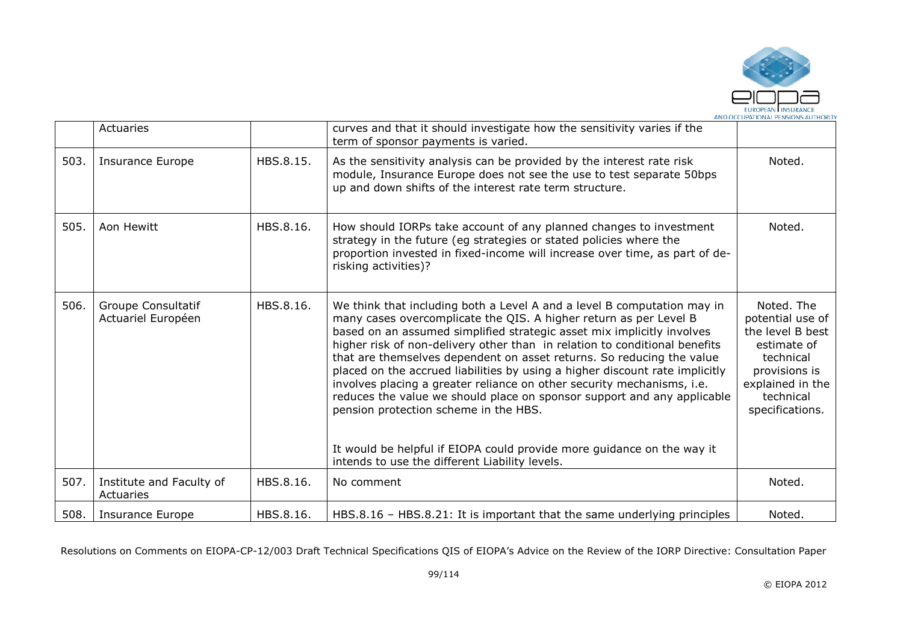|  | Actuaries |  | curves and that it should investigate how the sensitivity varies if the term of sponsor payments is varied. |  |
|---|---|---|---|---|
| 503. | Insurance Europe | HBS.8.15. | As the sensitivity analysis can be provided by the interest rate risk module, Insurance Europe does not see the use to test separate 50bps up and down shifts of the interest rate term structure. | Noted. |
| 505. | Aon Hewitt | HBS.8.16. | How should IORPs take account of any planned changes to investment strategy in the future (eg strategies or stated policies where the proportion invested in fixed-income will increase over time, as part of de-risking activities)? | Noted. |
| 506. | Groupe Consultatif Actuariel Européen | HBS.8.16. | We think that including both a Level A and a level B computation may in many cases overcomplicate the QIS. A higher return as per Level B based on an assumed simplified strategic asset mix implicitly involves higher risk of non-delivery other than in relation to conditional benefits that are themselves dependent on asset returns. So reducing the value placed on the accrued liabilities by using a higher discount rate implicitly involves placing a greater reliance on other security mechanisms, i.e. reduces the value we should place on sponsor support and any applicable pension protection scheme in the HBS.<br><br>It would be helpful if EIOPA could provide more guidance on the way it intends to use the different Liability levels. | Noted. The potential use of the level B best estimate of technical provisions is explained in the technical specifications. |
| 507. | Institute and Faculty of Actuaries | HBS.8.16. | No comment | Noted. |
| 508. | Insurance Europe | HBS.8.16. | HBS.8.16 – HBS.8.21: It is important that the same underlying principles | Noted. |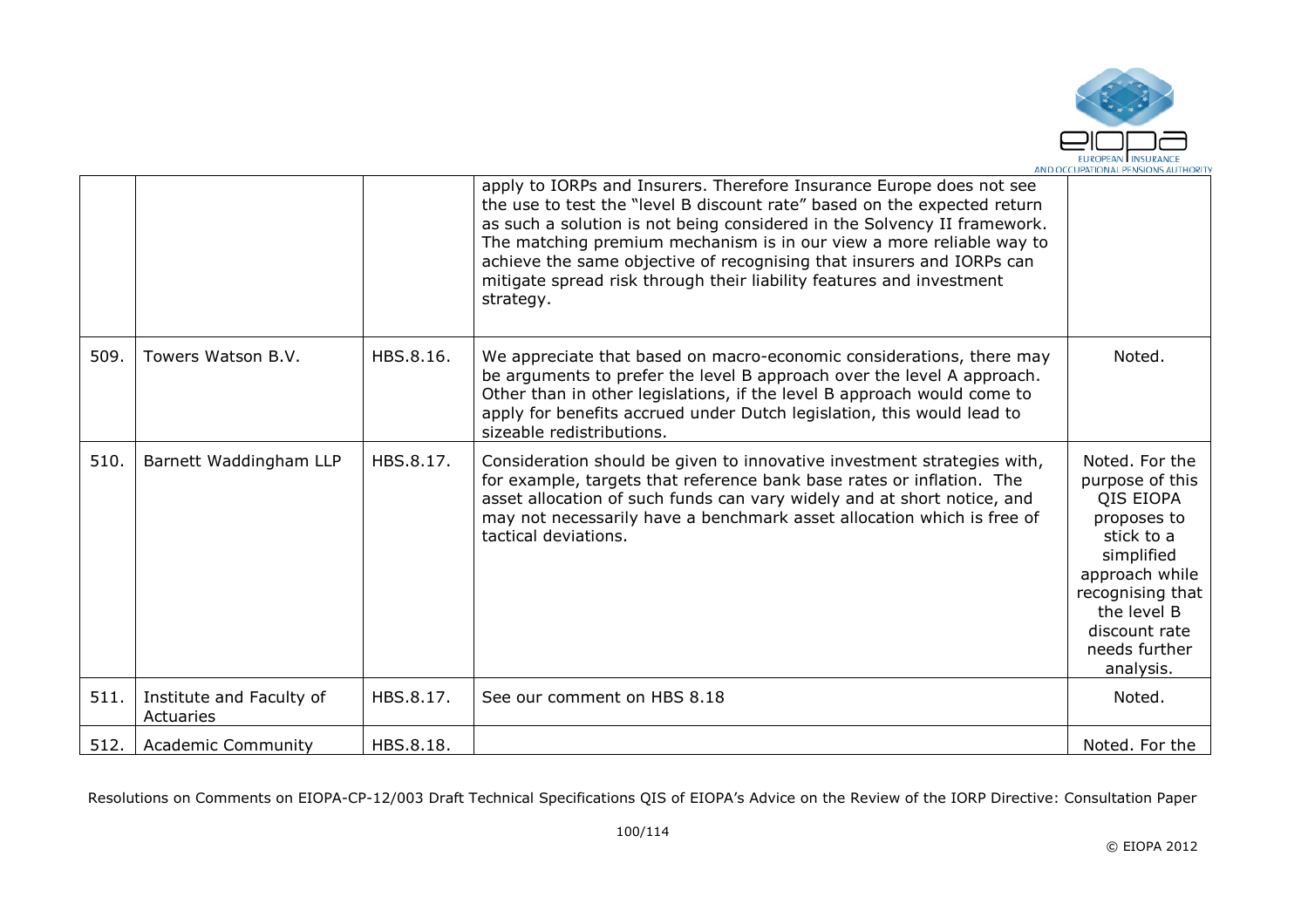| | | | | |
|---|---|---|---|---|
| | | | apply to IORPs and Insurers. Therefore Insurance Europe does not see the use to test the "level B discount rate" based on the expected return as such a solution is not being considered in the Solvency II framework. The matching premium mechanism is in our view a more reliable way to achieve the same objective of recognising that insurers and IORPs can mitigate spread risk through their liability features and investment strategy. | |
| 509. | Towers Watson B.V. | HBS.8.16. | We appreciate that based on macro-economic considerations, there may be arguments to prefer the level B approach over the level A approach. Other than in other legislations, if the level B approach would come to apply for benefits accrued under Dutch legislation, this would lead to sizeable redistributions. | Noted. |
| 510. | Barnett Waddingham LLP | HBS.8.17. | Consideration should be given to innovative investment strategies with, for example, targets that reference bank base rates or inflation. The asset allocation of such funds can vary widely and at short notice, and may not necessarily have a benchmark asset allocation which is free of tactical deviations. | Noted. For the purpose of this QIS EIOPA proposes to stick to a simplified approach while recognising that the level B discount rate needs further analysis. |
| 511. | Institute and Faculty of Actuaries | HBS.8.17. | See our comment on HBS 8.18 | Noted. |
| 512. | Academic Community | HBS.8.18. | | Noted. For the |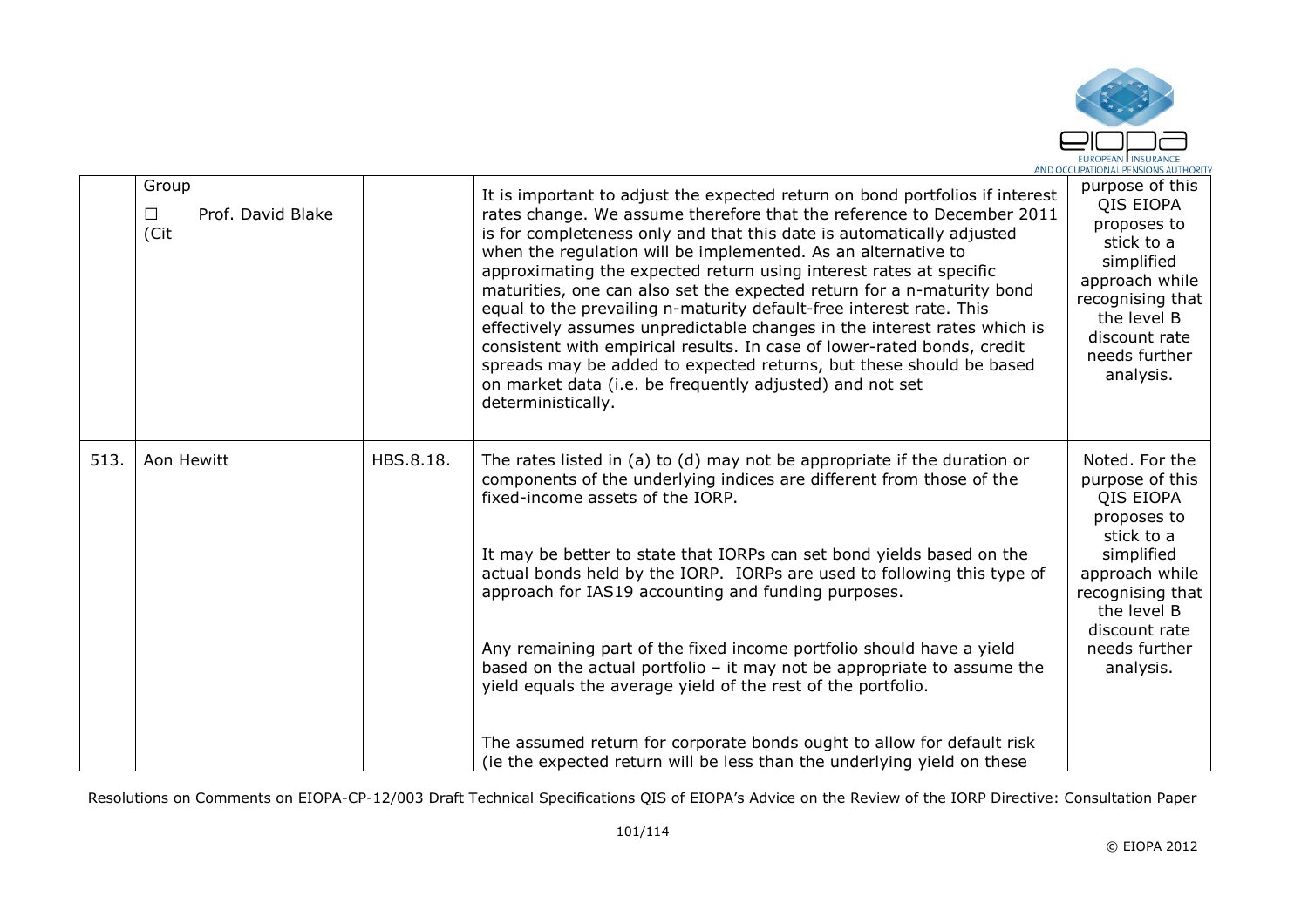| | | | | |
|---|---|---|---|---|
| | Group<br>☐ Prof. David Blake (Cit | | It is important to adjust the expected return on bond portfolios if interest rates change. We assume therefore that the reference to December 2011 is for completeness only and that this date is automatically adjusted when the regulation will be implemented. As an alternative to approximating the expected return using interest rates at specific maturities, one can also set the expected return for a n-maturity bond equal to the prevailing n-maturity default-free interest rate. This effectively assumes unpredictable changes in the interest rates which is consistent with empirical results. In case of lower-rated bonds, credit spreads may be added to expected returns, but these should be based on market data (i.e. be frequently adjusted) and not set deterministically. | purpose of this QIS EIOPA proposes to stick to a simplified approach while recognising that the level B discount rate needs further analysis. |
| 513. | Aon Hewitt | HBS.8.18. | The rates listed in (a) to (d) may not be appropriate if the duration or components of the underlying indices are different from those of the fixed-income assets of the IORP.<br><br>It may be better to state that IORPs can set bond yields based on the actual bonds held by the IORP. IORPs are used to following this type of approach for IAS19 accounting and funding purposes.<br><br>Any remaining part of the fixed income portfolio should have a yield based on the actual portfolio – it may not be appropriate to assume the yield equals the average yield of the rest of the portfolio.<br><br>The assumed return for corporate bonds ought to allow for default risk (ie the expected return will be less than the underlying yield on these | Noted. For the purpose of this QIS EIOPA proposes to stick to a simplified approach while recognising that the level B discount rate needs further analysis. |

Resolutions on Comments on EIOPA-CP-12/003 Draft Technical Specifications QIS of EIOPA's Advice on the Review of the IORP Directive: Consultation Paper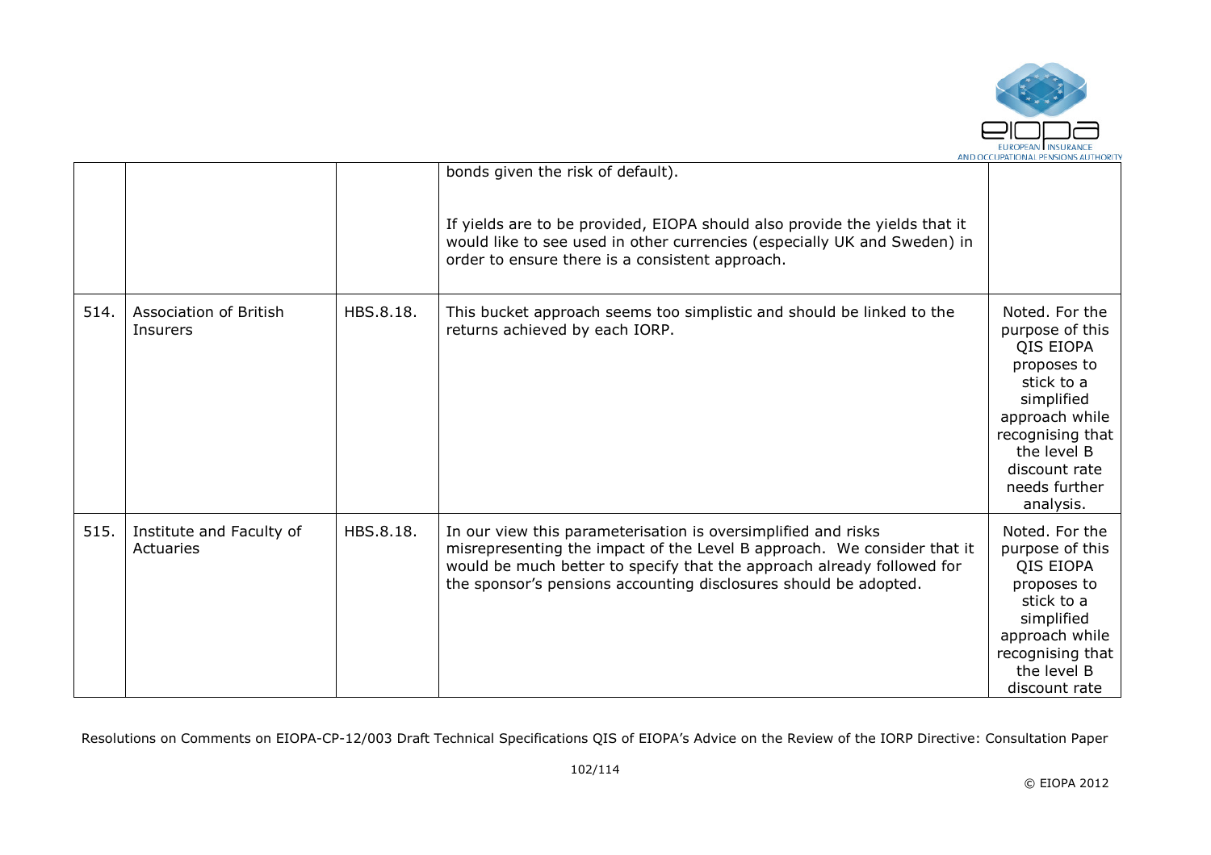|  |  |  |  |  |
|---|---|---|---|---|
|  |  |  | bonds given the risk of default).<br><br>If yields are to be provided, EIOPA should also provide the yields that it would like to see used in other currencies (especially UK and Sweden) in order to ensure there is a consistent approach. |  |
| 514. | Association of British Insurers | HBS.8.18. | This bucket approach seems too simplistic and should be linked to the returns achieved by each IORP. | Noted. For the purpose of this QIS EIOPA proposes to stick to a simplified approach while recognising that the level B discount rate needs further analysis. |
| 515. | Institute and Faculty of Actuaries | HBS.8.18. | In our view this parameterisation is oversimplified and risks misrepresenting the impact of the Level B approach. We consider that it would be much better to specify that the approach already followed for the sponsor's pensions accounting disclosures should be adopted. | Noted. For the purpose of this QIS EIOPA proposes to stick to a simplified approach while recognising that the level B discount rate |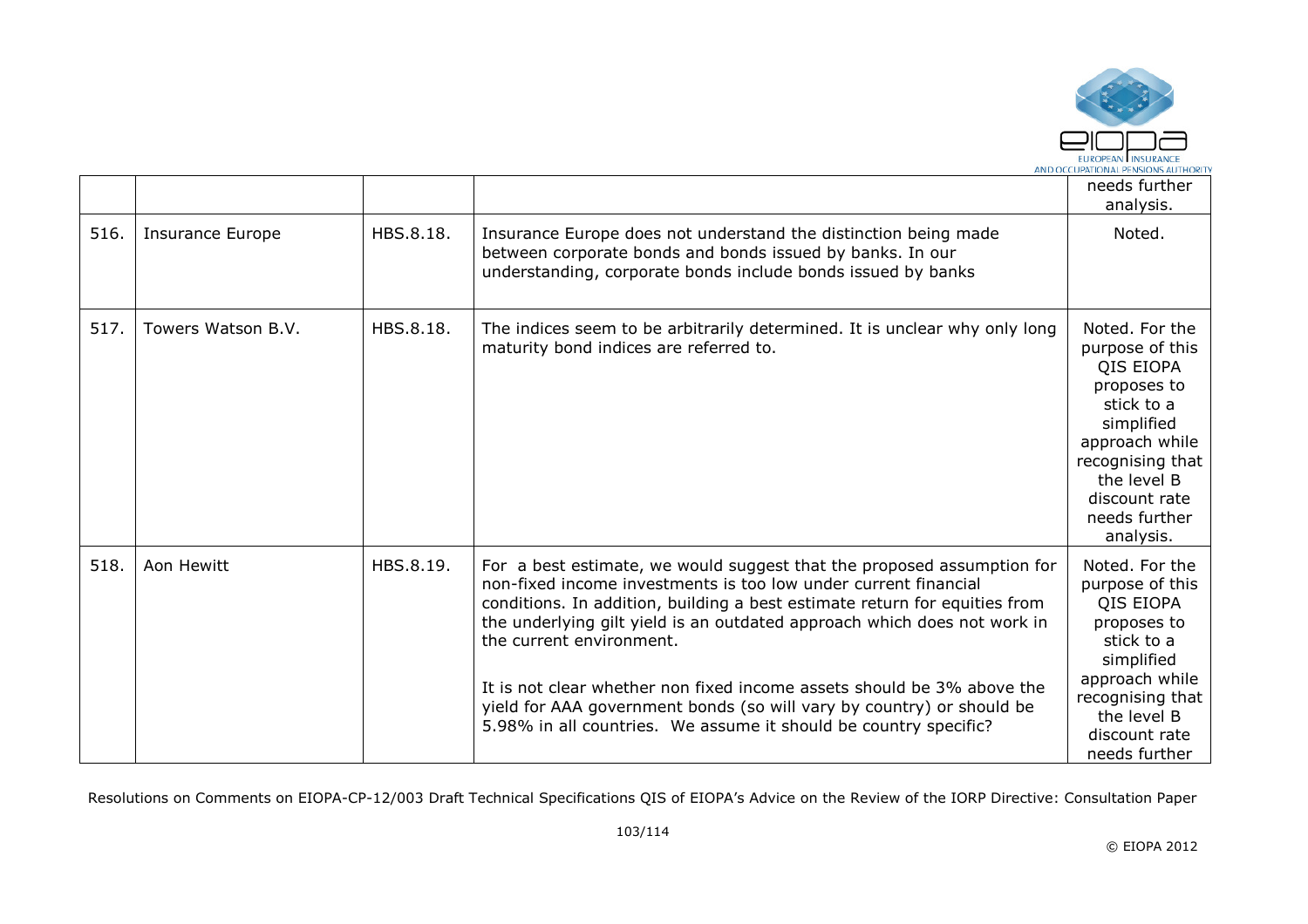|  |  |  |  | needs further analysis. |
|---|---|---|---|---|
| 516. | Insurance Europe | HBS.8.18. | Insurance Europe does not understand the distinction being made between corporate bonds and bonds issued by banks. In our understanding, corporate bonds include bonds issued by banks | Noted. |
| 517. | Towers Watson B.V. | HBS.8.18. | The indices seem to be arbitrarily determined. It is unclear why only long maturity bond indices are referred to. | Noted. For the purpose of this QIS EIOPA proposes to stick to a simplified approach while recognising that the level B discount rate needs further analysis. |
| 518. | Aon Hewitt | HBS.8.19. | For a best estimate, we would suggest that the proposed assumption for non-fixed income investments is too low under current financial conditions. In addition, building a best estimate return for equities from the underlying gilt yield is an outdated approach which does not work in the current environment.<br><br>It is not clear whether non fixed income assets should be 3% above the yield for AAA government bonds (so will vary by country) or should be 5.98% in all countries. We assume it should be country specific? | Noted. For the purpose of this QIS EIOPA proposes to stick to a simplified approach while recognising that the level B discount rate needs further |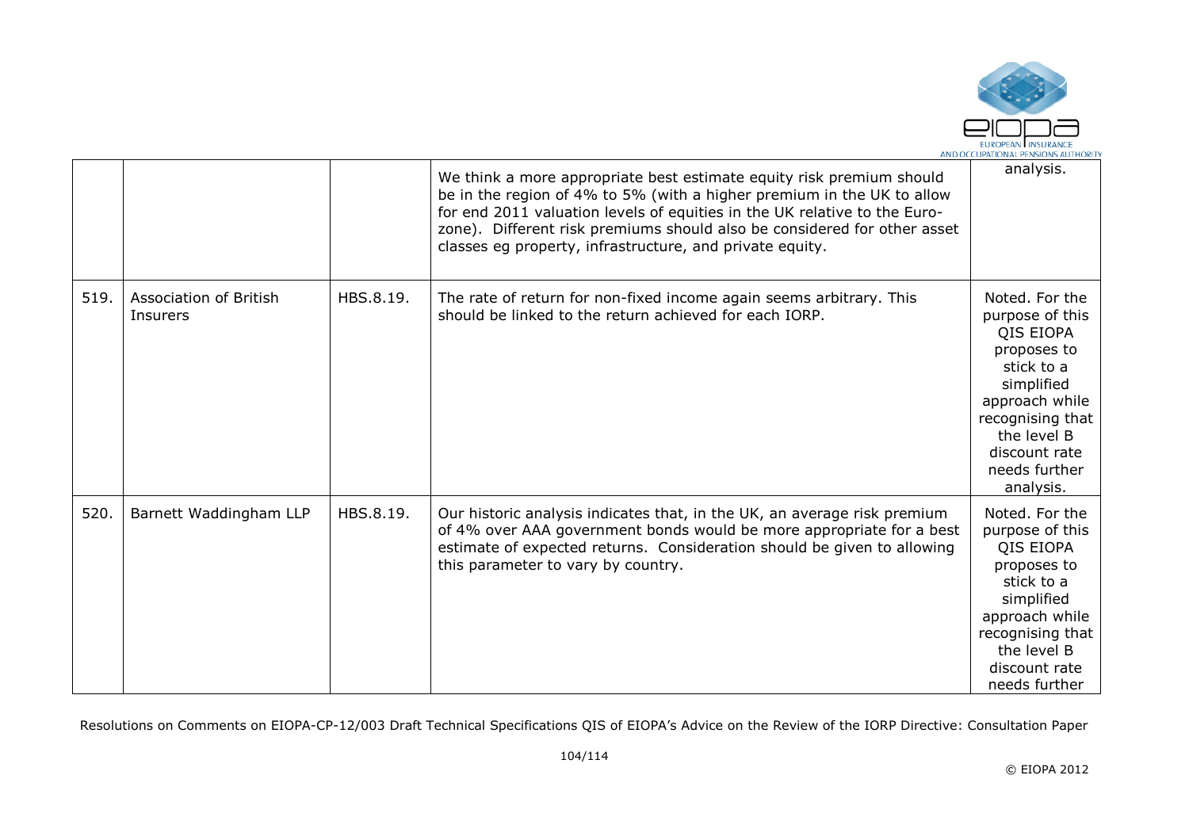| | | | | |
|---|---|---|---|---|
| | | | We think a more appropriate best estimate equity risk premium should be in the region of 4% to 5% (with a higher premium in the UK to allow for end 2011 valuation levels of equities in the UK relative to the Euro-zone). Different risk premiums should also be considered for other asset classes eg property, infrastructure, and private equity. | analysis. |
| 519. | Association of British Insurers | HBS.8.19. | The rate of return for non-fixed income again seems arbitrary. This should be linked to the return achieved for each IORP. | Noted. For the purpose of this QIS EIOPA proposes to stick to a simplified approach while recognising that the level B discount rate needs further analysis. |
| 520. | Barnett Waddingham LLP | HBS.8.19. | Our historic analysis indicates that, in the UK, an average risk premium of 4% over AAA government bonds would be more appropriate for a best estimate of expected returns. Consideration should be given to allowing this parameter to vary by country. | Noted. For the purpose of this QIS EIOPA proposes to stick to a simplified approach while recognising that the level B discount rate needs further |

Resolutions on Comments on EIOPA-CP-12/003 Draft Technical Specifications QIS of EIOPA's Advice on the Review of the IORP Directive: Consultation Paper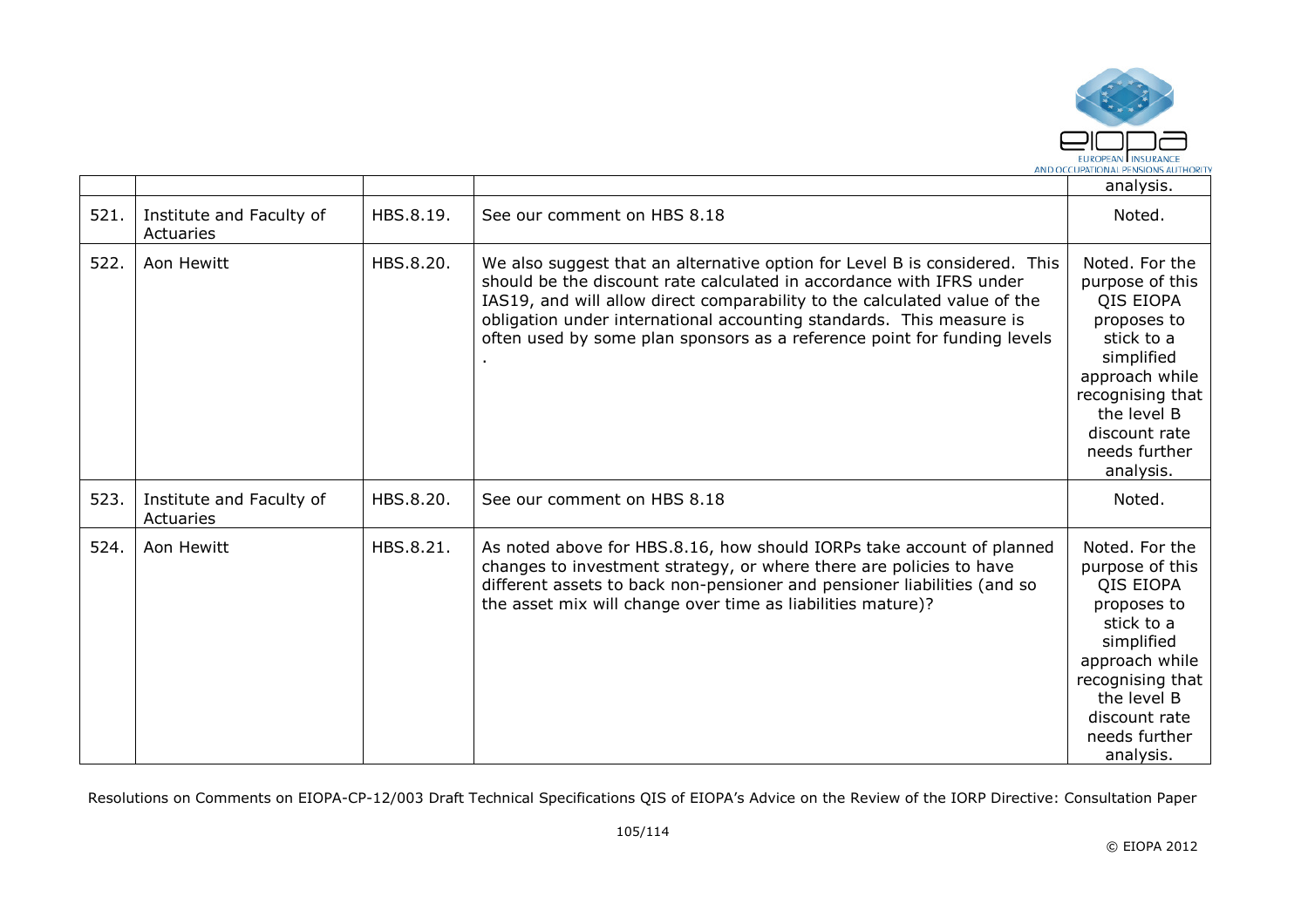| | | | | analysis. |
|---|---|---|---|---|
| 521. | Institute and Faculty of Actuaries | HBS.8.19. | See our comment on HBS 8.18 | Noted. |
| 522. | Aon Hewitt | HBS.8.20. | We also suggest that an alternative option for Level B is considered. This should be the discount rate calculated in accordance with IFRS under IAS19, and will allow direct comparability to the calculated value of the obligation under international accounting standards. This measure is often used by some plan sponsors as a reference point for funding levels . | Noted. For the purpose of this QIS EIOPA proposes to stick to a simplified approach while recognising that the level B discount rate needs further analysis. |
| 523. | Institute and Faculty of Actuaries | HBS.8.20. | See our comment on HBS 8.18 | Noted. |
| 524. | Aon Hewitt | HBS.8.21. | As noted above for HBS.8.16, how should IORPs take account of planned changes to investment strategy, or where there are policies to have different assets to back non-pensioner and pensioner liabilities (and so the asset mix will change over time as liabilities mature)? | Noted. For the purpose of this QIS EIOPA proposes to stick to a simplified approach while recognising that the level B discount rate needs further analysis. |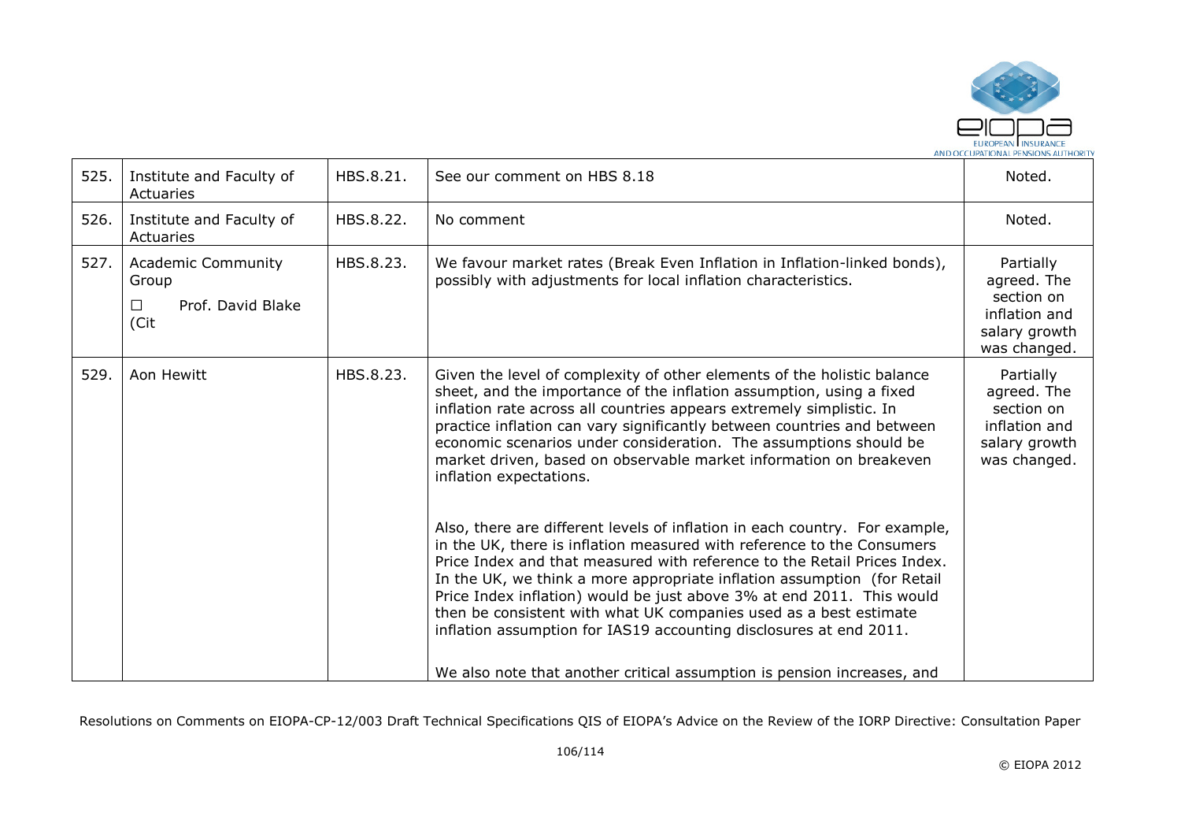| | | | | |
|---|---|---|---|---|
| 525. | Institute and Faculty of Actuaries | HBS.8.21. | See our comment on HBS 8.18 | Noted. |
| 526. | Institute and Faculty of Actuaries | HBS.8.22. | No comment | Noted. |
| 527. | Academic Community Group<br>☐ Prof. David Blake (Cit | HBS.8.23. | We favour market rates (Break Even Inflation in Inflation-linked bonds), possibly with adjustments for local inflation characteristics. | Partially agreed. The section on inflation and salary growth was changed. |
| 529. | Aon Hewitt | HBS.8.23. | Given the level of complexity of other elements of the holistic balance sheet, and the importance of the inflation assumption, using a fixed inflation rate across all countries appears extremely simplistic. In practice inflation can vary significantly between countries and between economic scenarios under consideration. The assumptions should be market driven, based on observable market information on breakeven inflation expectations.<br><br>Also, there are different levels of inflation in each country. For example, in the UK, there is inflation measured with reference to the Consumers Price Index and that measured with reference to the Retail Prices Index. In the UK, we think a more appropriate inflation assumption (for Retail Price Index inflation) would be just above 3% at end 2011. This would then be consistent with what UK companies used as a best estimate inflation assumption for IAS19 accounting disclosures at end 2011.<br><br>We also note that another critical assumption is pension increases, and | Partially agreed. The section on inflation and salary growth was changed. |

Resolutions on Comments on EIOPA-CP-12/003 Draft Technical Specifications QIS of EIOPA's Advice on the Review of the IORP Directive: Consultation Paper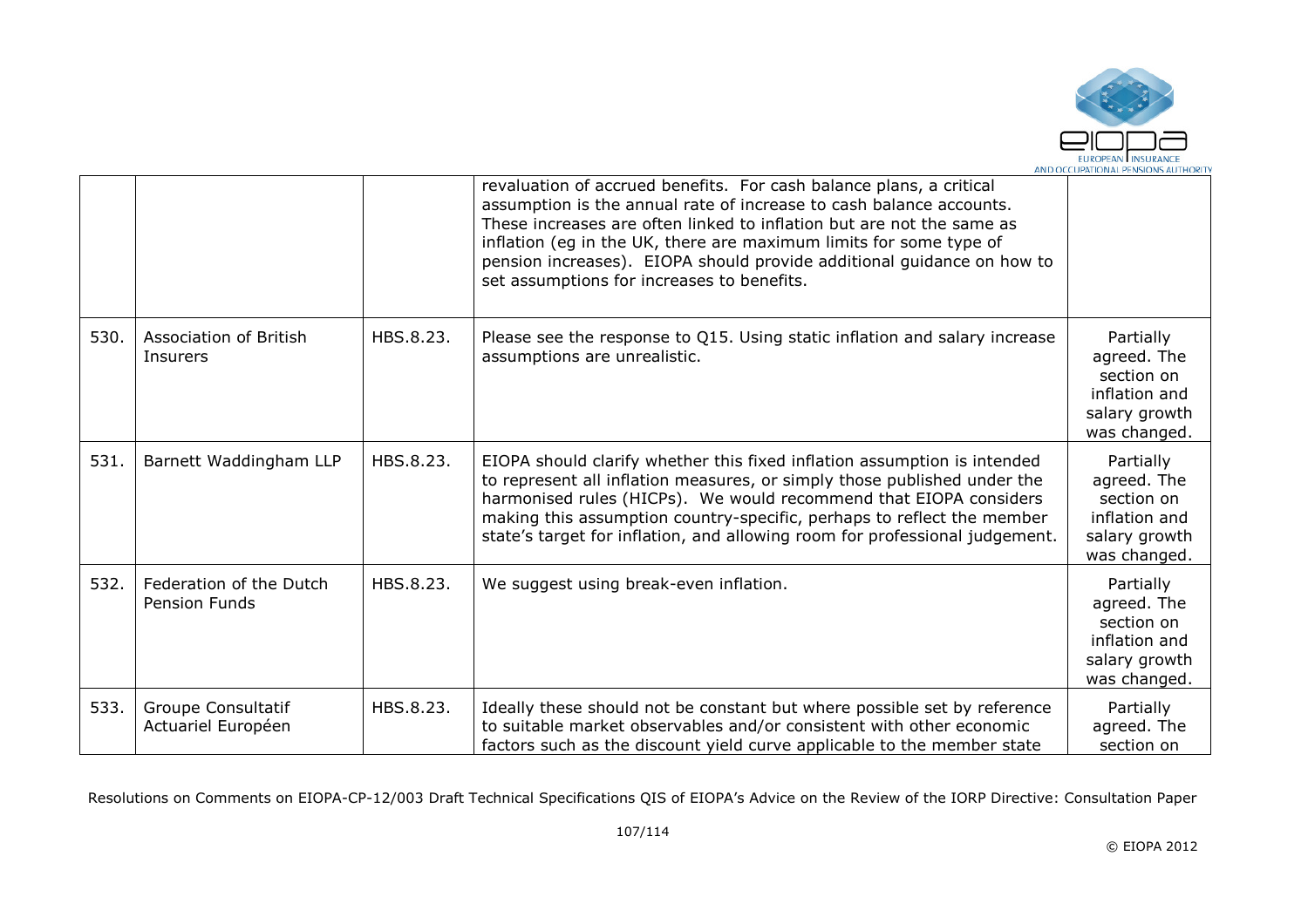| | | | | |
|---|---|---|---|---|
| | | | revaluation of accrued benefits. For cash balance plans, a critical assumption is the annual rate of increase to cash balance accounts. These increases are often linked to inflation but are not the same as inflation (eg in the UK, there are maximum limits for some type of pension increases). EIOPA should provide additional guidance on how to set assumptions for increases to benefits. | |
| 530. | Association of British Insurers | HBS.8.23. | Please see the response to Q15. Using static inflation and salary increase assumptions are unrealistic. | Partially agreed. The section on inflation and salary growth was changed. |
| 531. | Barnett Waddingham LLP | HBS.8.23. | EIOPA should clarify whether this fixed inflation assumption is intended to represent all inflation measures, or simply those published under the harmonised rules (HICPs). We would recommend that EIOPA considers making this assumption country-specific, perhaps to reflect the member state's target for inflation, and allowing room for professional judgement. | Partially agreed. The section on inflation and salary growth was changed. |
| 532. | Federation of the Dutch Pension Funds | HBS.8.23. | We suggest using break-even inflation. | Partially agreed. The section on inflation and salary growth was changed. |
| 533. | Groupe Consultatif Actuariel Européen | HBS.8.23. | Ideally these should not be constant but where possible set by reference to suitable market observables and/or consistent with other economic factors such as the discount yield curve applicable to the member state | Partially agreed. The section on |

Resolutions on Comments on EIOPA-CP-12/003 Draft Technical Specifications QIS of EIOPA's Advice on the Review of the IORP Directive: Consultation Paper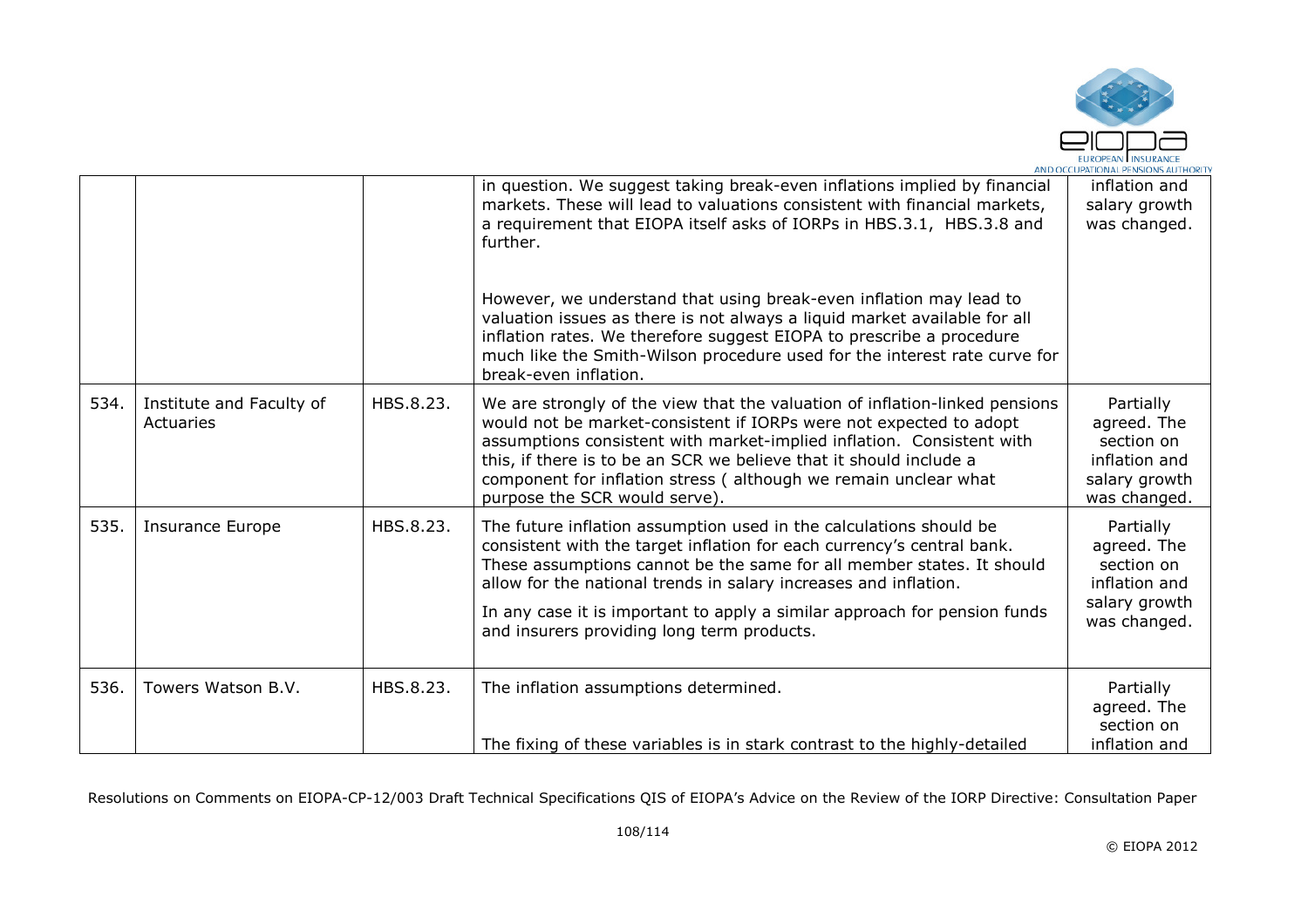| | | | in question. We suggest taking break-even inflations implied by financial markets. These will lead to valuations consistent with financial markets, a requirement that EIOPA itself asks of IORPs in HBS.3.1, HBS.3.8 and further.<br><br>However, we understand that using break-even inflation may lead to valuation issues as there is not always a liquid market available for all inflation rates. We therefore suggest EIOPA to prescribe a procedure much like the Smith-Wilson procedure used for the interest rate curve for break-even inflation. | inflation and salary growth was changed. |
|---|---|---|---|---|
| 534. | Institute and Faculty of Actuaries | HBS.8.23. | We are strongly of the view that the valuation of inflation-linked pensions would not be market-consistent if IORPs were not expected to adopt assumptions consistent with market-implied inflation. Consistent with this, if there is to be an SCR we believe that it should include a component for inflation stress ( although we remain unclear what purpose the SCR would serve). | Partially agreed. The section on inflation and salary growth was changed. |
| 535. | Insurance Europe | HBS.8.23. | The future inflation assumption used in the calculations should be consistent with the target inflation for each currency's central bank. These assumptions cannot be the same for all member states. It should allow for the national trends in salary increases and inflation.<br><br>In any case it is important to apply a similar approach for pension funds and insurers providing long term products. | Partially agreed. The section on inflation and salary growth was changed. |
| 536. | Towers Watson B.V. | HBS.8.23. | The inflation assumptions determined.<br><br>The fixing of these variables is in stark contrast to the highly-detailed | Partially agreed. The section on inflation and |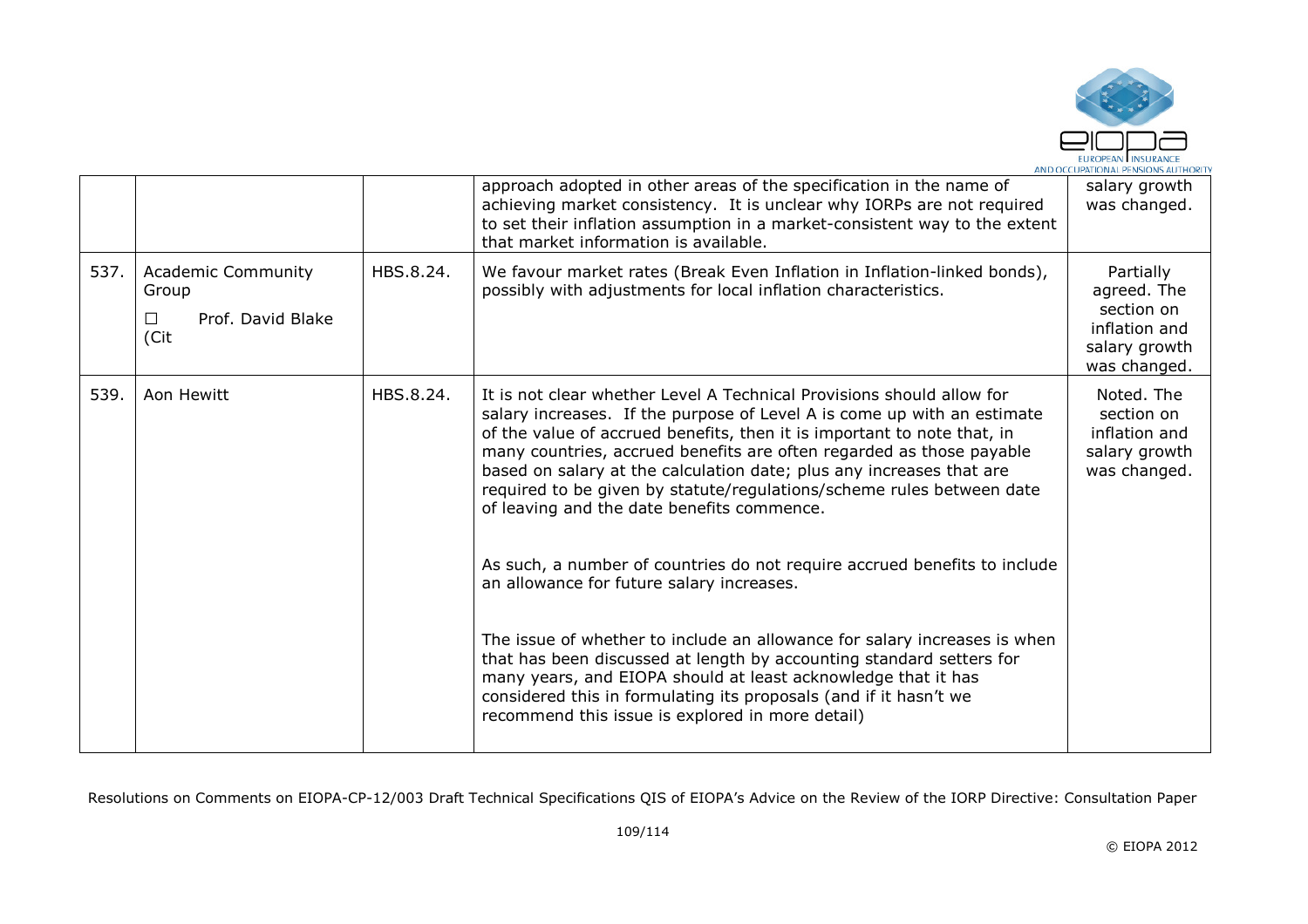|  |  |  |  |  |
|---|---|---|---|---|
|  |  |  | approach adopted in other areas of the specification in the name of achieving market consistency. It is unclear why IORPs are not required to set their inflation assumption in a market-consistent way to the extent that market information is available. | salary growth was changed. |
| 537. | Academic Community Group ☐ Prof. David Blake (Cit | HBS.8.24. | We favour market rates (Break Even Inflation in Inflation-linked bonds), possibly with adjustments for local inflation characteristics. | Partially agreed. The section on inflation and salary growth was changed. |
| 539. | Aon Hewitt | HBS.8.24. | It is not clear whether Level A Technical Provisions should allow for salary increases. If the purpose of Level A is come up with an estimate of the value of accrued benefits, then it is important to note that, in many countries, accrued benefits are often regarded as those payable based on salary at the calculation date; plus any increases that are required to be given by statute/regulations/scheme rules between date of leaving and the date benefits commence.<br><br>As such, a number of countries do not require accrued benefits to include an allowance for future salary increases.<br><br>The issue of whether to include an allowance for salary increases is when that has been discussed at length by accounting standard setters for many years, and EIOPA should at least acknowledge that it has considered this in formulating its proposals (and if it hasn't we recommend this issue is explored in more detail) | Noted. The section on inflation and salary growth was changed. |

Resolutions on Comments on EIOPA-CP-12/003 Draft Technical Specifications QIS of EIOPA's Advice on the Review of the IORP Directive: Consultation Paper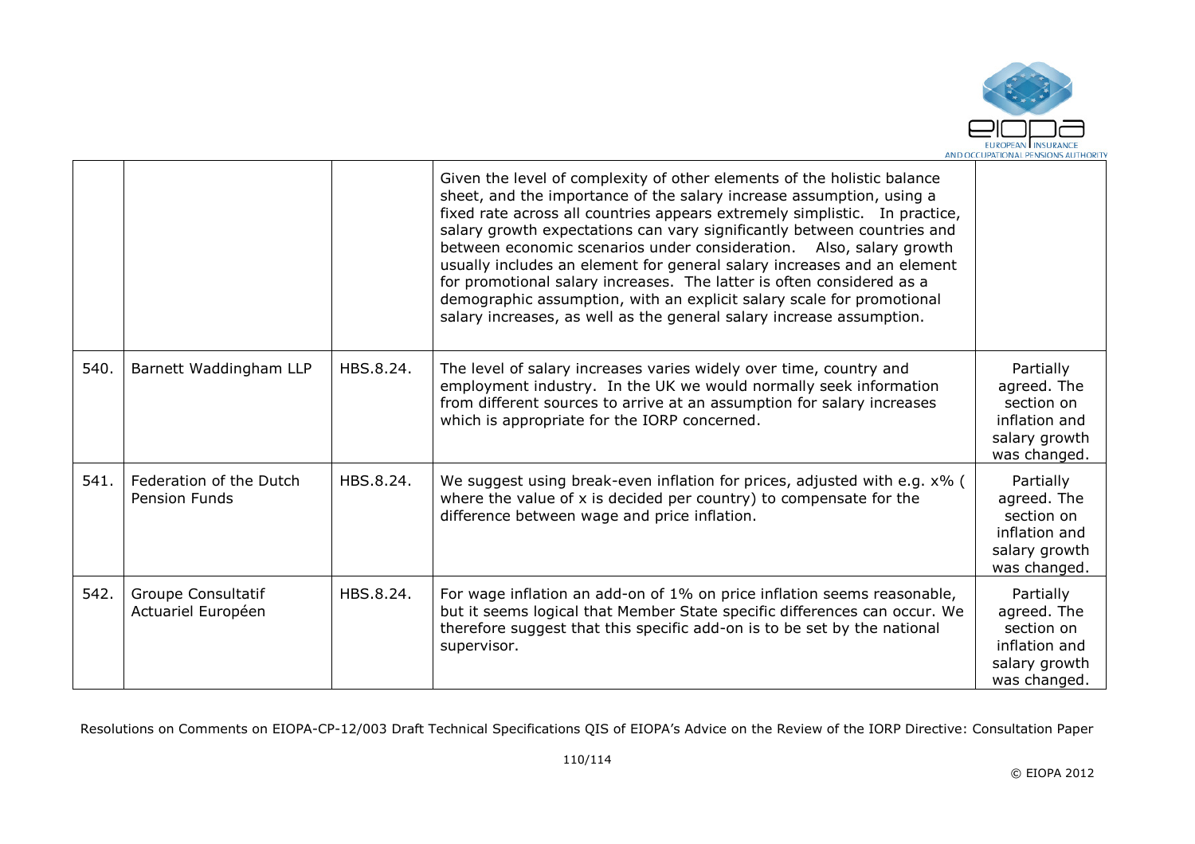| | | | | |
|---|---|---|---|---|
| | | | Given the level of complexity of other elements of the holistic balance sheet, and the importance of the salary increase assumption, using a fixed rate across all countries appears extremely simplistic. In practice, salary growth expectations can vary significantly between countries and between economic scenarios under consideration. Also, salary growth usually includes an element for general salary increases and an element for promotional salary increases. The latter is often considered as a demographic assumption, with an explicit salary scale for promotional salary increases, as well as the general salary increase assumption. | |
| 540. | Barnett Waddingham LLP | HBS.8.24. | The level of salary increases varies widely over time, country and employment industry. In the UK we would normally seek information from different sources to arrive at an assumption for salary increases which is appropriate for the IORP concerned. | Partially agreed. The section on inflation and salary growth was changed. |
| 541. | Federation of the Dutch Pension Funds | HBS.8.24. | We suggest using break-even inflation for prices, adjusted with e.g. x% ( where the value of x is decided per country) to compensate for the difference between wage and price inflation. | Partially agreed. The section on inflation and salary growth was changed. |
| 542. | Groupe Consultatif Actuariel Européen | HBS.8.24. | For wage inflation an add-on of 1% on price inflation seems reasonable, but it seems logical that Member State specific differences can occur. We therefore suggest that this specific add-on is to be set by the national supervisor. | Partially agreed. The section on inflation and salary growth was changed. |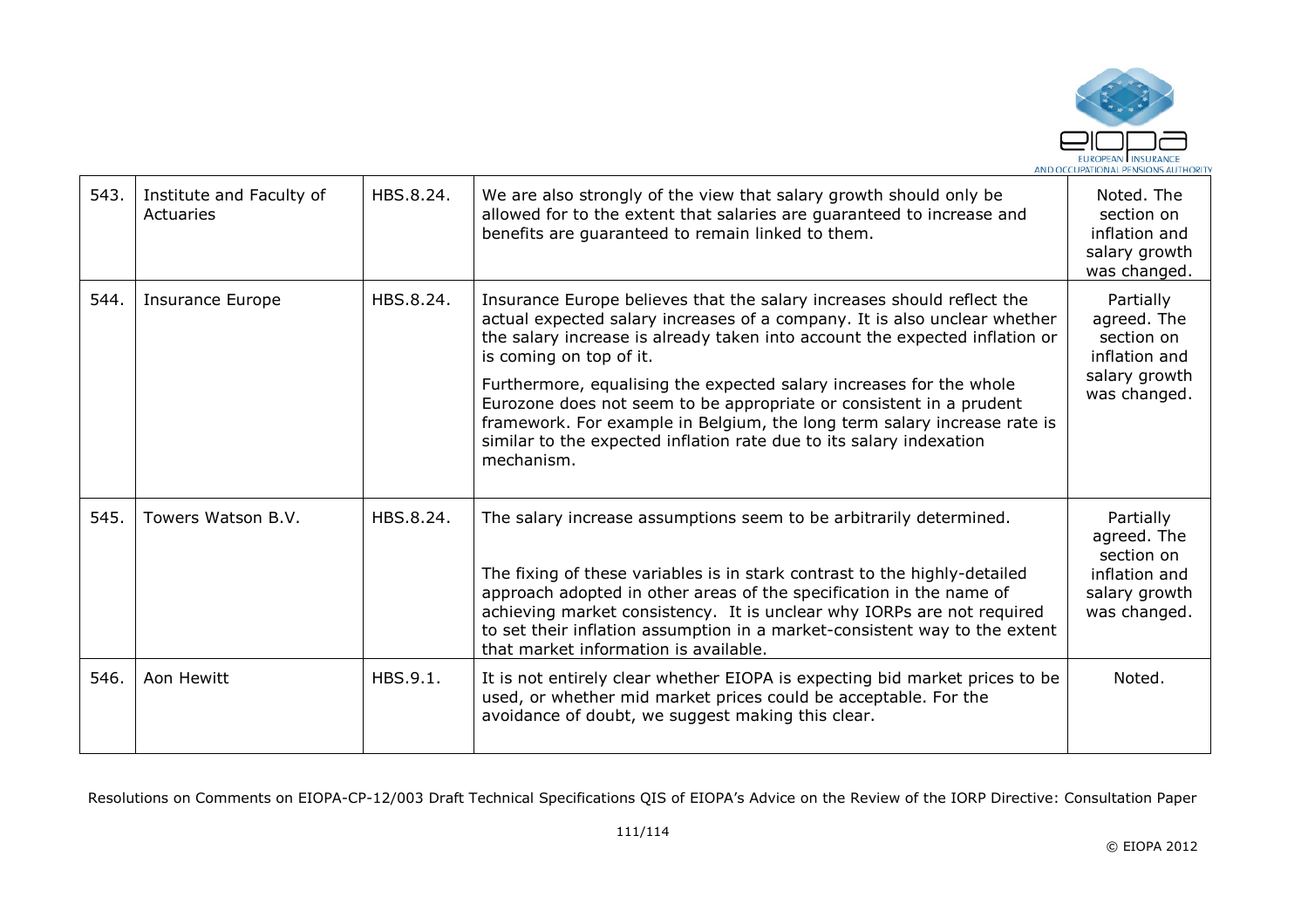| 543. | Institute and Faculty of Actuaries | HBS.8.24. | We are also strongly of the view that salary growth should only be allowed for to the extent that salaries are guaranteed to increase and benefits are guaranteed to remain linked to them. | Noted. The section on inflation and salary growth was changed. |
|---|---|---|---|---|
| 544. | Insurance Europe | HBS.8.24. | Insurance Europe believes that the salary increases should reflect the actual expected salary increases of a company. It is also unclear whether the salary increase is already taken into account the expected inflation or is coming on top of it.<br><br>Furthermore, equalising the expected salary increases for the whole Eurozone does not seem to be appropriate or consistent in a prudent framework. For example in Belgium, the long term salary increase rate is similar to the expected inflation rate due to its salary indexation mechanism. | Partially agreed. The section on inflation and salary growth was changed. |
| 545. | Towers Watson B.V. | HBS.8.24. | The salary increase assumptions seem to be arbitrarily determined.<br><br>The fixing of these variables is in stark contrast to the highly-detailed approach adopted in other areas of the specification in the name of achieving market consistency. It is unclear why IORPs are not required to set their inflation assumption in a market-consistent way to the extent that market information is available. | Partially agreed. The section on inflation and salary growth was changed. |
| 546. | Aon Hewitt | HBS.9.1. | It is not entirely clear whether EIOPA is expecting bid market prices to be used, or whether mid market prices could be acceptable. For the avoidance of doubt, we suggest making this clear. | Noted. |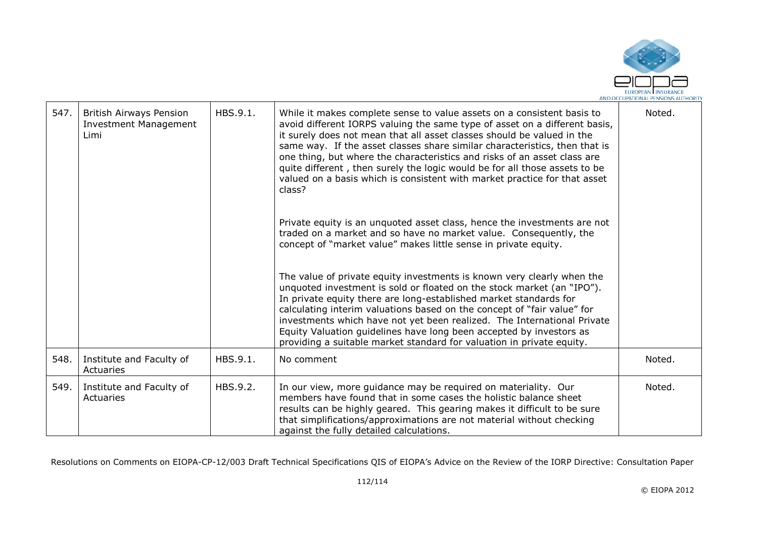| 547. | British Airways Pension Investment Management Limi | HBS.9.1. | While it makes complete sense to value assets on a consistent basis to avoid different IORPS valuing the same type of asset on a different basis, it surely does not mean that all asset classes should be valued in the same way. If the asset classes share similar characteristics, then that is one thing, but where the characteristics and risks of an asset class are quite different , then surely the logic would be for all those assets to be valued on a basis which is consistent with market practice for that asset class?<br><br>Private equity is an unquoted asset class, hence the investments are not traded on a market and so have no market value. Consequently, the concept of "market value" makes little sense in private equity.<br><br>The value of private equity investments is known very clearly when the unquoted investment is sold or floated on the stock market (an "IPO"). In private equity there are long-established market standards for calculating interim valuations based on the concept of "fair value" for investments which have not yet been realized. The International Private Equity Valuation guidelines have long been accepted by investors as providing a suitable market standard for valuation in private equity. | Noted. |
|---|---|---|---|---|
| 548. | Institute and Faculty of Actuaries | HBS.9.1. | No comment | Noted. |
| 549. | Institute and Faculty of Actuaries | HBS.9.2. | In our view, more guidance may be required on materiality. Our members have found that in some cases the holistic balance sheet results can be highly geared. This gearing makes it difficult to be sure that simplifications/approximations are not material without checking against the fully detailed calculations. | Noted. |

Resolutions on Comments on EIOPA-CP-12/003 Draft Technical Specifications QIS of EIOPA's Advice on the Review of the IORP Directive: Consultation Paper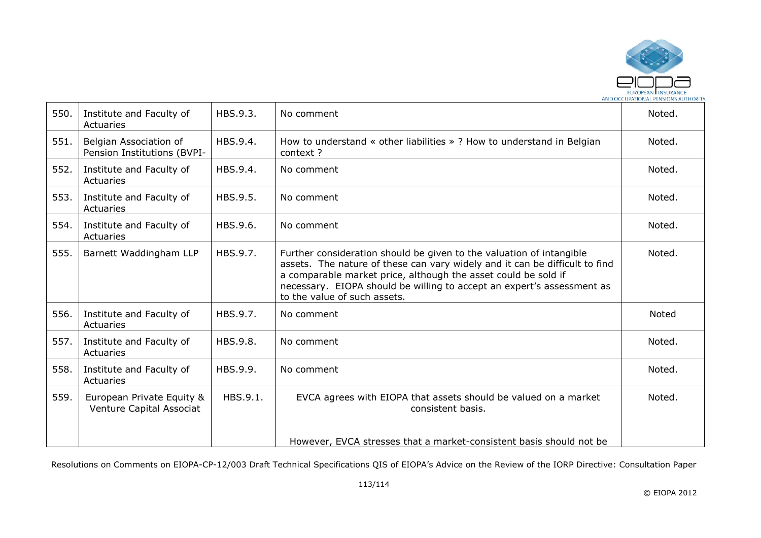| 550. | Institute and Faculty of Actuaries | HBS.9.3. | No comment | Noted. |
|---|---|---|---|---|
| 551. | Belgian Association of Pension Institutions (BVPI- | HBS.9.4. | How to understand « other liabilities » ? How to understand in Belgian context ? | Noted. |
| 552. | Institute and Faculty of Actuaries | HBS.9.4. | No comment | Noted. |
| 553. | Institute and Faculty of Actuaries | HBS.9.5. | No comment | Noted. |
| 554. | Institute and Faculty of Actuaries | HBS.9.6. | No comment | Noted. |
| 555. | Barnett Waddingham LLP | HBS.9.7. | Further consideration should be given to the valuation of intangible assets. The nature of these can vary widely and it can be difficult to find a comparable market price, although the asset could be sold if necessary. EIOPA should be willing to accept an expert's assessment as to the value of such assets. | Noted. |
| 556. | Institute and Faculty of Actuaries | HBS.9.7. | No comment | Noted |
| 557. | Institute and Faculty of Actuaries | HBS.9.8. | No comment | Noted. |
| 558. | Institute and Faculty of Actuaries | HBS.9.9. | No comment | Noted. |
| 559. | European Private Equity & Venture Capital Associat | HBS.9.1. | EVCA agrees with EIOPA that assets should be valued on a market consistent basis.<br><br>However, EVCA stresses that a market-consistent basis should not be | Noted. |

Resolutions on Comments on EIOPA-CP-12/003 Draft Technical Specifications QIS of EIOPA's Advice on the Review of the IORP Directive: Consultation Paper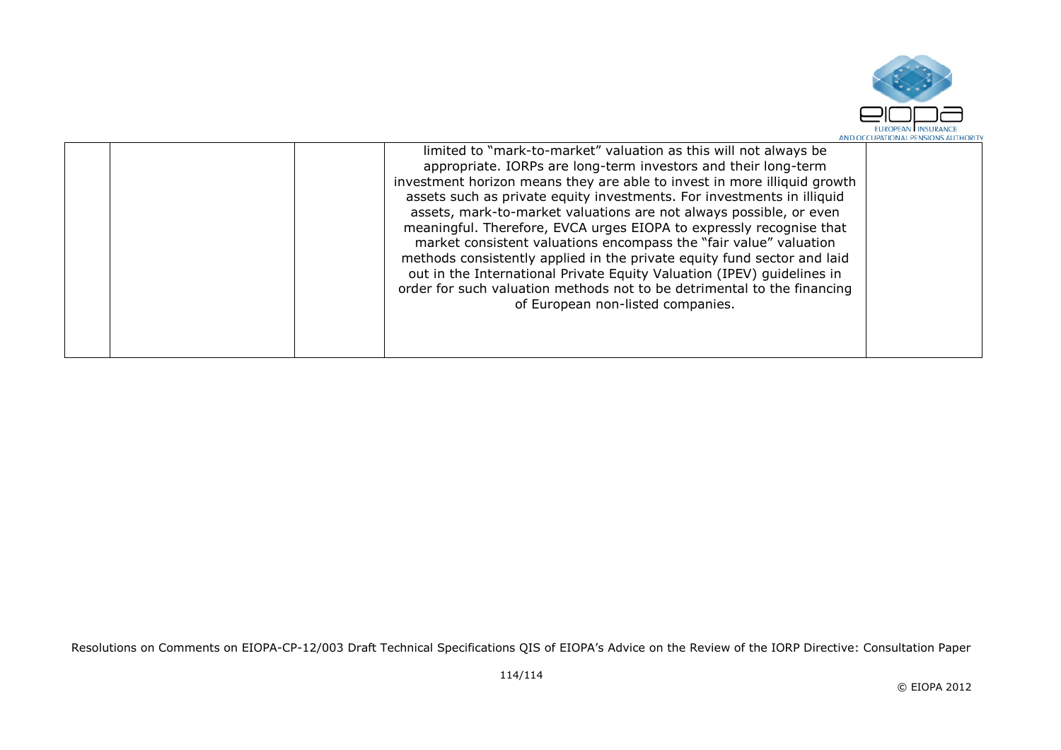| | | | | |
|---|---|---|---|---|
| | | | limited to "mark-to-market" valuation as this will not always be appropriate. IORPs are long-term investors and their long-term investment horizon means they are able to invest in more illiquid growth assets such as private equity investments. For investments in illiquid assets, mark-to-market valuations are not always possible, or even meaningful. Therefore, EVCA urges EIOPA to expressly recognise that market consistent valuations encompass the "fair value" valuation methods consistently applied in the private equity fund sector and laid out in the International Private Equity Valuation (IPEV) guidelines in order for such valuation methods not to be detrimental to the financing of European non-listed companies. | |